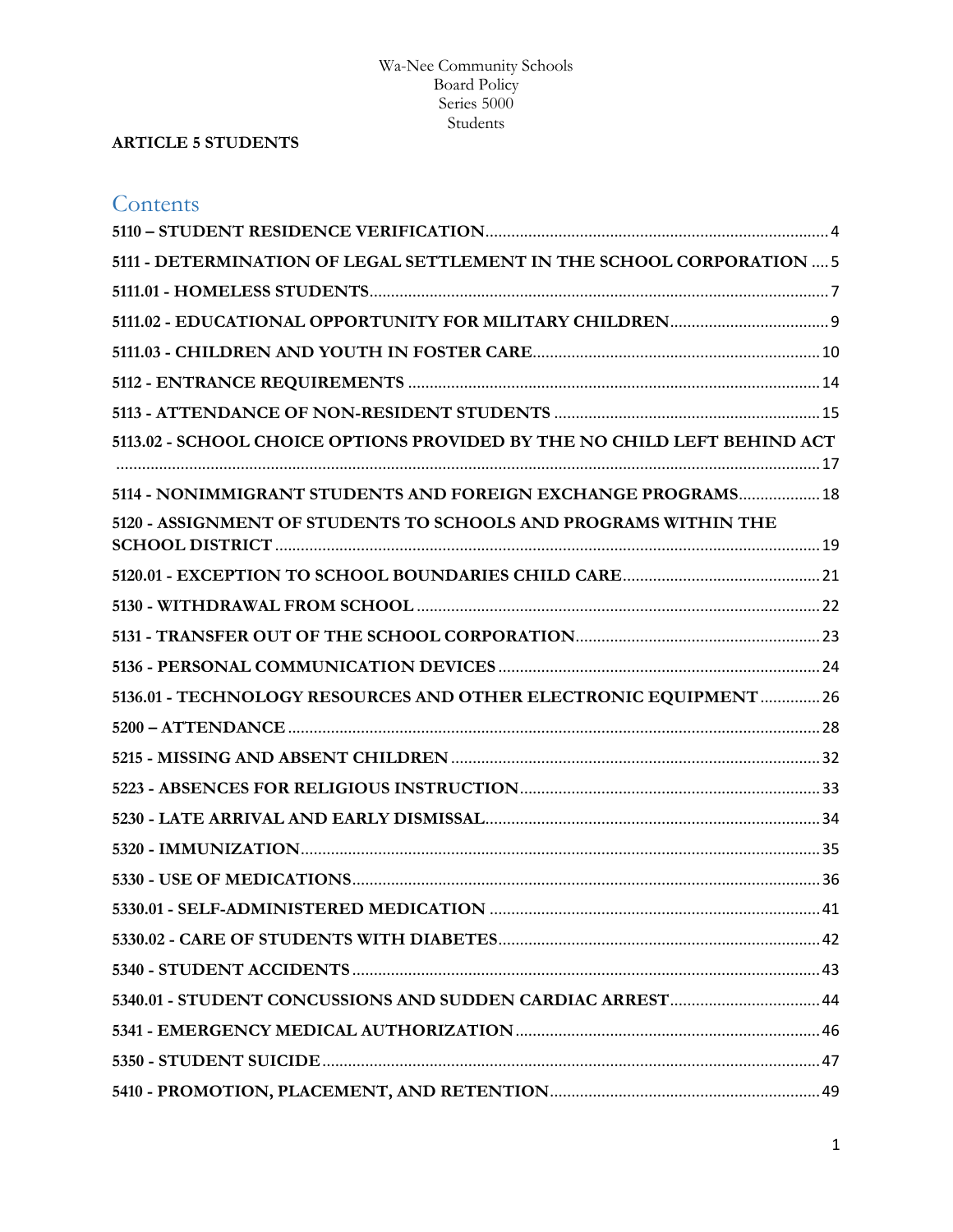Wa-Nee Community Schools
Board Policy
Series 5000
Students

**ARTICLE 5 STUDENTS**

## Contents

**5110 – STUDENT RESIDENCE VERIFICATION** .......... 4
**5111 - DETERMINATION OF LEGAL SETTLEMENT IN THE SCHOOL CORPORATION** .......... 5
**5111.01 - HOMELESS STUDENTS** .......... 7
**5111.02 - EDUCATIONAL OPPORTUNITY FOR MILITARY CHILDREN** .......... 9
**5111.03 - CHILDREN AND YOUTH IN FOSTER CARE** .......... 10
**5112 - ENTRANCE REQUIREMENTS** .......... 14
**5113 - ATTENDANCE OF NON-RESIDENT STUDENTS** .......... 15
**5113.02 - SCHOOL CHOICE OPTIONS PROVIDED BY THE NO CHILD LEFT BEHIND ACT** .......... 17
**5114 - NONIMMIGRANT STUDENTS AND FOREIGN EXCHANGE PROGRAMS** .......... 18
**5120 - ASSIGNMENT OF STUDENTS TO SCHOOLS AND PROGRAMS WITHIN THE SCHOOL DISTRICT** .......... 19
**5120.01 - EXCEPTION TO SCHOOL BOUNDARIES CHILD CARE** .......... 21
**5130 - WITHDRAWAL FROM SCHOOL** .......... 22
**5131 - TRANSFER OUT OF THE SCHOOL CORPORATION** .......... 23
**5136 - PERSONAL COMMUNICATION DEVICES** .......... 24
**5136.01 - TECHNOLOGY RESOURCES AND OTHER ELECTRONIC EQUIPMENT** .......... 26
**5200 – ATTENDANCE** .......... 28
**5215 - MISSING AND ABSENT CHILDREN** .......... 32
**5223 - ABSENCES FOR RELIGIOUS INSTRUCTION** .......... 33
**5230 - LATE ARRIVAL AND EARLY DISMISSAL** .......... 34
**5320 - IMMUNIZATION** .......... 35
**5330 - USE OF MEDICATIONS** .......... 36
**5330.01 - SELF-ADMINISTERED MEDICATION** .......... 41
**5330.02 - CARE OF STUDENTS WITH DIABETES** .......... 42
**5340 - STUDENT ACCIDENTS** .......... 43
**5340.01 - STUDENT CONCUSSIONS AND SUDDEN CARDIAC ARREST** .......... 44
**5341 - EMERGENCY MEDICAL AUTHORIZATION** .......... 46
**5350 - STUDENT SUICIDE** .......... 47
**5410 - PROMOTION, PLACEMENT, AND RETENTION** .......... 49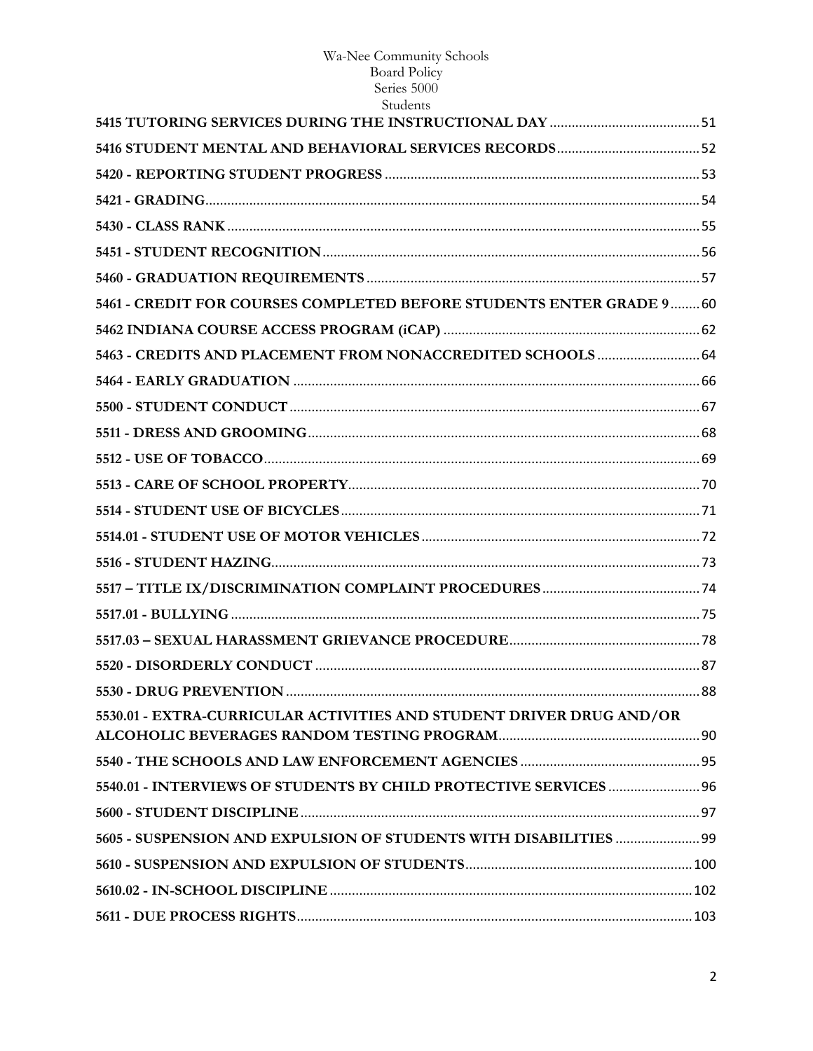**5415 TUTORING SERVICES DURING THE INSTRUCTIONAL DAY** ........................................ 51

**5416 STUDENT MENTAL AND BEHAVIORAL SERVICES RECORDS** ....................................... 52

**5420 - REPORTING STUDENT PROGRESS** ........................................................................ 53

**5421 - GRADING** ................................................................................................................ 54

**5430 - CLASS RANK** ............................................................................................................ 55

**5451 - STUDENT RECOGNITION** .................................................................................... 56

**5460 - GRADUATION REQUIREMENTS** ............................................................................ 57

**5461 - CREDIT FOR COURSES COMPLETED BEFORE STUDENTS ENTER GRADE 9** ........ 60

**5462 INDIANA COURSE ACCESS PROGRAM (iCAP)** ........................................................ 62

**5463 - CREDITS AND PLACEMENT FROM NONACCREDITED SCHOOLS** ........................... 64

**5464 - EARLY GRADUATION** ................................................................................................ 66

**5500 - STUDENT CONDUCT** ................................................................................................. 67

**5511 - DRESS AND GROOMING** ........................................................................................... 68

**5512 - USE OF TOBACCO** ...................................................................................................... 69

**5513 - CARE OF SCHOOL PROPERTY** ................................................................................... 70

**5514 - STUDENT USE OF BICYCLES** ..................................................................................... 71

**5514.01 - STUDENT USE OF MOTOR VEHICLES** ..................................................................... 72

**5516 - STUDENT HAZING** ...................................................................................................... 73

**5517 – TITLE IX/DISCRIMINATION COMPLAINT PROCEDURES** .......................................... 74

**5517.01 - BULLYING** .................................................................................................................. 75

**5517.03 – SEXUAL HARASSMENT GRIEVANCE PROCEDURE** .................................................. 78

**5520 - DISORDERLY CONDUCT** ........................................................................................... 87

**5530 - DRUG PREVENTION** .................................................................................................. 88

**5530.01 - EXTRA-CURRICULAR ACTIVITIES AND STUDENT DRIVER DRUG AND/OR ALCOHOLIC BEVERAGES RANDOM TESTING PROGRAM** ................................................. 90

**5540 - THE SCHOOLS AND LAW ENFORCEMENT AGENCIES** ............................................... 95

**5540.01 - INTERVIEWS OF STUDENTS BY CHILD PROTECTIVE SERVICES** ............................ 96

**5600 - STUDENT DISCIPLINE** ............................................................................................... 97

**5605 - SUSPENSION AND EXPULSION OF STUDENTS WITH DISABILITIES** ........................ 99

**5610 - SUSPENSION AND EXPULSION OF STUDENTS** .......................................................... 100

**5610.02 - IN-SCHOOL DISCIPLINE** ........................................................................................ 102

**5611 - DUE PROCESS RIGHTS** .............................................................................................. 103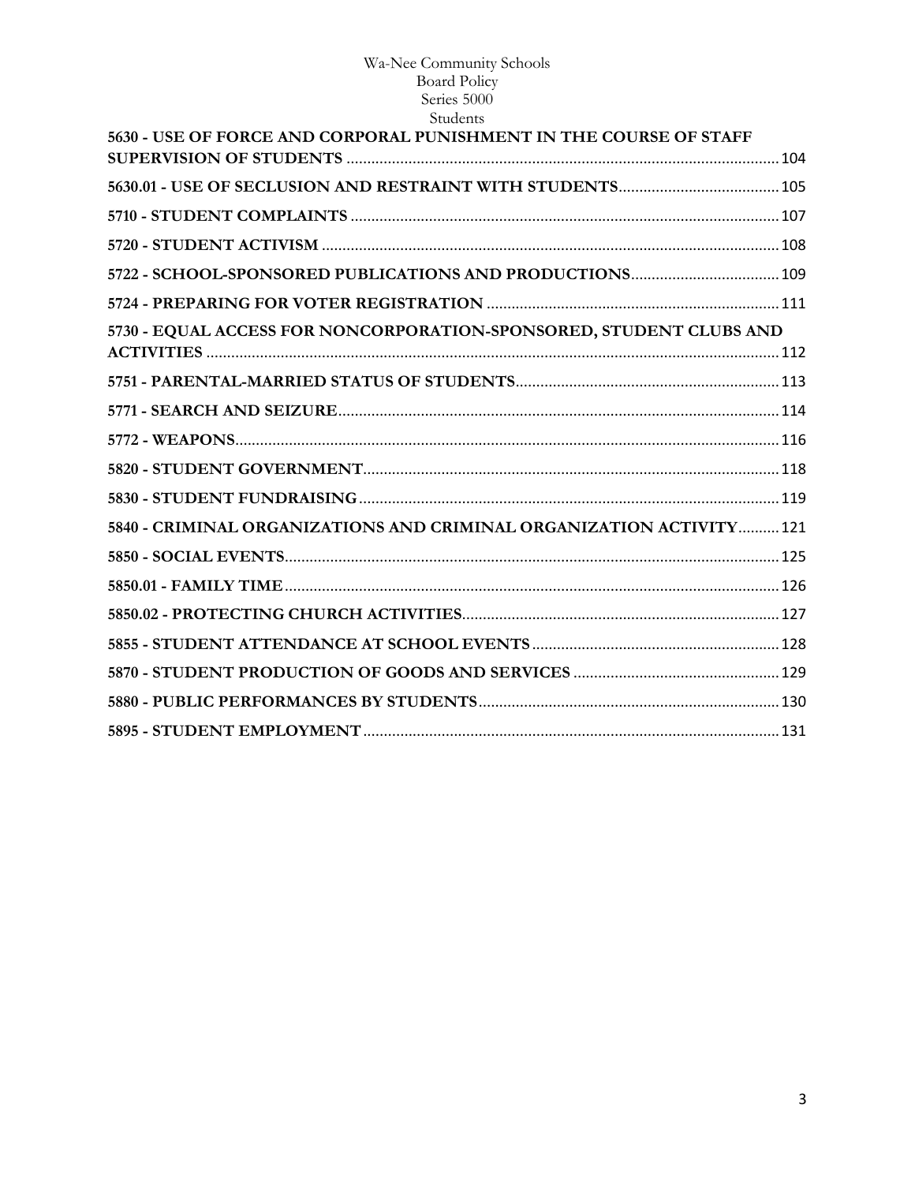**5630 - USE OF FORCE AND CORPORAL PUNISHMENT IN THE COURSE OF STAFF SUPERVISION OF STUDENTS** ........ 104

**5630.01 - USE OF SECLUSION AND RESTRAINT WITH STUDENTS** ........ 105

**5710 - STUDENT COMPLAINTS** ........ 107

**5720 - STUDENT ACTIVISM** ........ 108

**5722 - SCHOOL-SPONSORED PUBLICATIONS AND PRODUCTIONS** ........ 109

**5724 - PREPARING FOR VOTER REGISTRATION** ........ 111

**5730 - EQUAL ACCESS FOR NONCORPORATION-SPONSORED, STUDENT CLUBS AND ACTIVITIES** ........ 112

**5751 - PARENTAL-MARRIED STATUS OF STUDENTS** ........ 113

**5771 - SEARCH AND SEIZURE** ........ 114

**5772 - WEAPONS** ........ 116

**5820 - STUDENT GOVERNMENT** ........ 118

**5830 - STUDENT FUNDRAISING** ........ 119

**5840 - CRIMINAL ORGANIZATIONS AND CRIMINAL ORGANIZATION ACTIVITY** ........ 121

**5850 - SOCIAL EVENTS** ........ 125

**5850.01 - FAMILY TIME** ........ 126

**5850.02 - PROTECTING CHURCH ACTIVITIES** ........ 127

**5855 - STUDENT ATTENDANCE AT SCHOOL EVENTS** ........ 128

**5870 - STUDENT PRODUCTION OF GOODS AND SERVICES** ........ 129

**5880 - PUBLIC PERFORMANCES BY STUDENTS** ........ 130

**5895 - STUDENT EMPLOYMENT** ........ 131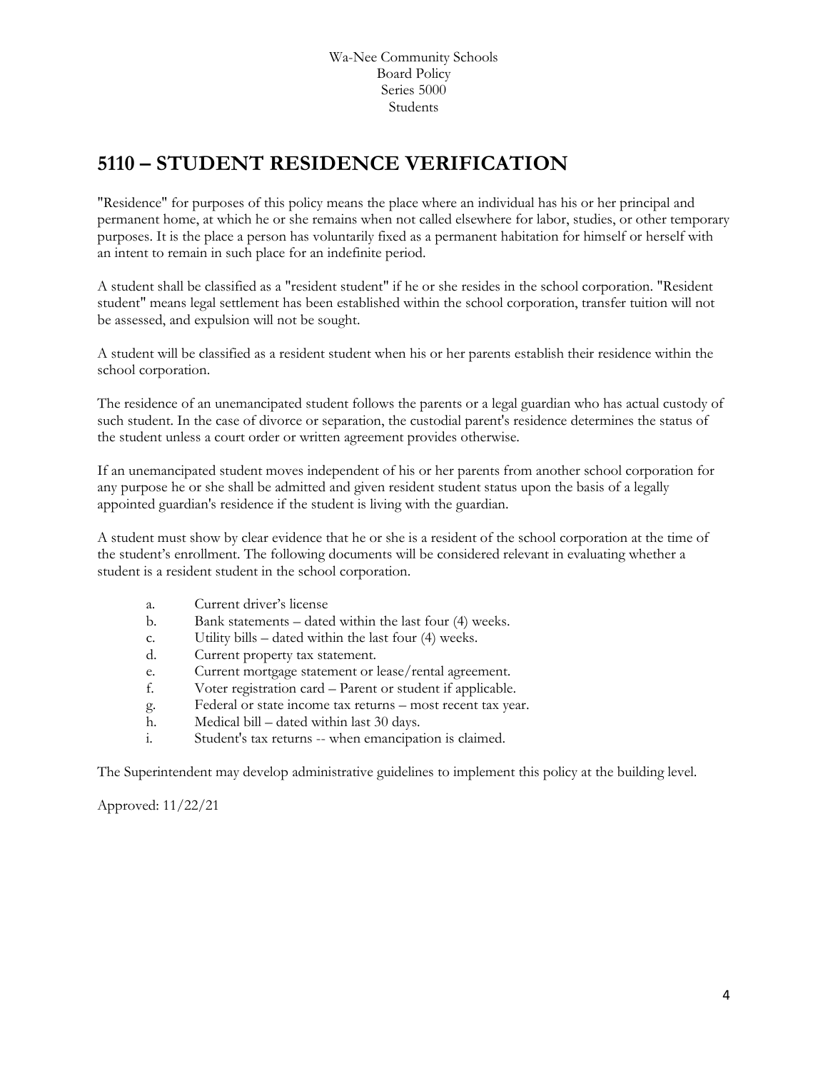# 5110 – STUDENT RESIDENCE VERIFICATION

"Residence" for purposes of this policy means the place where an individual has his or her principal and permanent home, at which he or she remains when not called elsewhere for labor, studies, or other temporary purposes. It is the place a person has voluntarily fixed as a permanent habitation for himself or herself with an intent to remain in such place for an indefinite period.

A student shall be classified as a "resident student" if he or she resides in the school corporation. "Resident student" means legal settlement has been established within the school corporation, transfer tuition will not be assessed, and expulsion will not be sought.

A student will be classified as a resident student when his or her parents establish their residence within the school corporation.

The residence of an unemancipated student follows the parents or a legal guardian who has actual custody of such student. In the case of divorce or separation, the custodial parent's residence determines the status of the student unless a court order or written agreement provides otherwise.

If an unemancipated student moves independent of his or her parents from another school corporation for any purpose he or she shall be admitted and given resident student status upon the basis of a legally appointed guardian's residence if the student is living with the guardian.

A student must show by clear evidence that he or she is a resident of the school corporation at the time of the student's enrollment. The following documents will be considered relevant in evaluating whether a student is a resident student in the school corporation.

a. Current driver's license
b. Bank statements – dated within the last four (4) weeks.
c. Utility bills – dated within the last four (4) weeks.
d. Current property tax statement.
e. Current mortgage statement or lease/rental agreement.
f. Voter registration card – Parent or student if applicable.
g. Federal or state income tax returns – most recent tax year.
h. Medical bill – dated within last 30 days.
i. Student's tax returns -- when emancipation is claimed.

The Superintendent may develop administrative guidelines to implement this policy at the building level.

Approved: 11/22/21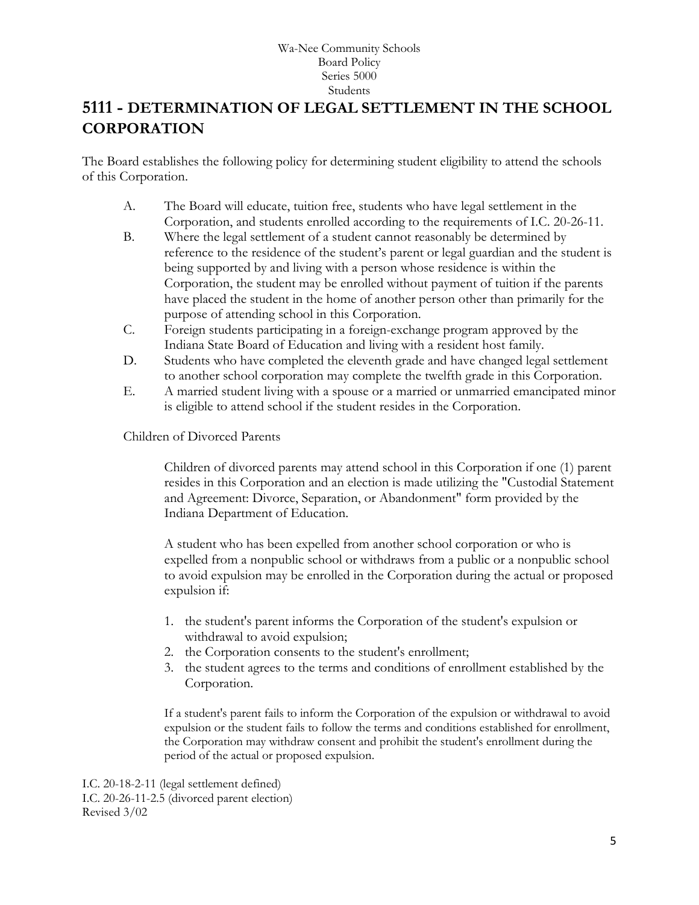Wa-Nee Community Schools
Board Policy
Series 5000
Students

# 5111 - DETERMINATION OF LEGAL SETTLEMENT IN THE SCHOOL CORPORATION

The Board establishes the following policy for determining student eligibility to attend the schools of this Corporation.

A. The Board will educate, tuition free, students who have legal settlement in the Corporation, and students enrolled according to the requirements of I.C. 20-26-11.
B. Where the legal settlement of a student cannot reasonably be determined by reference to the residence of the student's parent or legal guardian and the student is being supported by and living with a person whose residence is within the Corporation, the student may be enrolled without payment of tuition if the parents have placed the student in the home of another person other than primarily for the purpose of attending school in this Corporation.
C. Foreign students participating in a foreign-exchange program approved by the Indiana State Board of Education and living with a resident host family.
D. Students who have completed the eleventh grade and have changed legal settlement to another school corporation may complete the twelfth grade in this Corporation.
E. A married student living with a spouse or a married or unmarried emancipated minor is eligible to attend school if the student resides in the Corporation.

Children of Divorced Parents

Children of divorced parents may attend school in this Corporation if one (1) parent resides in this Corporation and an election is made utilizing the "Custodial Statement and Agreement: Divorce, Separation, or Abandonment" form provided by the Indiana Department of Education.

A student who has been expelled from another school corporation or who is expelled from a nonpublic school or withdraws from a public or a nonpublic school to avoid expulsion may be enrolled in the Corporation during the actual or proposed expulsion if:

1. the student's parent informs the Corporation of the student's expulsion or withdrawal to avoid expulsion;
2. the Corporation consents to the student's enrollment;
3. the student agrees to the terms and conditions of enrollment established by the Corporation.

If a student's parent fails to inform the Corporation of the expulsion or withdrawal to avoid expulsion or the student fails to follow the terms and conditions established for enrollment, the Corporation may withdraw consent and prohibit the student's enrollment during the period of the actual or proposed expulsion.

I.C. 20-18-2-11 (legal settlement defined)
I.C. 20-26-11-2.5 (divorced parent election)
Revised 3/02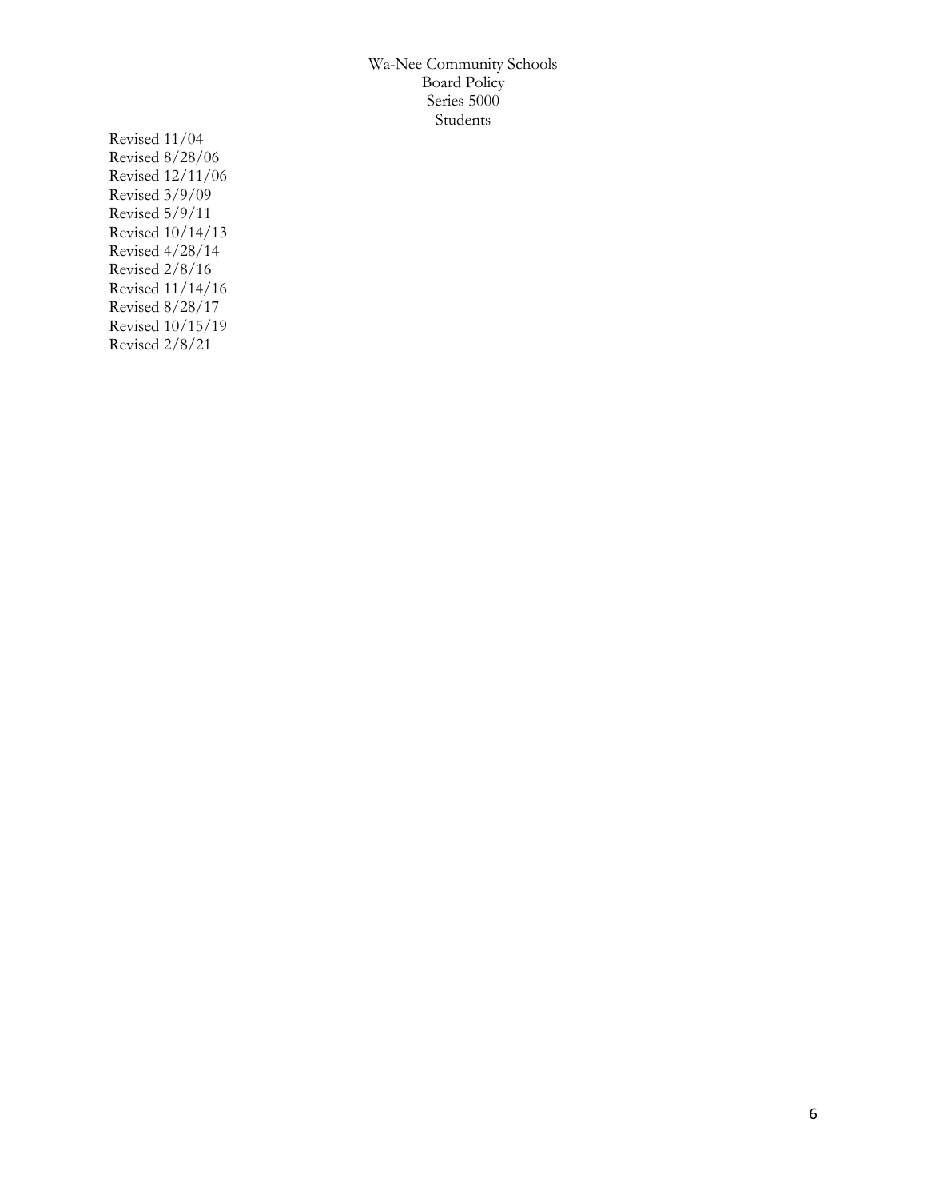Revised 11/04
Revised 8/28/06
Revised 12/11/06
Revised 3/9/09
Revised 5/9/11
Revised 10/14/13
Revised 4/28/14
Revised 2/8/16
Revised 11/14/16
Revised 8/28/17
Revised 10/15/19
Revised 2/8/21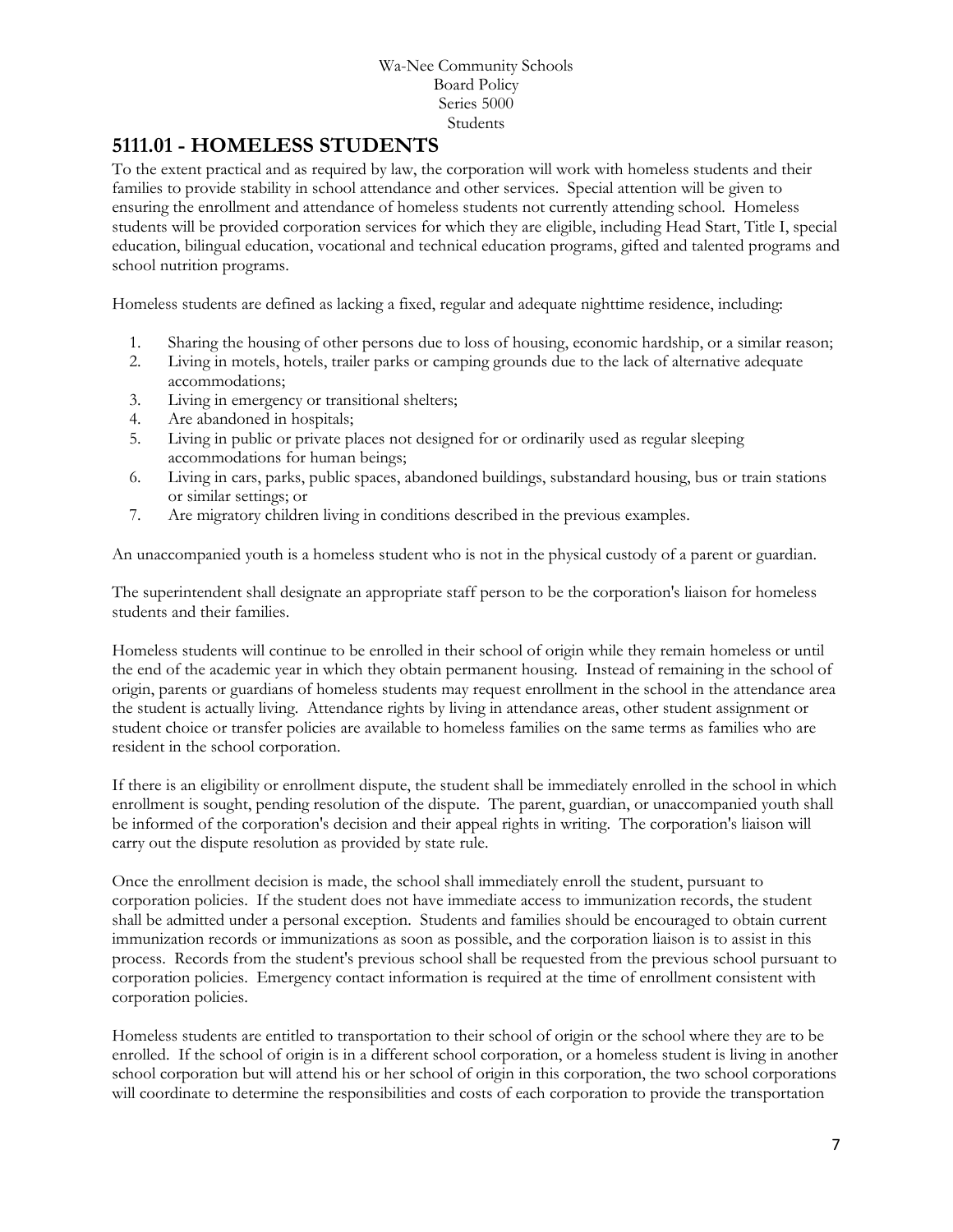Wa-Nee Community Schools
Board Policy
Series 5000
Students

# 5111.01 - HOMELESS STUDENTS

To the extent practical and as required by law, the corporation will work with homeless students and their families to provide stability in school attendance and other services. Special attention will be given to ensuring the enrollment and attendance of homeless students not currently attending school. Homeless students will be provided corporation services for which they are eligible, including Head Start, Title I, special education, bilingual education, vocational and technical education programs, gifted and talented programs and school nutrition programs.

Homeless students are defined as lacking a fixed, regular and adequate nighttime residence, including:

1. Sharing the housing of other persons due to loss of housing, economic hardship, or a similar reason;
2. Living in motels, hotels, trailer parks or camping grounds due to the lack of alternative adequate accommodations;
3. Living in emergency or transitional shelters;
4. Are abandoned in hospitals;
5. Living in public or private places not designed for or ordinarily used as regular sleeping accommodations for human beings;
6. Living in cars, parks, public spaces, abandoned buildings, substandard housing, bus or train stations or similar settings; or
7. Are migratory children living in conditions described in the previous examples.

An unaccompanied youth is a homeless student who is not in the physical custody of a parent or guardian.

The superintendent shall designate an appropriate staff person to be the corporation's liaison for homeless students and their families.

Homeless students will continue to be enrolled in their school of origin while they remain homeless or until the end of the academic year in which they obtain permanent housing. Instead of remaining in the school of origin, parents or guardians of homeless students may request enrollment in the school in the attendance area the student is actually living. Attendance rights by living in attendance areas, other student assignment or student choice or transfer policies are available to homeless families on the same terms as families who are resident in the school corporation.

If there is an eligibility or enrollment dispute, the student shall be immediately enrolled in the school in which enrollment is sought, pending resolution of the dispute. The parent, guardian, or unaccompanied youth shall be informed of the corporation's decision and their appeal rights in writing. The corporation's liaison will carry out the dispute resolution as provided by state rule.

Once the enrollment decision is made, the school shall immediately enroll the student, pursuant to corporation policies. If the student does not have immediate access to immunization records, the student shall be admitted under a personal exception. Students and families should be encouraged to obtain current immunization records or immunizations as soon as possible, and the corporation liaison is to assist in this process. Records from the student's previous school shall be requested from the previous school pursuant to corporation policies. Emergency contact information is required at the time of enrollment consistent with corporation policies.

Homeless students are entitled to transportation to their school of origin or the school where they are to be enrolled. If the school of origin is in a different school corporation, or a homeless student is living in another school corporation but will attend his or her school of origin in this corporation, the two school corporations will coordinate to determine the responsibilities and costs of each corporation to provide the transportation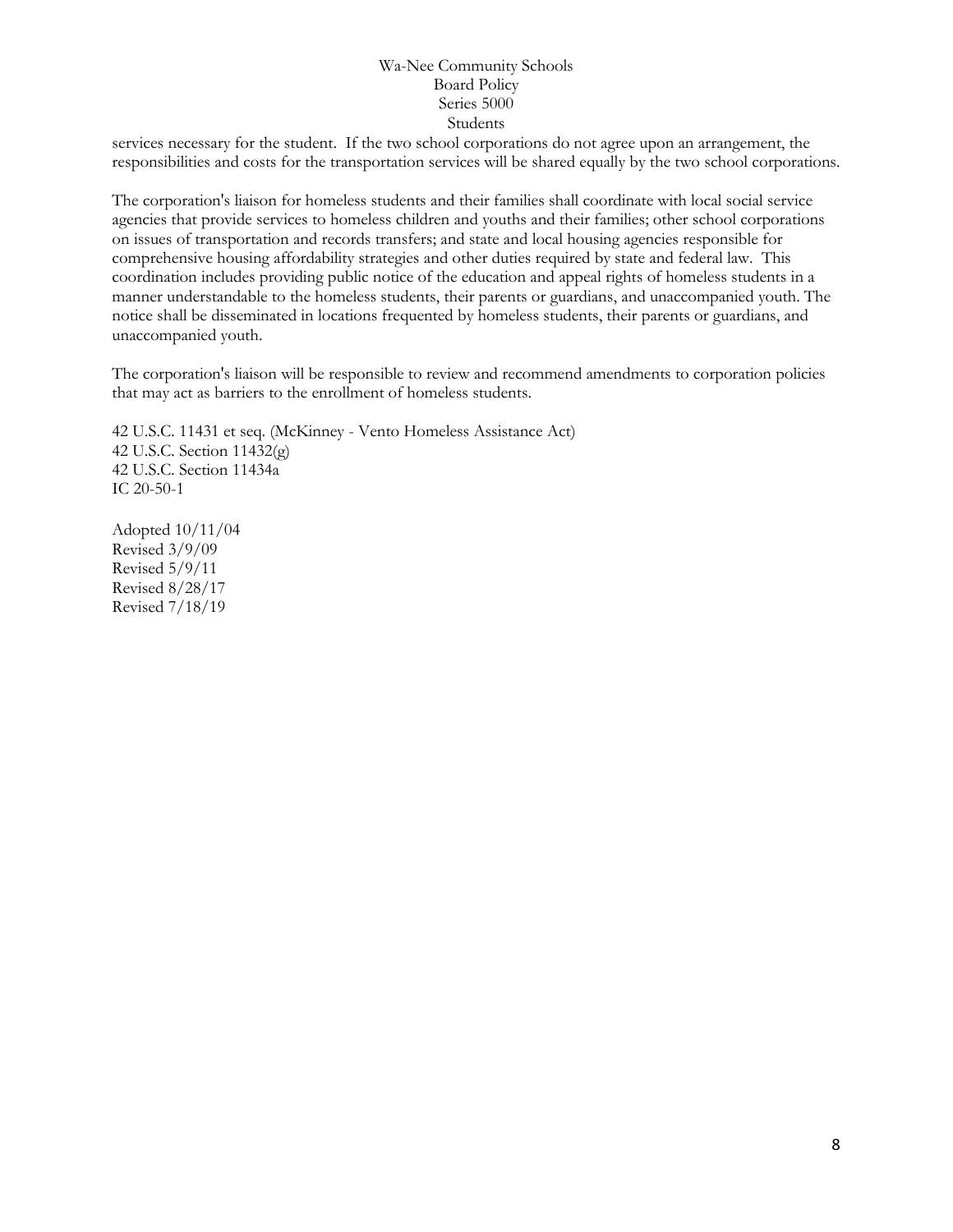services necessary for the student. If the two school corporations do not agree upon an arrangement, the responsibilities and costs for the transportation services will be shared equally by the two school corporations.

The corporation's liaison for homeless students and their families shall coordinate with local social service agencies that provide services to homeless children and youths and their families; other school corporations on issues of transportation and records transfers; and state and local housing agencies responsible for comprehensive housing affordability strategies and other duties required by state and federal law. This coordination includes providing public notice of the education and appeal rights of homeless students in a manner understandable to the homeless students, their parents or guardians, and unaccompanied youth. The notice shall be disseminated in locations frequented by homeless students, their parents or guardians, and unaccompanied youth.

The corporation's liaison will be responsible to review and recommend amendments to corporation policies that may act as barriers to the enrollment of homeless students.

42 U.S.C. 11431 et seq. (McKinney - Vento Homeless Assistance Act)
42 U.S.C. Section 11432(g)
42 U.S.C. Section 11434a
IC 20-50-1

Adopted 10/11/04
Revised 3/9/09
Revised 5/9/11
Revised 8/28/17
Revised 7/18/19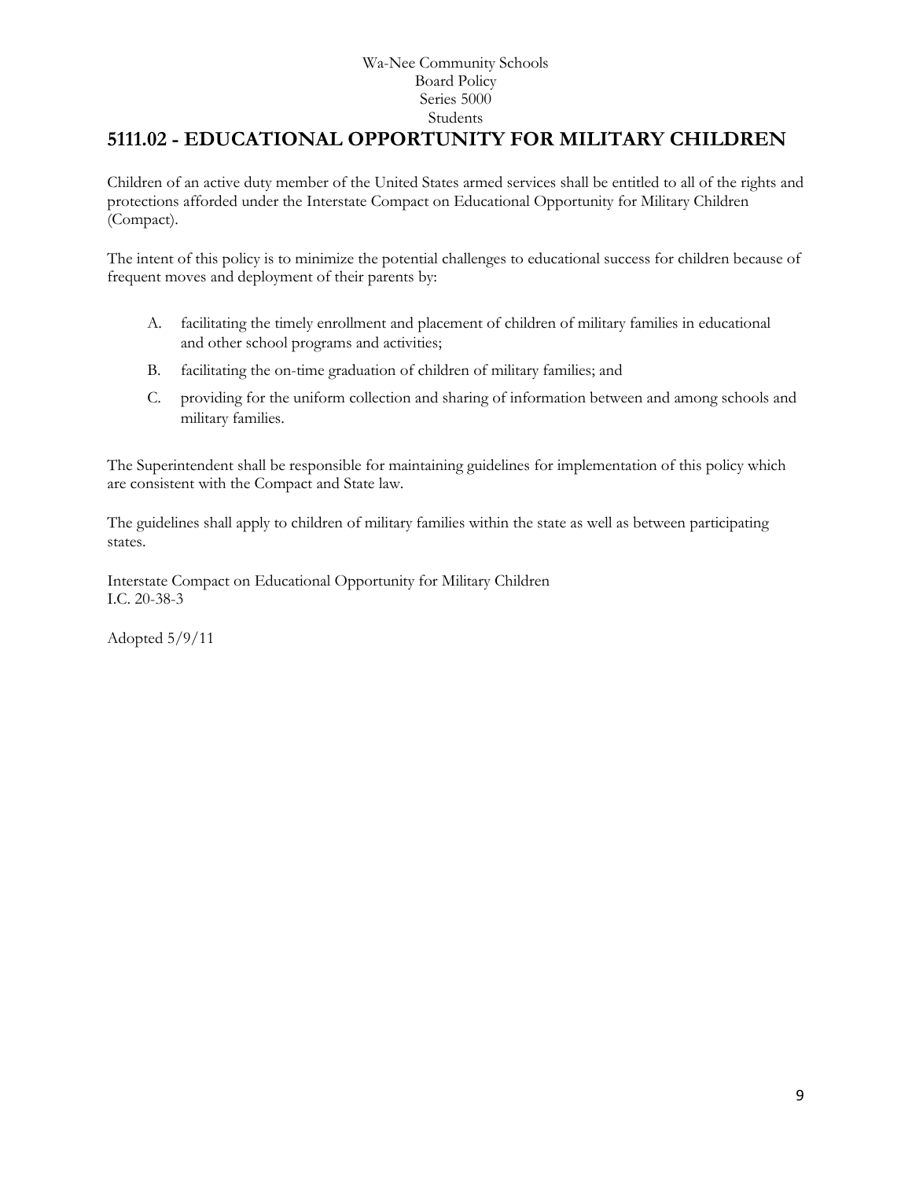Wa-Nee Community Schools
Board Policy
Series 5000
Students

# 5111.02 - EDUCATIONAL OPPORTUNITY FOR MILITARY CHILDREN

Children of an active duty member of the United States armed services shall be entitled to all of the rights and protections afforded under the Interstate Compact on Educational Opportunity for Military Children (Compact).

The intent of this policy is to minimize the potential challenges to educational success for children because of frequent moves and deployment of their parents by:

A. facilitating the timely enrollment and placement of children of military families in educational and other school programs and activities;

B. facilitating the on-time graduation of children of military families; and

C. providing for the uniform collection and sharing of information between and among schools and military families.

The Superintendent shall be responsible for maintaining guidelines for implementation of this policy which are consistent with the Compact and State law.

The guidelines shall apply to children of military families within the state as well as between participating states.

Interstate Compact on Educational Opportunity for Military Children
I.C. 20-38-3

Adopted 5/9/11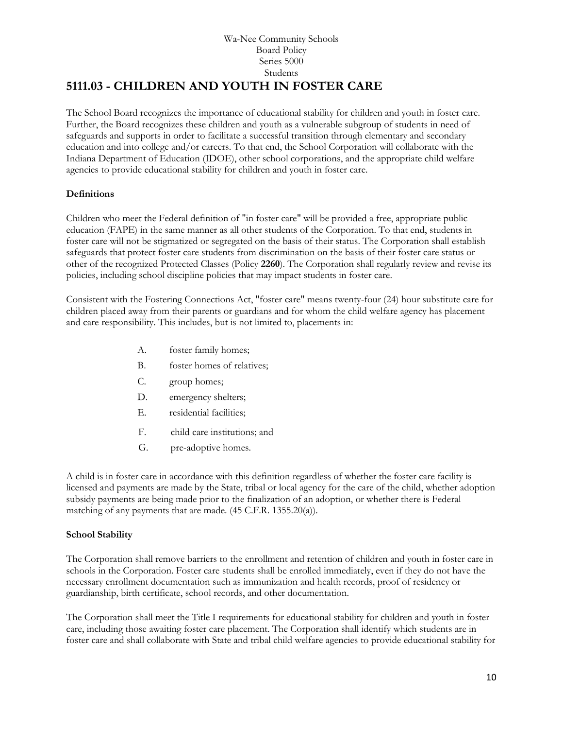Wa-Nee Community Schools
Board Policy
Series 5000
Students

# 5111.03 - CHILDREN AND YOUTH IN FOSTER CARE

The School Board recognizes the importance of educational stability for children and youth in foster care. Further, the Board recognizes these children and youth as a vulnerable subgroup of students in need of safeguards and supports in order to facilitate a successful transition through elementary and secondary education and into college and/or careers. To that end, the School Corporation will collaborate with the Indiana Department of Education (IDOE), other school corporations, and the appropriate child welfare agencies to provide educational stability for children and youth in foster care.

**Definitions**

Children who meet the Federal definition of "in foster care" will be provided a free, appropriate public education (FAPE) in the same manner as all other students of the Corporation. To that end, students in foster care will not be stigmatized or segregated on the basis of their status. The Corporation shall establish safeguards that protect foster care students from discrimination on the basis of their foster care status or other of the recognized Protected Classes (Policy **2260**). The Corporation shall regularly review and revise its policies, including school discipline policies that may impact students in foster care.

Consistent with the Fostering Connections Act, "foster care" means twenty-four (24) hour substitute care for children placed away from their parents or guardians and for whom the child welfare agency has placement and care responsibility. This includes, but is not limited to, placements in:

A. foster family homes;

B. foster homes of relatives;

C. group homes;

D. emergency shelters;

E. residential facilities;

F. child care institutions; and

G. pre-adoptive homes.

A child is in foster care in accordance with this definition regardless of whether the foster care facility is licensed and payments are made by the State, tribal or local agency for the care of the child, whether adoption subsidy payments are being made prior to the finalization of an adoption, or whether there is Federal matching of any payments that are made. (45 C.F.R. 1355.20(a)).

**School Stability**

The Corporation shall remove barriers to the enrollment and retention of children and youth in foster care in schools in the Corporation. Foster care students shall be enrolled immediately, even if they do not have the necessary enrollment documentation such as immunization and health records, proof of residency or guardianship, birth certificate, school records, and other documentation.

The Corporation shall meet the Title I requirements for educational stability for children and youth in foster care, including those awaiting foster care placement. The Corporation shall identify which students are in foster care and shall collaborate with State and tribal child welfare agencies to provide educational stability for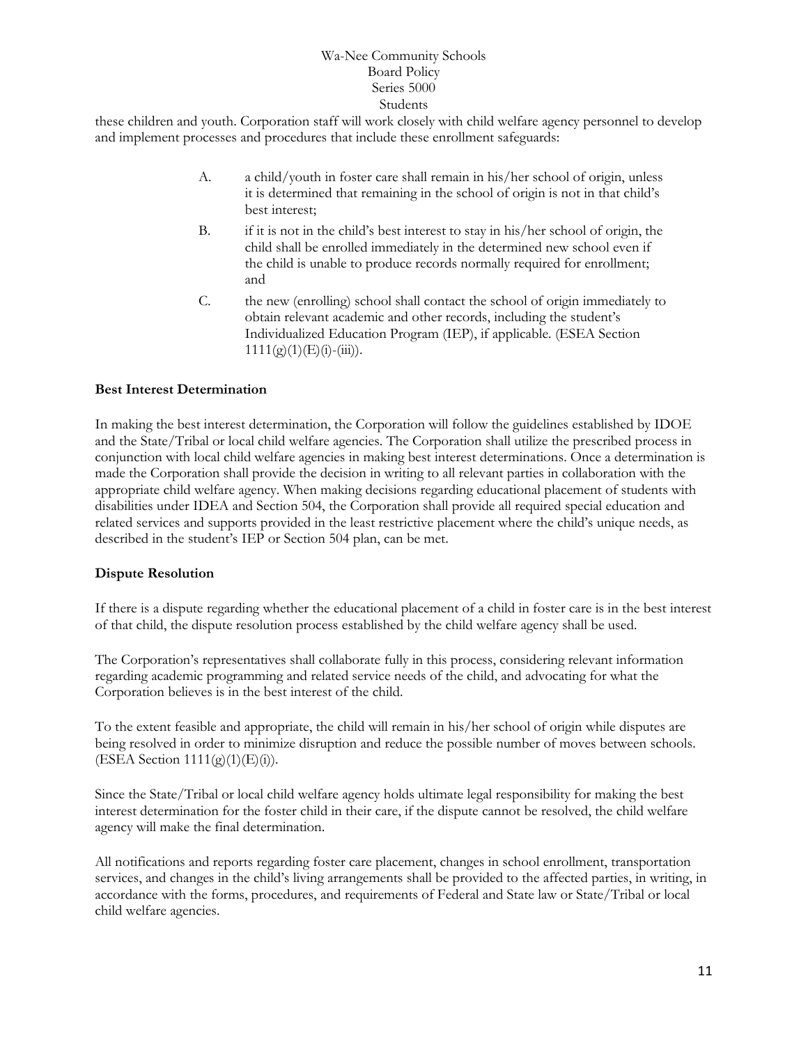these children and youth. Corporation staff will work closely with child welfare agency personnel to develop and implement processes and procedures that include these enrollment safeguards:

A. a child/youth in foster care shall remain in his/her school of origin, unless it is determined that remaining in the school of origin is not in that child's best interest;

B. if it is not in the child's best interest to stay in his/her school of origin, the child shall be enrolled immediately in the determined new school even if the child is unable to produce records normally required for enrollment; and

C. the new (enrolling) school shall contact the school of origin immediately to obtain relevant academic and other records, including the student's Individualized Education Program (IEP), if applicable. (ESEA Section 1111(g)(1)(E)(i)-(iii)).

**Best Interest Determination**

In making the best interest determination, the Corporation will follow the guidelines established by IDOE and the State/Tribal or local child welfare agencies. The Corporation shall utilize the prescribed process in conjunction with local child welfare agencies in making best interest determinations. Once a determination is made the Corporation shall provide the decision in writing to all relevant parties in collaboration with the appropriate child welfare agency. When making decisions regarding educational placement of students with disabilities under IDEA and Section 504, the Corporation shall provide all required special education and related services and supports provided in the least restrictive placement where the child's unique needs, as described in the student's IEP or Section 504 plan, can be met.

**Dispute Resolution**

If there is a dispute regarding whether the educational placement of a child in foster care is in the best interest of that child, the dispute resolution process established by the child welfare agency shall be used.

The Corporation's representatives shall collaborate fully in this process, considering relevant information regarding academic programming and related service needs of the child, and advocating for what the Corporation believes is in the best interest of the child.

To the extent feasible and appropriate, the child will remain in his/her school of origin while disputes are being resolved in order to minimize disruption and reduce the possible number of moves between schools. (ESEA Section 1111(g)(1)(E)(i)).

Since the State/Tribal or local child welfare agency holds ultimate legal responsibility for making the best interest determination for the foster child in their care, if the dispute cannot be resolved, the child welfare agency will make the final determination.

All notifications and reports regarding foster care placement, changes in school enrollment, transportation services, and changes in the child's living arrangements shall be provided to the affected parties, in writing, in accordance with the forms, procedures, and requirements of Federal and State law or State/Tribal or local child welfare agencies.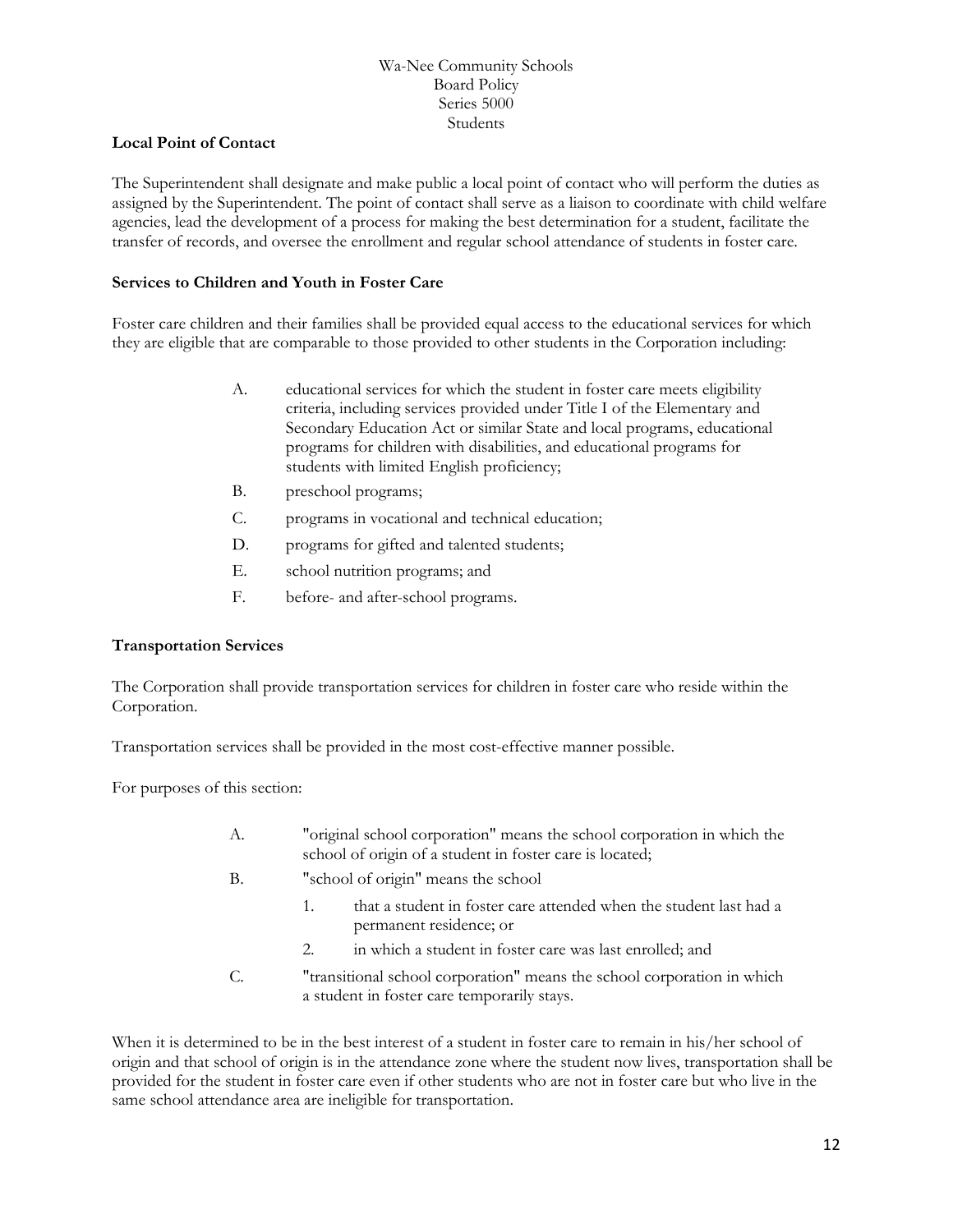### Local Point of Contact

The Superintendent shall designate and make public a local point of contact who will perform the duties as assigned by the Superintendent. The point of contact shall serve as a liaison to coordinate with child welfare agencies, lead the development of a process for making the best determination for a student, facilitate the transfer of records, and oversee the enrollment and regular school attendance of students in foster care.

### Services to Children and Youth in Foster Care

Foster care children and their families shall be provided equal access to the educational services for which they are eligible that are comparable to those provided to other students in the Corporation including:

A. educational services for which the student in foster care meets eligibility criteria, including services provided under Title I of the Elementary and Secondary Education Act or similar State and local programs, educational programs for children with disabilities, and educational programs for students with limited English proficiency;

B. preschool programs;

C. programs in vocational and technical education;

D. programs for gifted and talented students;

E. school nutrition programs; and

F. before- and after-school programs.

### Transportation Services

The Corporation shall provide transportation services for children in foster care who reside within the Corporation.

Transportation services shall be provided in the most cost-effective manner possible.

For purposes of this section:

A. "original school corporation" means the school corporation in which the school of origin of a student in foster care is located;

B. "school of origin" means the school

   1. that a student in foster care attended when the student last had a permanent residence; or
   2. in which a student in foster care was last enrolled; and

C. "transitional school corporation" means the school corporation in which a student in foster care temporarily stays.

When it is determined to be in the best interest of a student in foster care to remain in his/her school of origin and that school of origin is in the attendance zone where the student now lives, transportation shall be provided for the student in foster care even if other students who are not in foster care but who live in the same school attendance area are ineligible for transportation.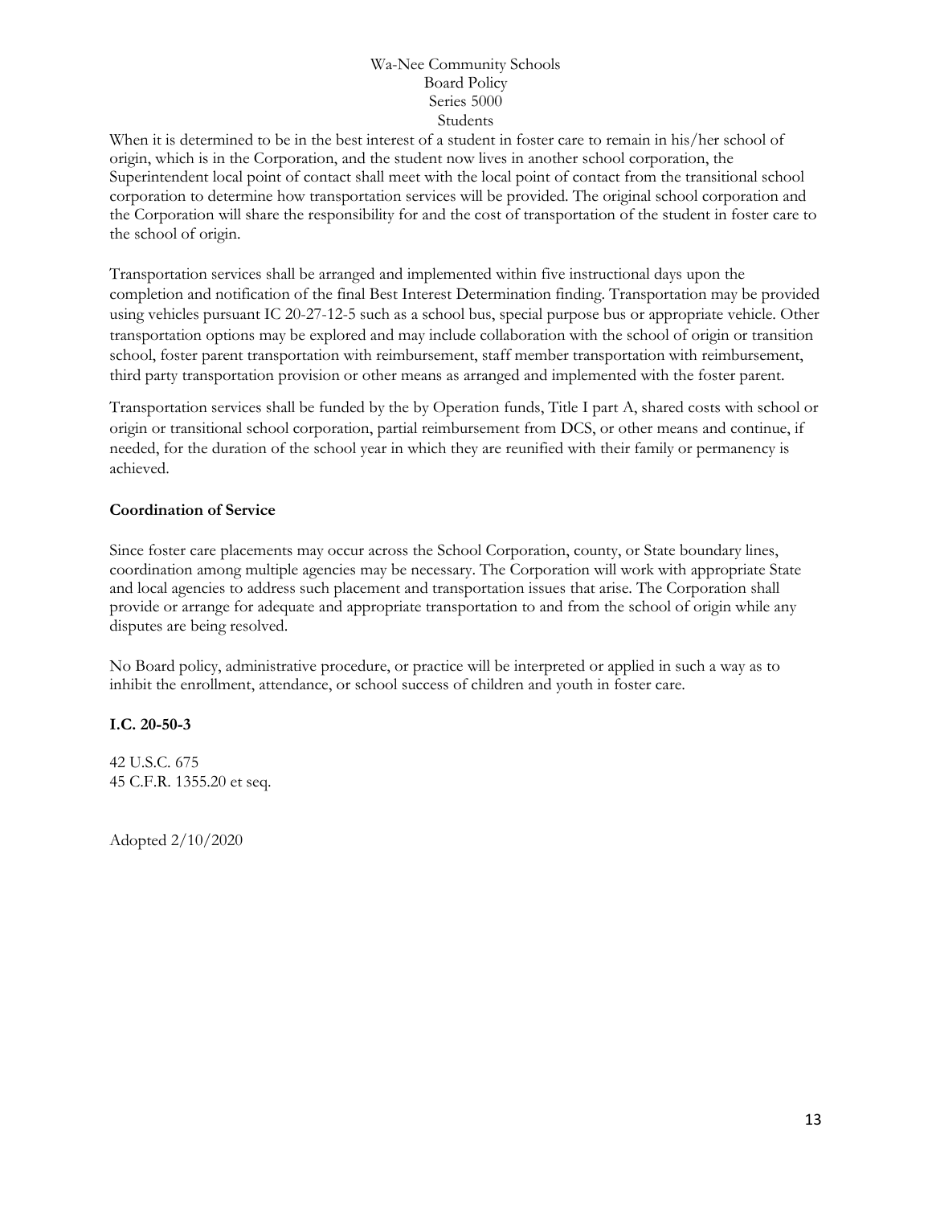When it is determined to be in the best interest of a student in foster care to remain in his/her school of origin, which is in the Corporation, and the student now lives in another school corporation, the Superintendent local point of contact shall meet with the local point of contact from the transitional school corporation to determine how transportation services will be provided. The original school corporation and the Corporation will share the responsibility for and the cost of transportation of the student in foster care to the school of origin.

Transportation services shall be arranged and implemented within five instructional days upon the completion and notification of the final Best Interest Determination finding. Transportation may be provided using vehicles pursuant IC 20-27-12-5 such as a school bus, special purpose bus or appropriate vehicle. Other transportation options may be explored and may include collaboration with the school of origin or transition school, foster parent transportation with reimbursement, staff member transportation with reimbursement, third party transportation provision or other means as arranged and implemented with the foster parent.

Transportation services shall be funded by the by Operation funds, Title I part A, shared costs with school or origin or transitional school corporation, partial reimbursement from DCS, or other means and continue, if needed, for the duration of the school year in which they are reunified with their family or permanency is achieved.

**Coordination of Service**

Since foster care placements may occur across the School Corporation, county, or State boundary lines, coordination among multiple agencies may be necessary. The Corporation will work with appropriate State and local agencies to address such placement and transportation issues that arise. The Corporation shall provide or arrange for adequate and appropriate transportation to and from the school of origin while any disputes are being resolved.

No Board policy, administrative procedure, or practice will be interpreted or applied in such a way as to inhibit the enrollment, attendance, or school success of children and youth in foster care.

**I.C. 20-50-3**

42 U.S.C. 675
45 C.F.R. 1355.20 et seq.

Adopted 2/10/2020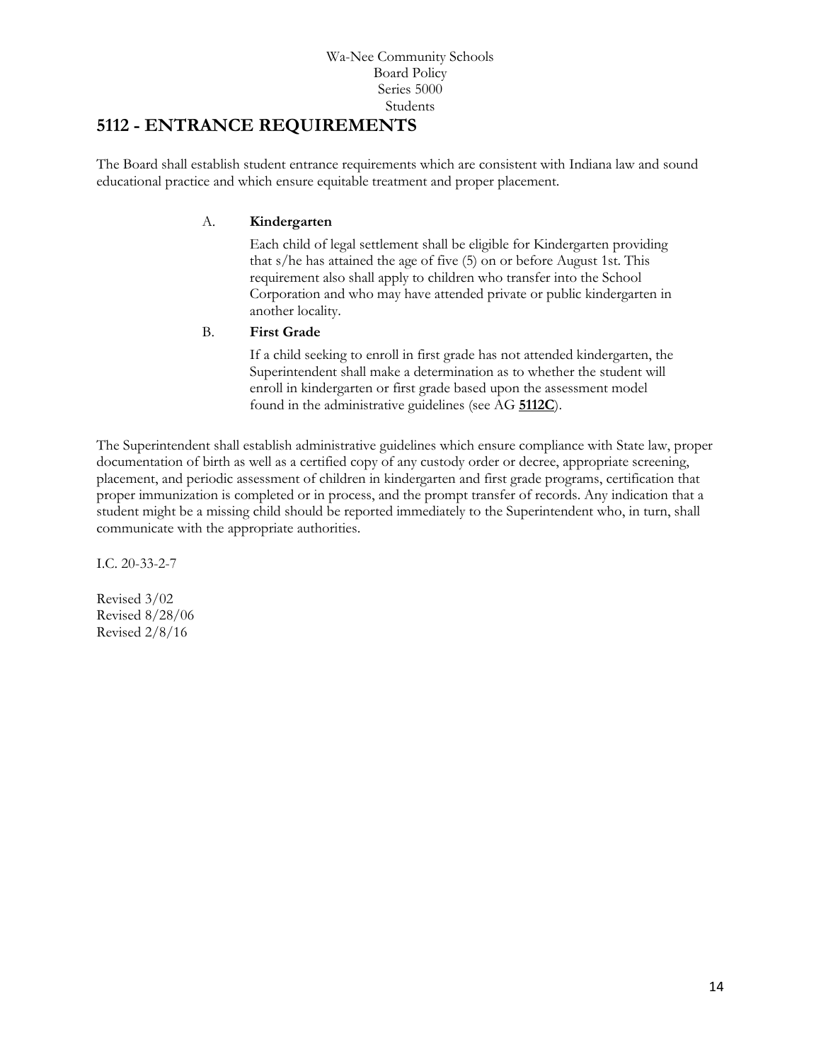Wa-Nee Community Schools
Board Policy
Series 5000
Students

# 5112 - ENTRANCE REQUIREMENTS

The Board shall establish student entrance requirements which are consistent with Indiana law and sound educational practice and which ensure equitable treatment and proper placement.

A. **Kindergarten**

Each child of legal settlement shall be eligible for Kindergarten providing that s/he has attained the age of five (5) on or before August 1st. This requirement also shall apply to children who transfer into the School Corporation and who may have attended private or public kindergarten in another locality.

B. **First Grade**

If a child seeking to enroll in first grade has not attended kindergarten, the Superintendent shall make a determination as to whether the student will enroll in kindergarten or first grade based upon the assessment model found in the administrative guidelines (see AG **5112C**).

The Superintendent shall establish administrative guidelines which ensure compliance with State law, proper documentation of birth as well as a certified copy of any custody order or decree, appropriate screening, placement, and periodic assessment of children in kindergarten and first grade programs, certification that proper immunization is completed or in process, and the prompt transfer of records. Any indication that a student might be a missing child should be reported immediately to the Superintendent who, in turn, shall communicate with the appropriate authorities.

I.C. 20-33-2-7

Revised 3/02
Revised 8/28/06
Revised 2/8/16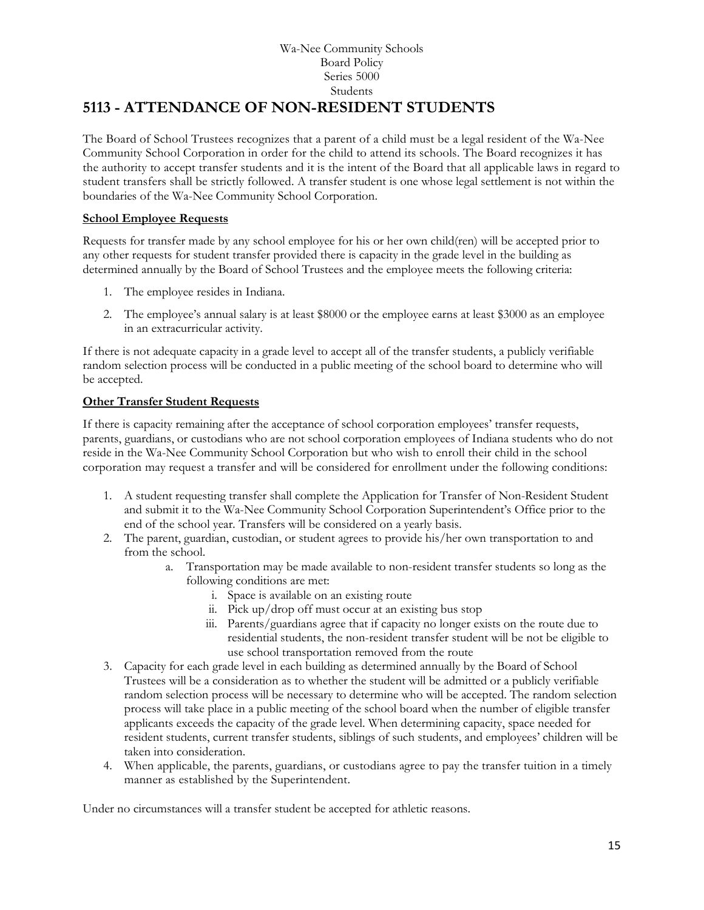Wa-Nee Community Schools
Board Policy
Series 5000
Students

# 5113 - ATTENDANCE OF NON-RESIDENT STUDENTS

The Board of School Trustees recognizes that a parent of a child must be a legal resident of the Wa-Nee Community School Corporation in order for the child to attend its schools. The Board recognizes it has the authority to accept transfer students and it is the intent of the Board that all applicable laws in regard to student transfers shall be strictly followed. A transfer student is one whose legal settlement is not within the boundaries of the Wa-Nee Community School Corporation.

**School Employee Requests**

Requests for transfer made by any school employee for his or her own child(ren) will be accepted prior to any other requests for student transfer provided there is capacity in the grade level in the building as determined annually by the Board of School Trustees and the employee meets the following criteria:

1. The employee resides in Indiana.
2. The employee's annual salary is at least $8000 or the employee earns at least $3000 as an employee in an extracurricular activity.

If there is not adequate capacity in a grade level to accept all of the transfer students, a publicly verifiable random selection process will be conducted in a public meeting of the school board to determine who will be accepted.

**Other Transfer Student Requests**

If there is capacity remaining after the acceptance of school corporation employees' transfer requests, parents, guardians, or custodians who are not school corporation employees of Indiana students who do not reside in the Wa-Nee Community School Corporation but who wish to enroll their child in the school corporation may request a transfer and will be considered for enrollment under the following conditions:

1. A student requesting transfer shall complete the Application for Transfer of Non-Resident Student and submit it to the Wa-Nee Community School Corporation Superintendent's Office prior to the end of the school year. Transfers will be considered on a yearly basis.
2. The parent, guardian, custodian, or student agrees to provide his/her own transportation to and from the school.
    a. Transportation may be made available to non-resident transfer students so long as the following conditions are met:
        i. Space is available on an existing route
        ii. Pick up/drop off must occur at an existing bus stop
        iii. Parents/guardians agree that if capacity no longer exists on the route due to residential students, the non-resident transfer student will be not be eligible to use school transportation removed from the route
3. Capacity for each grade level in each building as determined annually by the Board of School Trustees will be a consideration as to whether the student will be admitted or a publicly verifiable random selection process will be necessary to determine who will be accepted. The random selection process will take place in a public meeting of the school board when the number of eligible transfer applicants exceeds the capacity of the grade level. When determining capacity, space needed for resident students, current transfer students, siblings of such students, and employees' children will be taken into consideration.
4. When applicable, the parents, guardians, or custodians agree to pay the transfer tuition in a timely manner as established by the Superintendent.

Under no circumstances will a transfer student be accepted for athletic reasons.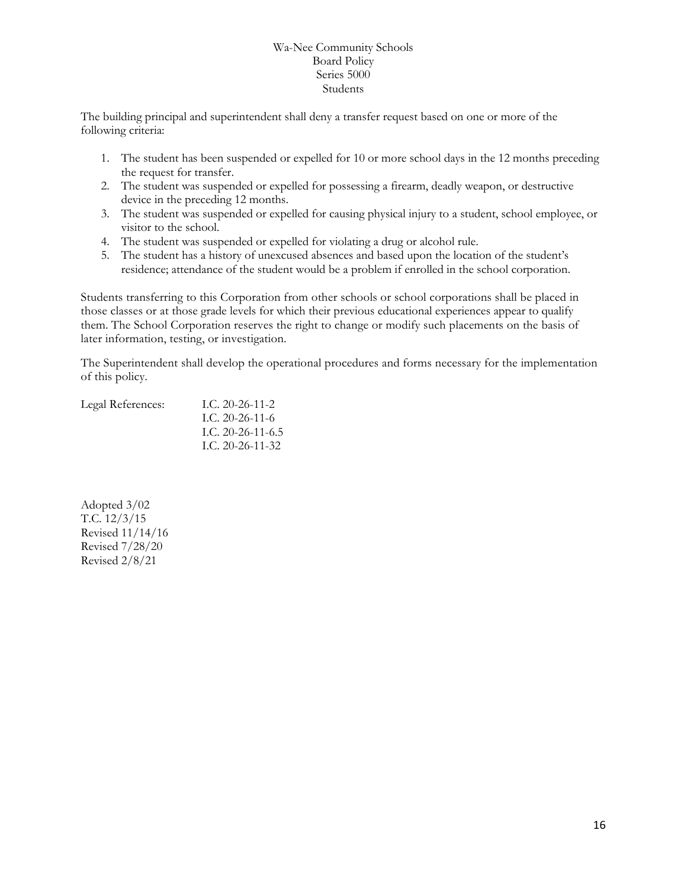Wa-Nee Community Schools
Board Policy
Series 5000
Students

The building principal and superintendent shall deny a transfer request based on one or more of the following criteria:

1. The student has been suspended or expelled for 10 or more school days in the 12 months preceding the request for transfer.
2. The student was suspended or expelled for possessing a firearm, deadly weapon, or destructive device in the preceding 12 months.
3. The student was suspended or expelled for causing physical injury to a student, school employee, or visitor to the school.
4. The student was suspended or expelled for violating a drug or alcohol rule.
5. The student has a history of unexcused absences and based upon the location of the student's residence; attendance of the student would be a problem if enrolled in the school corporation.

Students transferring to this Corporation from other schools or school corporations shall be placed in those classes or at those grade levels for which their previous educational experiences appear to qualify them. The School Corporation reserves the right to change or modify such placements on the basis of later information, testing, or investigation.

The Superintendent shall develop the operational procedures and forms necessary for the implementation of this policy.

Legal References: I.C. 20-26-11-2
I.C. 20-26-11-6
I.C. 20-26-11-6.5
I.C. 20-26-11-32

Adopted 3/02
T.C. 12/3/15
Revised 11/14/16
Revised 7/28/20
Revised 2/8/21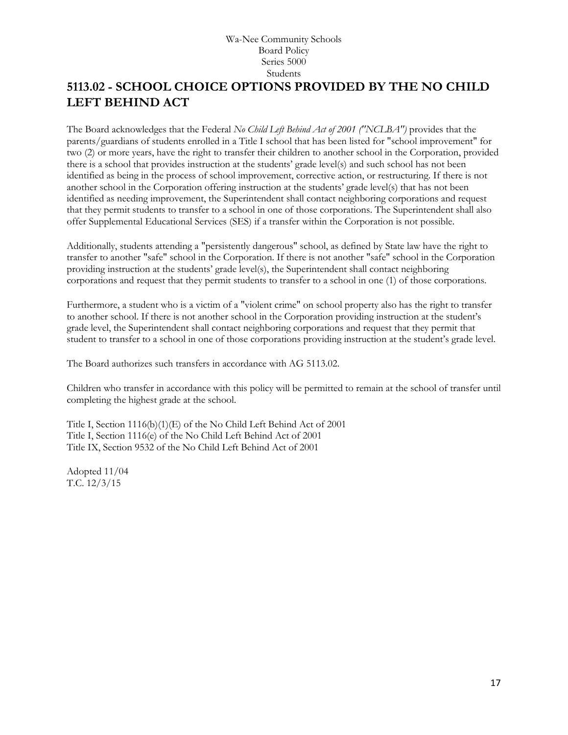Wa-Nee Community Schools
Board Policy
Series 5000
Students

# 5113.02 - SCHOOL CHOICE OPTIONS PROVIDED BY THE NO CHILD LEFT BEHIND ACT

The Board acknowledges that the Federal *No Child Left Behind Act of 2001 ("NCLBA")* provides that the parents/guardians of students enrolled in a Title I school that has been listed for "school improvement" for two (2) or more years, have the right to transfer their children to another school in the Corporation, provided there is a school that provides instruction at the students' grade level(s) and such school has not been identified as being in the process of school improvement, corrective action, or restructuring. If there is not another school in the Corporation offering instruction at the students' grade level(s) that has not been identified as needing improvement, the Superintendent shall contact neighboring corporations and request that they permit students to transfer to a school in one of those corporations. The Superintendent shall also offer Supplemental Educational Services (SES) if a transfer within the Corporation is not possible.

Additionally, students attending a "persistently dangerous" school, as defined by State law have the right to transfer to another "safe" school in the Corporation. If there is not another "safe" school in the Corporation providing instruction at the students' grade level(s), the Superintendent shall contact neighboring corporations and request that they permit students to transfer to a school in one (1) of those corporations.

Furthermore, a student who is a victim of a "violent crime" on school property also has the right to transfer to another school. If there is not another school in the Corporation providing instruction at the student's grade level, the Superintendent shall contact neighboring corporations and request that they permit that student to transfer to a school in one of those corporations providing instruction at the student's grade level.

The Board authorizes such transfers in accordance with AG 5113.02.

Children who transfer in accordance with this policy will be permitted to remain at the school of transfer until completing the highest grade at the school.

Title I, Section 1116(b)(1)(E) of the No Child Left Behind Act of 2001
Title I, Section 1116(e) of the No Child Left Behind Act of 2001
Title IX, Section 9532 of the No Child Left Behind Act of 2001

Adopted 11/04
T.C. 12/3/15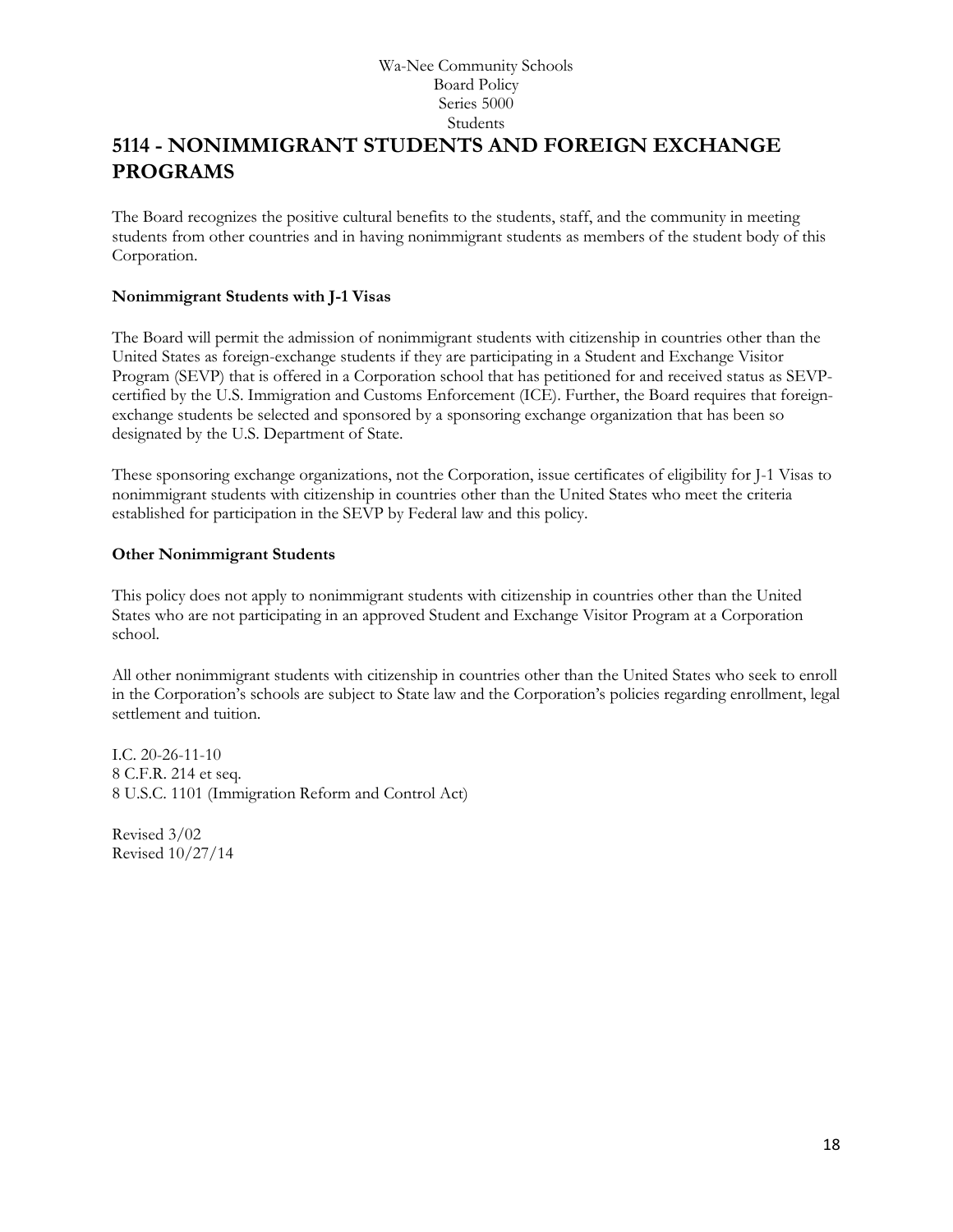# 5114 - NONIMMIGRANT STUDENTS AND FOREIGN EXCHANGE PROGRAMS

The Board recognizes the positive cultural benefits to the students, staff, and the community in meeting students from other countries and in having nonimmigrant students as members of the student body of this Corporation.

**Nonimmigrant Students with J-1 Visas**

The Board will permit the admission of nonimmigrant students with citizenship in countries other than the United States as foreign-exchange students if they are participating in a Student and Exchange Visitor Program (SEVP) that is offered in a Corporation school that has petitioned for and received status as SEVP-certified by the U.S. Immigration and Customs Enforcement (ICE). Further, the Board requires that foreign-exchange students be selected and sponsored by a sponsoring exchange organization that has been so designated by the U.S. Department of State.

These sponsoring exchange organizations, not the Corporation, issue certificates of eligibility for J-1 Visas to nonimmigrant students with citizenship in countries other than the United States who meet the criteria established for participation in the SEVP by Federal law and this policy.

**Other Nonimmigrant Students**

This policy does not apply to nonimmigrant students with citizenship in countries other than the United States who are not participating in an approved Student and Exchange Visitor Program at a Corporation school.

All other nonimmigrant students with citizenship in countries other than the United States who seek to enroll in the Corporation's schools are subject to State law and the Corporation's policies regarding enrollment, legal settlement and tuition.

I.C. 20-26-11-10
8 C.F.R. 214 et seq.
8 U.S.C. 1101 (Immigration Reform and Control Act)

Revised 3/02
Revised 10/27/14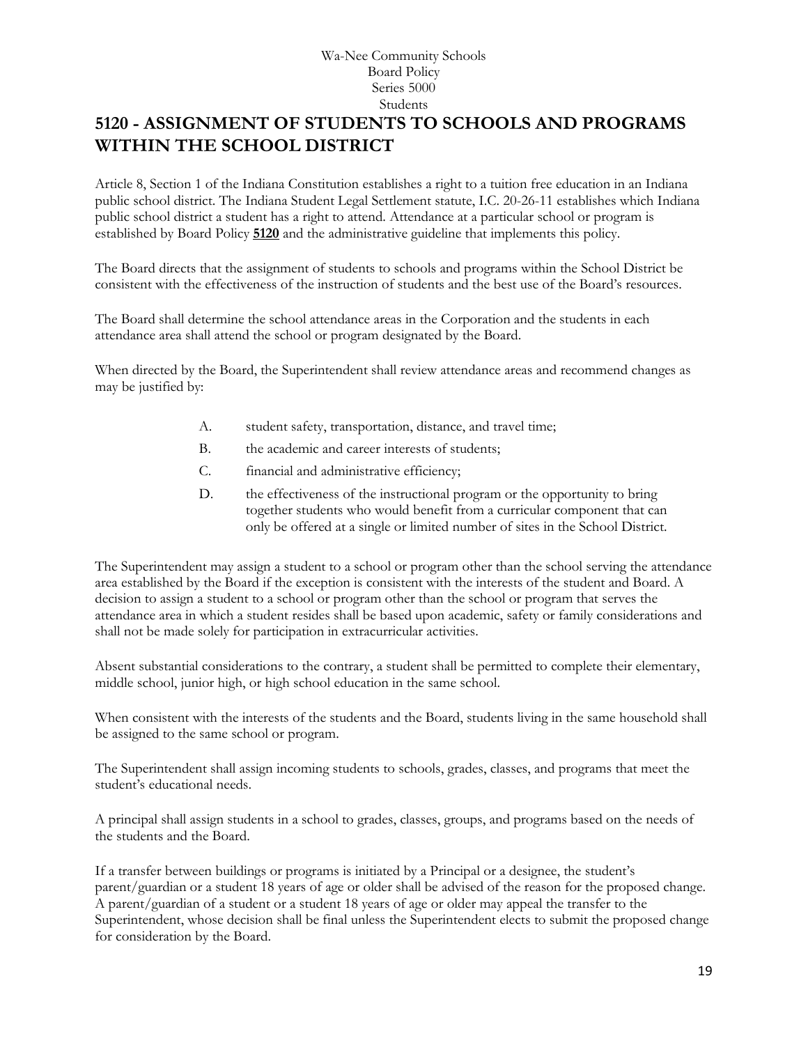Wa-Nee Community Schools
Board Policy
Series 5000
Students

# 5120 - ASSIGNMENT OF STUDENTS TO SCHOOLS AND PROGRAMS WITHIN THE SCHOOL DISTRICT

Article 8, Section 1 of the Indiana Constitution establishes a right to a tuition free education in an Indiana public school district. The Indiana Student Legal Settlement statute, I.C. 20-26-11 establishes which Indiana public school district a student has a right to attend. Attendance at a particular school or program is established by Board Policy **5120** and the administrative guideline that implements this policy.

The Board directs that the assignment of students to schools and programs within the School District be consistent with the effectiveness of the instruction of students and the best use of the Board's resources.

The Board shall determine the school attendance areas in the Corporation and the students in each attendance area shall attend the school or program designated by the Board.

When directed by the Board, the Superintendent shall review attendance areas and recommend changes as may be justified by:

A. student safety, transportation, distance, and travel time;

B. the academic and career interests of students;

C. financial and administrative efficiency;

D. the effectiveness of the instructional program or the opportunity to bring together students who would benefit from a curricular component that can only be offered at a single or limited number of sites in the School District.

The Superintendent may assign a student to a school or program other than the school serving the attendance area established by the Board if the exception is consistent with the interests of the student and Board. A decision to assign a student to a school or program other than the school or program that serves the attendance area in which a student resides shall be based upon academic, safety or family considerations and shall not be made solely for participation in extracurricular activities.

Absent substantial considerations to the contrary, a student shall be permitted to complete their elementary, middle school, junior high, or high school education in the same school.

When consistent with the interests of the students and the Board, students living in the same household shall be assigned to the same school or program.

The Superintendent shall assign incoming students to schools, grades, classes, and programs that meet the student's educational needs.

A principal shall assign students in a school to grades, classes, groups, and programs based on the needs of the students and the Board.

If a transfer between buildings or programs is initiated by a Principal or a designee, the student's parent/guardian or a student 18 years of age or older shall be advised of the reason for the proposed change. A parent/guardian of a student or a student 18 years of age or older may appeal the transfer to the Superintendent, whose decision shall be final unless the Superintendent elects to submit the proposed change for consideration by the Board.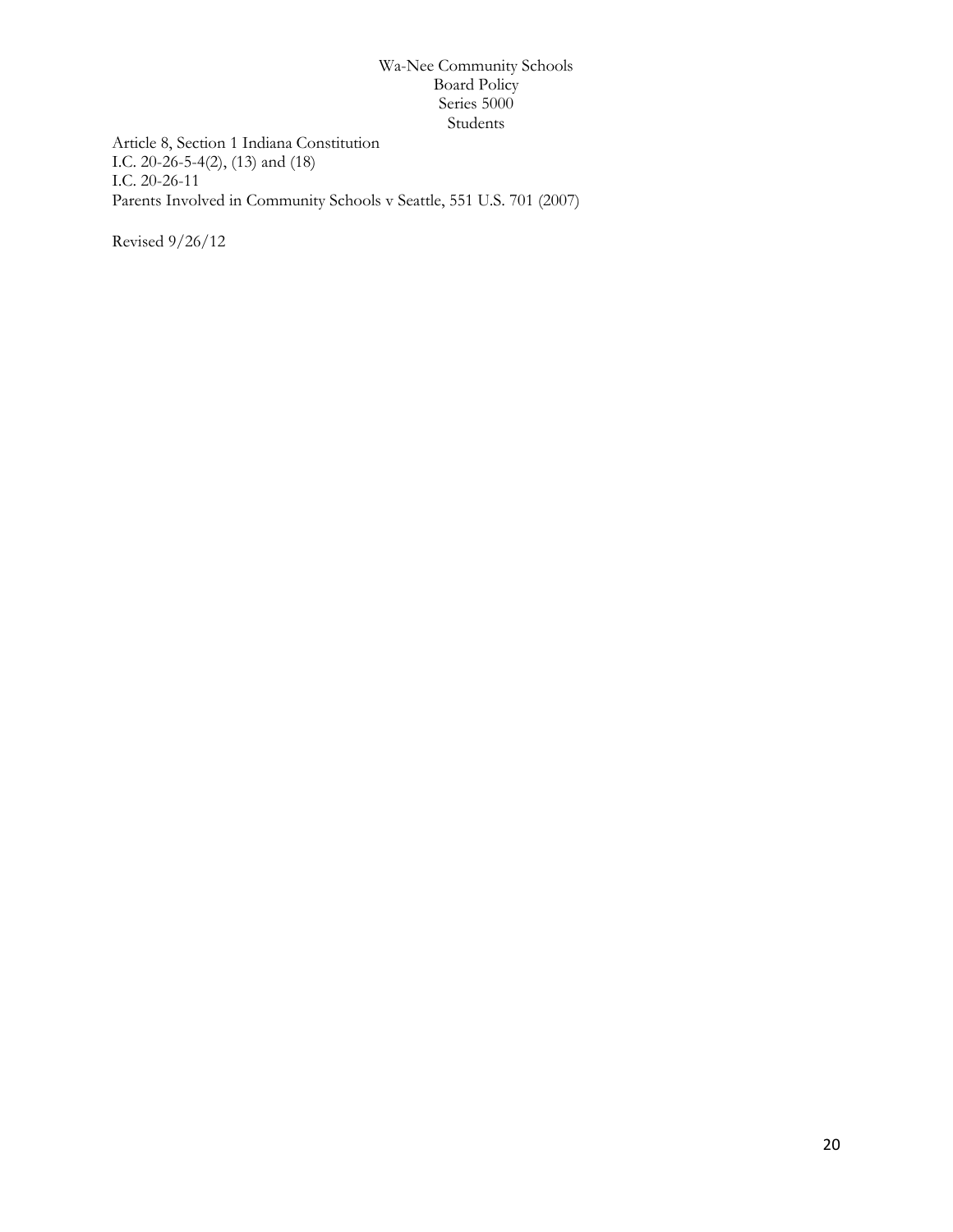Article 8, Section 1 Indiana Constitution
I.C. 20-26-5-4(2), (13) and (18)
I.C. 20-26-11
Parents Involved in Community Schools v Seattle, 551 U.S. 701 (2007)

Revised 9/26/12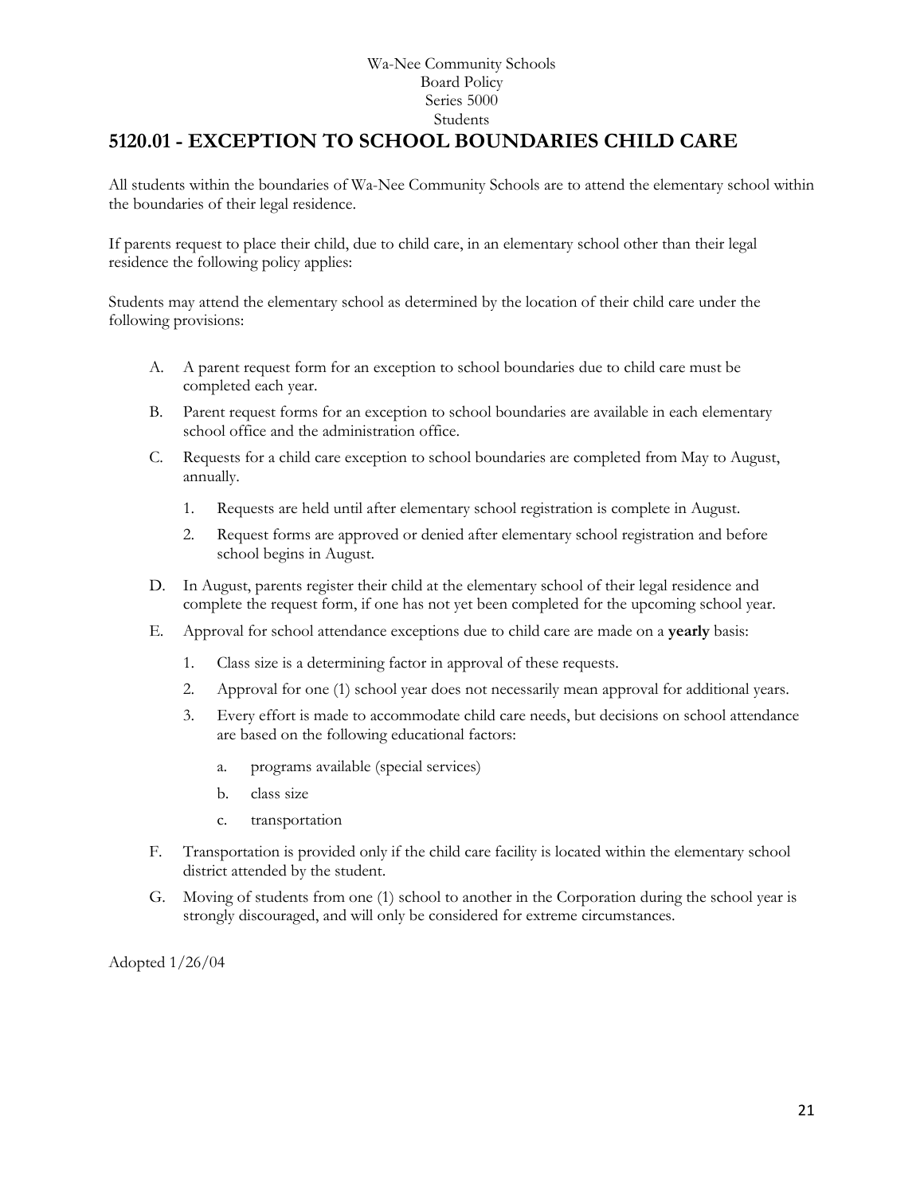Wa-Nee Community Schools
Board Policy
Series 5000
Students

# 5120.01 - EXCEPTION TO SCHOOL BOUNDARIES CHILD CARE

All students within the boundaries of Wa-Nee Community Schools are to attend the elementary school within the boundaries of their legal residence.

If parents request to place their child, due to child care, in an elementary school other than their legal residence the following policy applies:

Students may attend the elementary school as determined by the location of their child care under the following provisions:

A. A parent request form for an exception to school boundaries due to child care must be completed each year.

B. Parent request forms for an exception to school boundaries are available in each elementary school office and the administration office.

C. Requests for a child care exception to school boundaries are completed from May to August, annually.

   1. Requests are held until after elementary school registration is complete in August.

   2. Request forms are approved or denied after elementary school registration and before school begins in August.

D. In August, parents register their child at the elementary school of their legal residence and complete the request form, if one has not yet been completed for the upcoming school year.

E. Approval for school attendance exceptions due to child care are made on a **yearly** basis:

   1. Class size is a determining factor in approval of these requests.

   2. Approval for one (1) school year does not necessarily mean approval for additional years.

   3. Every effort is made to accommodate child care needs, but decisions on school attendance are based on the following educational factors:

      a. programs available (special services)

      b. class size

      c. transportation

F. Transportation is provided only if the child care facility is located within the elementary school district attended by the student.

G. Moving of students from one (1) school to another in the Corporation during the school year is strongly discouraged, and will only be considered for extreme circumstances.

Adopted 1/26/04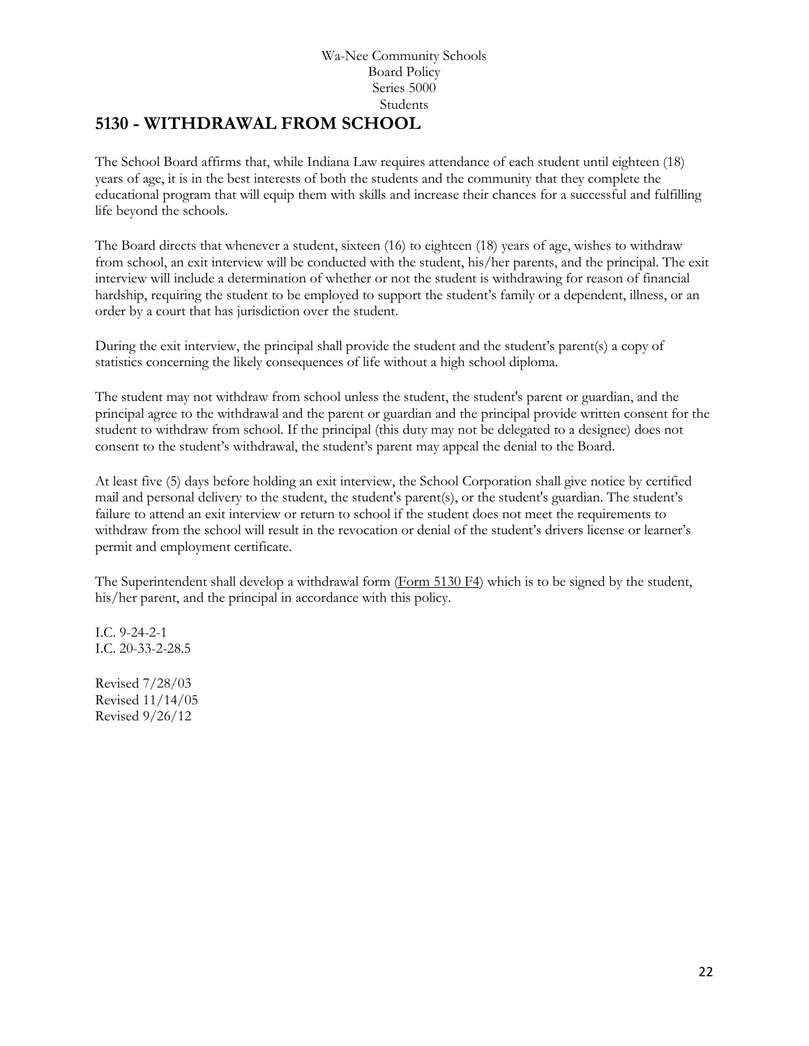Wa-Nee Community Schools
Board Policy
Series 5000
Students

# 5130 - WITHDRAWAL FROM SCHOOL

The School Board affirms that, while Indiana Law requires attendance of each student until eighteen (18) years of age, it is in the best interests of both the students and the community that they complete the educational program that will equip them with skills and increase their chances for a successful and fulfilling life beyond the schools.

The Board directs that whenever a student, sixteen (16) to eighteen (18) years of age, wishes to withdraw from school, an exit interview will be conducted with the student, his/her parents, and the principal. The exit interview will include a determination of whether or not the student is withdrawing for reason of financial hardship, requiring the student to be employed to support the student's family or a dependent, illness, or an order by a court that has jurisdiction over the student.

During the exit interview, the principal shall provide the student and the student's parent(s) a copy of statistics concerning the likely consequences of life without a high school diploma.

The student may not withdraw from school unless the student, the student's parent or guardian, and the principal agree to the withdrawal and the parent or guardian and the principal provide written consent for the student to withdraw from school. If the principal (this duty may not be delegated to a designee) does not consent to the student's withdrawal, the student's parent may appeal the denial to the Board.

At least five (5) days before holding an exit interview, the School Corporation shall give notice by certified mail and personal delivery to the student, the student's parent(s), or the student's guardian. The student's failure to attend an exit interview or return to school if the student does not meet the requirements to withdraw from the school will result in the revocation or denial of the student's drivers license or learner's permit and employment certificate.

The Superintendent shall develop a withdrawal form (Form 5130 F4) which is to be signed by the student, his/her parent, and the principal in accordance with this policy.

I.C. 9-24-2-1
I.C. 20-33-2-28.5

Revised 7/28/03
Revised 11/14/05
Revised 9/26/12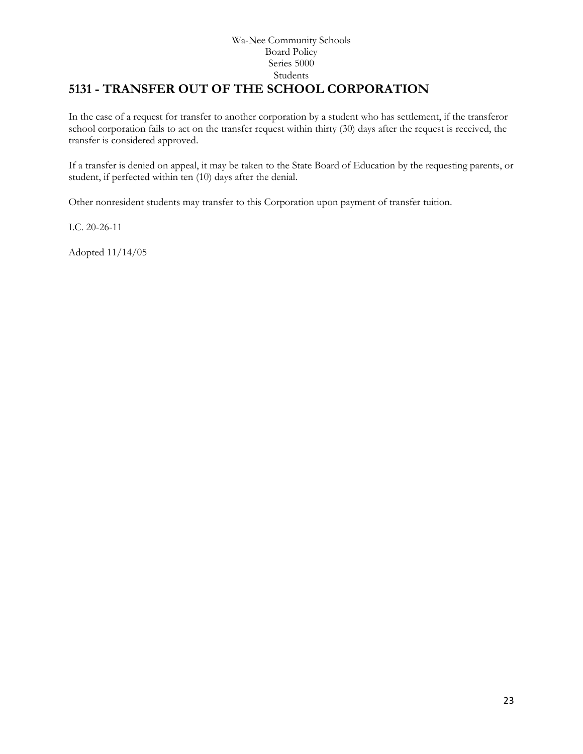Wa-Nee Community Schools
Board Policy
Series 5000
Students

# 5131 - TRANSFER OUT OF THE SCHOOL CORPORATION

In the case of a request for transfer to another corporation by a student who has settlement, if the transferor school corporation fails to act on the transfer request within thirty (30) days after the request is received, the transfer is considered approved.

If a transfer is denied on appeal, it may be taken to the State Board of Education by the requesting parents, or student, if perfected within ten (10) days after the denial.

Other nonresident students may transfer to this Corporation upon payment of transfer tuition.

I.C. 20-26-11

Adopted 11/14/05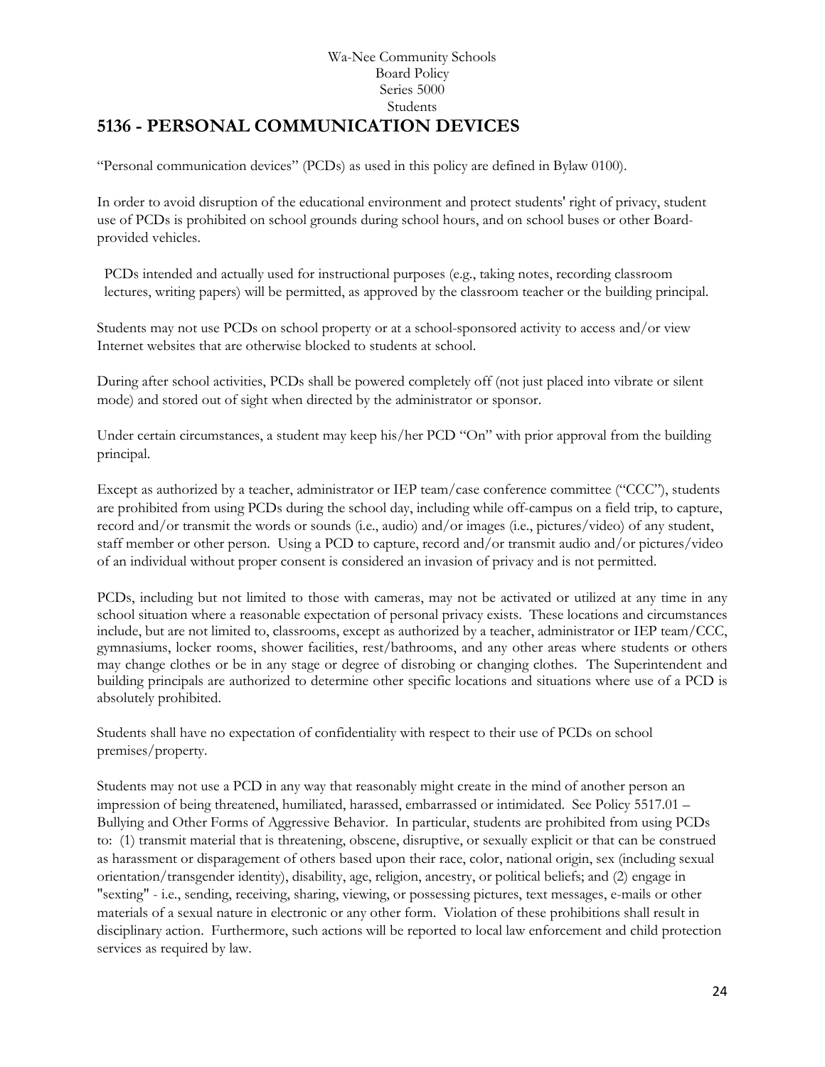Wa-Nee Community Schools
Board Policy
Series 5000
Students

# 5136 - PERSONAL COMMUNICATION DEVICES

"Personal communication devices" (PCDs) as used in this policy are defined in Bylaw 0100).

In order to avoid disruption of the educational environment and protect students' right of privacy, student use of PCDs is prohibited on school grounds during school hours, and on school buses or other Board-provided vehicles.

PCDs intended and actually used for instructional purposes (e.g., taking notes, recording classroom lectures, writing papers) will be permitted, as approved by the classroom teacher or the building principal.

Students may not use PCDs on school property or at a school-sponsored activity to access and/or view Internet websites that are otherwise blocked to students at school.

During after school activities, PCDs shall be powered completely off (not just placed into vibrate or silent mode) and stored out of sight when directed by the administrator or sponsor.

Under certain circumstances, a student may keep his/her PCD "On" with prior approval from the building principal.

Except as authorized by a teacher, administrator or IEP team/case conference committee ("CCC"), students are prohibited from using PCDs during the school day, including while off-campus on a field trip, to capture, record and/or transmit the words or sounds (i.e., audio) and/or images (i.e., pictures/video) of any student, staff member or other person. Using a PCD to capture, record and/or transmit audio and/or pictures/video of an individual without proper consent is considered an invasion of privacy and is not permitted.

PCDs, including but not limited to those with cameras, may not be activated or utilized at any time in any school situation where a reasonable expectation of personal privacy exists. These locations and circumstances include, but are not limited to, classrooms, except as authorized by a teacher, administrator or IEP team/CCC, gymnasiums, locker rooms, shower facilities, rest/bathrooms, and any other areas where students or others may change clothes or be in any stage or degree of disrobing or changing clothes. The Superintendent and building principals are authorized to determine other specific locations and situations where use of a PCD is absolutely prohibited.

Students shall have no expectation of confidentiality with respect to their use of PCDs on school premises/property.

Students may not use a PCD in any way that reasonably might create in the mind of another person an impression of being threatened, humiliated, harassed, embarrassed or intimidated. See Policy 5517.01 – Bullying and Other Forms of Aggressive Behavior. In particular, students are prohibited from using PCDs to: (1) transmit material that is threatening, obscene, disruptive, or sexually explicit or that can be construed as harassment or disparagement of others based upon their race, color, national origin, sex (including sexual orientation/transgender identity), disability, age, religion, ancestry, or political beliefs; and (2) engage in "sexting" - i.e., sending, receiving, sharing, viewing, or possessing pictures, text messages, e-mails or other materials of a sexual nature in electronic or any other form. Violation of these prohibitions shall result in disciplinary action. Furthermore, such actions will be reported to local law enforcement and child protection services as required by law.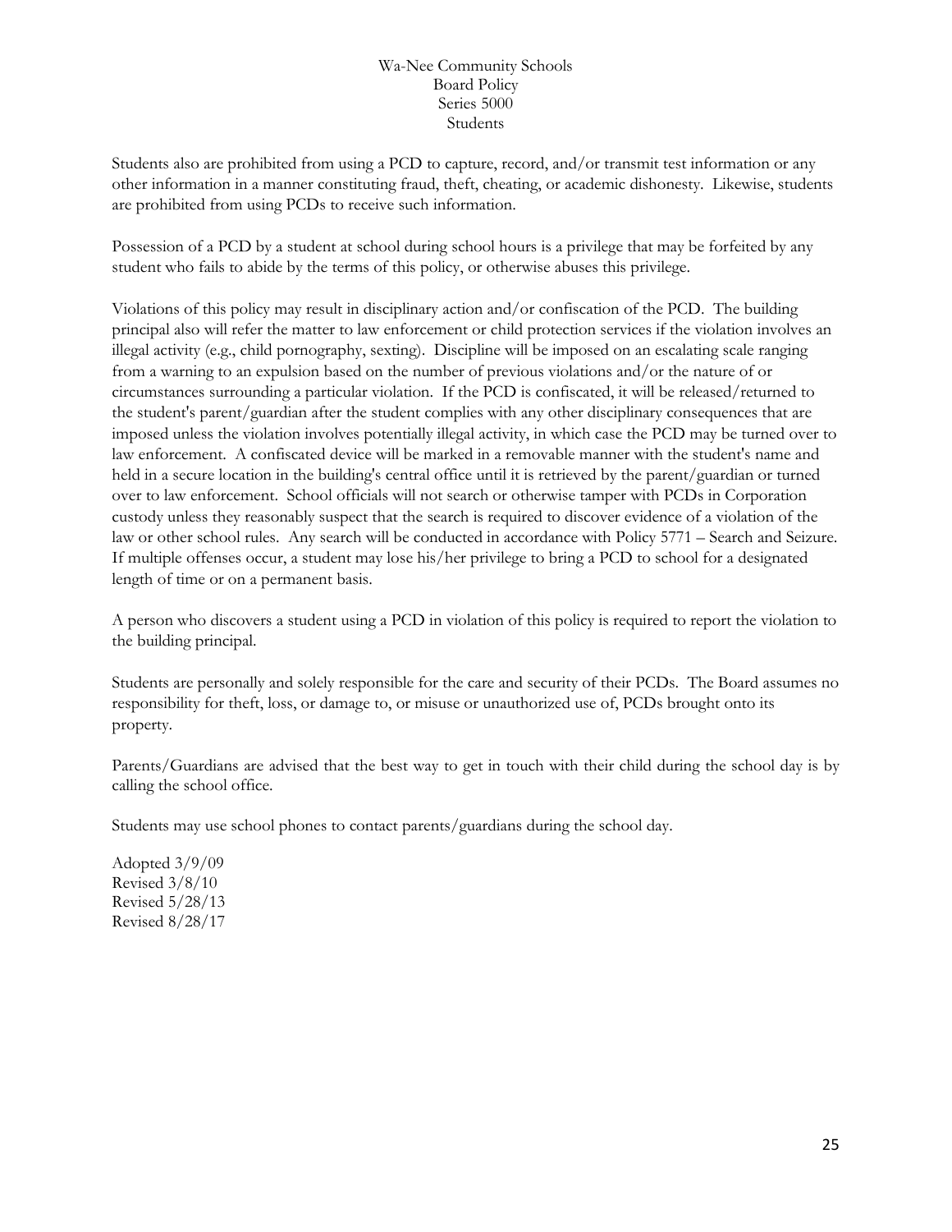Students also are prohibited from using a PCD to capture, record, and/or transmit test information or any other information in a manner constituting fraud, theft, cheating, or academic dishonesty. Likewise, students are prohibited from using PCDs to receive such information.

Possession of a PCD by a student at school during school hours is a privilege that may be forfeited by any student who fails to abide by the terms of this policy, or otherwise abuses this privilege.

Violations of this policy may result in disciplinary action and/or confiscation of the PCD. The building principal also will refer the matter to law enforcement or child protection services if the violation involves an illegal activity (e.g., child pornography, sexting). Discipline will be imposed on an escalating scale ranging from a warning to an expulsion based on the number of previous violations and/or the nature of or circumstances surrounding a particular violation. If the PCD is confiscated, it will be released/returned to the student's parent/guardian after the student complies with any other disciplinary consequences that are imposed unless the violation involves potentially illegal activity, in which case the PCD may be turned over to law enforcement. A confiscated device will be marked in a removable manner with the student's name and held in a secure location in the building's central office until it is retrieved by the parent/guardian or turned over to law enforcement. School officials will not search or otherwise tamper with PCDs in Corporation custody unless they reasonably suspect that the search is required to discover evidence of a violation of the law or other school rules. Any search will be conducted in accordance with Policy 5771 – Search and Seizure. If multiple offenses occur, a student may lose his/her privilege to bring a PCD to school for a designated length of time or on a permanent basis.

A person who discovers a student using a PCD in violation of this policy is required to report the violation to the building principal.

Students are personally and solely responsible for the care and security of their PCDs. The Board assumes no responsibility for theft, loss, or damage to, or misuse or unauthorized use of, PCDs brought onto its property.

Parents/Guardians are advised that the best way to get in touch with their child during the school day is by calling the school office.

Students may use school phones to contact parents/guardians during the school day.

Adopted 3/9/09
Revised 3/8/10
Revised 5/28/13
Revised 8/28/17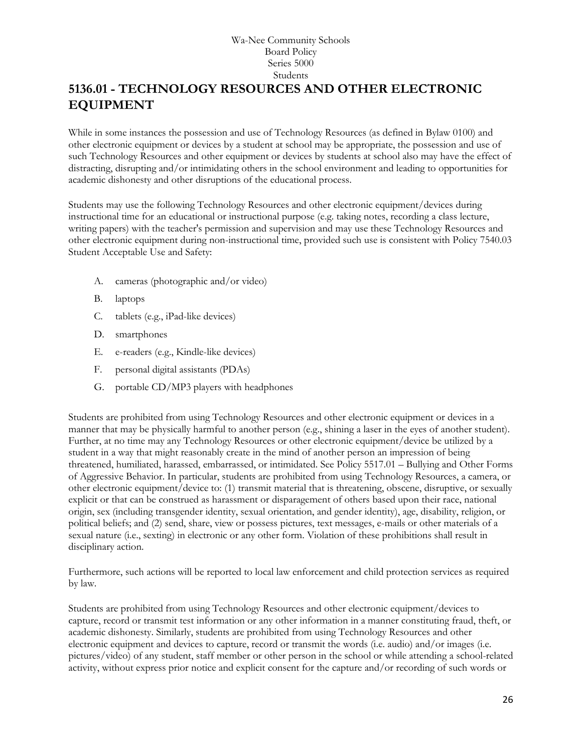Wa-Nee Community Schools
Board Policy
Series 5000
Students

# 5136.01 - TECHNOLOGY RESOURCES AND OTHER ELECTRONIC EQUIPMENT

While in some instances the possession and use of Technology Resources (as defined in Bylaw 0100) and other electronic equipment or devices by a student at school may be appropriate, the possession and use of such Technology Resources and other equipment or devices by students at school also may have the effect of distracting, disrupting and/or intimidating others in the school environment and leading to opportunities for academic dishonesty and other disruptions of the educational process.

Students may use the following Technology Resources and other electronic equipment/devices during instructional time for an educational or instructional purpose (e.g. taking notes, recording a class lecture, writing papers) with the teacher's permission and supervision and may use these Technology Resources and other electronic equipment during non-instructional time, provided such use is consistent with Policy 7540.03 Student Acceptable Use and Safety:

A. cameras (photographic and/or video)

B. laptops

C. tablets (e.g., iPad-like devices)

D. smartphones

E. e-readers (e.g., Kindle-like devices)

F. personal digital assistants (PDAs)

G. portable CD/MP3 players with headphones

Students are prohibited from using Technology Resources and other electronic equipment or devices in a manner that may be physically harmful to another person (e.g., shining a laser in the eyes of another student). Further, at no time may any Technology Resources or other electronic equipment/device be utilized by a student in a way that might reasonably create in the mind of another person an impression of being threatened, humiliated, harassed, embarrassed, or intimidated. See Policy 5517.01 – Bullying and Other Forms of Aggressive Behavior. In particular, students are prohibited from using Technology Resources, a camera, or other electronic equipment/device to: (1) transmit material that is threatening, obscene, disruptive, or sexually explicit or that can be construed as harassment or disparagement of others based upon their race, national origin, sex (including transgender identity, sexual orientation, and gender identity), age, disability, religion, or political beliefs; and (2) send, share, view or possess pictures, text messages, e-mails or other materials of a sexual nature (i.e., sexting) in electronic or any other form. Violation of these prohibitions shall result in disciplinary action.

Furthermore, such actions will be reported to local law enforcement and child protection services as required by law.

Students are prohibited from using Technology Resources and other electronic equipment/devices to capture, record or transmit test information or any other information in a manner constituting fraud, theft, or academic dishonesty. Similarly, students are prohibited from using Technology Resources and other electronic equipment and devices to capture, record or transmit the words (i.e. audio) and/or images (i.e. pictures/video) of any student, staff member or other person in the school or while attending a school-related activity, without express prior notice and explicit consent for the capture and/or recording of such words or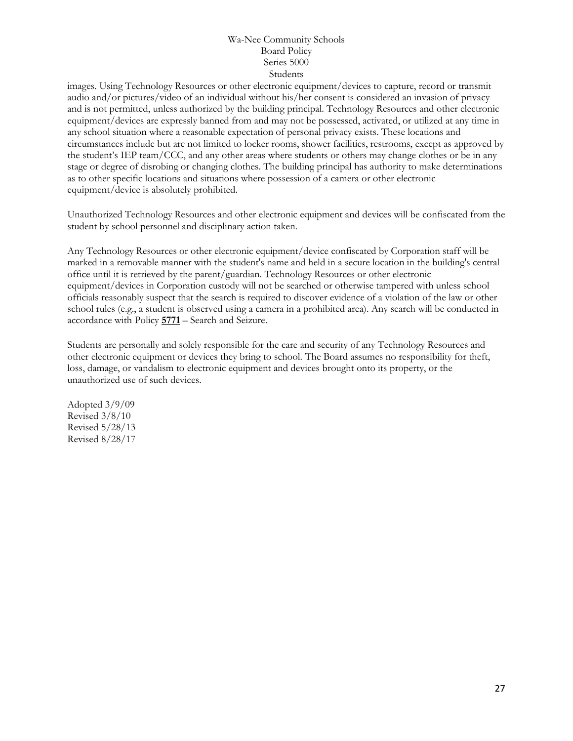images. Using Technology Resources or other electronic equipment/devices to capture, record or transmit audio and/or pictures/video of an individual without his/her consent is considered an invasion of privacy and is not permitted, unless authorized by the building principal. Technology Resources and other electronic equipment/devices are expressly banned from and may not be possessed, activated, or utilized at any time in any school situation where a reasonable expectation of personal privacy exists. These locations and circumstances include but are not limited to locker rooms, shower facilities, restrooms, except as approved by the student's IEP team/CCC, and any other areas where students or others may change clothes or be in any stage or degree of disrobing or changing clothes. The building principal has authority to make determinations as to other specific locations and situations where possession of a camera or other electronic equipment/device is absolutely prohibited.

Unauthorized Technology Resources and other electronic equipment and devices will be confiscated from the student by school personnel and disciplinary action taken.

Any Technology Resources or other electronic equipment/device confiscated by Corporation staff will be marked in a removable manner with the student's name and held in a secure location in the building's central office until it is retrieved by the parent/guardian. Technology Resources or other electronic equipment/devices in Corporation custody will not be searched or otherwise tampered with unless school officials reasonably suspect that the search is required to discover evidence of a violation of the law or other school rules (e.g., a student is observed using a camera in a prohibited area). Any search will be conducted in accordance with Policy **5771** – Search and Seizure.

Students are personally and solely responsible for the care and security of any Technology Resources and other electronic equipment or devices they bring to school. The Board assumes no responsibility for theft, loss, damage, or vandalism to electronic equipment and devices brought onto its property, or the unauthorized use of such devices.

Adopted 3/9/09
Revised 3/8/10
Revised 5/28/13
Revised 8/28/17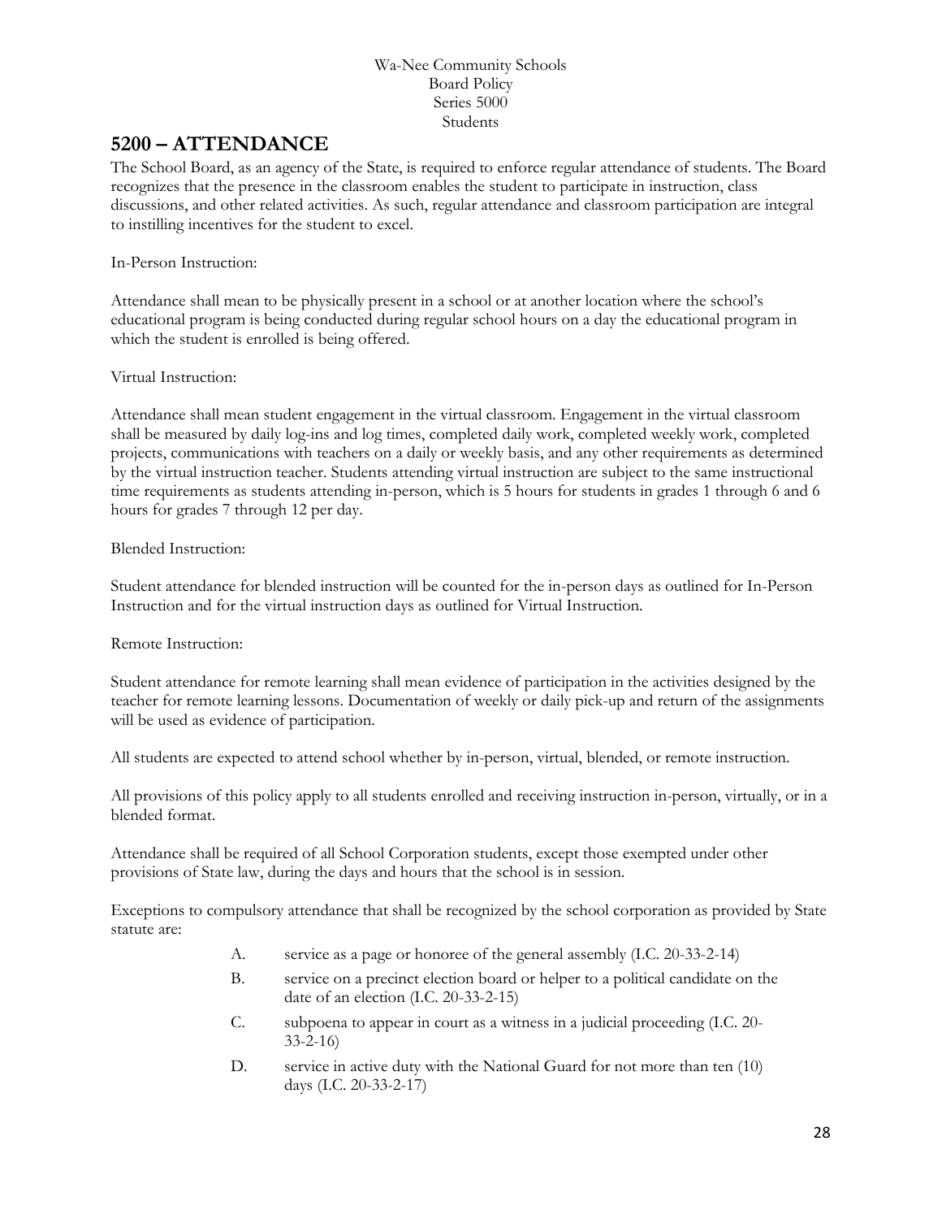Wa-Nee Community Schools
Board Policy
Series 5000
Students

## 5200 – ATTENDANCE

The School Board, as an agency of the State, is required to enforce regular attendance of students. The Board recognizes that the presence in the classroom enables the student to participate in instruction, class discussions, and other related activities. As such, regular attendance and classroom participation are integral to instilling incentives for the student to excel.

In-Person Instruction:

Attendance shall mean to be physically present in a school or at another location where the school's educational program is being conducted during regular school hours on a day the educational program in which the student is enrolled is being offered.

Virtual Instruction:

Attendance shall mean student engagement in the virtual classroom. Engagement in the virtual classroom shall be measured by daily log-ins and log times, completed daily work, completed weekly work, completed projects, communications with teachers on a daily or weekly basis, and any other requirements as determined by the virtual instruction teacher. Students attending virtual instruction are subject to the same instructional time requirements as students attending in-person, which is 5 hours for students in grades 1 through 6 and 6 hours for grades 7 through 12 per day.

Blended Instruction:

Student attendance for blended instruction will be counted for the in-person days as outlined for In-Person Instruction and for the virtual instruction days as outlined for Virtual Instruction.

Remote Instruction:

Student attendance for remote learning shall mean evidence of participation in the activities designed by the teacher for remote learning lessons. Documentation of weekly or daily pick-up and return of the assignments will be used as evidence of participation.

All students are expected to attend school whether by in-person, virtual, blended, or remote instruction.

All provisions of this policy apply to all students enrolled and receiving instruction in-person, virtually, or in a blended format.

Attendance shall be required of all School Corporation students, except those exempted under other provisions of State law, during the days and hours that the school is in session.

Exceptions to compulsory attendance that shall be recognized by the school corporation as provided by State statute are:

A. service as a page or honoree of the general assembly (I.C. 20-33-2-14)

B. service on a precinct election board or helper to a political candidate on the date of an election (I.C. 20-33-2-15)

C. subpoena to appear in court as a witness in a judicial proceeding (I.C. 20-33-2-16)

D. service in active duty with the National Guard for not more than ten (10) days (I.C. 20-33-2-17)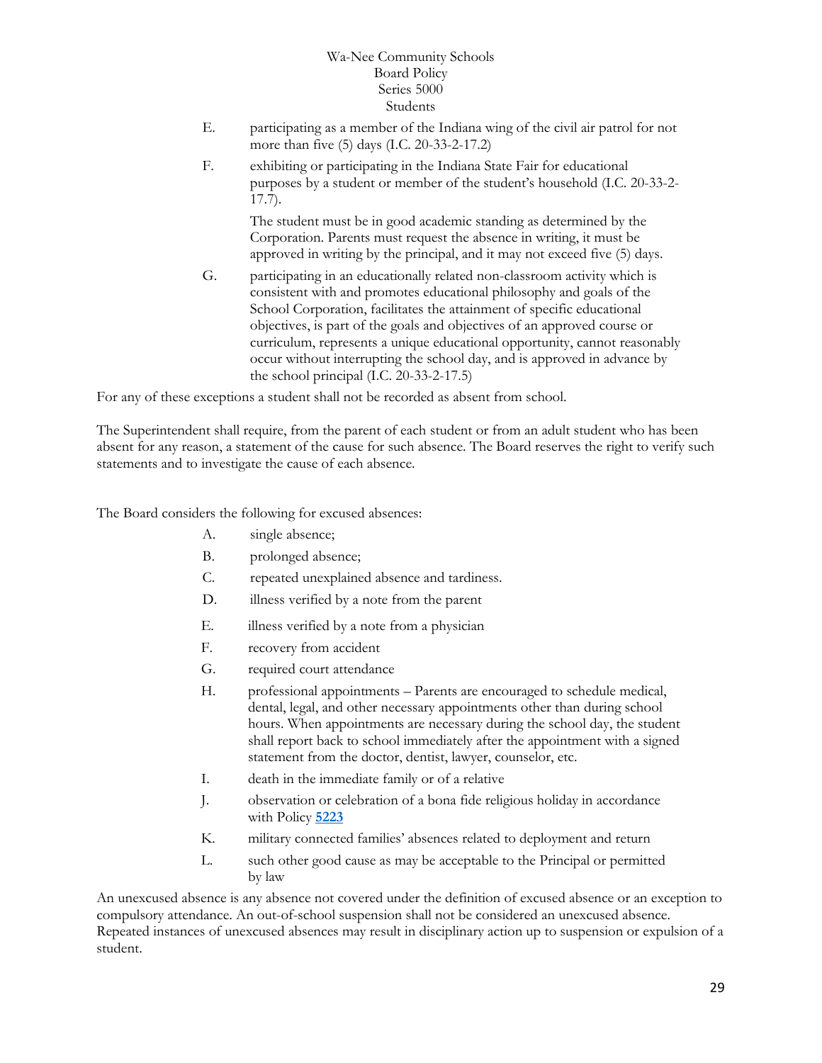E. participating as a member of the Indiana wing of the civil air patrol for not more than five (5) days (I.C. 20-33-2-17.2)

F. exhibiting or participating in the Indiana State Fair for educational purposes by a student or member of the student's household (I.C. 20-33-2-17.7).

   The student must be in good academic standing as determined by the Corporation. Parents must request the absence in writing, it must be approved in writing by the principal, and it may not exceed five (5) days.

G. participating in an educationally related non-classroom activity which is consistent with and promotes educational philosophy and goals of the School Corporation, facilitates the attainment of specific educational objectives, is part of the goals and objectives of an approved course or curriculum, represents a unique educational opportunity, cannot reasonably occur without interrupting the school day, and is approved in advance by the school principal (I.C. 20-33-2-17.5)

For any of these exceptions a student shall not be recorded as absent from school.

The Superintendent shall require, from the parent of each student or from an adult student who has been absent for any reason, a statement of the cause for such absence. The Board reserves the right to verify such statements and to investigate the cause of each absence.

The Board considers the following for excused absences:

A. single absence;

B. prolonged absence;

C. repeated unexplained absence and tardiness.

D. illness verified by a note from the parent

E. illness verified by a note from a physician

F. recovery from accident

G. required court attendance

H. professional appointments – Parents are encouraged to schedule medical, dental, legal, and other necessary appointments other than during school hours. When appointments are necessary during the school day, the student shall report back to school immediately after the appointment with a signed statement from the doctor, dentist, lawyer, counselor, etc.

I. death in the immediate family or of a relative

J. observation or celebration of a bona fide religious holiday in accordance with Policy **5223**

K. military connected families' absences related to deployment and return

L. such other good cause as may be acceptable to the Principal or permitted by law

An unexcused absence is any absence not covered under the definition of excused absence or an exception to compulsory attendance. An out-of-school suspension shall not be considered an unexcused absence. Repeated instances of unexcused absences may result in disciplinary action up to suspension or expulsion of a student.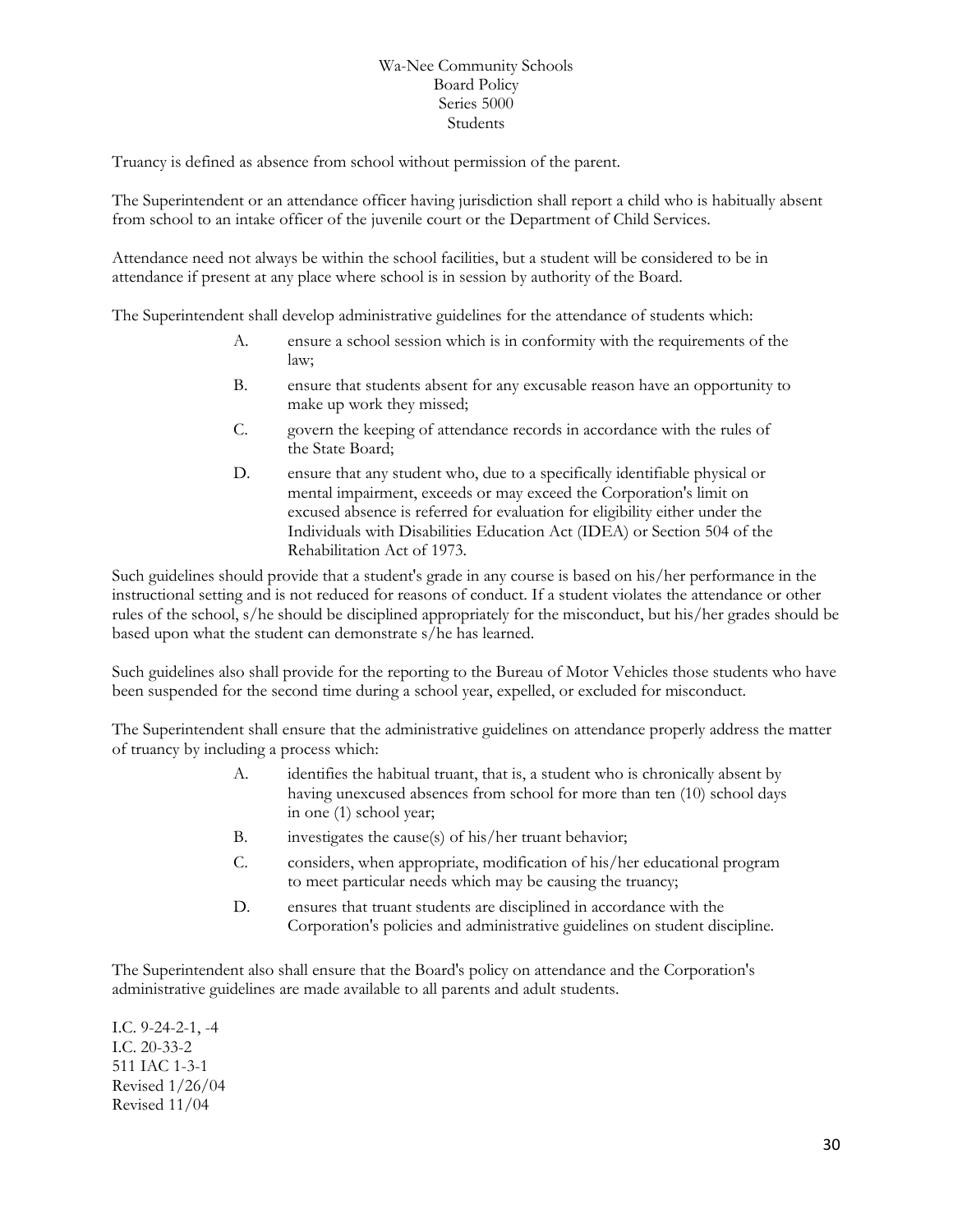Wa-Nee Community Schools
Board Policy
Series 5000
Students

Truancy is defined as absence from school without permission of the parent.

The Superintendent or an attendance officer having jurisdiction shall report a child who is habitually absent from school to an intake officer of the juvenile court or the Department of Child Services.

Attendance need not always be within the school facilities, but a student will be considered to be in attendance if present at any place where school is in session by authority of the Board.

The Superintendent shall develop administrative guidelines for the attendance of students which:

A. ensure a school session which is in conformity with the requirements of the law;

B. ensure that students absent for any excusable reason have an opportunity to make up work they missed;

C. govern the keeping of attendance records in accordance with the rules of the State Board;

D. ensure that any student who, due to a specifically identifiable physical or mental impairment, exceeds or may exceed the Corporation's limit on excused absence is referred for evaluation for eligibility either under the Individuals with Disabilities Education Act (IDEA) or Section 504 of the Rehabilitation Act of 1973.

Such guidelines should provide that a student's grade in any course is based on his/her performance in the instructional setting and is not reduced for reasons of conduct. If a student violates the attendance or other rules of the school, s/he should be disciplined appropriately for the misconduct, but his/her grades should be based upon what the student can demonstrate s/he has learned.

Such guidelines also shall provide for the reporting to the Bureau of Motor Vehicles those students who have been suspended for the second time during a school year, expelled, or excluded for misconduct.

The Superintendent shall ensure that the administrative guidelines on attendance properly address the matter of truancy by including a process which:

A. identifies the habitual truant, that is, a student who is chronically absent by having unexcused absences from school for more than ten (10) school days in one (1) school year;

B. investigates the cause(s) of his/her truant behavior;

C. considers, when appropriate, modification of his/her educational program to meet particular needs which may be causing the truancy;

D. ensures that truant students are disciplined in accordance with the Corporation's policies and administrative guidelines on student discipline.

The Superintendent also shall ensure that the Board's policy on attendance and the Corporation's administrative guidelines are made available to all parents and adult students.

I.C. 9-24-2-1, -4
I.C. 20-33-2
511 IAC 1-3-1
Revised 1/26/04
Revised 11/04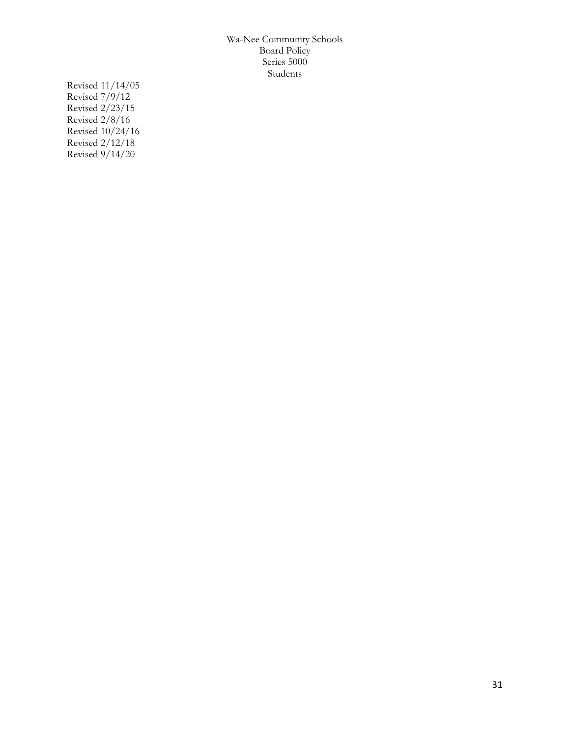Revised 11/14/05
Revised 7/9/12
Revised 2/23/15
Revised 2/8/16
Revised 10/24/16
Revised 2/12/18
Revised 9/14/20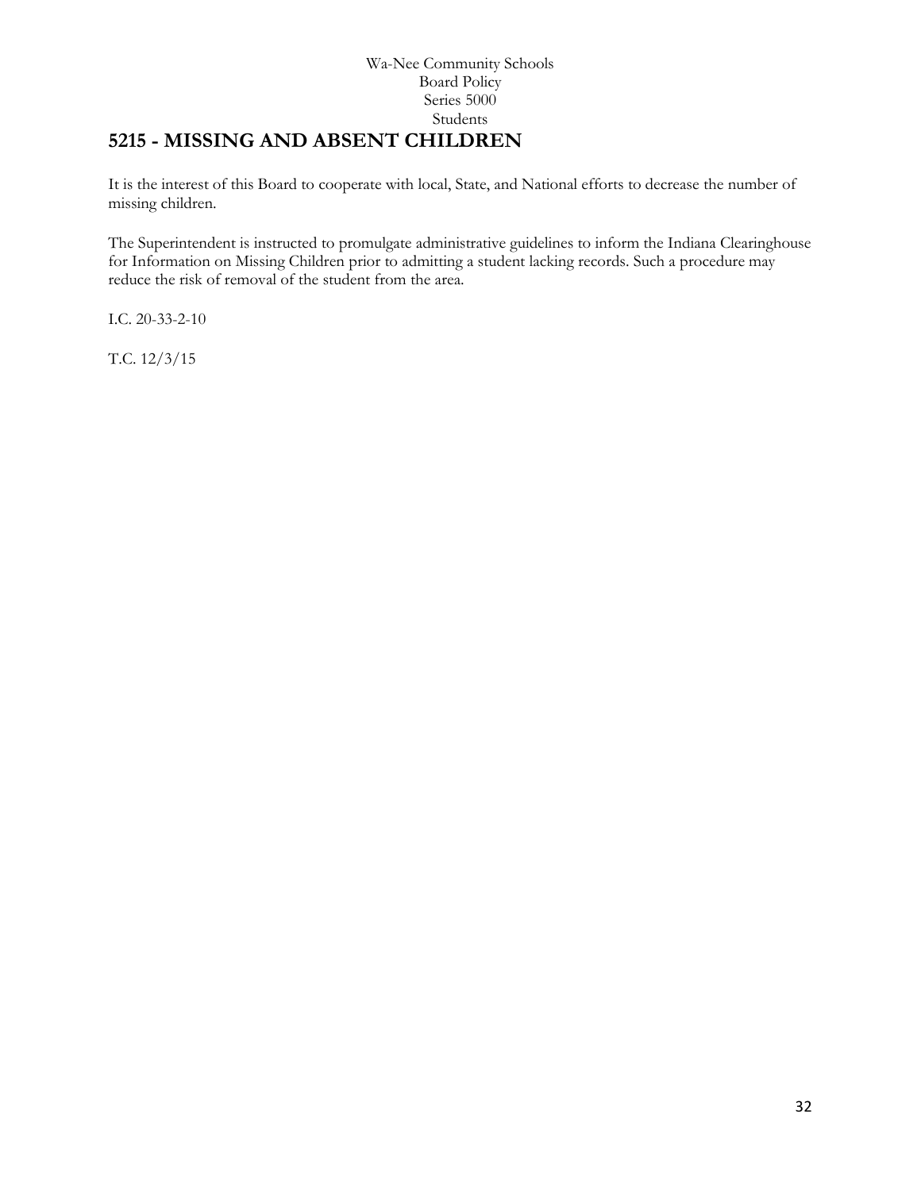Wa-Nee Community Schools
Board Policy
Series 5000
Students

# 5215 - MISSING AND ABSENT CHILDREN

It is the interest of this Board to cooperate with local, State, and National efforts to decrease the number of missing children.

The Superintendent is instructed to promulgate administrative guidelines to inform the Indiana Clearinghouse for Information on Missing Children prior to admitting a student lacking records. Such a procedure may reduce the risk of removal of the student from the area.

I.C. 20-33-2-10

T.C. 12/3/15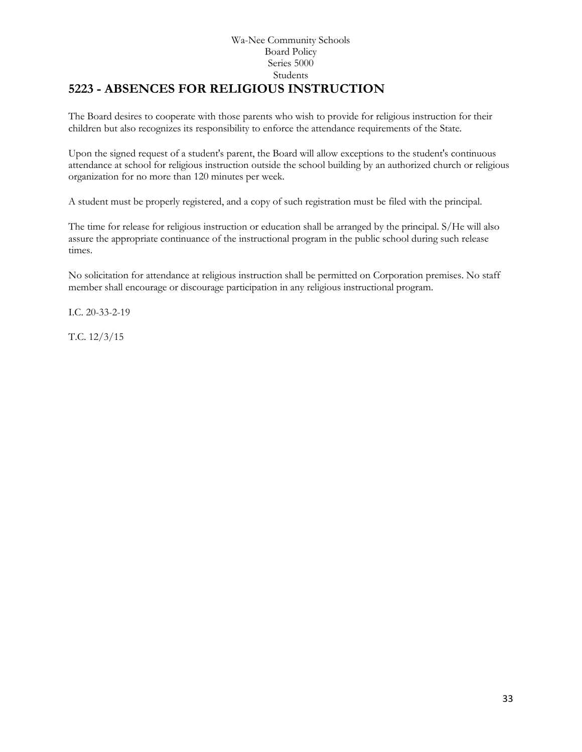Wa-Nee Community Schools
Board Policy
Series 5000
Students

# 5223 - ABSENCES FOR RELIGIOUS INSTRUCTION

The Board desires to cooperate with those parents who wish to provide for religious instruction for their children but also recognizes its responsibility to enforce the attendance requirements of the State.

Upon the signed request of a student's parent, the Board will allow exceptions to the student's continuous attendance at school for religious instruction outside the school building by an authorized church or religious organization for no more than 120 minutes per week.

A student must be properly registered, and a copy of such registration must be filed with the principal.

The time for release for religious instruction or education shall be arranged by the principal. S/He will also assure the appropriate continuance of the instructional program in the public school during such release times.

No solicitation for attendance at religious instruction shall be permitted on Corporation premises. No staff member shall encourage or discourage participation in any religious instructional program.

I.C. 20-33-2-19

T.C. 12/3/15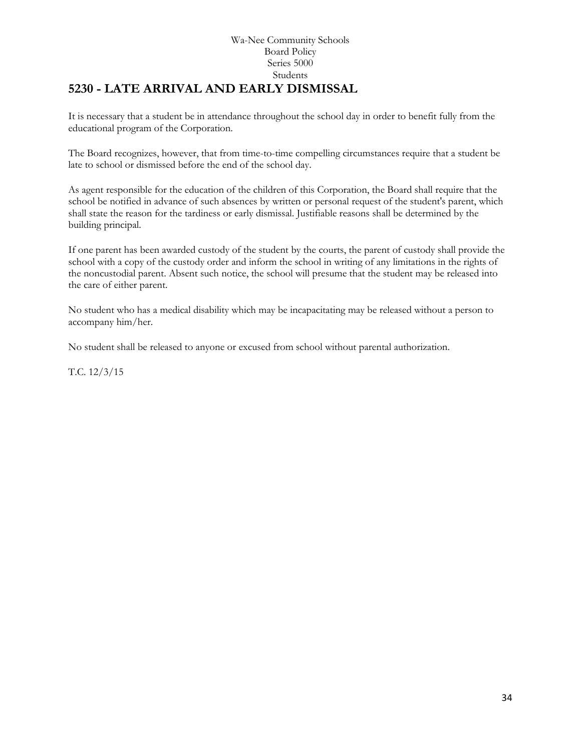Wa-Nee Community Schools
Board Policy
Series 5000
Students

# 5230 - LATE ARRIVAL AND EARLY DISMISSAL

It is necessary that a student be in attendance throughout the school day in order to benefit fully from the educational program of the Corporation.

The Board recognizes, however, that from time-to-time compelling circumstances require that a student be late to school or dismissed before the end of the school day.

As agent responsible for the education of the children of this Corporation, the Board shall require that the school be notified in advance of such absences by written or personal request of the student's parent, which shall state the reason for the tardiness or early dismissal. Justifiable reasons shall be determined by the building principal.

If one parent has been awarded custody of the student by the courts, the parent of custody shall provide the school with a copy of the custody order and inform the school in writing of any limitations in the rights of the noncustodial parent. Absent such notice, the school will presume that the student may be released into the care of either parent.

No student who has a medical disability which may be incapacitating may be released without a person to accompany him/her.

No student shall be released to anyone or excused from school without parental authorization.

T.C. 12/3/15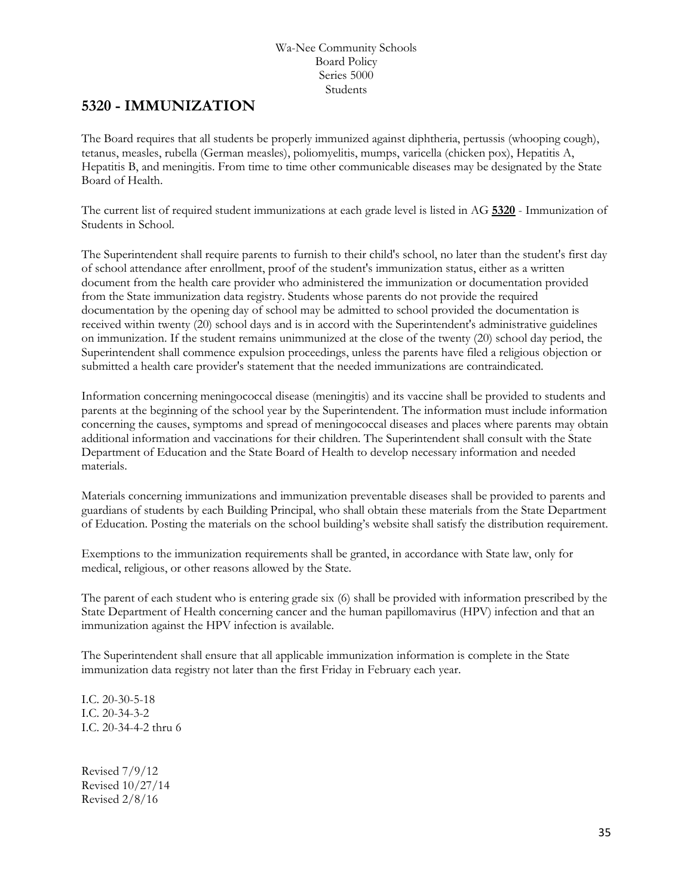Wa-Nee Community Schools
Board Policy
Series 5000
Students

# 5320 - IMMUNIZATION

The Board requires that all students be properly immunized against diphtheria, pertussis (whooping cough), tetanus, measles, rubella (German measles), poliomyelitis, mumps, varicella (chicken pox), Hepatitis A, Hepatitis B, and meningitis. From time to time other communicable diseases may be designated by the State Board of Health.

The current list of required student immunizations at each grade level is listed in AG **5320** - Immunization of Students in School.

The Superintendent shall require parents to furnish to their child's school, no later than the student's first day of school attendance after enrollment, proof of the student's immunization status, either as a written document from the health care provider who administered the immunization or documentation provided from the State immunization data registry. Students whose parents do not provide the required documentation by the opening day of school may be admitted to school provided the documentation is received within twenty (20) school days and is in accord with the Superintendent's administrative guidelines on immunization. If the student remains unimmunized at the close of the twenty (20) school day period, the Superintendent shall commence expulsion proceedings, unless the parents have filed a religious objection or submitted a health care provider's statement that the needed immunizations are contraindicated.

Information concerning meningococcal disease (meningitis) and its vaccine shall be provided to students and parents at the beginning of the school year by the Superintendent. The information must include information concerning the causes, symptoms and spread of meningococcal diseases and places where parents may obtain additional information and vaccinations for their children. The Superintendent shall consult with the State Department of Education and the State Board of Health to develop necessary information and needed materials.

Materials concerning immunizations and immunization preventable diseases shall be provided to parents and guardians of students by each Building Principal, who shall obtain these materials from the State Department of Education. Posting the materials on the school building's website shall satisfy the distribution requirement.

Exemptions to the immunization requirements shall be granted, in accordance with State law, only for medical, religious, or other reasons allowed by the State.

The parent of each student who is entering grade six (6) shall be provided with information prescribed by the State Department of Health concerning cancer and the human papillomavirus (HPV) infection and that an immunization against the HPV infection is available.

The Superintendent shall ensure that all applicable immunization information is complete in the State immunization data registry not later than the first Friday in February each year.

I.C. 20-30-5-18
I.C. 20-34-3-2
I.C. 20-34-4-2 thru 6

Revised 7/9/12
Revised 10/27/14
Revised 2/8/16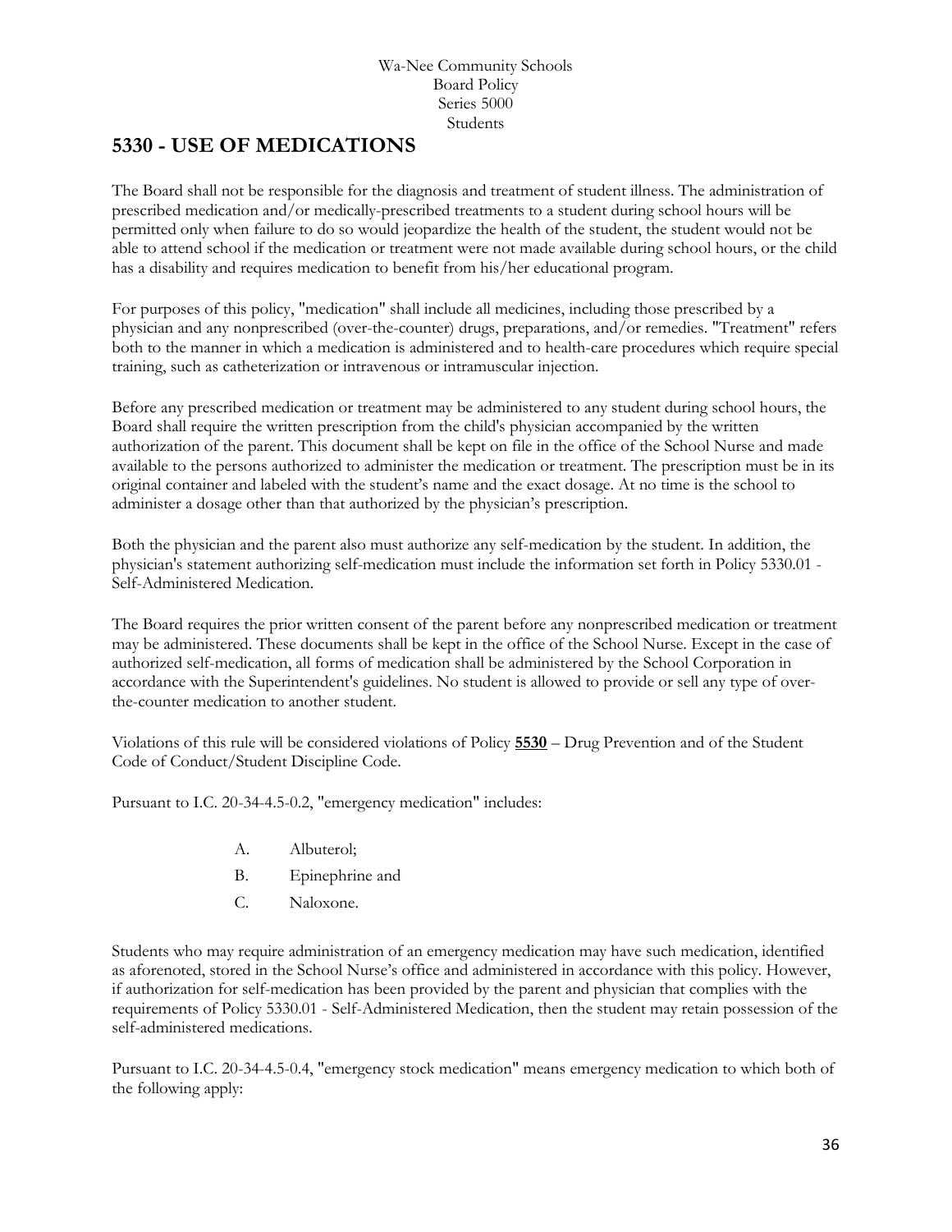Wa-Nee Community Schools
Board Policy
Series 5000
Students

# 5330 - USE OF MEDICATIONS

The Board shall not be responsible for the diagnosis and treatment of student illness. The administration of prescribed medication and/or medically-prescribed treatments to a student during school hours will be permitted only when failure to do so would jeopardize the health of the student, the student would not be able to attend school if the medication or treatment were not made available during school hours, or the child has a disability and requires medication to benefit from his/her educational program.

For purposes of this policy, "medication" shall include all medicines, including those prescribed by a physician and any nonprescribed (over-the-counter) drugs, preparations, and/or remedies. "Treatment" refers both to the manner in which a medication is administered and to health-care procedures which require special training, such as catheterization or intravenous or intramuscular injection.

Before any prescribed medication or treatment may be administered to any student during school hours, the Board shall require the written prescription from the child's physician accompanied by the written authorization of the parent. This document shall be kept on file in the office of the School Nurse and made available to the persons authorized to administer the medication or treatment. The prescription must be in its original container and labeled with the student's name and the exact dosage. At no time is the school to administer a dosage other than that authorized by the physician's prescription.

Both the physician and the parent also must authorize any self-medication by the student. In addition, the physician's statement authorizing self-medication must include the information set forth in Policy 5330.01 - Self-Administered Medication.

The Board requires the prior written consent of the parent before any nonprescribed medication or treatment may be administered. These documents shall be kept in the office of the School Nurse. Except in the case of authorized self-medication, all forms of medication shall be administered by the School Corporation in accordance with the Superintendent's guidelines. No student is allowed to provide or sell any type of over-the-counter medication to another student.

Violations of this rule will be considered violations of Policy **5530** – Drug Prevention and of the Student Code of Conduct/Student Discipline Code.

Pursuant to I.C. 20-34-4.5-0.2, "emergency medication" includes:

A. Albuterol;
B. Epinephrine and
C. Naloxone.

Students who may require administration of an emergency medication may have such medication, identified as aforenoted, stored in the School Nurse's office and administered in accordance with this policy. However, if authorization for self-medication has been provided by the parent and physician that complies with the requirements of Policy 5330.01 - Self-Administered Medication, then the student may retain possession of the self-administered medications.

Pursuant to I.C. 20-34-4.5-0.4, "emergency stock medication" means emergency medication to which both of the following apply: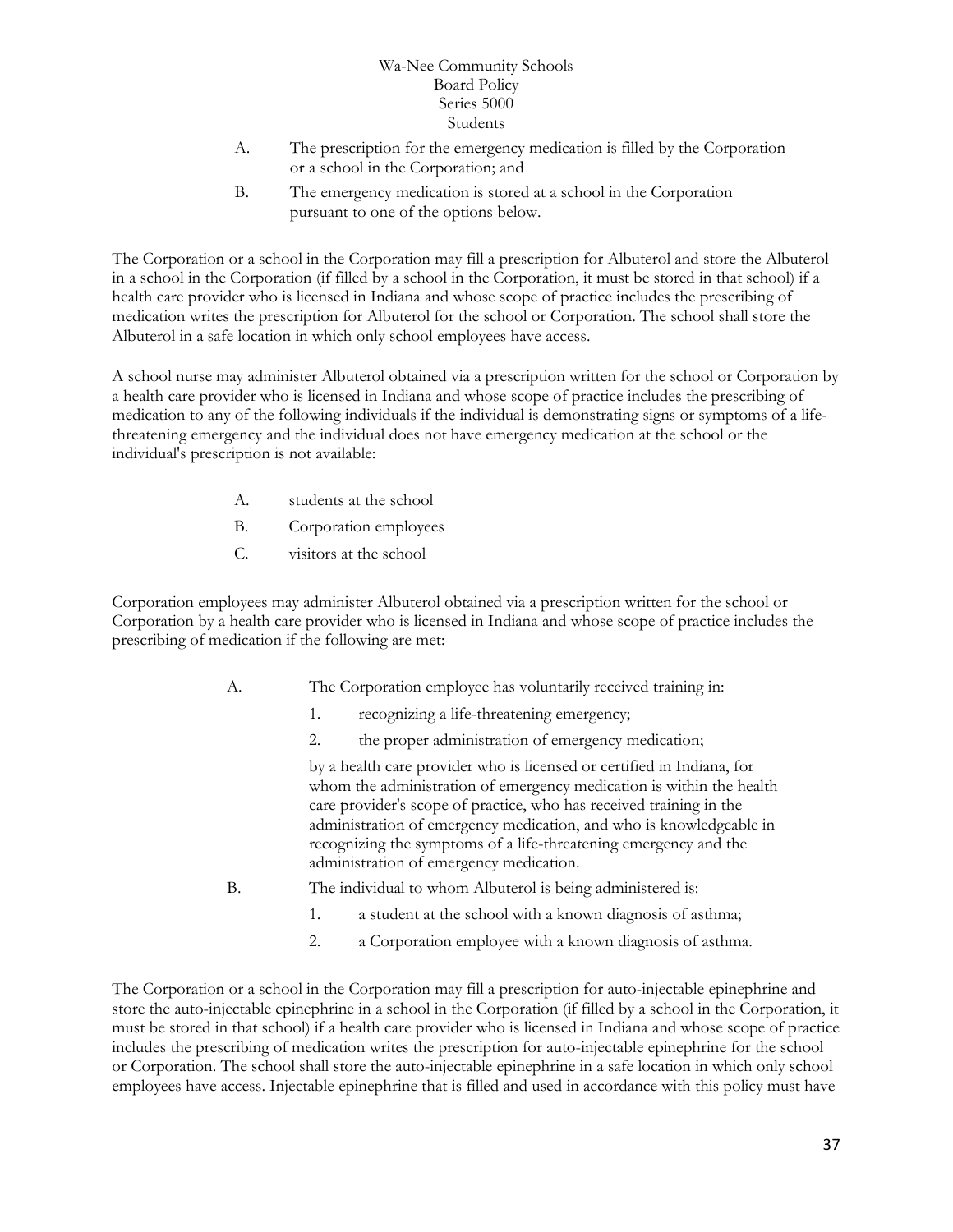A. The prescription for the emergency medication is filled by the Corporation or a school in the Corporation; and

B. The emergency medication is stored at a school in the Corporation pursuant to one of the options below.

The Corporation or a school in the Corporation may fill a prescription for Albuterol and store the Albuterol in a school in the Corporation (if filled by a school in the Corporation, it must be stored in that school) if a health care provider who is licensed in Indiana and whose scope of practice includes the prescribing of medication writes the prescription for Albuterol for the school or Corporation. The school shall store the Albuterol in a safe location in which only school employees have access.

A school nurse may administer Albuterol obtained via a prescription written for the school or Corporation by a health care provider who is licensed in Indiana and whose scope of practice includes the prescribing of medication to any of the following individuals if the individual is demonstrating signs or symptoms of a life-threatening emergency and the individual does not have emergency medication at the school or the individual's prescription is not available:

A. students at the school

B. Corporation employees

C. visitors at the school

Corporation employees may administer Albuterol obtained via a prescription written for the school or Corporation by a health care provider who is licensed in Indiana and whose scope of practice includes the prescribing of medication if the following are met:

A. The Corporation employee has voluntarily received training in:

   1. recognizing a life-threatening emergency;

   2. the proper administration of emergency medication;

   by a health care provider who is licensed or certified in Indiana, for whom the administration of emergency medication is within the health care provider's scope of practice, who has received training in the administration of emergency medication, and who is knowledgeable in recognizing the symptoms of a life-threatening emergency and the administration of emergency medication.

B. The individual to whom Albuterol is being administered is:

   1. a student at the school with a known diagnosis of asthma;

   2. a Corporation employee with a known diagnosis of asthma.

The Corporation or a school in the Corporation may fill a prescription for auto-injectable epinephrine and store the auto-injectable epinephrine in a school in the Corporation (if filled by a school in the Corporation, it must be stored in that school) if a health care provider who is licensed in Indiana and whose scope of practice includes the prescribing of medication writes the prescription for auto-injectable epinephrine for the school or Corporation. The school shall store the auto-injectable epinephrine in a safe location in which only school employees have access. Injectable epinephrine that is filled and used in accordance with this policy must have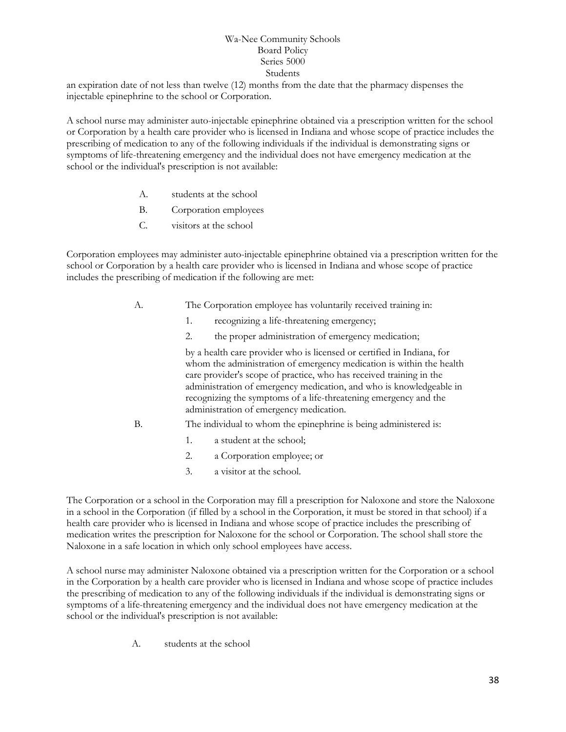an expiration date of not less than twelve (12) months from the date that the pharmacy dispenses the injectable epinephrine to the school or Corporation.

A school nurse may administer auto-injectable epinephrine obtained via a prescription written for the school or Corporation by a health care provider who is licensed in Indiana and whose scope of practice includes the prescribing of medication to any of the following individuals if the individual is demonstrating signs or symptoms of life-threatening emergency and the individual does not have emergency medication at the school or the individual's prescription is not available:

A. students at the school
B. Corporation employees
C. visitors at the school

Corporation employees may administer auto-injectable epinephrine obtained via a prescription written for the school or Corporation by a health care provider who is licensed in Indiana and whose scope of practice includes the prescribing of medication if the following are met:

A. The Corporation employee has voluntarily received training in:
   1. recognizing a life-threatening emergency;
   2. the proper administration of emergency medication;

   by a health care provider who is licensed or certified in Indiana, for whom the administration of emergency medication is within the health care provider's scope of practice, who has received training in the administration of emergency medication, and who is knowledgeable in recognizing the symptoms of a life-threatening emergency and the administration of emergency medication.
B. The individual to whom the epinephrine is being administered is:
   1. a student at the school;
   2. a Corporation employee; or
   3. a visitor at the school.

The Corporation or a school in the Corporation may fill a prescription for Naloxone and store the Naloxone in a school in the Corporation (if filled by a school in the Corporation, it must be stored in that school) if a health care provider who is licensed in Indiana and whose scope of practice includes the prescribing of medication writes the prescription for Naloxone for the school or Corporation. The school shall store the Naloxone in a safe location in which only school employees have access.

A school nurse may administer Naloxone obtained via a prescription written for the Corporation or a school in the Corporation by a health care provider who is licensed in Indiana and whose scope of practice includes the prescribing of medication to any of the following individuals if the individual is demonstrating signs or symptoms of a life-threatening emergency and the individual does not have emergency medication at the school or the individual's prescription is not available:

A. students at the school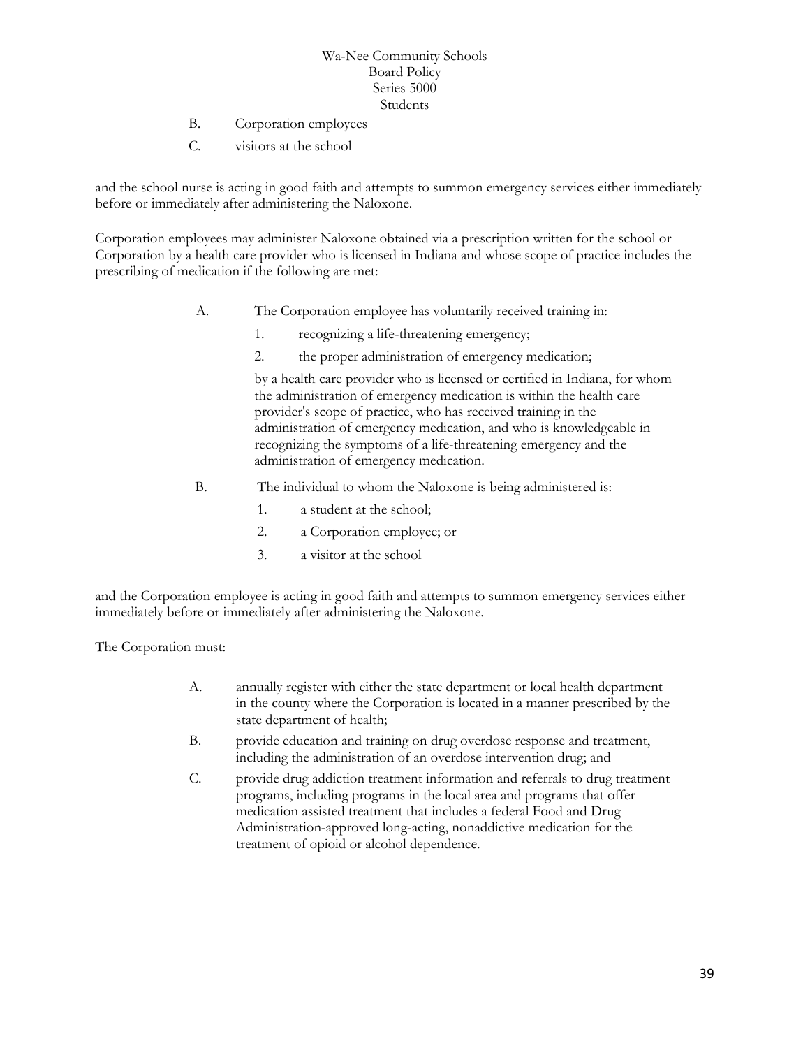B. Corporation employees

C. visitors at the school

and the school nurse is acting in good faith and attempts to summon emergency services either immediately before or immediately after administering the Naloxone.

Corporation employees may administer Naloxone obtained via a prescription written for the school or Corporation by a health care provider who is licensed in Indiana and whose scope of practice includes the prescribing of medication if the following are met:

A. The Corporation employee has voluntarily received training in:

   1. recognizing a life-threatening emergency;

   2. the proper administration of emergency medication;

   by a health care provider who is licensed or certified in Indiana, for whom the administration of emergency medication is within the health care provider's scope of practice, who has received training in the administration of emergency medication, and who is knowledgeable in recognizing the symptoms of a life-threatening emergency and the administration of emergency medication.

B. The individual to whom the Naloxone is being administered is:

   1. a student at the school;

   2. a Corporation employee; or

   3. a visitor at the school

and the Corporation employee is acting in good faith and attempts to summon emergency services either immediately before or immediately after administering the Naloxone.

The Corporation must:

A. annually register with either the state department or local health department in the county where the Corporation is located in a manner prescribed by the state department of health;

B. provide education and training on drug overdose response and treatment, including the administration of an overdose intervention drug; and

C. provide drug addiction treatment information and referrals to drug treatment programs, including programs in the local area and programs that offer medication assisted treatment that includes a federal Food and Drug Administration-approved long-acting, nonaddictive medication for the treatment of opioid or alcohol dependence.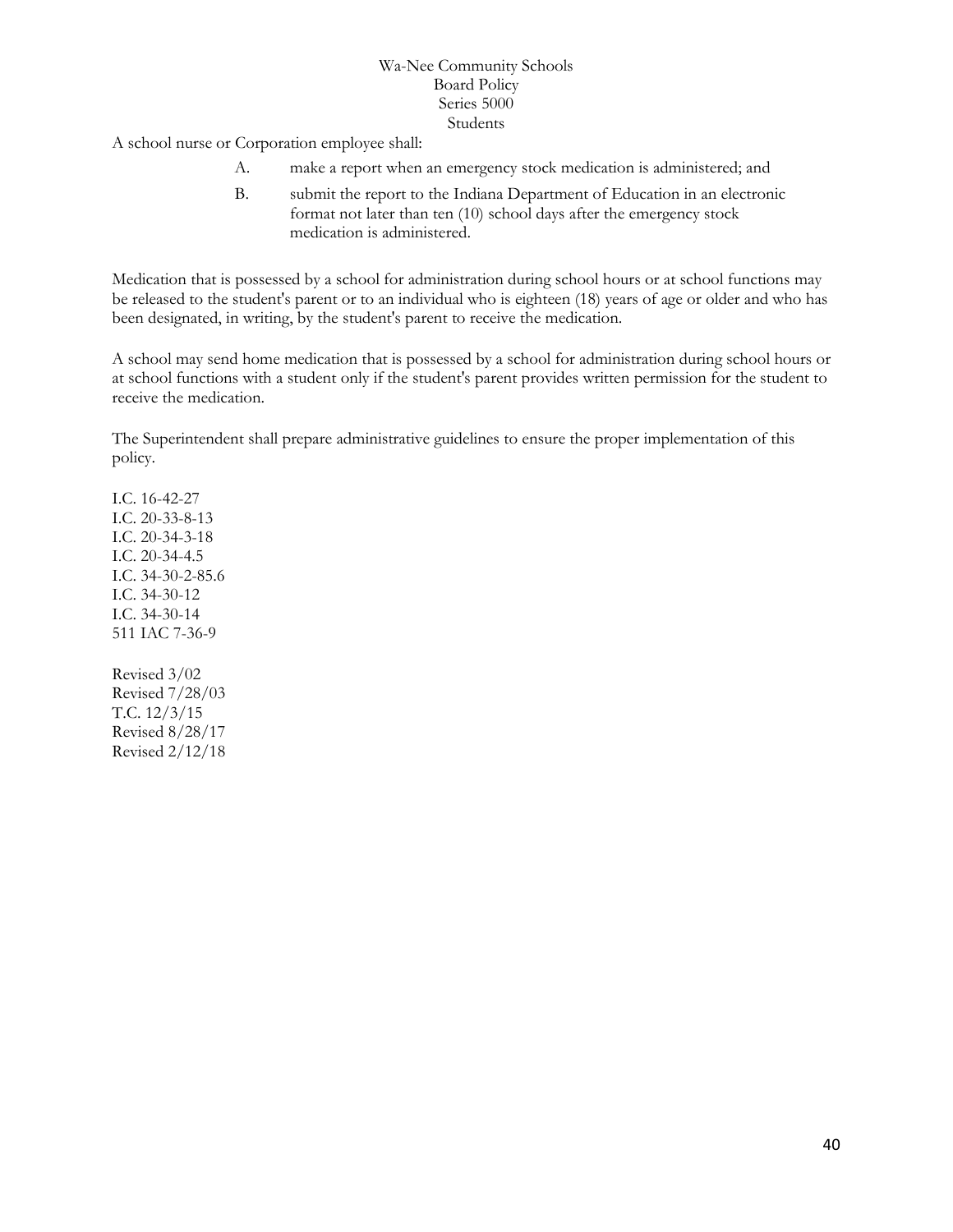A school nurse or Corporation employee shall:

A. make a report when an emergency stock medication is administered; and

B. submit the report to the Indiana Department of Education in an electronic format not later than ten (10) school days after the emergency stock medication is administered.

Medication that is possessed by a school for administration during school hours or at school functions may be released to the student's parent or to an individual who is eighteen (18) years of age or older and who has been designated, in writing, by the student's parent to receive the medication.

A school may send home medication that is possessed by a school for administration during school hours or at school functions with a student only if the student's parent provides written permission for the student to receive the medication.

The Superintendent shall prepare administrative guidelines to ensure the proper implementation of this policy.

I.C. 16-42-27
I.C. 20-33-8-13
I.C. 20-34-3-18
I.C. 20-34-4.5
I.C. 34-30-2-85.6
I.C. 34-30-12
I.C. 34-30-14
511 IAC 7-36-9

Revised 3/02
Revised 7/28/03
T.C. 12/3/15
Revised 8/28/17
Revised 2/12/18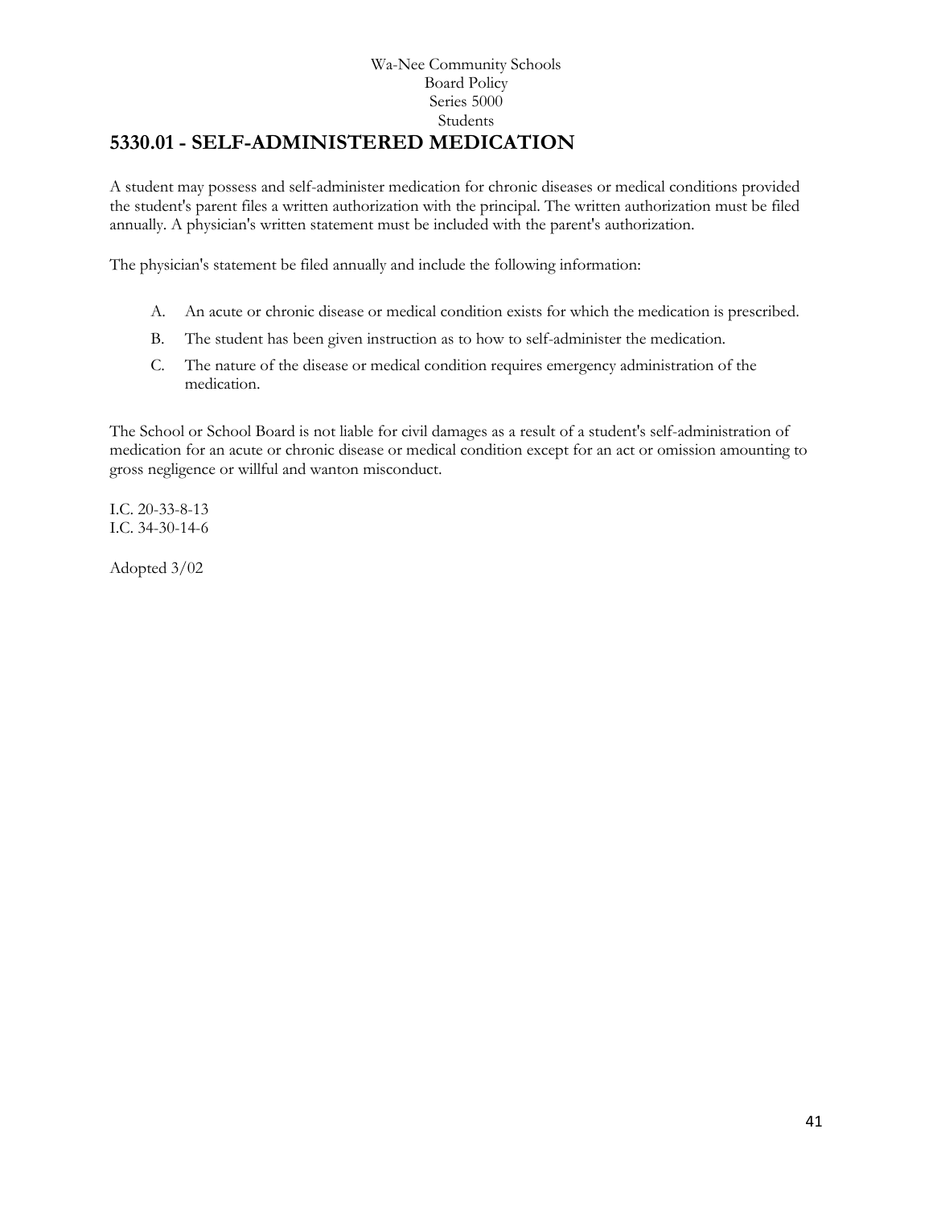Wa-Nee Community Schools
Board Policy
Series 5000
Students

# 5330.01 - SELF-ADMINISTERED MEDICATION

A student may possess and self-administer medication for chronic diseases or medical conditions provided the student's parent files a written authorization with the principal. The written authorization must be filed annually. A physician's written statement must be included with the parent's authorization.

The physician's statement be filed annually and include the following information:

A. An acute or chronic disease or medical condition exists for which the medication is prescribed.

B. The student has been given instruction as to how to self-administer the medication.

C. The nature of the disease or medical condition requires emergency administration of the medication.

The School or School Board is not liable for civil damages as a result of a student's self-administration of medication for an acute or chronic disease or medical condition except for an act or omission amounting to gross negligence or willful and wanton misconduct.

I.C. 20-33-8-13
I.C. 34-30-14-6

Adopted 3/02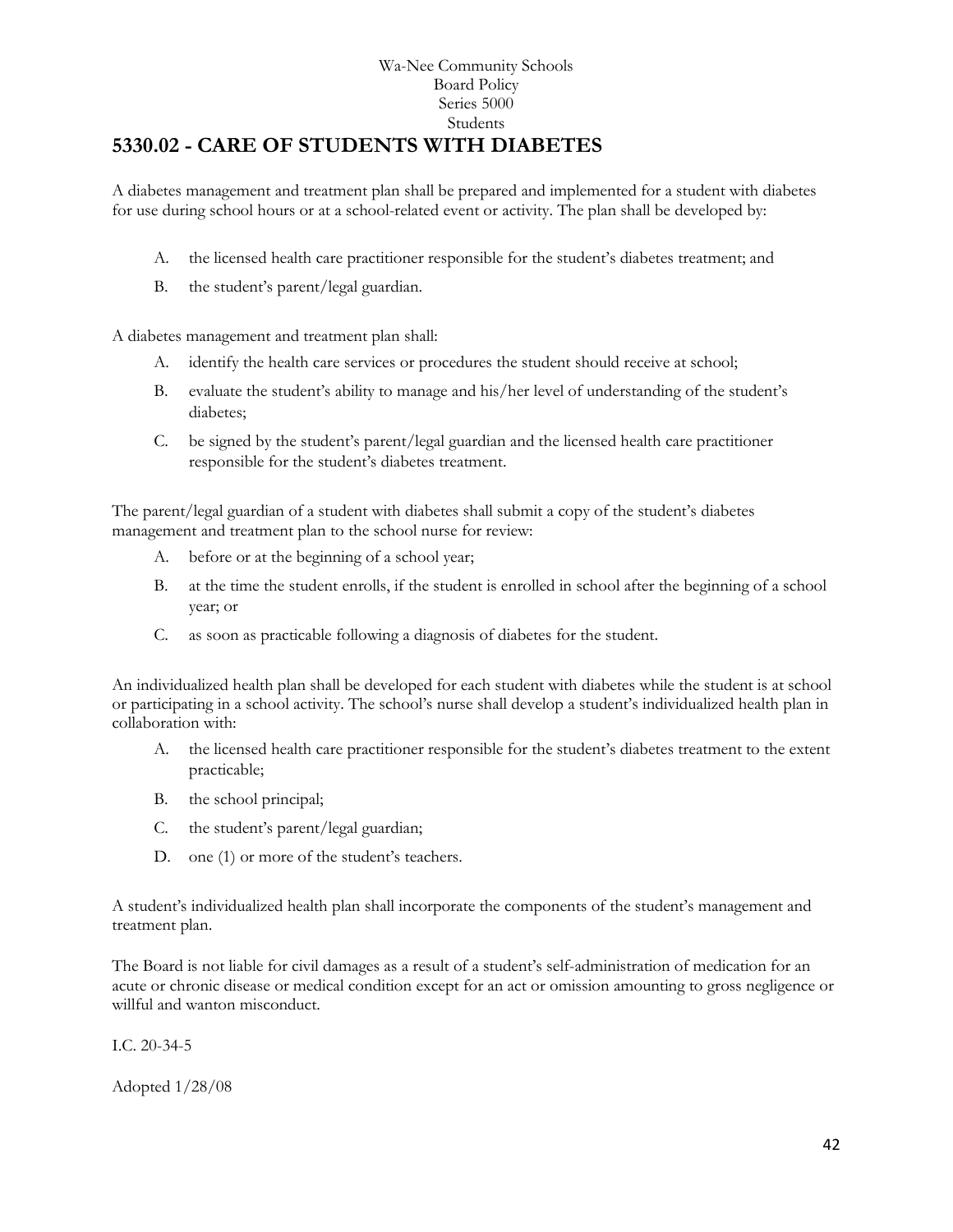Wa-Nee Community Schools
Board Policy
Series 5000
Students

# 5330.02 - CARE OF STUDENTS WITH DIABETES

A diabetes management and treatment plan shall be prepared and implemented for a student with diabetes for use during school hours or at a school-related event or activity. The plan shall be developed by:

A. the licensed health care practitioner responsible for the student's diabetes treatment; and

B. the student's parent/legal guardian.

A diabetes management and treatment plan shall:

A. identify the health care services or procedures the student should receive at school;

B. evaluate the student's ability to manage and his/her level of understanding of the student's diabetes;

C. be signed by the student's parent/legal guardian and the licensed health care practitioner responsible for the student's diabetes treatment.

The parent/legal guardian of a student with diabetes shall submit a copy of the student's diabetes management and treatment plan to the school nurse for review:

A. before or at the beginning of a school year;

B. at the time the student enrolls, if the student is enrolled in school after the beginning of a school year; or

C. as soon as practicable following a diagnosis of diabetes for the student.

An individualized health plan shall be developed for each student with diabetes while the student is at school or participating in a school activity. The school's nurse shall develop a student's individualized health plan in collaboration with:

A. the licensed health care practitioner responsible for the student's diabetes treatment to the extent practicable;

B. the school principal;

C. the student's parent/legal guardian;

D. one (1) or more of the student's teachers.

A student's individualized health plan shall incorporate the components of the student's management and treatment plan.

The Board is not liable for civil damages as a result of a student's self-administration of medication for an acute or chronic disease or medical condition except for an act or omission amounting to gross negligence or willful and wanton misconduct.

I.C. 20-34-5

Adopted 1/28/08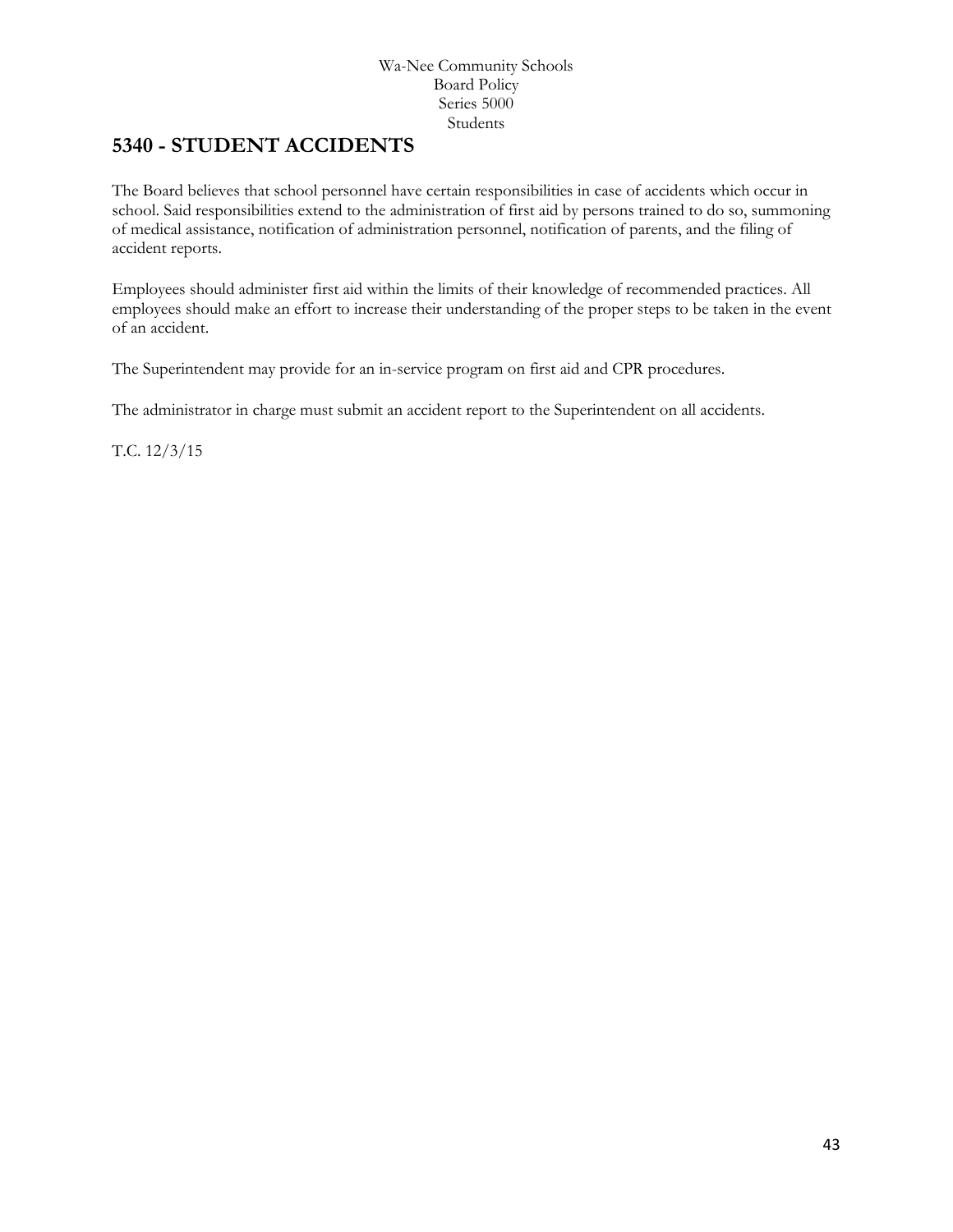# 5340 - STUDENT ACCIDENTS

The Board believes that school personnel have certain responsibilities in case of accidents which occur in school. Said responsibilities extend to the administration of first aid by persons trained to do so, summoning of medical assistance, notification of administration personnel, notification of parents, and the filing of accident reports.

Employees should administer first aid within the limits of their knowledge of recommended practices. All employees should make an effort to increase their understanding of the proper steps to be taken in the event of an accident.

The Superintendent may provide for an in-service program on first aid and CPR procedures.

The administrator in charge must submit an accident report to the Superintendent on all accidents.

T.C. 12/3/15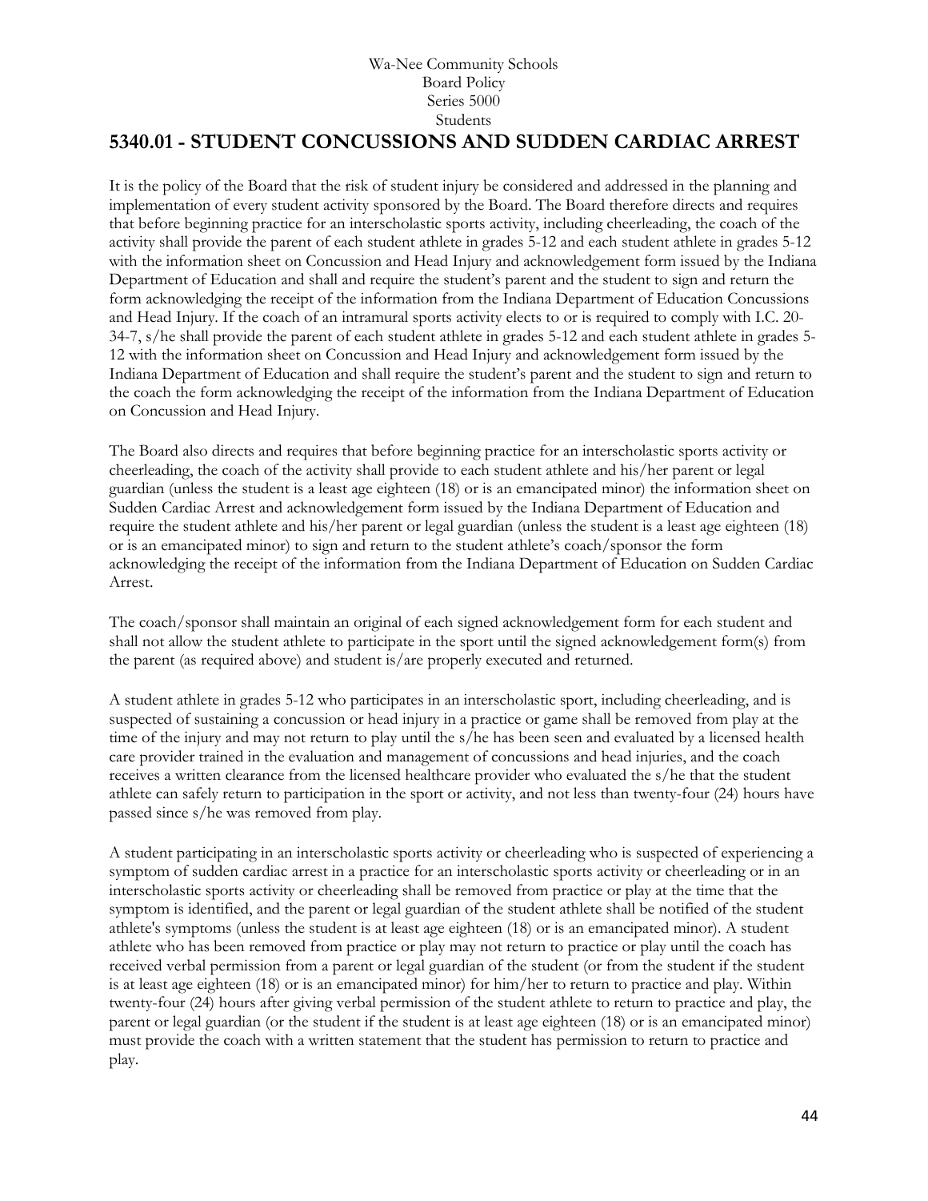Wa-Nee Community Schools
Board Policy
Series 5000
Students

## 5340.01 - STUDENT CONCUSSIONS AND SUDDEN CARDIAC ARREST

It is the policy of the Board that the risk of student injury be considered and addressed in the planning and implementation of every student activity sponsored by the Board. The Board therefore directs and requires that before beginning practice for an interscholastic sports activity, including cheerleading, the coach of the activity shall provide the parent of each student athlete in grades 5-12 and each student athlete in grades 5-12 with the information sheet on Concussion and Head Injury and acknowledgement form issued by the Indiana Department of Education and shall and require the student's parent and the student to sign and return the form acknowledging the receipt of the information from the Indiana Department of Education Concussions and Head Injury. If the coach of an intramural sports activity elects to or is required to comply with I.C. 20-34-7, s/he shall provide the parent of each student athlete in grades 5-12 and each student athlete in grades 5-12 with the information sheet on Concussion and Head Injury and acknowledgement form issued by the Indiana Department of Education and shall require the student's parent and the student to sign and return to the coach the form acknowledging the receipt of the information from the Indiana Department of Education on Concussion and Head Injury.

The Board also directs and requires that before beginning practice for an interscholastic sports activity or cheerleading, the coach of the activity shall provide to each student athlete and his/her parent or legal guardian (unless the student is a least age eighteen (18) or is an emancipated minor) the information sheet on Sudden Cardiac Arrest and acknowledgement form issued by the Indiana Department of Education and require the student athlete and his/her parent or legal guardian (unless the student is a least age eighteen (18) or is an emancipated minor) to sign and return to the student athlete's coach/sponsor the form acknowledging the receipt of the information from the Indiana Department of Education on Sudden Cardiac Arrest.

The coach/sponsor shall maintain an original of each signed acknowledgement form for each student and shall not allow the student athlete to participate in the sport until the signed acknowledgement form(s) from the parent (as required above) and student is/are properly executed and returned.

A student athlete in grades 5-12 who participates in an interscholastic sport, including cheerleading, and is suspected of sustaining a concussion or head injury in a practice or game shall be removed from play at the time of the injury and may not return to play until the s/he has been seen and evaluated by a licensed health care provider trained in the evaluation and management of concussions and head injuries, and the coach receives a written clearance from the licensed healthcare provider who evaluated the s/he that the student athlete can safely return to participation in the sport or activity, and not less than twenty-four (24) hours have passed since s/he was removed from play.

A student participating in an interscholastic sports activity or cheerleading who is suspected of experiencing a symptom of sudden cardiac arrest in a practice for an interscholastic sports activity or cheerleading or in an interscholastic sports activity or cheerleading shall be removed from practice or play at the time that the symptom is identified, and the parent or legal guardian of the student athlete shall be notified of the student athlete's symptoms (unless the student is at least age eighteen (18) or is an emancipated minor). A student athlete who has been removed from practice or play may not return to practice or play until the coach has received verbal permission from a parent or legal guardian of the student (or from the student if the student is at least age eighteen (18) or is an emancipated minor) for him/her to return to practice and play. Within twenty-four (24) hours after giving verbal permission of the student athlete to return to practice and play, the parent or legal guardian (or the student if the student is at least age eighteen (18) or is an emancipated minor) must provide the coach with a written statement that the student has permission to return to practice and play.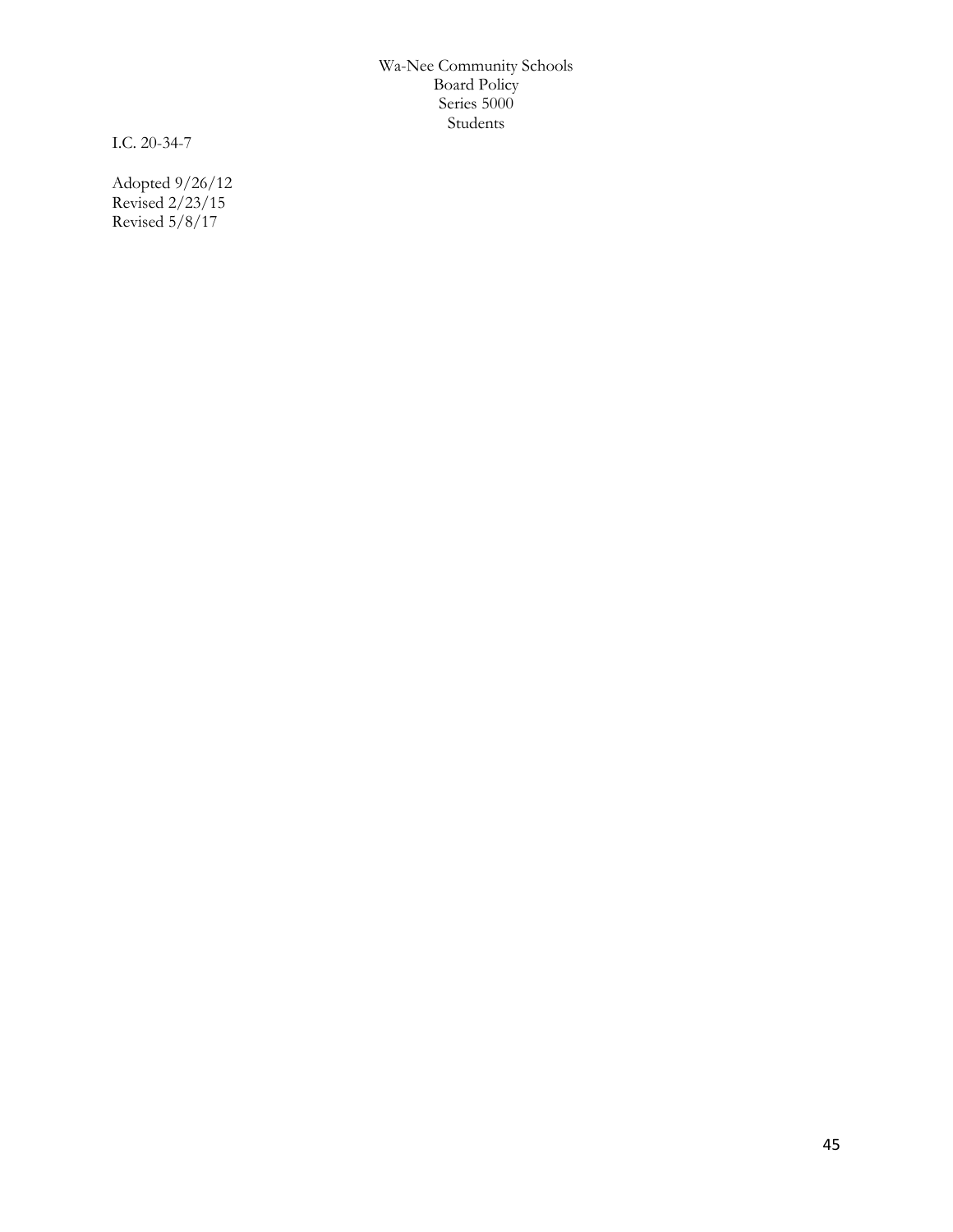I.C. 20-34-7

Adopted 9/26/12
Revised 2/23/15
Revised 5/8/17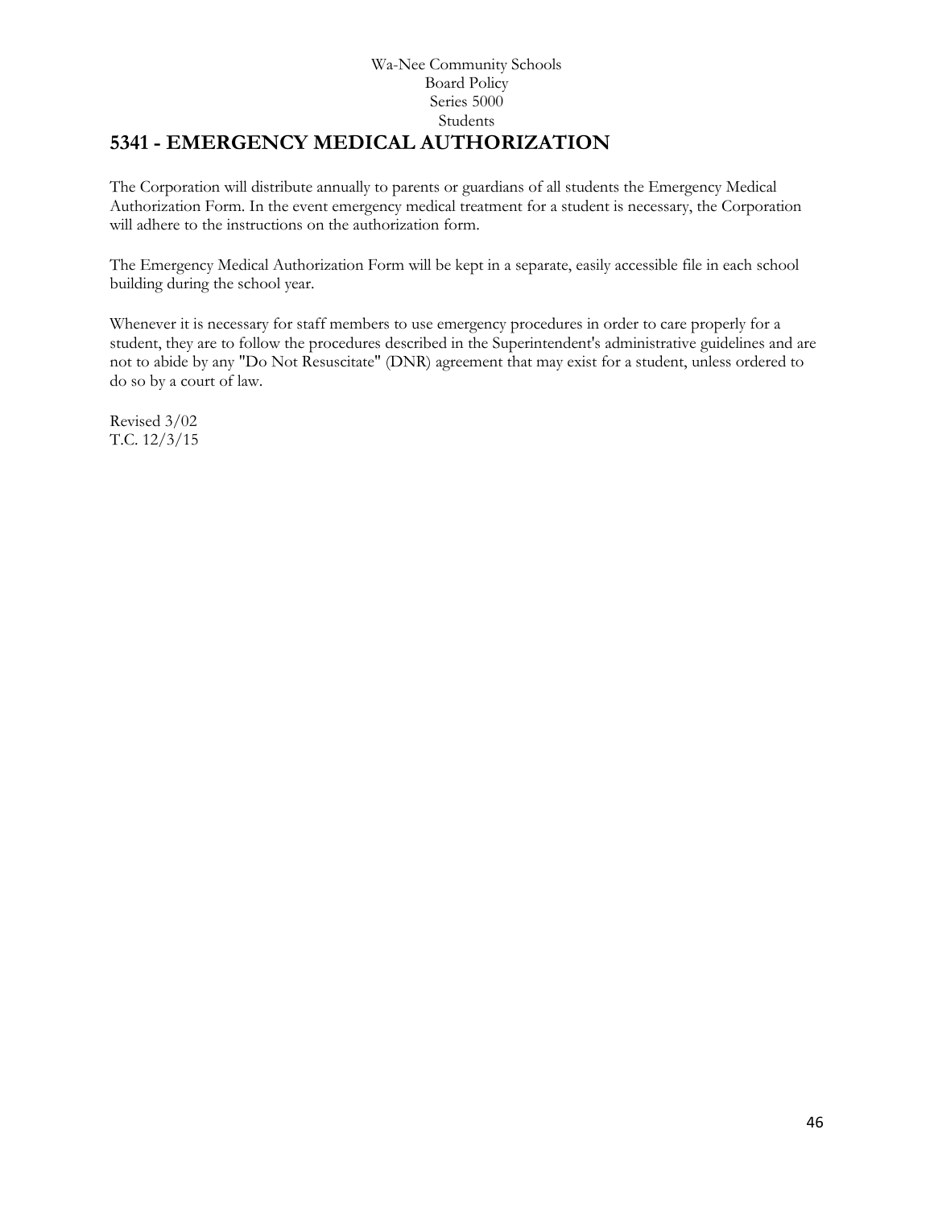Wa-Nee Community Schools
Board Policy
Series 5000
Students

# 5341 - EMERGENCY MEDICAL AUTHORIZATION

The Corporation will distribute annually to parents or guardians of all students the Emergency Medical Authorization Form. In the event emergency medical treatment for a student is necessary, the Corporation will adhere to the instructions on the authorization form.

The Emergency Medical Authorization Form will be kept in a separate, easily accessible file in each school building during the school year.

Whenever it is necessary for staff members to use emergency procedures in order to care properly for a student, they are to follow the procedures described in the Superintendent's administrative guidelines and are not to abide by any "Do Not Resuscitate" (DNR) agreement that may exist for a student, unless ordered to do so by a court of law.

Revised 3/02
T.C. 12/3/15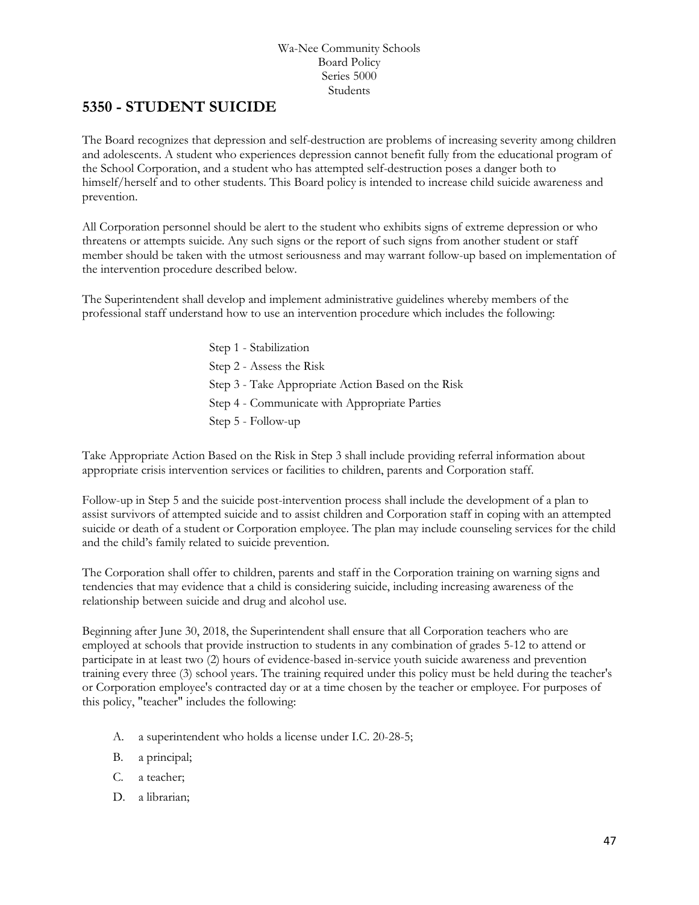Wa-Nee Community Schools
Board Policy
Series 5000
Students

## 5350 - STUDENT SUICIDE

The Board recognizes that depression and self-destruction are problems of increasing severity among children and adolescents. A student who experiences depression cannot benefit fully from the educational program of the School Corporation, and a student who has attempted self-destruction poses a danger both to himself/herself and to other students. This Board policy is intended to increase child suicide awareness and prevention.

All Corporation personnel should be alert to the student who exhibits signs of extreme depression or who threatens or attempts suicide. Any such signs or the report of such signs from another student or staff member should be taken with the utmost seriousness and may warrant follow-up based on implementation of the intervention procedure described below.

The Superintendent shall develop and implement administrative guidelines whereby members of the professional staff understand how to use an intervention procedure which includes the following:

Step 1 - Stabilization
Step 2 - Assess the Risk
Step 3 - Take Appropriate Action Based on the Risk
Step 4 - Communicate with Appropriate Parties
Step 5 - Follow-up

Take Appropriate Action Based on the Risk in Step 3 shall include providing referral information about appropriate crisis intervention services or facilities to children, parents and Corporation staff.

Follow-up in Step 5 and the suicide post-intervention process shall include the development of a plan to assist survivors of attempted suicide and to assist children and Corporation staff in coping with an attempted suicide or death of a student or Corporation employee. The plan may include counseling services for the child and the child's family related to suicide prevention.

The Corporation shall offer to children, parents and staff in the Corporation training on warning signs and tendencies that may evidence that a child is considering suicide, including increasing awareness of the relationship between suicide and drug and alcohol use.

Beginning after June 30, 2018, the Superintendent shall ensure that all Corporation teachers who are employed at schools that provide instruction to students in any combination of grades 5-12 to attend or participate in at least two (2) hours of evidence-based in-service youth suicide awareness and prevention training every three (3) school years. The training required under this policy must be held during the teacher's or Corporation employee's contracted day or at a time chosen by the teacher or employee. For purposes of this policy, "teacher" includes the following:

A. a superintendent who holds a license under I.C. 20-28-5;
B. a principal;
C. a teacher;
D. a librarian;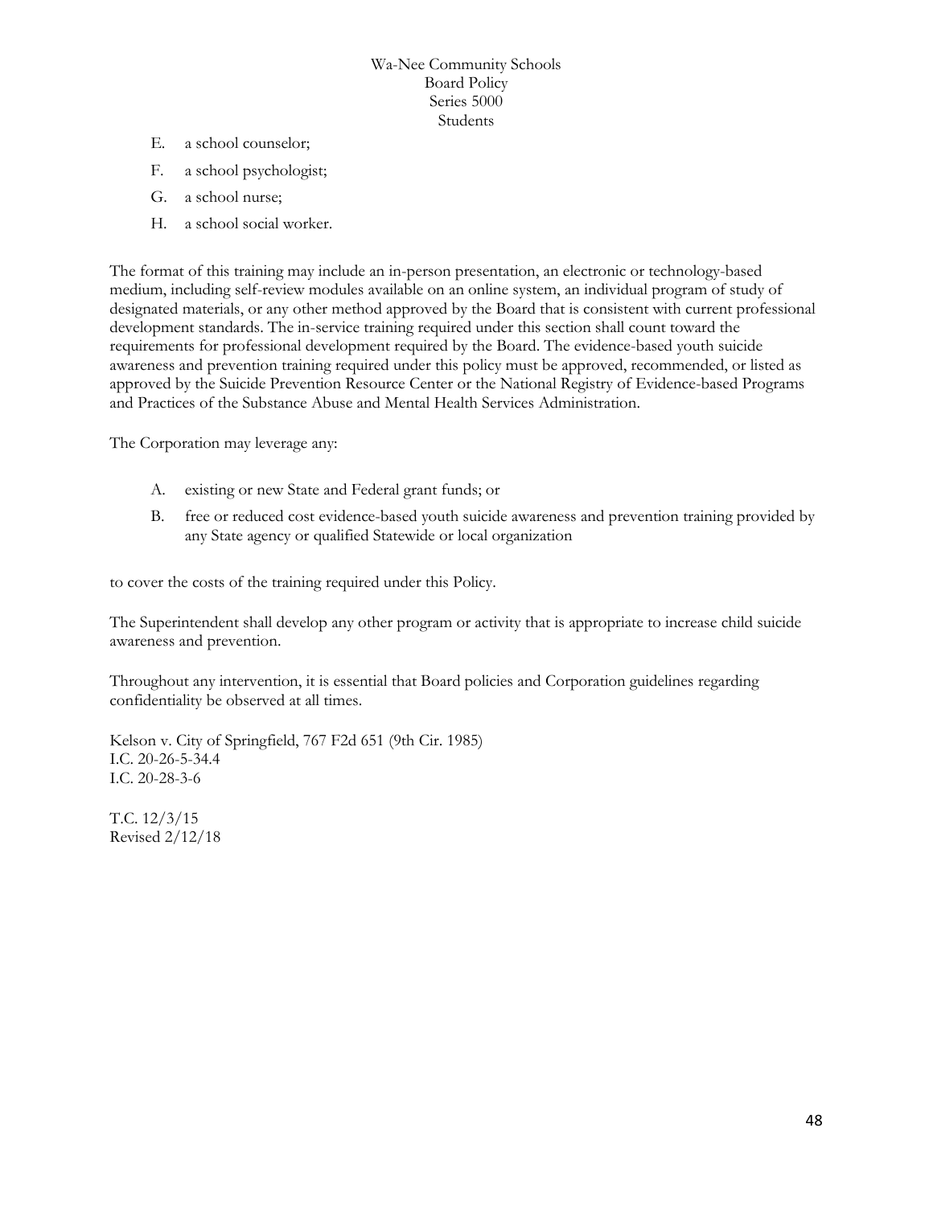E. a school counselor;

F. a school psychologist;

G. a school nurse;

H. a school social worker.

The format of this training may include an in-person presentation, an electronic or technology-based medium, including self-review modules available on an online system, an individual program of study of designated materials, or any other method approved by the Board that is consistent with current professional development standards. The in-service training required under this section shall count toward the requirements for professional development required by the Board. The evidence-based youth suicide awareness and prevention training required under this policy must be approved, recommended, or listed as approved by the Suicide Prevention Resource Center or the National Registry of Evidence-based Programs and Practices of the Substance Abuse and Mental Health Services Administration.

The Corporation may leverage any:

A. existing or new State and Federal grant funds; or

B. free or reduced cost evidence-based youth suicide awareness and prevention training provided by any State agency or qualified Statewide or local organization

to cover the costs of the training required under this Policy.

The Superintendent shall develop any other program or activity that is appropriate to increase child suicide awareness and prevention.

Throughout any intervention, it is essential that Board policies and Corporation guidelines regarding confidentiality be observed at all times.

Kelson v. City of Springfield, 767 F2d 651 (9th Cir. 1985)
I.C. 20-26-5-34.4
I.C. 20-28-3-6

T.C. 12/3/15
Revised 2/12/18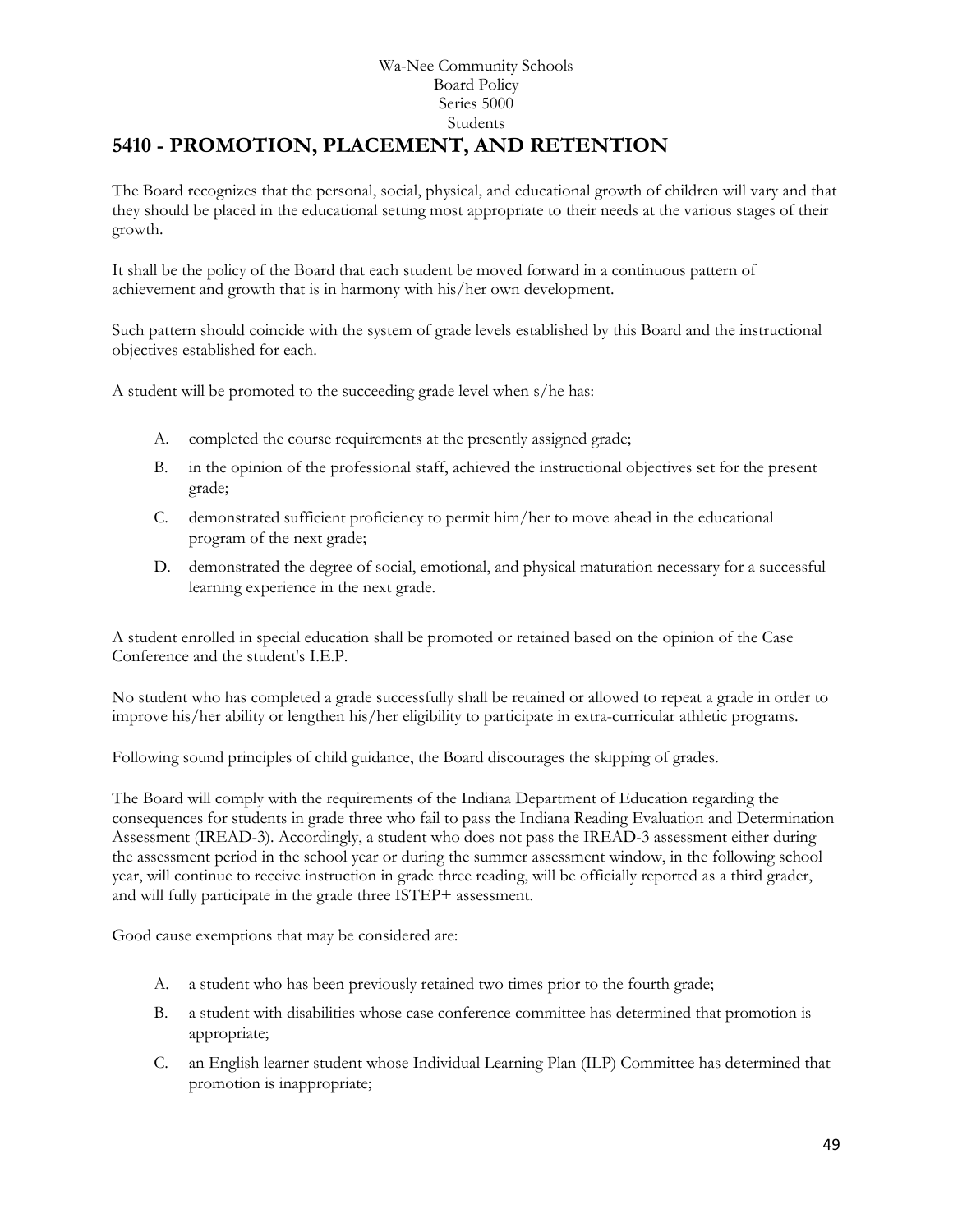Wa-Nee Community Schools
Board Policy
Series 5000
Students

# 5410 - PROMOTION, PLACEMENT, AND RETENTION

The Board recognizes that the personal, social, physical, and educational growth of children will vary and that they should be placed in the educational setting most appropriate to their needs at the various stages of their growth.

It shall be the policy of the Board that each student be moved forward in a continuous pattern of achievement and growth that is in harmony with his/her own development.

Such pattern should coincide with the system of grade levels established by this Board and the instructional objectives established for each.

A student will be promoted to the succeeding grade level when s/he has:

A. completed the course requirements at the presently assigned grade;

B. in the opinion of the professional staff, achieved the instructional objectives set for the present grade;

C. demonstrated sufficient proficiency to permit him/her to move ahead in the educational program of the next grade;

D. demonstrated the degree of social, emotional, and physical maturation necessary for a successful learning experience in the next grade.

A student enrolled in special education shall be promoted or retained based on the opinion of the Case Conference and the student's I.E.P.

No student who has completed a grade successfully shall be retained or allowed to repeat a grade in order to improve his/her ability or lengthen his/her eligibility to participate in extra-curricular athletic programs.

Following sound principles of child guidance, the Board discourages the skipping of grades.

The Board will comply with the requirements of the Indiana Department of Education regarding the consequences for students in grade three who fail to pass the Indiana Reading Evaluation and Determination Assessment (IREAD-3). Accordingly, a student who does not pass the IREAD-3 assessment either during the assessment period in the school year or during the summer assessment window, in the following school year, will continue to receive instruction in grade three reading, will be officially reported as a third grader, and will fully participate in the grade three ISTEP+ assessment.

Good cause exemptions that may be considered are:

A. a student who has been previously retained two times prior to the fourth grade;

B. a student with disabilities whose case conference committee has determined that promotion is appropriate;

C. an English learner student whose Individual Learning Plan (ILP) Committee has determined that promotion is inappropriate;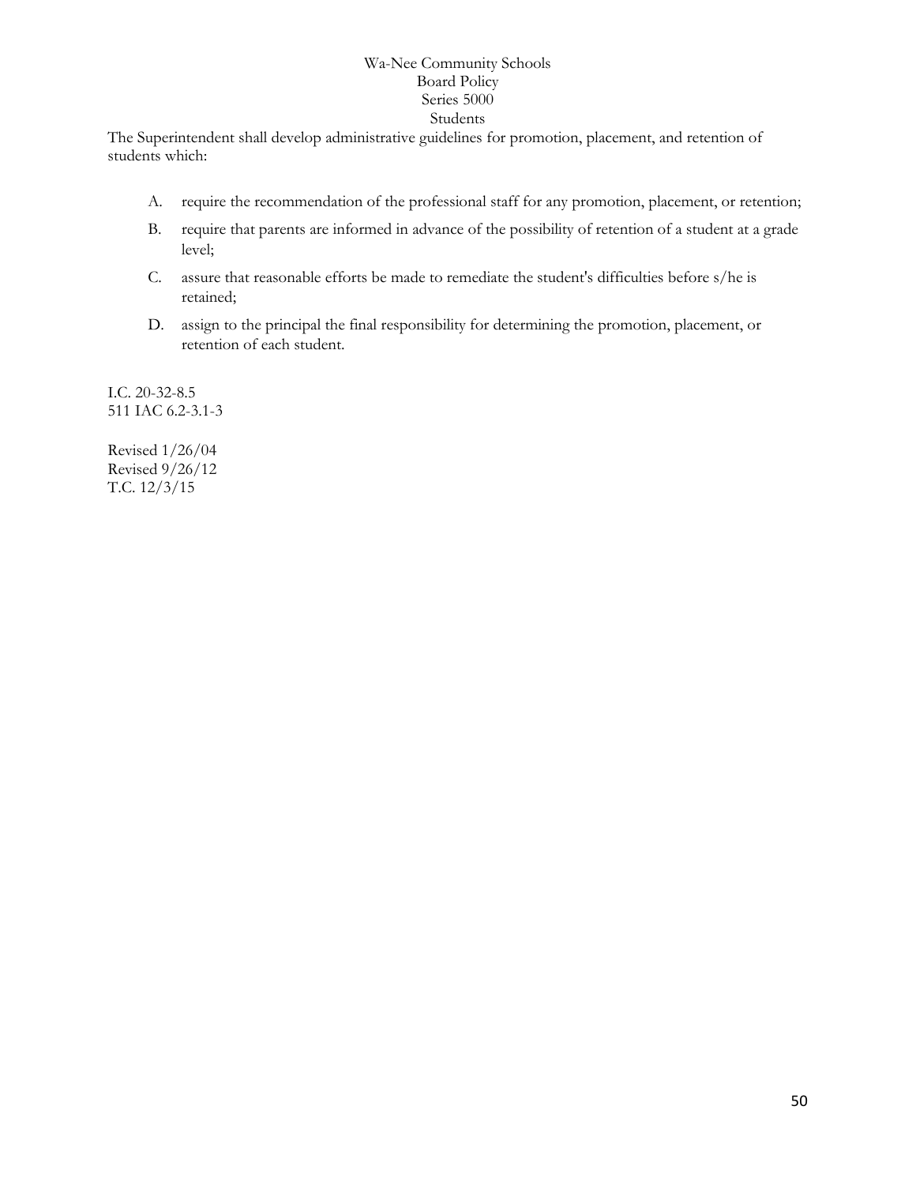Wa-Nee Community Schools
Board Policy
Series 5000
Students

The Superintendent shall develop administrative guidelines for promotion, placement, and retention of students which:

A. require the recommendation of the professional staff for any promotion, placement, or retention;

B. require that parents are informed in advance of the possibility of retention of a student at a grade level;

C. assure that reasonable efforts be made to remediate the student's difficulties before s/he is retained;

D. assign to the principal the final responsibility for determining the promotion, placement, or retention of each student.

I.C. 20-32-8.5
511 IAC 6.2-3.1-3

Revised 1/26/04
Revised 9/26/12
T.C. 12/3/15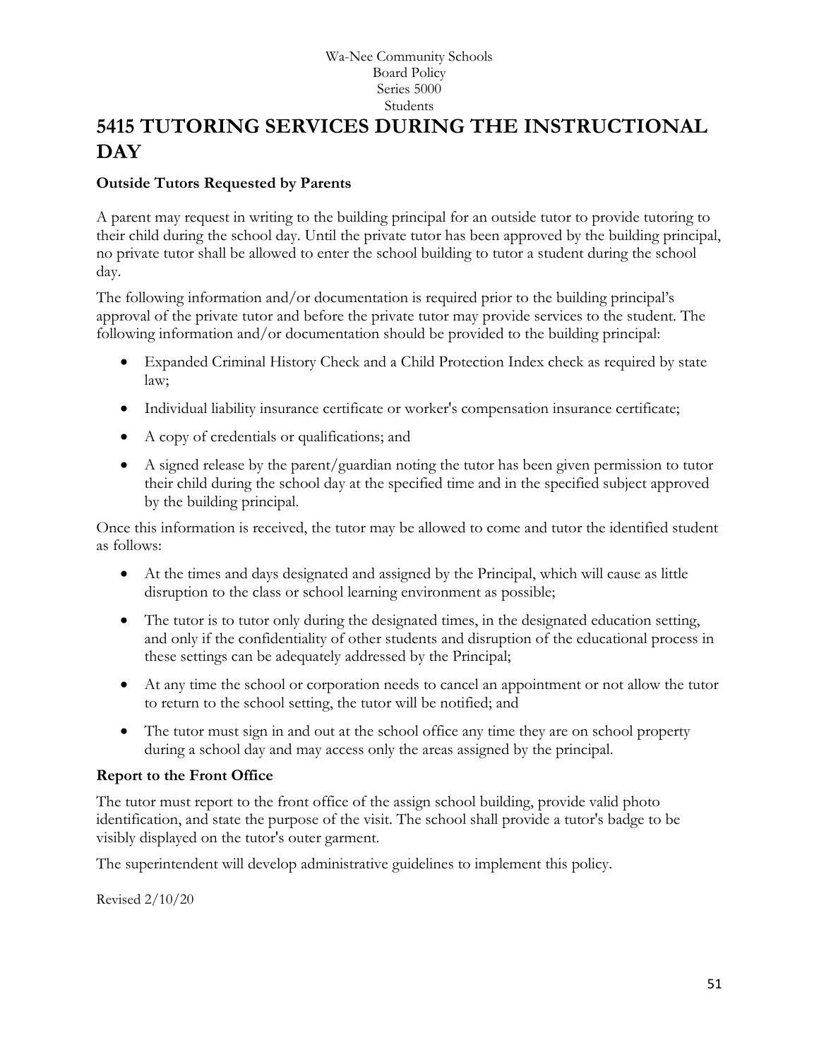Wa-Nee Community Schools
Board Policy
Series 5000
Students

# 5415 TUTORING SERVICES DURING THE INSTRUCTIONAL DAY

**Outside Tutors Requested by Parents**

A parent may request in writing to the building principal for an outside tutor to provide tutoring to their child during the school day. Until the private tutor has been approved by the building principal, no private tutor shall be allowed to enter the school building to tutor a student during the school day.

The following information and/or documentation is required prior to the building principal's approval of the private tutor and before the private tutor may provide services to the student. The following information and/or documentation should be provided to the building principal:

- Expanded Criminal History Check and a Child Protection Index check as required by state law;
- Individual liability insurance certificate or worker's compensation insurance certificate;
- A copy of credentials or qualifications; and
- A signed release by the parent/guardian noting the tutor has been given permission to tutor their child during the school day at the specified time and in the specified subject approved by the building principal.

Once this information is received, the tutor may be allowed to come and tutor the identified student as follows:

- At the times and days designated and assigned by the Principal, which will cause as little disruption to the class or school learning environment as possible;
- The tutor is to tutor only during the designated times, in the designated education setting, and only if the confidentiality of other students and disruption of the educational process in these settings can be adequately addressed by the Principal;
- At any time the school or corporation needs to cancel an appointment or not allow the tutor to return to the school setting, the tutor will be notified; and
- The tutor must sign in and out at the school office any time they are on school property during a school day and may access only the areas assigned by the principal.

**Report to the Front Office**

The tutor must report to the front office of the assign school building, provide valid photo identification, and state the purpose of the visit. The school shall provide a tutor's badge to be visibly displayed on the tutor's outer garment.

The superintendent will develop administrative guidelines to implement this policy.

Revised 2/10/20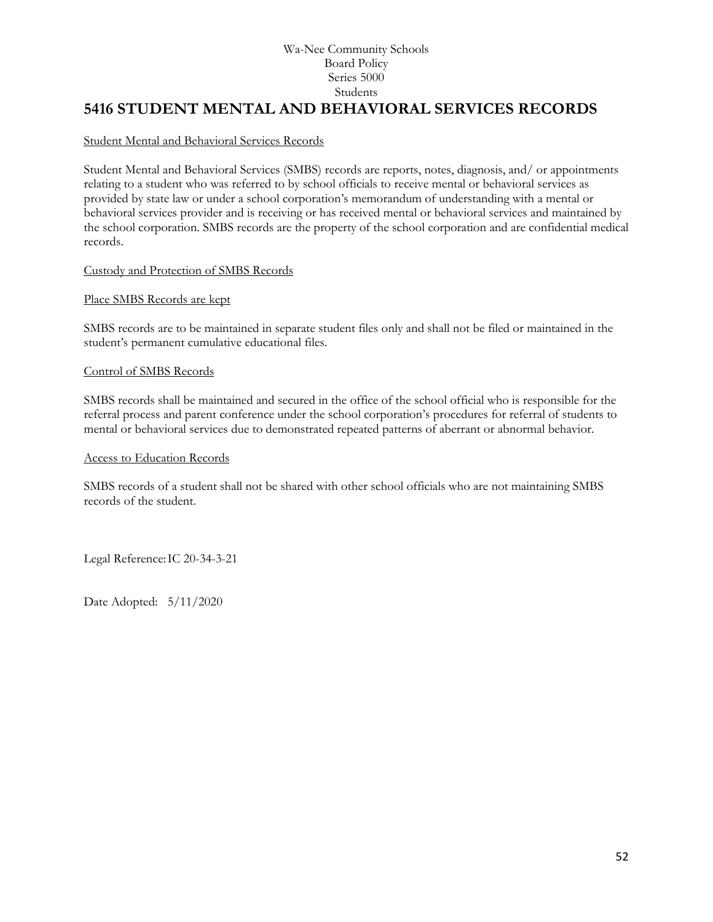Wa-Nee Community Schools
Board Policy
Series 5000
Students

# 5416 STUDENT MENTAL AND BEHAVIORAL SERVICES RECORDS

Student Mental and Behavioral Services Records

Student Mental and Behavioral Services (SMBS) records are reports, notes, diagnosis, and/ or appointments relating to a student who was referred to by school officials to receive mental or behavioral services as provided by state law or under a school corporation's memorandum of understanding with a mental or behavioral services provider and is receiving or has received mental or behavioral services and maintained by the school corporation. SMBS records are the property of the school corporation and are confidential medical records.

Custody and Protection of SMBS Records

Place SMBS Records are kept

SMBS records are to be maintained in separate student files only and shall not be filed or maintained in the student's permanent cumulative educational files.

Control of SMBS Records

SMBS records shall be maintained and secured in the office of the school official who is responsible for the referral process and parent conference under the school corporation's procedures for referral of students to mental or behavioral services due to demonstrated repeated patterns of aberrant or abnormal behavior.

Access to Education Records

SMBS records of a student shall not be shared with other school officials who are not maintaining SMBS records of the student.

Legal Reference: IC 20-34-3-21

Date Adopted: 5/11/2020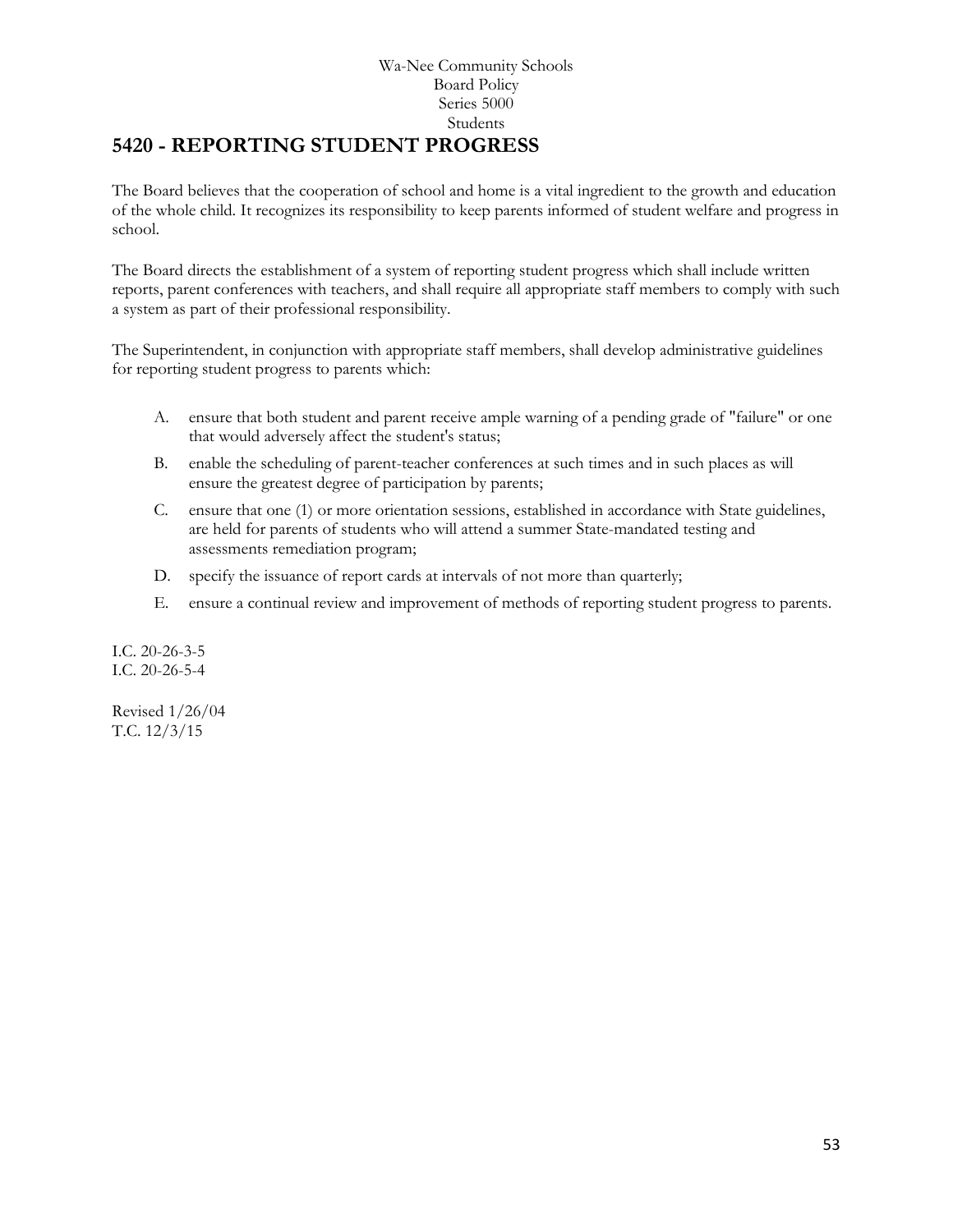Wa-Nee Community Schools
Board Policy
Series 5000
Students

# 5420 - REPORTING STUDENT PROGRESS

The Board believes that the cooperation of school and home is a vital ingredient to the growth and education of the whole child. It recognizes its responsibility to keep parents informed of student welfare and progress in school.

The Board directs the establishment of a system of reporting student progress which shall include written reports, parent conferences with teachers, and shall require all appropriate staff members to comply with such a system as part of their professional responsibility.

The Superintendent, in conjunction with appropriate staff members, shall develop administrative guidelines for reporting student progress to parents which:

A. ensure that both student and parent receive ample warning of a pending grade of "failure" or one that would adversely affect the student's status;

B. enable the scheduling of parent-teacher conferences at such times and in such places as will ensure the greatest degree of participation by parents;

C. ensure that one (1) or more orientation sessions, established in accordance with State guidelines, are held for parents of students who will attend a summer State-mandated testing and assessments remediation program;

D. specify the issuance of report cards at intervals of not more than quarterly;

E. ensure a continual review and improvement of methods of reporting student progress to parents.

I.C. 20-26-3-5
I.C. 20-26-5-4

Revised 1/26/04
T.C. 12/3/15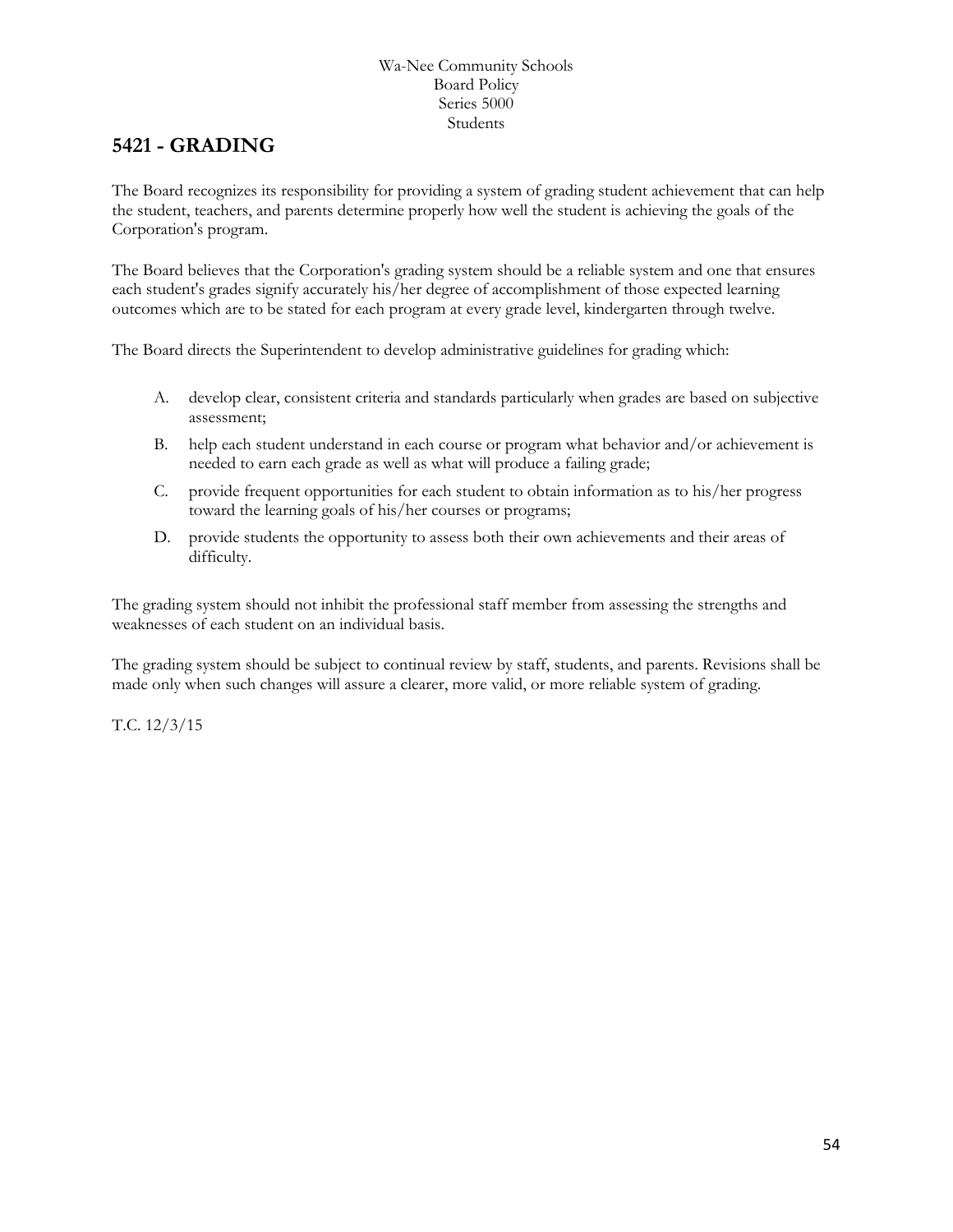# 5421 - GRADING

The Board recognizes its responsibility for providing a system of grading student achievement that can help the student, teachers, and parents determine properly how well the student is achieving the goals of the Corporation's program.

The Board believes that the Corporation's grading system should be a reliable system and one that ensures each student's grades signify accurately his/her degree of accomplishment of those expected learning outcomes which are to be stated for each program at every grade level, kindergarten through twelve.

The Board directs the Superintendent to develop administrative guidelines for grading which:

A. develop clear, consistent criteria and standards particularly when grades are based on subjective assessment;

B. help each student understand in each course or program what behavior and/or achievement is needed to earn each grade as well as what will produce a failing grade;

C. provide frequent opportunities for each student to obtain information as to his/her progress toward the learning goals of his/her courses or programs;

D. provide students the opportunity to assess both their own achievements and their areas of difficulty.

The grading system should not inhibit the professional staff member from assessing the strengths and weaknesses of each student on an individual basis.

The grading system should be subject to continual review by staff, students, and parents. Revisions shall be made only when such changes will assure a clearer, more valid, or more reliable system of grading.

T.C. 12/3/15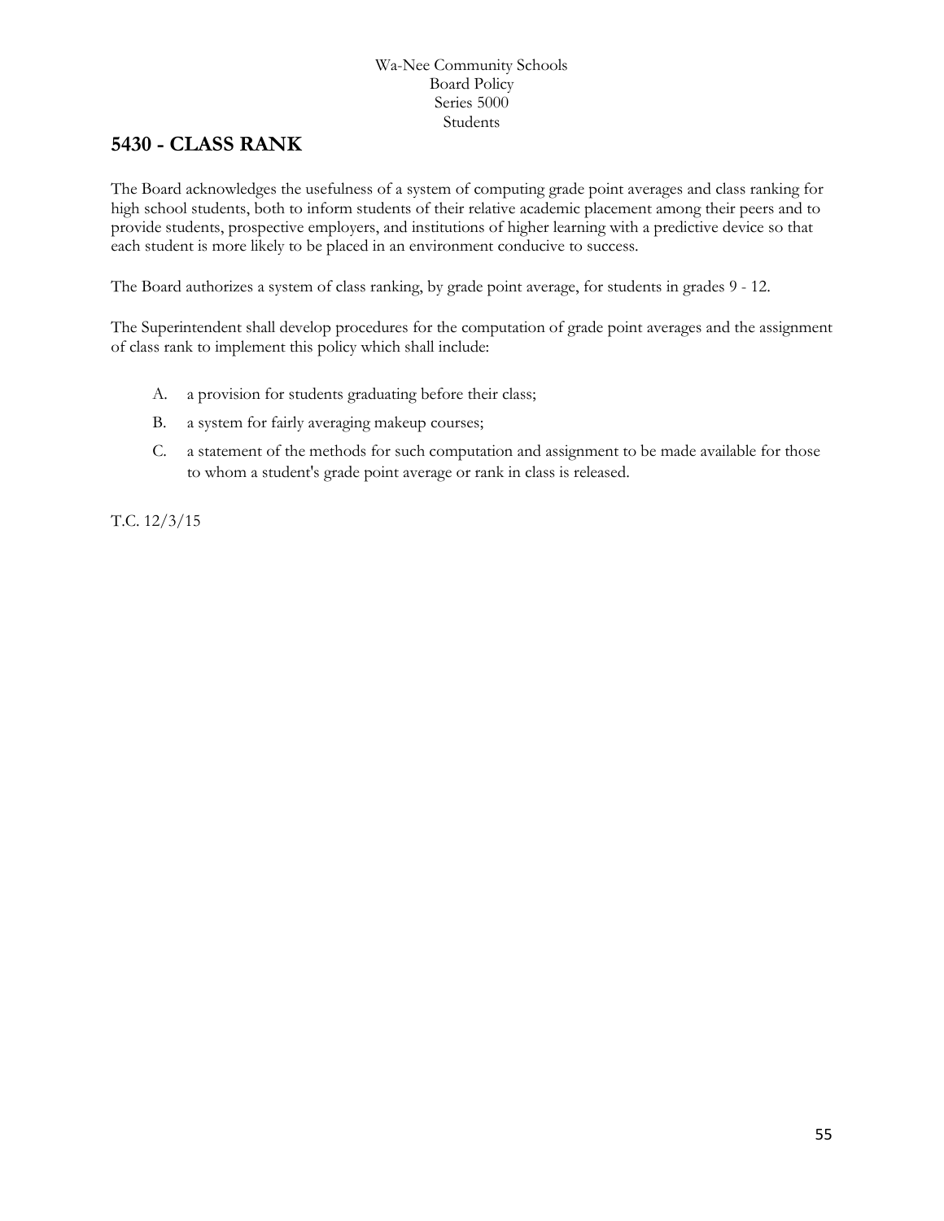Wa-Nee Community Schools
Board Policy
Series 5000
Students

## 5430 - CLASS RANK

The Board acknowledges the usefulness of a system of computing grade point averages and class ranking for high school students, both to inform students of their relative academic placement among their peers and to provide students, prospective employers, and institutions of higher learning with a predictive device so that each student is more likely to be placed in an environment conducive to success.

The Board authorizes a system of class ranking, by grade point average, for students in grades 9 - 12.

The Superintendent shall develop procedures for the computation of grade point averages and the assignment of class rank to implement this policy which shall include:

A. a provision for students graduating before their class;

B. a system for fairly averaging makeup courses;

C. a statement of the methods for such computation and assignment to be made available for those to whom a student's grade point average or rank in class is released.

T.C. 12/3/15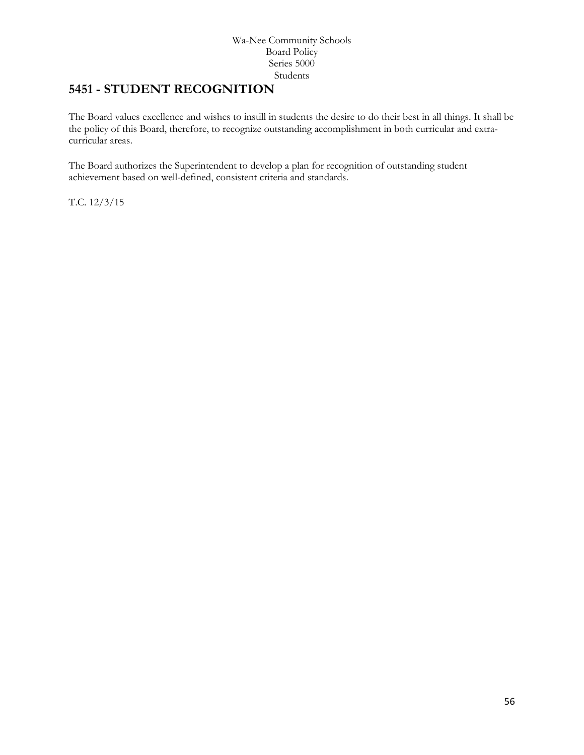# 5451 - STUDENT RECOGNITION

The Board values excellence and wishes to instill in students the desire to do their best in all things. It shall be the policy of this Board, therefore, to recognize outstanding accomplishment in both curricular and extra-curricular areas.

The Board authorizes the Superintendent to develop a plan for recognition of outstanding student achievement based on well-defined, consistent criteria and standards.

T.C. 12/3/15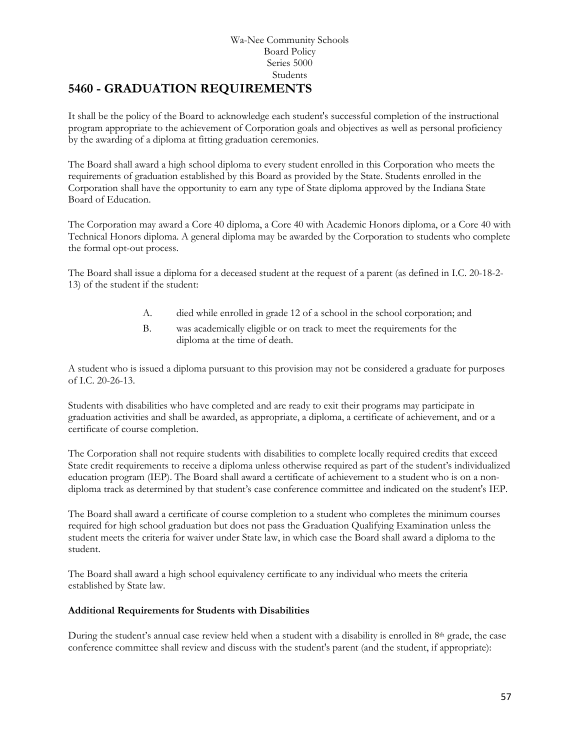Wa-Nee Community Schools
Board Policy
Series 5000
Students

# 5460 - GRADUATION REQUIREMENTS

It shall be the policy of the Board to acknowledge each student's successful completion of the instructional program appropriate to the achievement of Corporation goals and objectives as well as personal proficiency by the awarding of a diploma at fitting graduation ceremonies.

The Board shall award a high school diploma to every student enrolled in this Corporation who meets the requirements of graduation established by this Board as provided by the State. Students enrolled in the Corporation shall have the opportunity to earn any type of State diploma approved by the Indiana State Board of Education.

The Corporation may award a Core 40 diploma, a Core 40 with Academic Honors diploma, or a Core 40 with Technical Honors diploma. A general diploma may be awarded by the Corporation to students who complete the formal opt-out process.

The Board shall issue a diploma for a deceased student at the request of a parent (as defined in I.C. 20-18-2-13) of the student if the student:

A. died while enrolled in grade 12 of a school in the school corporation; and

B. was academically eligible or on track to meet the requirements for the diploma at the time of death.

A student who is issued a diploma pursuant to this provision may not be considered a graduate for purposes of I.C. 20-26-13.

Students with disabilities who have completed and are ready to exit their programs may participate in graduation activities and shall be awarded, as appropriate, a diploma, a certificate of achievement, and or a certificate of course completion.

The Corporation shall not require students with disabilities to complete locally required credits that exceed State credit requirements to receive a diploma unless otherwise required as part of the student's individualized education program (IEP). The Board shall award a certificate of achievement to a student who is on a non-diploma track as determined by that student's case conference committee and indicated on the student's IEP.

The Board shall award a certificate of course completion to a student who completes the minimum courses required for high school graduation but does not pass the Graduation Qualifying Examination unless the student meets the criteria for waiver under State law, in which case the Board shall award a diploma to the student.

The Board shall award a high school equivalency certificate to any individual who meets the criteria established by State law.

**Additional Requirements for Students with Disabilities**

During the student's annual case review held when a student with a disability is enrolled in 8th grade, the case conference committee shall review and discuss with the student's parent (and the student, if appropriate):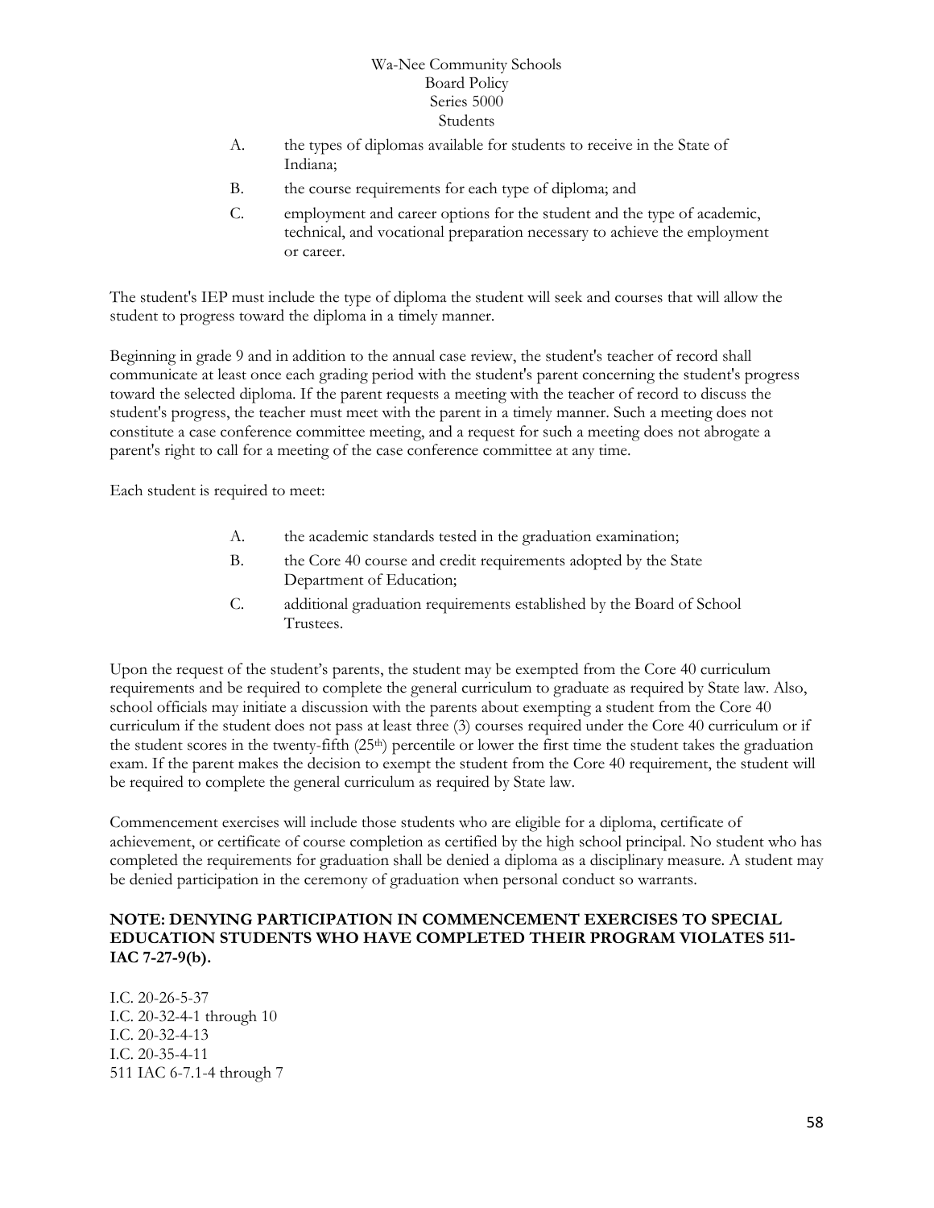A. the types of diplomas available for students to receive in the State of Indiana;

B. the course requirements for each type of diploma; and

C. employment and career options for the student and the type of academic, technical, and vocational preparation necessary to achieve the employment or career.

The student's IEP must include the type of diploma the student will seek and courses that will allow the student to progress toward the diploma in a timely manner.

Beginning in grade 9 and in addition to the annual case review, the student's teacher of record shall communicate at least once each grading period with the student's parent concerning the student's progress toward the selected diploma. If the parent requests a meeting with the teacher of record to discuss the student's progress, the teacher must meet with the parent in a timely manner. Such a meeting does not constitute a case conference committee meeting, and a request for such a meeting does not abrogate a parent's right to call for a meeting of the case conference committee at any time.

Each student is required to meet:

A. the academic standards tested in the graduation examination;

B. the Core 40 course and credit requirements adopted by the State Department of Education;

C. additional graduation requirements established by the Board of School Trustees.

Upon the request of the student's parents, the student may be exempted from the Core 40 curriculum requirements and be required to complete the general curriculum to graduate as required by State law. Also, school officials may initiate a discussion with the parents about exempting a student from the Core 40 curriculum if the student does not pass at least three (3) courses required under the Core 40 curriculum or if the student scores in the twenty-fifth (25th) percentile or lower the first time the student takes the graduation exam. If the parent makes the decision to exempt the student from the Core 40 requirement, the student will be required to complete the general curriculum as required by State law.

Commencement exercises will include those students who are eligible for a diploma, certificate of achievement, or certificate of course completion as certified by the high school principal. No student who has completed the requirements for graduation shall be denied a diploma as a disciplinary measure. A student may be denied participation in the ceremony of graduation when personal conduct so warrants.

**NOTE: DENYING PARTICIPATION IN COMMENCEMENT EXERCISES TO SPECIAL EDUCATION STUDENTS WHO HAVE COMPLETED THEIR PROGRAM VIOLATES 511-IAC 7-27-9(b).**

I.C. 20-26-5-37
I.C. 20-32-4-1 through 10
I.C. 20-32-4-13
I.C. 20-35-4-11
511 IAC 6-7.1-4 through 7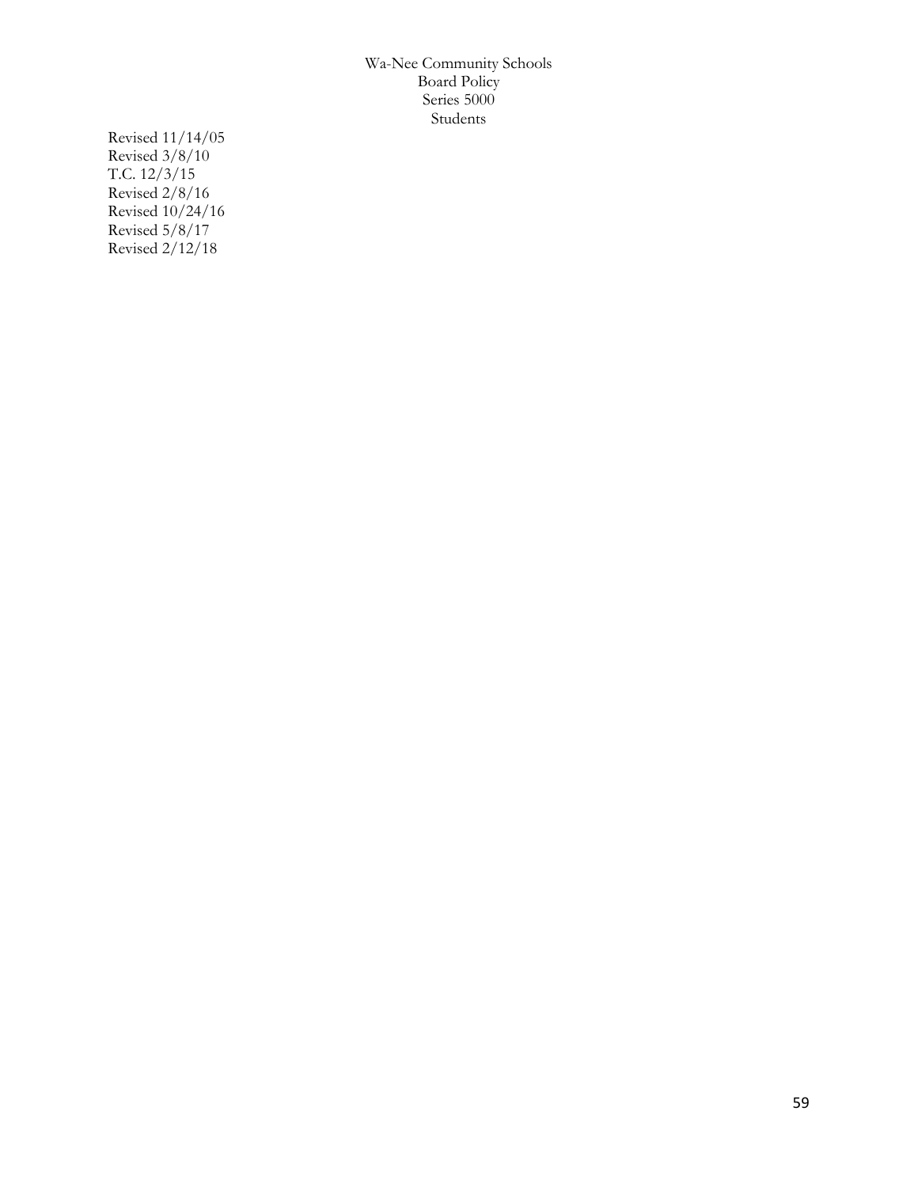Revised 11/14/05
Revised 3/8/10
T.C. 12/3/15
Revised 2/8/16
Revised 10/24/16
Revised 5/8/17
Revised 2/12/18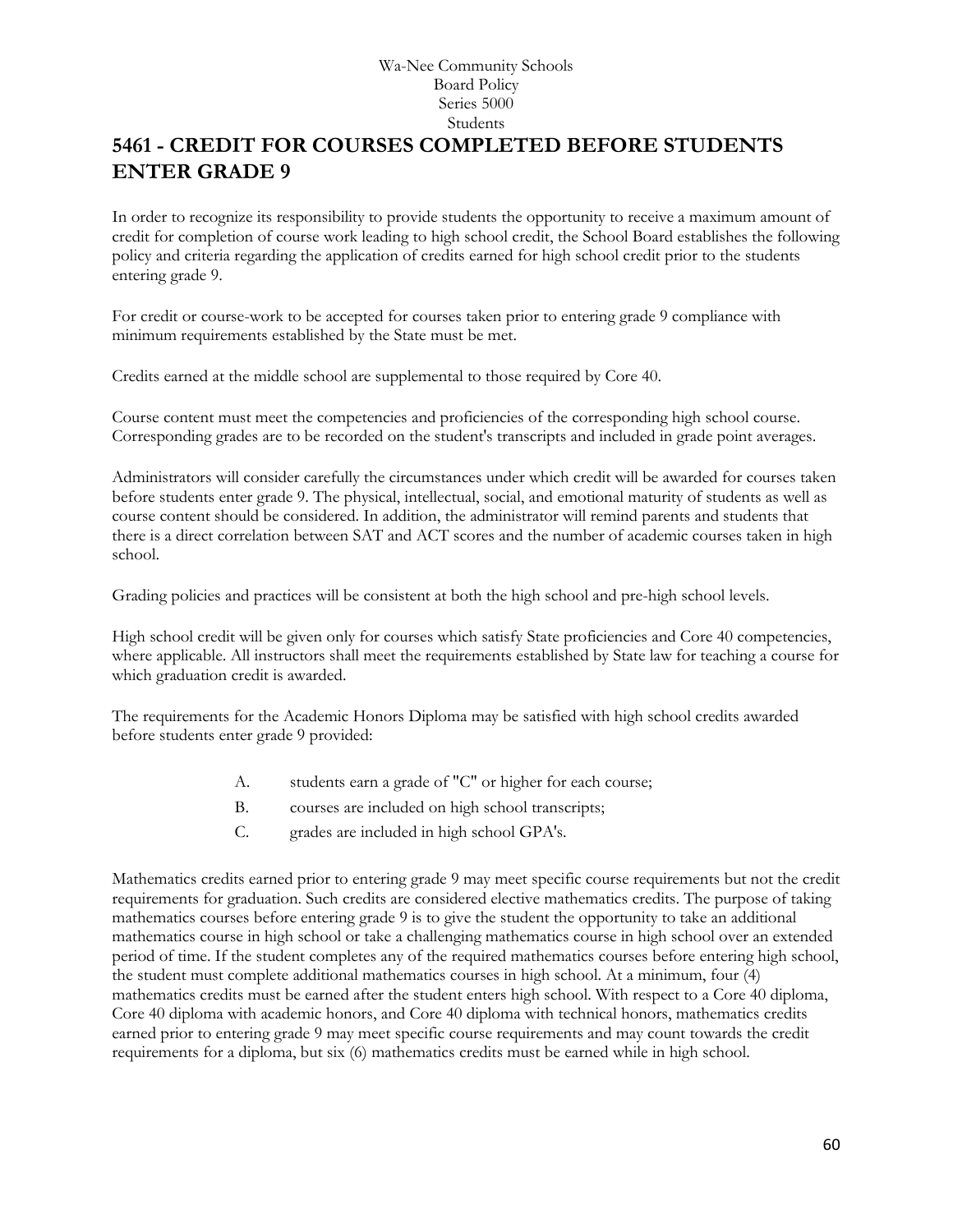Wa-Nee Community Schools
Board Policy
Series 5000
Students

# 5461 - CREDIT FOR COURSES COMPLETED BEFORE STUDENTS ENTER GRADE 9

In order to recognize its responsibility to provide students the opportunity to receive a maximum amount of credit for completion of course work leading to high school credit, the School Board establishes the following policy and criteria regarding the application of credits earned for high school credit prior to the students entering grade 9.

For credit or course-work to be accepted for courses taken prior to entering grade 9 compliance with minimum requirements established by the State must be met.

Credits earned at the middle school are supplemental to those required by Core 40.

Course content must meet the competencies and proficiencies of the corresponding high school course. Corresponding grades are to be recorded on the student's transcripts and included in grade point averages.

Administrators will consider carefully the circumstances under which credit will be awarded for courses taken before students enter grade 9. The physical, intellectual, social, and emotional maturity of students as well as course content should be considered. In addition, the administrator will remind parents and students that there is a direct correlation between SAT and ACT scores and the number of academic courses taken in high school.

Grading policies and practices will be consistent at both the high school and pre-high school levels.

High school credit will be given only for courses which satisfy State proficiencies and Core 40 competencies, where applicable. All instructors shall meet the requirements established by State law for teaching a course for which graduation credit is awarded.

The requirements for the Academic Honors Diploma may be satisfied with high school credits awarded before students enter grade 9 provided:

A. students earn a grade of "C" or higher for each course;

B. courses are included on high school transcripts;

C. grades are included in high school GPA's.

Mathematics credits earned prior to entering grade 9 may meet specific course requirements but not the credit requirements for graduation. Such credits are considered elective mathematics credits. The purpose of taking mathematics courses before entering grade 9 is to give the student the opportunity to take an additional mathematics course in high school or take a challenging mathematics course in high school over an extended period of time. If the student completes any of the required mathematics courses before entering high school, the student must complete additional mathematics courses in high school. At a minimum, four (4) mathematics credits must be earned after the student enters high school. With respect to a Core 40 diploma, Core 40 diploma with academic honors, and Core 40 diploma with technical honors, mathematics credits earned prior to entering grade 9 may meet specific course requirements and may count towards the credit requirements for a diploma, but six (6) mathematics credits must be earned while in high school.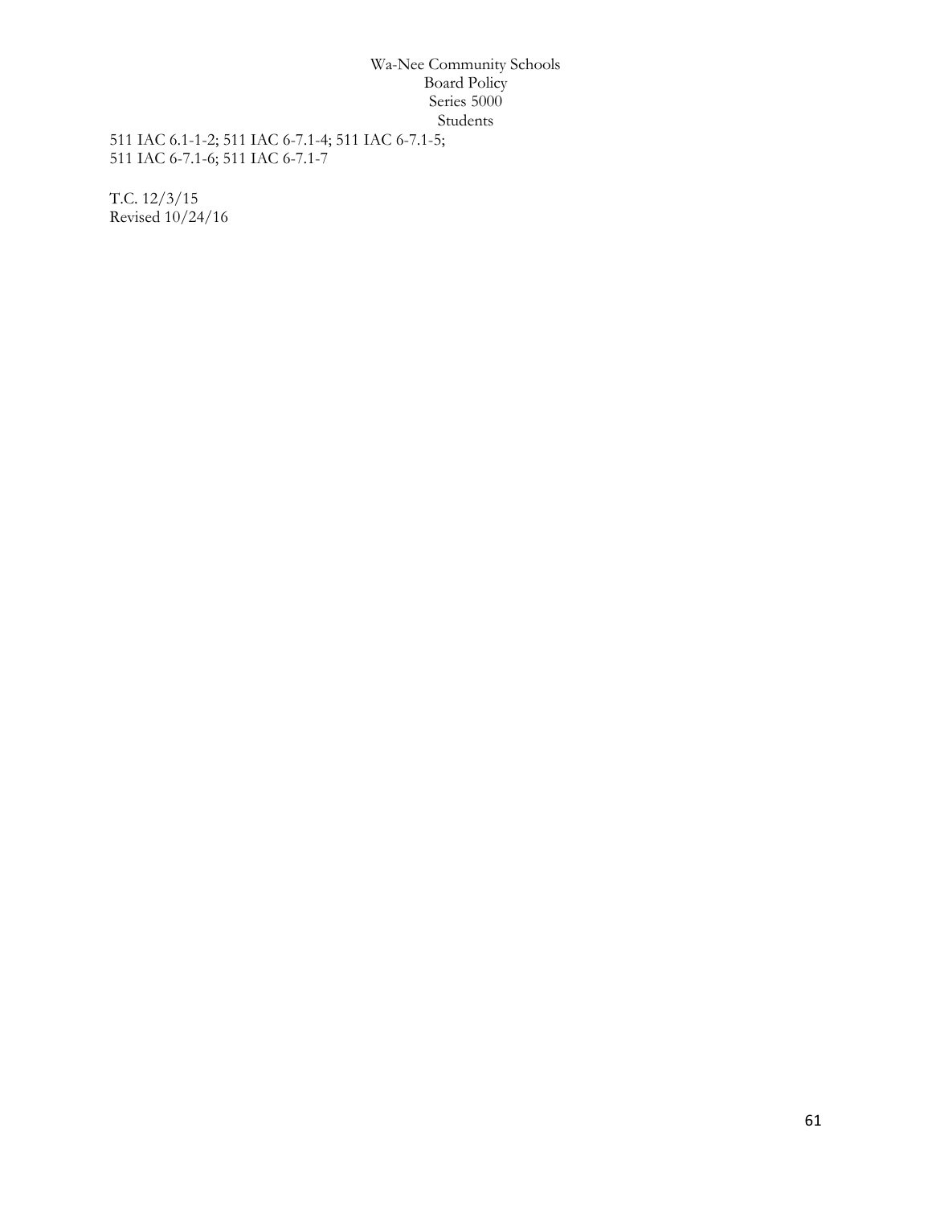511 IAC 6.1-1-2; 511 IAC 6-7.1-4; 511 IAC 6-7.1-5;
511 IAC 6-7.1-6; 511 IAC 6-7.1-7

T.C. 12/3/15
Revised 10/24/16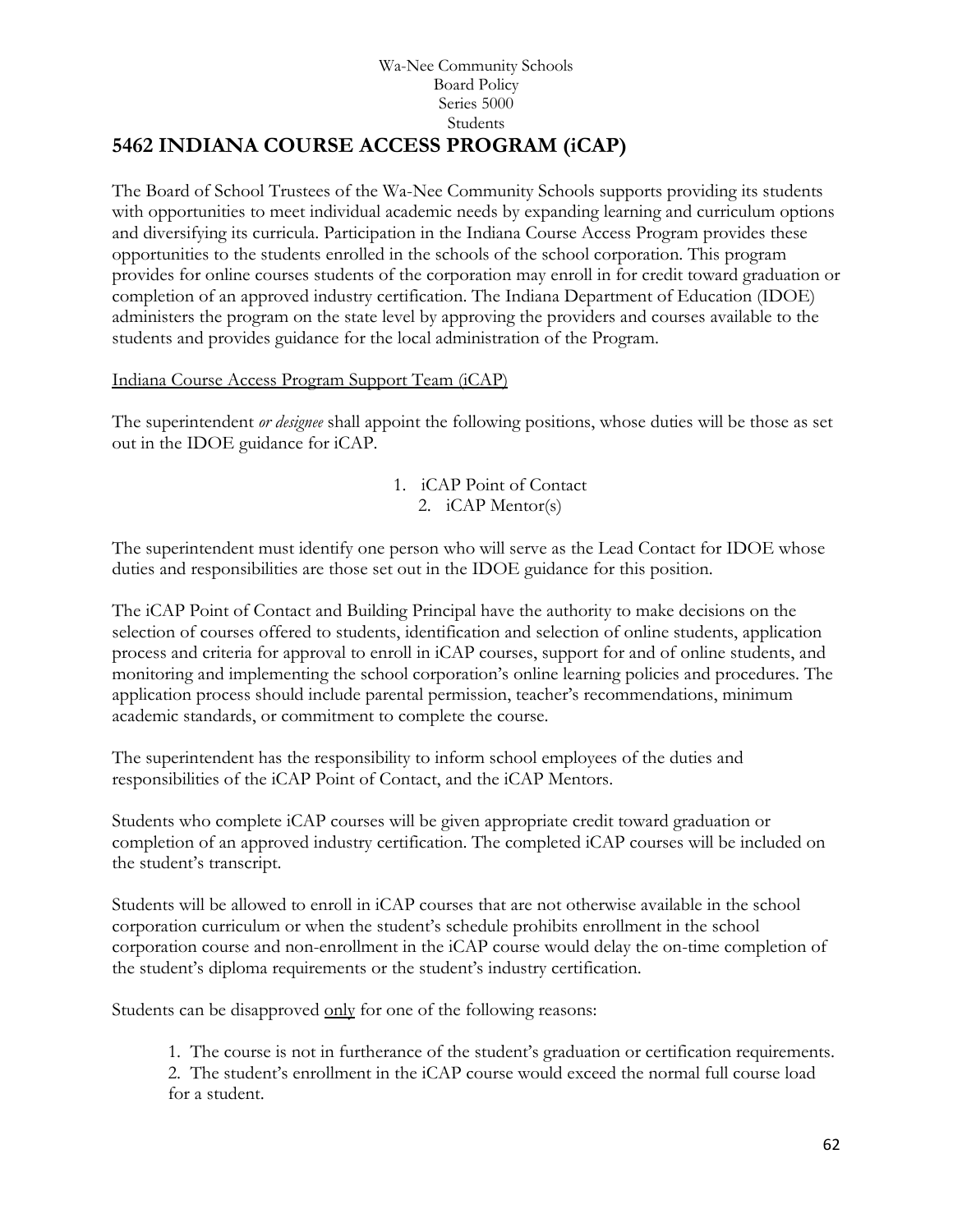Wa-Nee Community Schools
Board Policy
Series 5000
Students

# 5462 INDIANA COURSE ACCESS PROGRAM (iCAP)

The Board of School Trustees of the Wa-Nee Community Schools supports providing its students with opportunities to meet individual academic needs by expanding learning and curriculum options and diversifying its curricula. Participation in the Indiana Course Access Program provides these opportunities to the students enrolled in the schools of the school corporation. This program provides for online courses students of the corporation may enroll in for credit toward graduation or completion of an approved industry certification. The Indiana Department of Education (IDOE) administers the program on the state level by approving the providers and courses available to the students and provides guidance for the local administration of the Program.

<u>Indiana Course Access Program Support Team (iCAP)</u>

The superintendent *or designee* shall appoint the following positions, whose duties will be those as set out in the IDOE guidance for iCAP.

1. iCAP Point of Contact
2. iCAP Mentor(s)

The superintendent must identify one person who will serve as the Lead Contact for IDOE whose duties and responsibilities are those set out in the IDOE guidance for this position.

The iCAP Point of Contact and Building Principal have the authority to make decisions on the selection of courses offered to students, identification and selection of online students, application process and criteria for approval to enroll in iCAP courses, support for and of online students, and monitoring and implementing the school corporation's online learning policies and procedures. The application process should include parental permission, teacher's recommendations, minimum academic standards, or commitment to complete the course.

The superintendent has the responsibility to inform school employees of the duties and responsibilities of the iCAP Point of Contact, and the iCAP Mentors.

Students who complete iCAP courses will be given appropriate credit toward graduation or completion of an approved industry certification. The completed iCAP courses will be included on the student's transcript.

Students will be allowed to enroll in iCAP courses that are not otherwise available in the school corporation curriculum or when the student's schedule prohibits enrollment in the school corporation course and non-enrollment in the iCAP course would delay the on-time completion of the student's diploma requirements or the student's industry certification.

Students can be disapproved <u>only</u> for one of the following reasons:

1. The course is not in furtherance of the student's graduation or certification requirements.
2. The student's enrollment in the iCAP course would exceed the normal full course load for a student.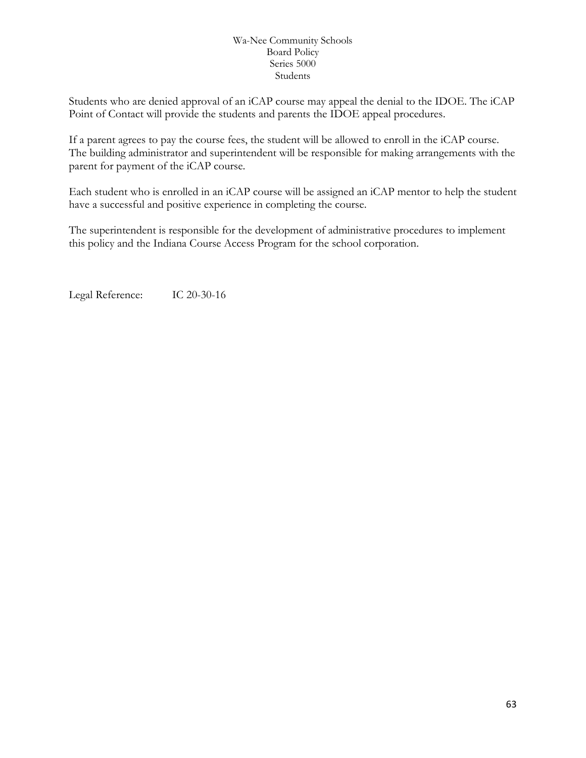Students who are denied approval of an iCAP course may appeal the denial to the IDOE. The iCAP Point of Contact will provide the students and parents the IDOE appeal procedures.

If a parent agrees to pay the course fees, the student will be allowed to enroll in the iCAP course. The building administrator and superintendent will be responsible for making arrangements with the parent for payment of the iCAP course.

Each student who is enrolled in an iCAP course will be assigned an iCAP mentor to help the student have a successful and positive experience in completing the course.

The superintendent is responsible for the development of administrative procedures to implement this policy and the Indiana Course Access Program for the school corporation.

Legal Reference: IC 20-30-16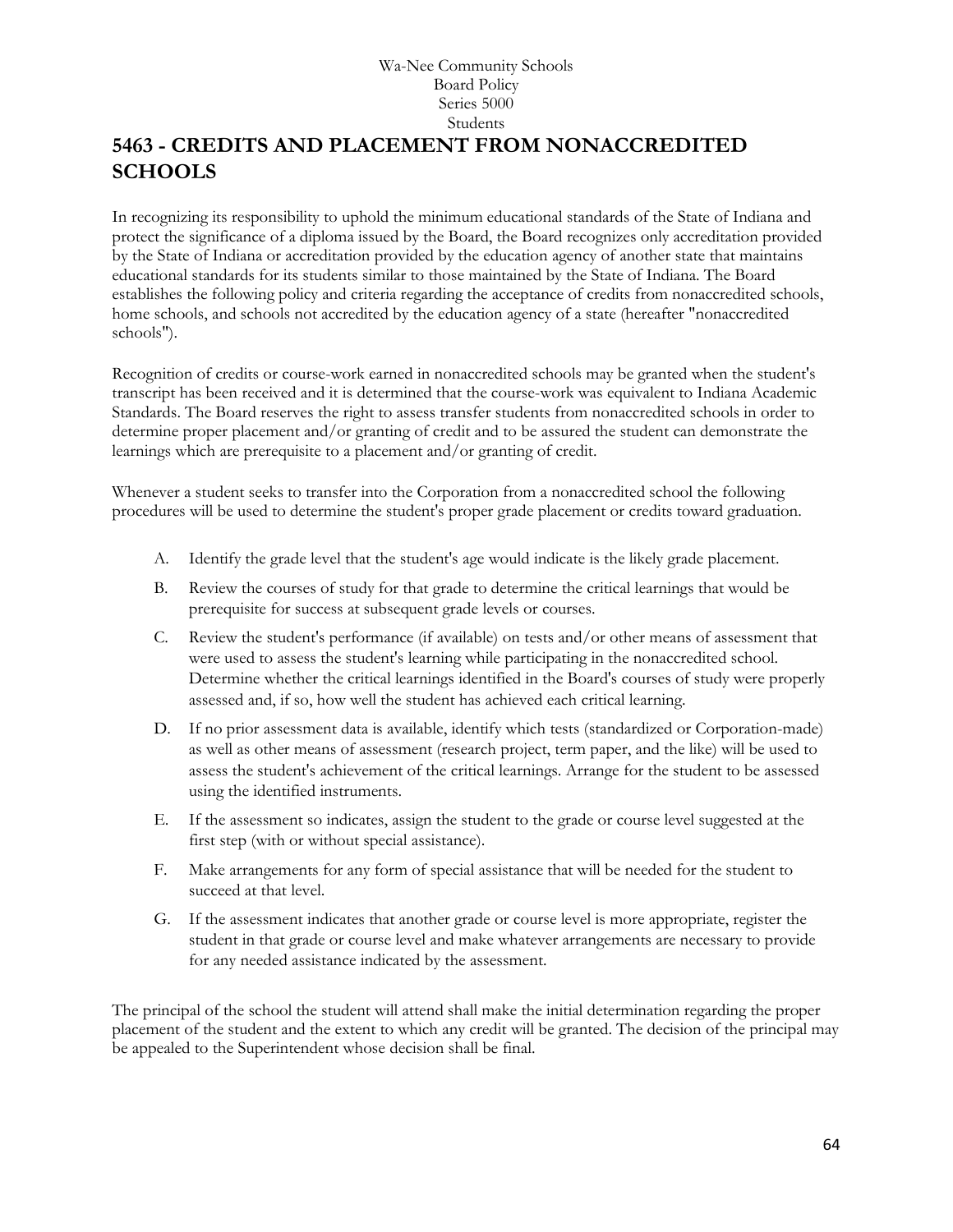# 5463 - CREDITS AND PLACEMENT FROM NONACCREDITED SCHOOLS

In recognizing its responsibility to uphold the minimum educational standards of the State of Indiana and protect the significance of a diploma issued by the Board, the Board recognizes only accreditation provided by the State of Indiana or accreditation provided by the education agency of another state that maintains educational standards for its students similar to those maintained by the State of Indiana. The Board establishes the following policy and criteria regarding the acceptance of credits from nonaccredited schools, home schools, and schools not accredited by the education agency of a state (hereafter "nonaccredited schools").

Recognition of credits or course-work earned in nonaccredited schools may be granted when the student's transcript has been received and it is determined that the course-work was equivalent to Indiana Academic Standards. The Board reserves the right to assess transfer students from nonaccredited schools in order to determine proper placement and/or granting of credit and to be assured the student can demonstrate the learnings which are prerequisite to a placement and/or granting of credit.

Whenever a student seeks to transfer into the Corporation from a nonaccredited school the following procedures will be used to determine the student's proper grade placement or credits toward graduation.

A. Identify the grade level that the student's age would indicate is the likely grade placement.

B. Review the courses of study for that grade to determine the critical learnings that would be prerequisite for success at subsequent grade levels or courses.

C. Review the student's performance (if available) on tests and/or other means of assessment that were used to assess the student's learning while participating in the nonaccredited school. Determine whether the critical learnings identified in the Board's courses of study were properly assessed and, if so, how well the student has achieved each critical learning.

D. If no prior assessment data is available, identify which tests (standardized or Corporation-made) as well as other means of assessment (research project, term paper, and the like) will be used to assess the student's achievement of the critical learnings. Arrange for the student to be assessed using the identified instruments.

E. If the assessment so indicates, assign the student to the grade or course level suggested at the first step (with or without special assistance).

F. Make arrangements for any form of special assistance that will be needed for the student to succeed at that level.

G. If the assessment indicates that another grade or course level is more appropriate, register the student in that grade or course level and make whatever arrangements are necessary to provide for any needed assistance indicated by the assessment.

The principal of the school the student will attend shall make the initial determination regarding the proper placement of the student and the extent to which any credit will be granted. The decision of the principal may be appealed to the Superintendent whose decision shall be final.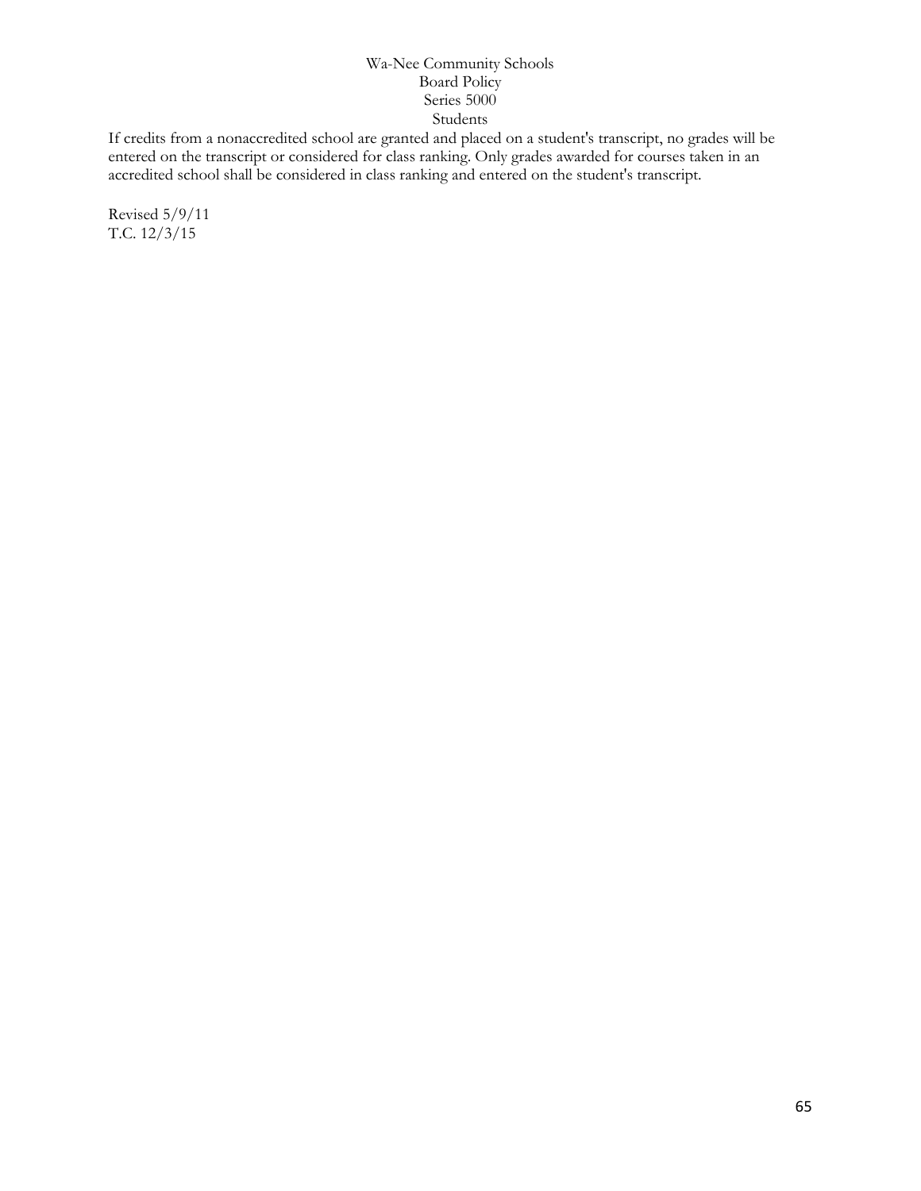If credits from a nonaccredited school are granted and placed on a student's transcript, no grades will be entered on the transcript or considered for class ranking. Only grades awarded for courses taken in an accredited school shall be considered in class ranking and entered on the student's transcript.

Revised 5/9/11
T.C. 12/3/15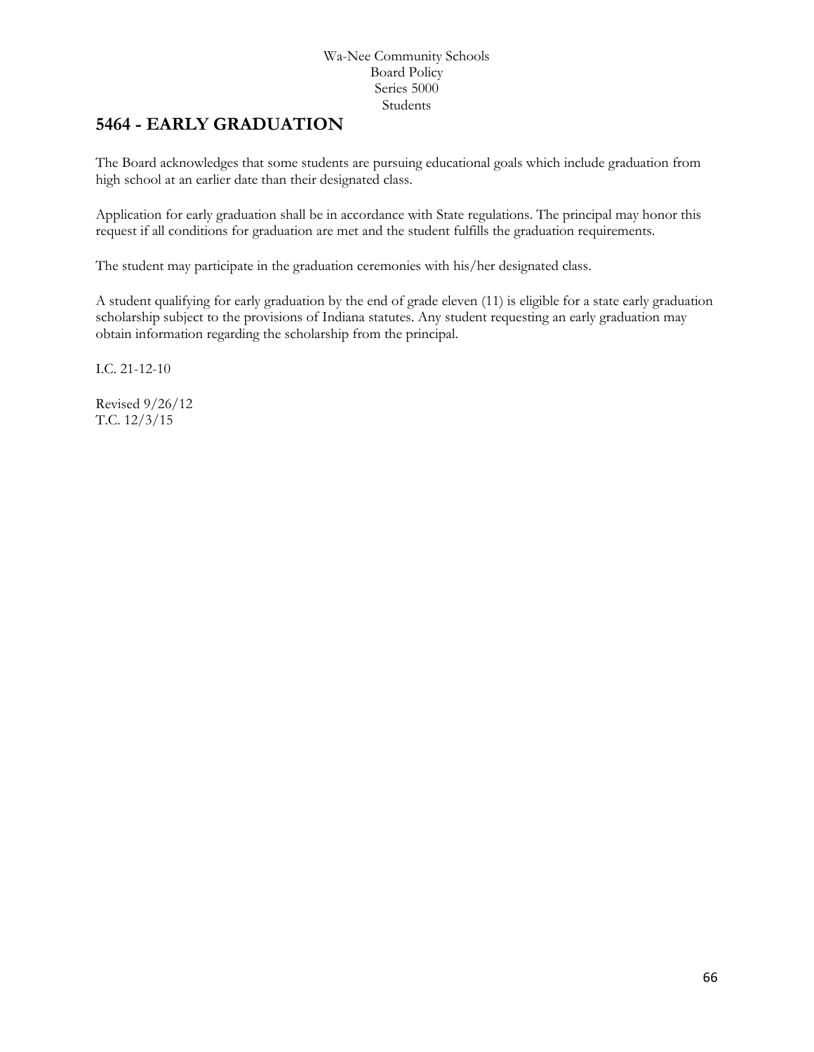Wa-Nee Community Schools
Board Policy
Series 5000
Students

# 5464 - EARLY GRADUATION

The Board acknowledges that some students are pursuing educational goals which include graduation from high school at an earlier date than their designated class.

Application for early graduation shall be in accordance with State regulations. The principal may honor this request if all conditions for graduation are met and the student fulfills the graduation requirements.

The student may participate in the graduation ceremonies with his/her designated class.

A student qualifying for early graduation by the end of grade eleven (11) is eligible for a state early graduation scholarship subject to the provisions of Indiana statutes. Any student requesting an early graduation may obtain information regarding the scholarship from the principal.

I.C. 21-12-10

Revised 9/26/12
T.C. 12/3/15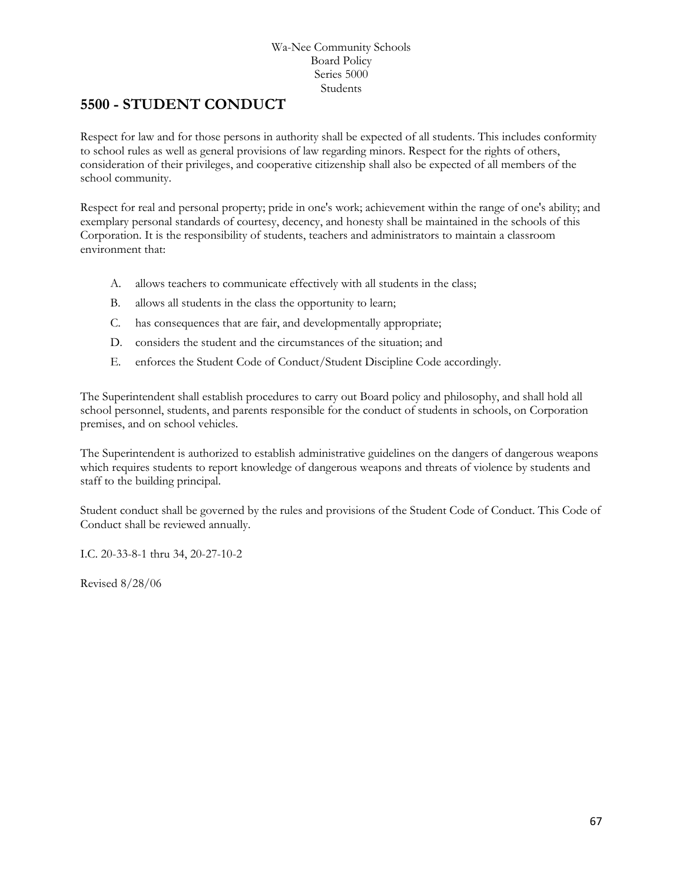Wa-Nee Community Schools
Board Policy
Series 5000
Students

# 5500 - STUDENT CONDUCT

Respect for law and for those persons in authority shall be expected of all students. This includes conformity to school rules as well as general provisions of law regarding minors. Respect for the rights of others, consideration of their privileges, and cooperative citizenship shall also be expected of all members of the school community.

Respect for real and personal property; pride in one's work; achievement within the range of one's ability; and exemplary personal standards of courtesy, decency, and honesty shall be maintained in the schools of this Corporation. It is the responsibility of students, teachers and administrators to maintain a classroom environment that:

A. allows teachers to communicate effectively with all students in the class;

B. allows all students in the class the opportunity to learn;

C. has consequences that are fair, and developmentally appropriate;

D. considers the student and the circumstances of the situation; and

E. enforces the Student Code of Conduct/Student Discipline Code accordingly.

The Superintendent shall establish procedures to carry out Board policy and philosophy, and shall hold all school personnel, students, and parents responsible for the conduct of students in schools, on Corporation premises, and on school vehicles.

The Superintendent is authorized to establish administrative guidelines on the dangers of dangerous weapons which requires students to report knowledge of dangerous weapons and threats of violence by students and staff to the building principal.

Student conduct shall be governed by the rules and provisions of the Student Code of Conduct. This Code of Conduct shall be reviewed annually.

I.C. 20-33-8-1 thru 34, 20-27-10-2

Revised 8/28/06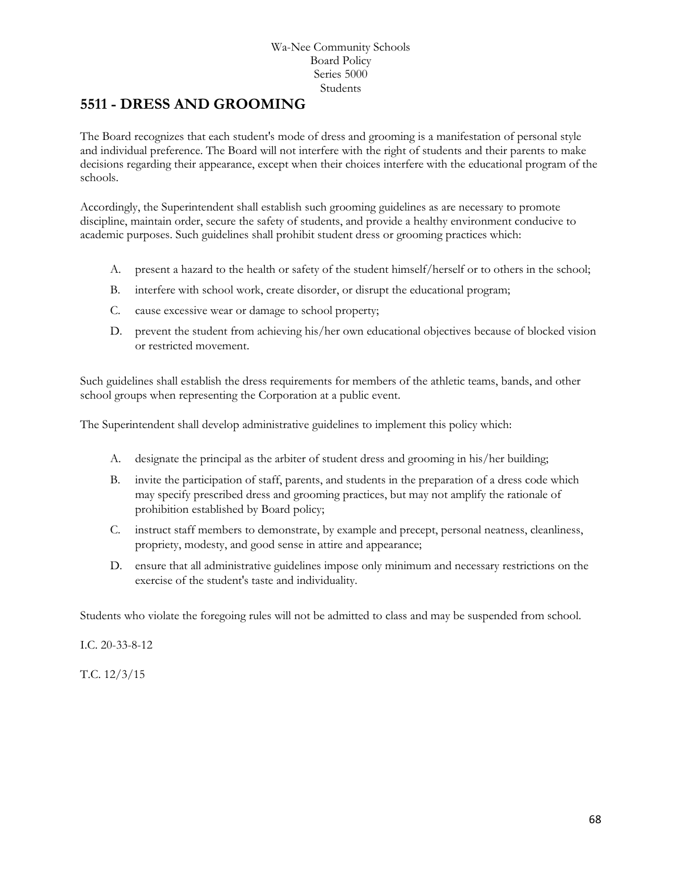Wa-Nee Community Schools
Board Policy
Series 5000
Students

## 5511 - DRESS AND GROOMING

The Board recognizes that each student's mode of dress and grooming is a manifestation of personal style and individual preference. The Board will not interfere with the right of students and their parents to make decisions regarding their appearance, except when their choices interfere with the educational program of the schools.

Accordingly, the Superintendent shall establish such grooming guidelines as are necessary to promote discipline, maintain order, secure the safety of students, and provide a healthy environment conducive to academic purposes. Such guidelines shall prohibit student dress or grooming practices which:

A. present a hazard to the health or safety of the student himself/herself or to others in the school;

B. interfere with school work, create disorder, or disrupt the educational program;

C. cause excessive wear or damage to school property;

D. prevent the student from achieving his/her own educational objectives because of blocked vision or restricted movement.

Such guidelines shall establish the dress requirements for members of the athletic teams, bands, and other school groups when representing the Corporation at a public event.

The Superintendent shall develop administrative guidelines to implement this policy which:

A. designate the principal as the arbiter of student dress and grooming in his/her building;

B. invite the participation of staff, parents, and students in the preparation of a dress code which may specify prescribed dress and grooming practices, but may not amplify the rationale of prohibition established by Board policy;

C. instruct staff members to demonstrate, by example and precept, personal neatness, cleanliness, propriety, modesty, and good sense in attire and appearance;

D. ensure that all administrative guidelines impose only minimum and necessary restrictions on the exercise of the student's taste and individuality.

Students who violate the foregoing rules will not be admitted to class and may be suspended from school.

I.C. 20-33-8-12

T.C. 12/3/15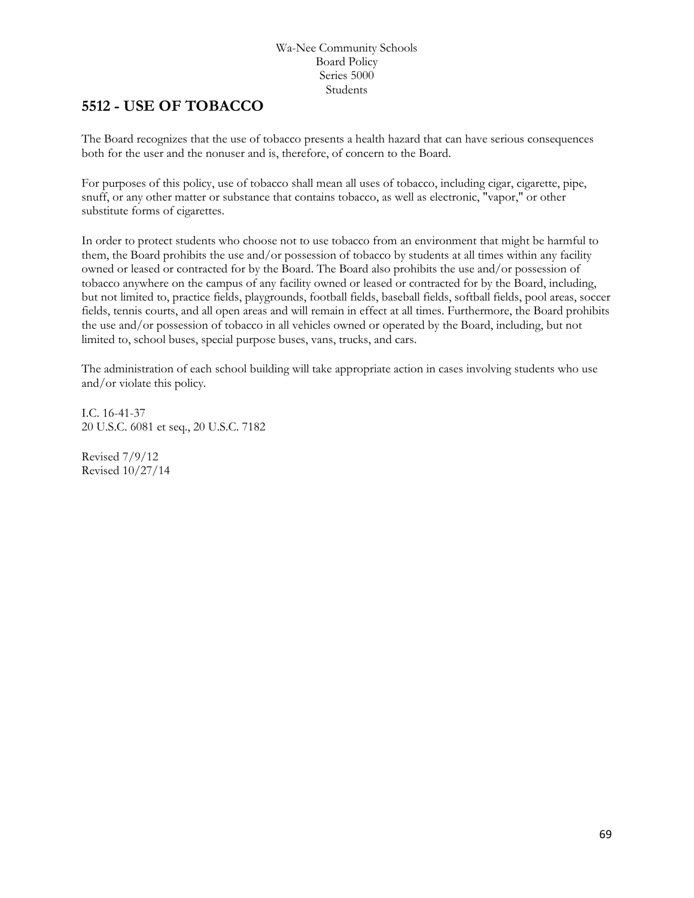Wa-Nee Community Schools
Board Policy
Series 5000
Students

## 5512 - USE OF TOBACCO

The Board recognizes that the use of tobacco presents a health hazard that can have serious consequences both for the user and the nonuser and is, therefore, of concern to the Board.

For purposes of this policy, use of tobacco shall mean all uses of tobacco, including cigar, cigarette, pipe, snuff, or any other matter or substance that contains tobacco, as well as electronic, "vapor," or other substitute forms of cigarettes.

In order to protect students who choose not to use tobacco from an environment that might be harmful to them, the Board prohibits the use and/or possession of tobacco by students at all times within any facility owned or leased or contracted for by the Board. The Board also prohibits the use and/or possession of tobacco anywhere on the campus of any facility owned or leased or contracted for by the Board, including, but not limited to, practice fields, playgrounds, football fields, baseball fields, softball fields, pool areas, soccer fields, tennis courts, and all open areas and will remain in effect at all times. Furthermore, the Board prohibits the use and/or possession of tobacco in all vehicles owned or operated by the Board, including, but not limited to, school buses, special purpose buses, vans, trucks, and cars.

The administration of each school building will take appropriate action in cases involving students who use and/or violate this policy.

I.C. 16-41-37
20 U.S.C. 6081 et seq., 20 U.S.C. 7182

Revised 7/9/12
Revised 10/27/14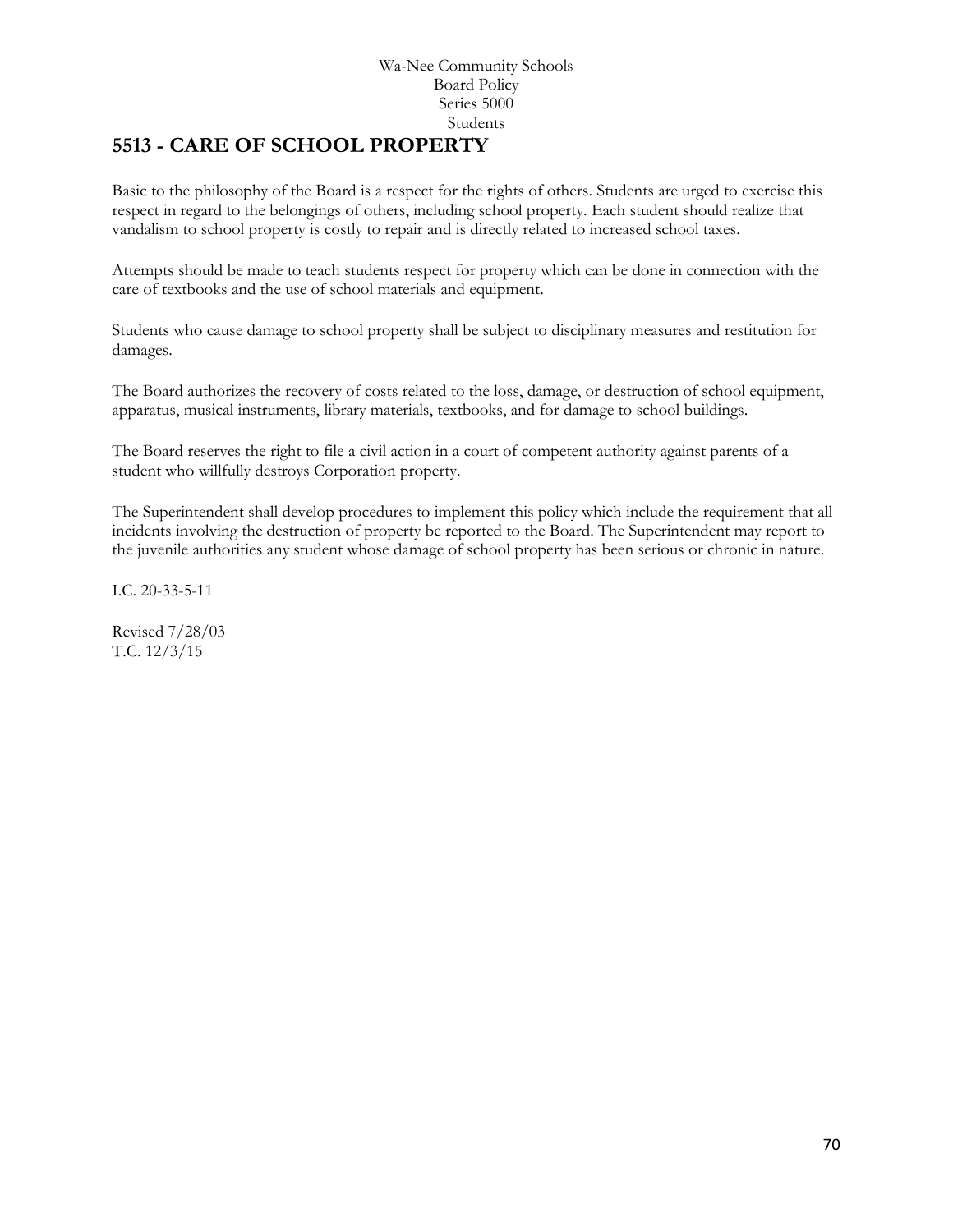Wa-Nee Community Schools
Board Policy
Series 5000
Students

# 5513 - CARE OF SCHOOL PROPERTY

Basic to the philosophy of the Board is a respect for the rights of others. Students are urged to exercise this respect in regard to the belongings of others, including school property. Each student should realize that vandalism to school property is costly to repair and is directly related to increased school taxes.

Attempts should be made to teach students respect for property which can be done in connection with the care of textbooks and the use of school materials and equipment.

Students who cause damage to school property shall be subject to disciplinary measures and restitution for damages.

The Board authorizes the recovery of costs related to the loss, damage, or destruction of school equipment, apparatus, musical instruments, library materials, textbooks, and for damage to school buildings.

The Board reserves the right to file a civil action in a court of competent authority against parents of a student who willfully destroys Corporation property.

The Superintendent shall develop procedures to implement this policy which include the requirement that all incidents involving the destruction of property be reported to the Board. The Superintendent may report to the juvenile authorities any student whose damage of school property has been serious or chronic in nature.

I.C. 20-33-5-11

Revised 7/28/03
T.C. 12/3/15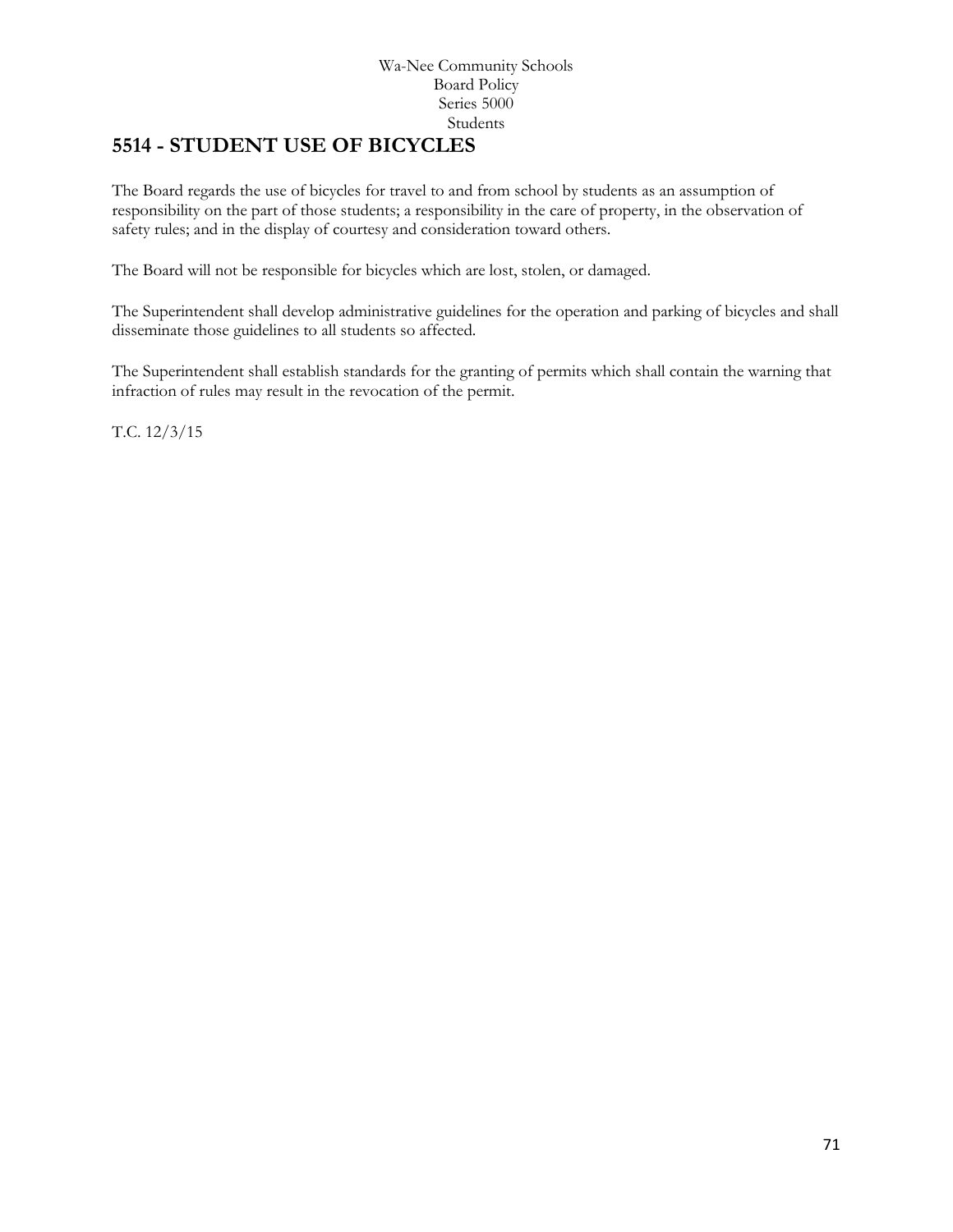Wa-Nee Community Schools
Board Policy
Series 5000
Students

# 5514 - STUDENT USE OF BICYCLES

The Board regards the use of bicycles for travel to and from school by students as an assumption of responsibility on the part of those students; a responsibility in the care of property, in the observation of safety rules; and in the display of courtesy and consideration toward others.

The Board will not be responsible for bicycles which are lost, stolen, or damaged.

The Superintendent shall develop administrative guidelines for the operation and parking of bicycles and shall disseminate those guidelines to all students so affected.

The Superintendent shall establish standards for the granting of permits which shall contain the warning that infraction of rules may result in the revocation of the permit.

T.C. 12/3/15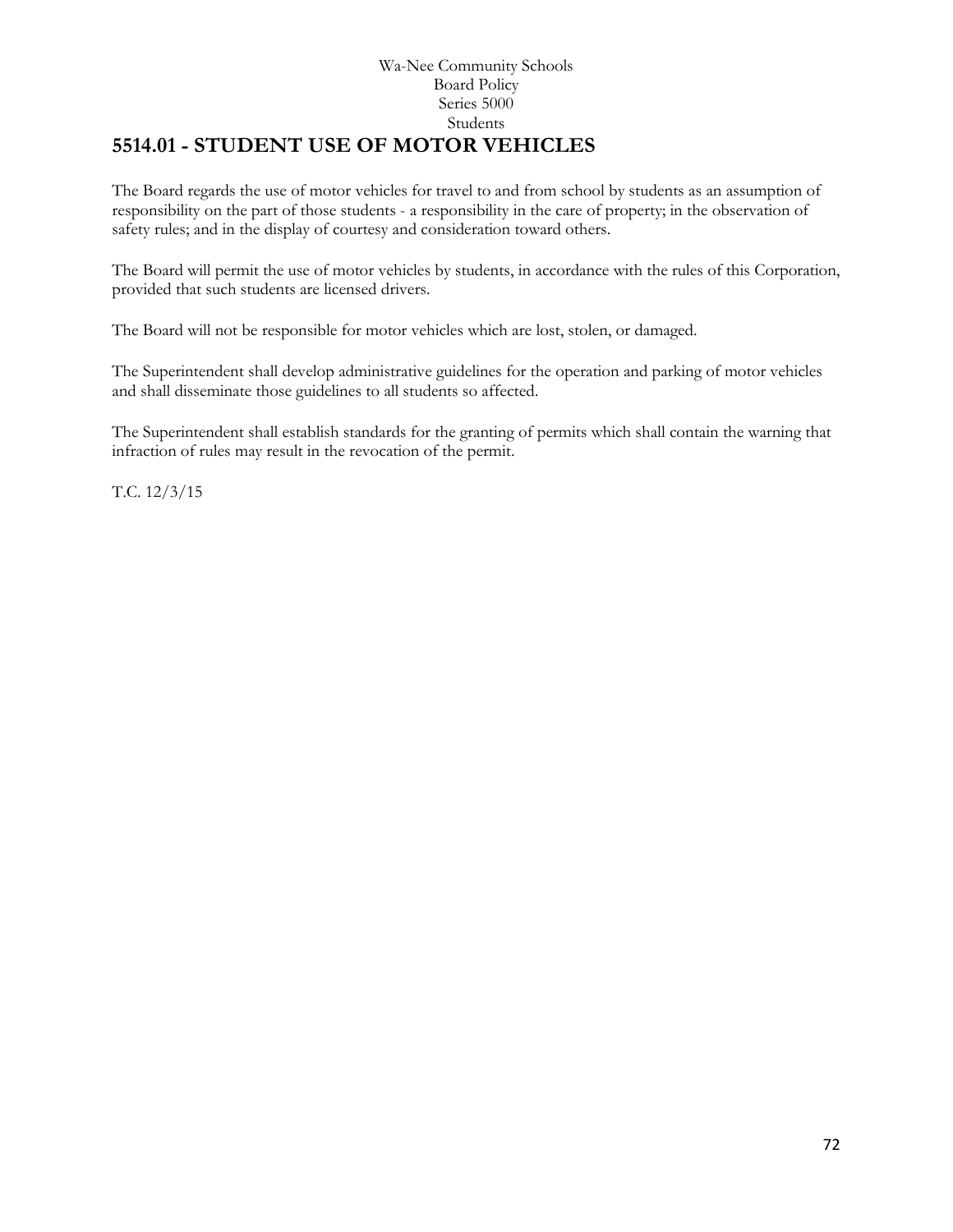Wa-Nee Community Schools
Board Policy
Series 5000
Students

# 5514.01 - STUDENT USE OF MOTOR VEHICLES

The Board regards the use of motor vehicles for travel to and from school by students as an assumption of responsibility on the part of those students - a responsibility in the care of property; in the observation of safety rules; and in the display of courtesy and consideration toward others.

The Board will permit the use of motor vehicles by students, in accordance with the rules of this Corporation, provided that such students are licensed drivers.

The Board will not be responsible for motor vehicles which are lost, stolen, or damaged.

The Superintendent shall develop administrative guidelines for the operation and parking of motor vehicles and shall disseminate those guidelines to all students so affected.

The Superintendent shall establish standards for the granting of permits which shall contain the warning that infraction of rules may result in the revocation of the permit.

T.C. 12/3/15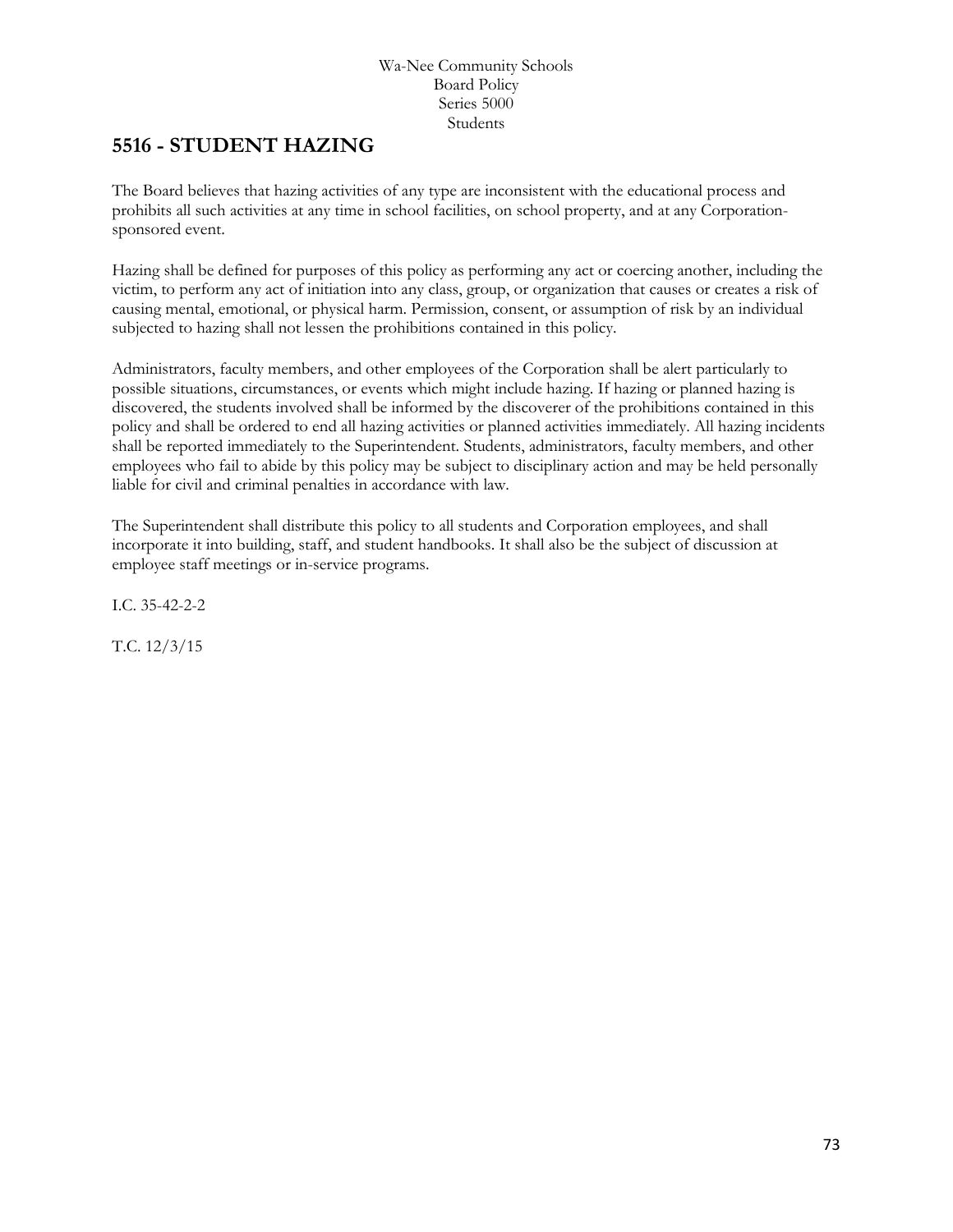Wa-Nee Community Schools
Board Policy
Series 5000
Students

## 5516 - STUDENT HAZING

The Board believes that hazing activities of any type are inconsistent with the educational process and prohibits all such activities at any time in school facilities, on school property, and at any Corporation-sponsored event.

Hazing shall be defined for purposes of this policy as performing any act or coercing another, including the victim, to perform any act of initiation into any class, group, or organization that causes or creates a risk of causing mental, emotional, or physical harm. Permission, consent, or assumption of risk by an individual subjected to hazing shall not lessen the prohibitions contained in this policy.

Administrators, faculty members, and other employees of the Corporation shall be alert particularly to possible situations, circumstances, or events which might include hazing. If hazing or planned hazing is discovered, the students involved shall be informed by the discoverer of the prohibitions contained in this policy and shall be ordered to end all hazing activities or planned activities immediately. All hazing incidents shall be reported immediately to the Superintendent. Students, administrators, faculty members, and other employees who fail to abide by this policy may be subject to disciplinary action and may be held personally liable for civil and criminal penalties in accordance with law.

The Superintendent shall distribute this policy to all students and Corporation employees, and shall incorporate it into building, staff, and student handbooks. It shall also be the subject of discussion at employee staff meetings or in-service programs.

I.C. 35-42-2-2

T.C. 12/3/15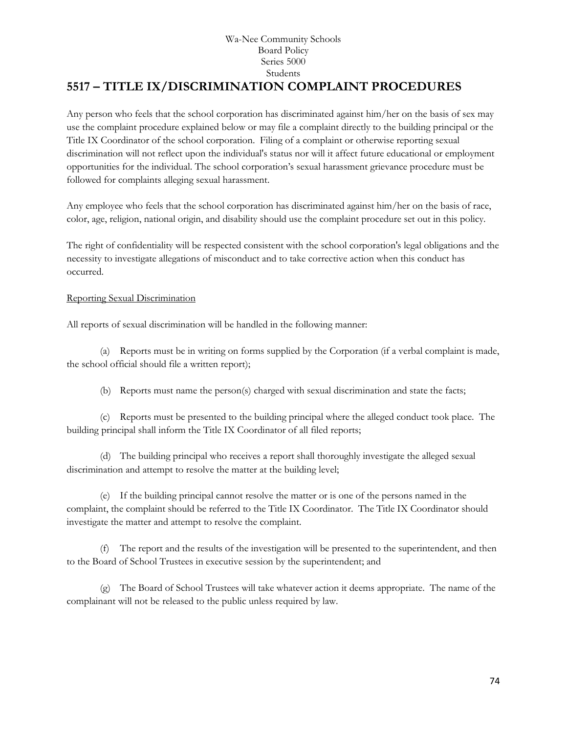Wa-Nee Community Schools
Board Policy
Series 5000
Students

# 5517 – TITLE IX/DISCRIMINATION COMPLAINT PROCEDURES

Any person who feels that the school corporation has discriminated against him/her on the basis of sex may use the complaint procedure explained below or may file a complaint directly to the building principal or the Title IX Coordinator of the school corporation. Filing of a complaint or otherwise reporting sexual discrimination will not reflect upon the individual's status nor will it affect future educational or employment opportunities for the individual. The school corporation's sexual harassment grievance procedure must be followed for complaints alleging sexual harassment.

Any employee who feels that the school corporation has discriminated against him/her on the basis of race, color, age, religion, national origin, and disability should use the complaint procedure set out in this policy.

The right of confidentiality will be respected consistent with the school corporation's legal obligations and the necessity to investigate allegations of misconduct and to take corrective action when this conduct has occurred.

<u>Reporting Sexual Discrimination</u>

All reports of sexual discrimination will be handled in the following manner:

(a) Reports must be in writing on forms supplied by the Corporation (if a verbal complaint is made, the school official should file a written report);

(b) Reports must name the person(s) charged with sexual discrimination and state the facts;

(c) Reports must be presented to the building principal where the alleged conduct took place. The building principal shall inform the Title IX Coordinator of all filed reports;

(d) The building principal who receives a report shall thoroughly investigate the alleged sexual discrimination and attempt to resolve the matter at the building level;

(e) If the building principal cannot resolve the matter or is one of the persons named in the complaint, the complaint should be referred to the Title IX Coordinator. The Title IX Coordinator should investigate the matter and attempt to resolve the complaint.

(f) The report and the results of the investigation will be presented to the superintendent, and then to the Board of School Trustees in executive session by the superintendent; and

(g) The Board of School Trustees will take whatever action it deems appropriate. The name of the complainant will not be released to the public unless required by law.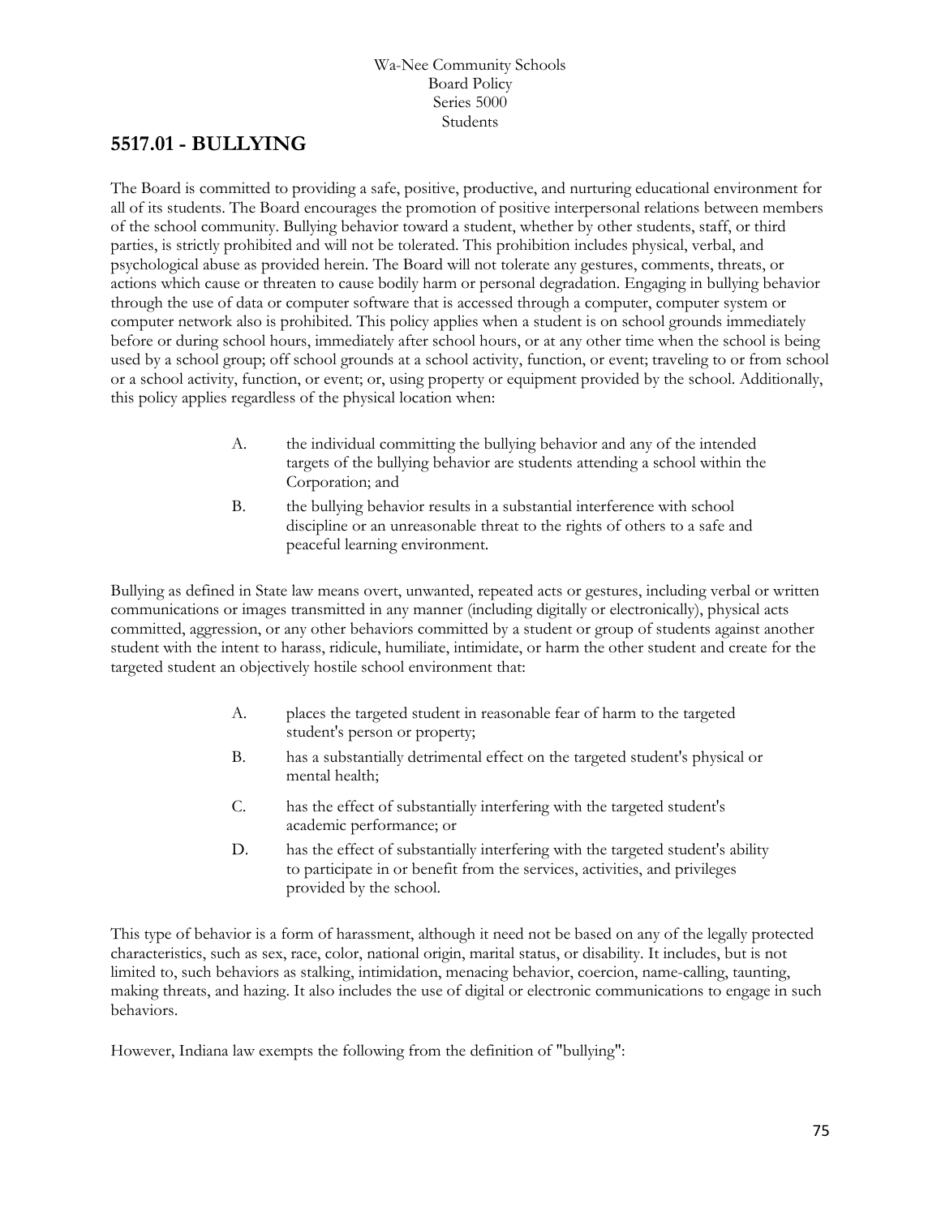Wa-Nee Community Schools
Board Policy
Series 5000
Students

## 5517.01 - BULLYING

The Board is committed to providing a safe, positive, productive, and nurturing educational environment for all of its students. The Board encourages the promotion of positive interpersonal relations between members of the school community. Bullying behavior toward a student, whether by other students, staff, or third parties, is strictly prohibited and will not be tolerated. This prohibition includes physical, verbal, and psychological abuse as provided herein. The Board will not tolerate any gestures, comments, threats, or actions which cause or threaten to cause bodily harm or personal degradation. Engaging in bullying behavior through the use of data or computer software that is accessed through a computer, computer system or computer network also is prohibited. This policy applies when a student is on school grounds immediately before or during school hours, immediately after school hours, or at any other time when the school is being used by a school group; off school grounds at a school activity, function, or event; traveling to or from school or a school activity, function, or event; or, using property or equipment provided by the school. Additionally, this policy applies regardless of the physical location when:

A. the individual committing the bullying behavior and any of the intended targets of the bullying behavior are students attending a school within the Corporation; and

B. the bullying behavior results in a substantial interference with school discipline or an unreasonable threat to the rights of others to a safe and peaceful learning environment.

Bullying as defined in State law means overt, unwanted, repeated acts or gestures, including verbal or written communications or images transmitted in any manner (including digitally or electronically), physical acts committed, aggression, or any other behaviors committed by a student or group of students against another student with the intent to harass, ridicule, humiliate, intimidate, or harm the other student and create for the targeted student an objectively hostile school environment that:

A. places the targeted student in reasonable fear of harm to the targeted student's person or property;

B. has a substantially detrimental effect on the targeted student's physical or mental health;

C. has the effect of substantially interfering with the targeted student's academic performance; or

D. has the effect of substantially interfering with the targeted student's ability to participate in or benefit from the services, activities, and privileges provided by the school.

This type of behavior is a form of harassment, although it need not be based on any of the legally protected characteristics, such as sex, race, color, national origin, marital status, or disability. It includes, but is not limited to, such behaviors as stalking, intimidation, menacing behavior, coercion, name-calling, taunting, making threats, and hazing. It also includes the use of digital or electronic communications to engage in such behaviors.

However, Indiana law exempts the following from the definition of "bullying":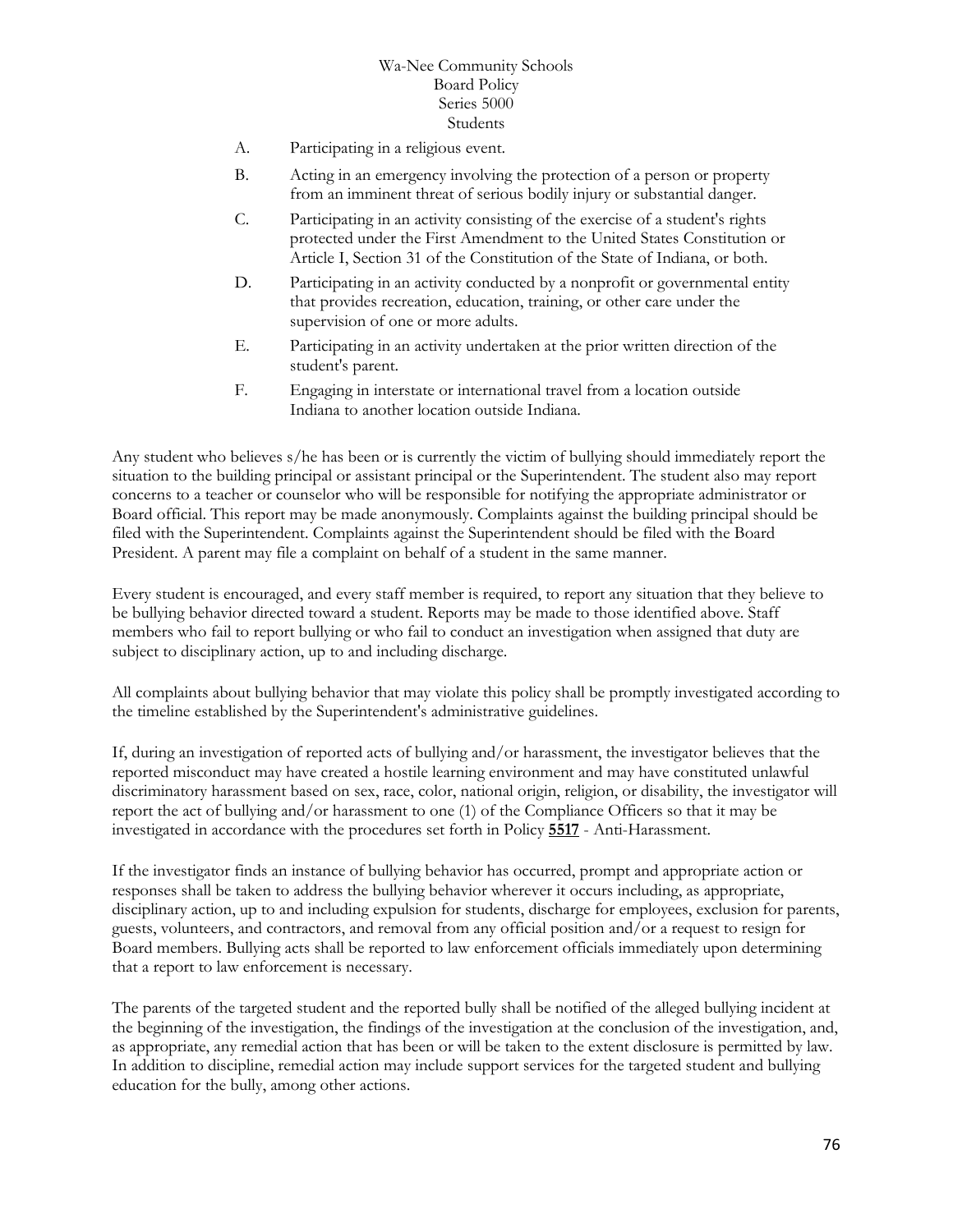A. Participating in a religious event.

B. Acting in an emergency involving the protection of a person or property from an imminent threat of serious bodily injury or substantial danger.

C. Participating in an activity consisting of the exercise of a student's rights protected under the First Amendment to the United States Constitution or Article I, Section 31 of the Constitution of the State of Indiana, or both.

D. Participating in an activity conducted by a nonprofit or governmental entity that provides recreation, education, training, or other care under the supervision of one or more adults.

E. Participating in an activity undertaken at the prior written direction of the student's parent.

F. Engaging in interstate or international travel from a location outside Indiana to another location outside Indiana.

Any student who believes s/he has been or is currently the victim of bullying should immediately report the situation to the building principal or assistant principal or the Superintendent. The student also may report concerns to a teacher or counselor who will be responsible for notifying the appropriate administrator or Board official. This report may be made anonymously. Complaints against the building principal should be filed with the Superintendent. Complaints against the Superintendent should be filed with the Board President. A parent may file a complaint on behalf of a student in the same manner.

Every student is encouraged, and every staff member is required, to report any situation that they believe to be bullying behavior directed toward a student. Reports may be made to those identified above. Staff members who fail to report bullying or who fail to conduct an investigation when assigned that duty are subject to disciplinary action, up to and including discharge.

All complaints about bullying behavior that may violate this policy shall be promptly investigated according to the timeline established by the Superintendent's administrative guidelines.

If, during an investigation of reported acts of bullying and/or harassment, the investigator believes that the reported misconduct may have created a hostile learning environment and may have constituted unlawful discriminatory harassment based on sex, race, color, national origin, religion, or disability, the investigator will report the act of bullying and/or harassment to one (1) of the Compliance Officers so that it may be investigated in accordance with the procedures set forth in Policy **5517** - Anti-Harassment.

If the investigator finds an instance of bullying behavior has occurred, prompt and appropriate action or responses shall be taken to address the bullying behavior wherever it occurs including, as appropriate, disciplinary action, up to and including expulsion for students, discharge for employees, exclusion for parents, guests, volunteers, and contractors, and removal from any official position and/or a request to resign for Board members. Bullying acts shall be reported to law enforcement officials immediately upon determining that a report to law enforcement is necessary.

The parents of the targeted student and the reported bully shall be notified of the alleged bullying incident at the beginning of the investigation, the findings of the investigation at the conclusion of the investigation, and, as appropriate, any remedial action that has been or will be taken to the extent disclosure is permitted by law. In addition to discipline, remedial action may include support services for the targeted student and bullying education for the bully, among other actions.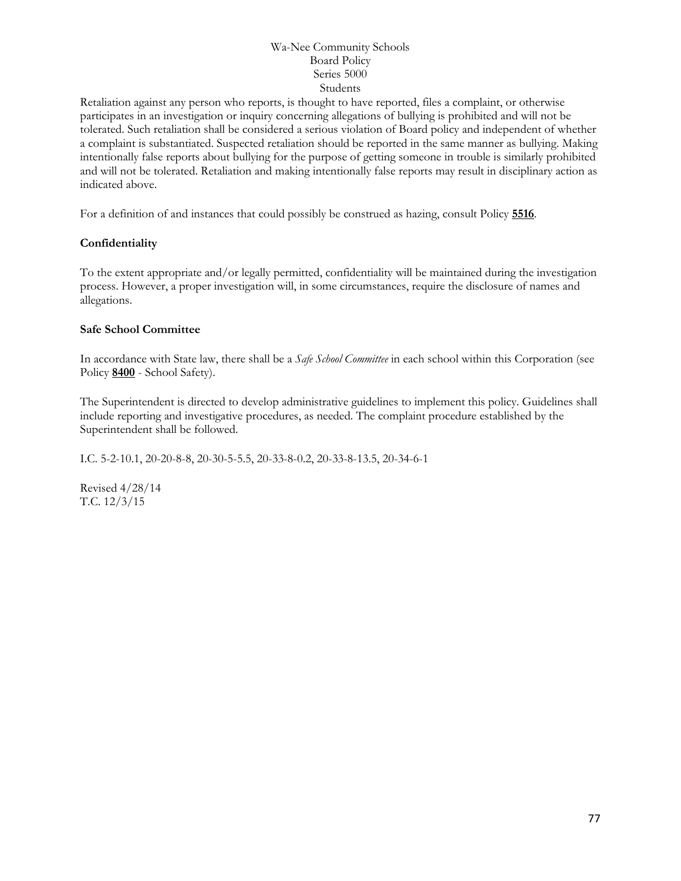Retaliation against any person who reports, is thought to have reported, files a complaint, or otherwise participates in an investigation or inquiry concerning allegations of bullying is prohibited and will not be tolerated. Such retaliation shall be considered a serious violation of Board policy and independent of whether a complaint is substantiated. Suspected retaliation should be reported in the same manner as bullying. Making intentionally false reports about bullying for the purpose of getting someone in trouble is similarly prohibited and will not be tolerated. Retaliation and making intentionally false reports may result in disciplinary action as indicated above.

For a definition of and instances that could possibly be construed as hazing, consult Policy **5516**.

**Confidentiality**

To the extent appropriate and/or legally permitted, confidentiality will be maintained during the investigation process. However, a proper investigation will, in some circumstances, require the disclosure of names and allegations.

**Safe School Committee**

In accordance with State law, there shall be a *Safe School Committee* in each school within this Corporation (see Policy **8400** - School Safety).

The Superintendent is directed to develop administrative guidelines to implement this policy. Guidelines shall include reporting and investigative procedures, as needed. The complaint procedure established by the Superintendent shall be followed.

I.C. 5-2-10.1, 20-20-8-8, 20-30-5-5.5, 20-33-8-0.2, 20-33-8-13.5, 20-34-6-1

Revised 4/28/14
T.C. 12/3/15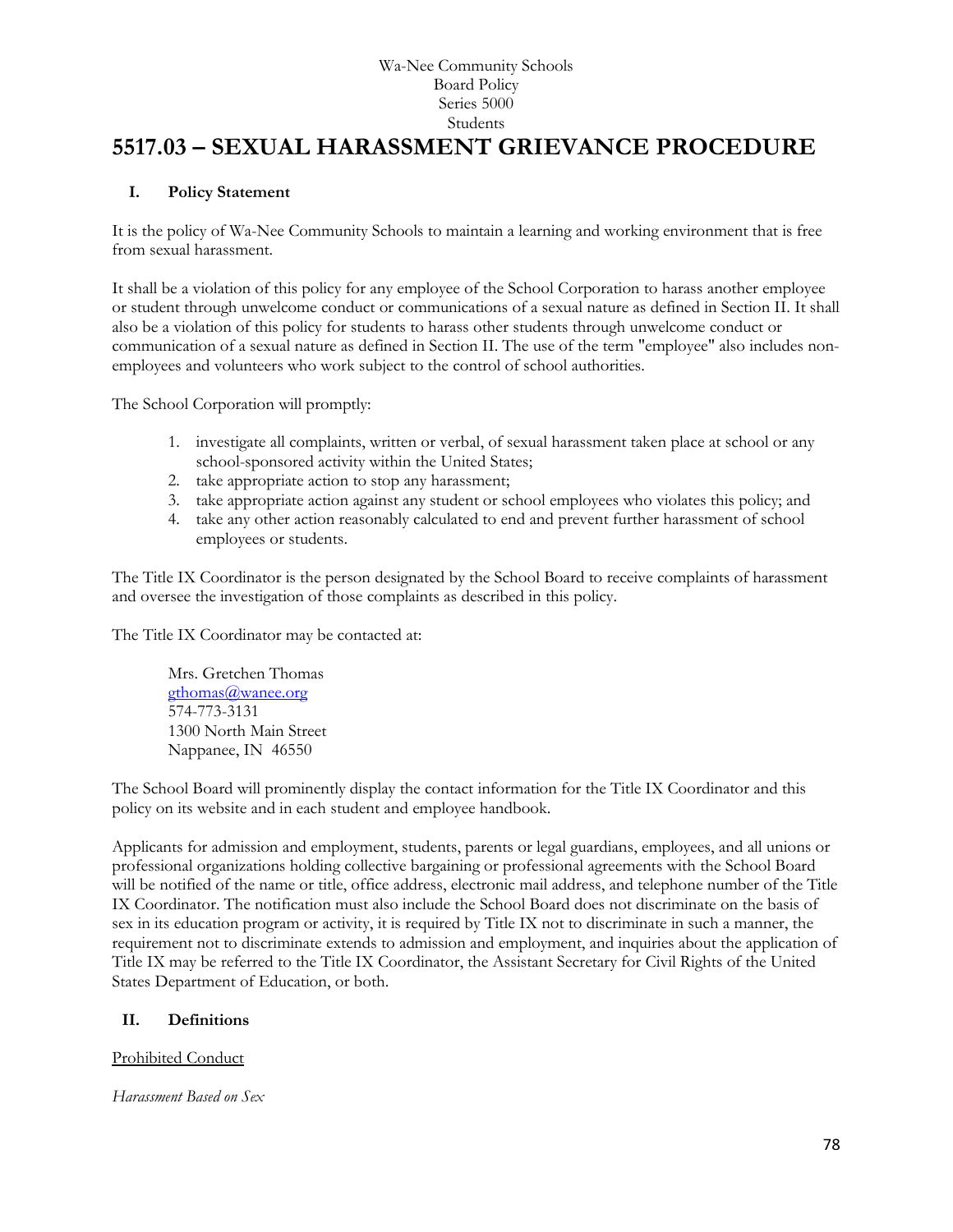Wa-Nee Community Schools
Board Policy
Series 5000
Students

# 5517.03 – SEXUAL HARASSMENT GRIEVANCE PROCEDURE

## I. Policy Statement

It is the policy of Wa-Nee Community Schools to maintain a learning and working environment that is free from sexual harassment.

It shall be a violation of this policy for any employee of the School Corporation to harass another employee or student through unwelcome conduct or communications of a sexual nature as defined in Section II. It shall also be a violation of this policy for students to harass other students through unwelcome conduct or communication of a sexual nature as defined in Section II. The use of the term "employee" also includes non-employees and volunteers who work subject to the control of school authorities.

The School Corporation will promptly:

1. investigate all complaints, written or verbal, of sexual harassment taken place at school or any school-sponsored activity within the United States;
2. take appropriate action to stop any harassment;
3. take appropriate action against any student or school employees who violates this policy; and
4. take any other action reasonably calculated to end and prevent further harassment of school employees or students.

The Title IX Coordinator is the person designated by the School Board to receive complaints of harassment and oversee the investigation of those complaints as described in this policy.

The Title IX Coordinator may be contacted at:

Mrs. Gretchen Thomas
gthomas@wanee.org
574-773-3131
1300 North Main Street
Nappanee, IN 46550

The School Board will prominently display the contact information for the Title IX Coordinator and this policy on its website and in each student and employee handbook.

Applicants for admission and employment, students, parents or legal guardians, employees, and all unions or professional organizations holding collective bargaining or professional agreements with the School Board will be notified of the name or title, office address, electronic mail address, and telephone number of the Title IX Coordinator. The notification must also include the School Board does not discriminate on the basis of sex in its education program or activity, it is required by Title IX not to discriminate in such a manner, the requirement not to discriminate extends to admission and employment, and inquiries about the application of Title IX may be referred to the Title IX Coordinator, the Assistant Secretary for Civil Rights of the United States Department of Education, or both.

## II. Definitions

<u>Prohibited Conduct</u>

*Harassment Based on Sex*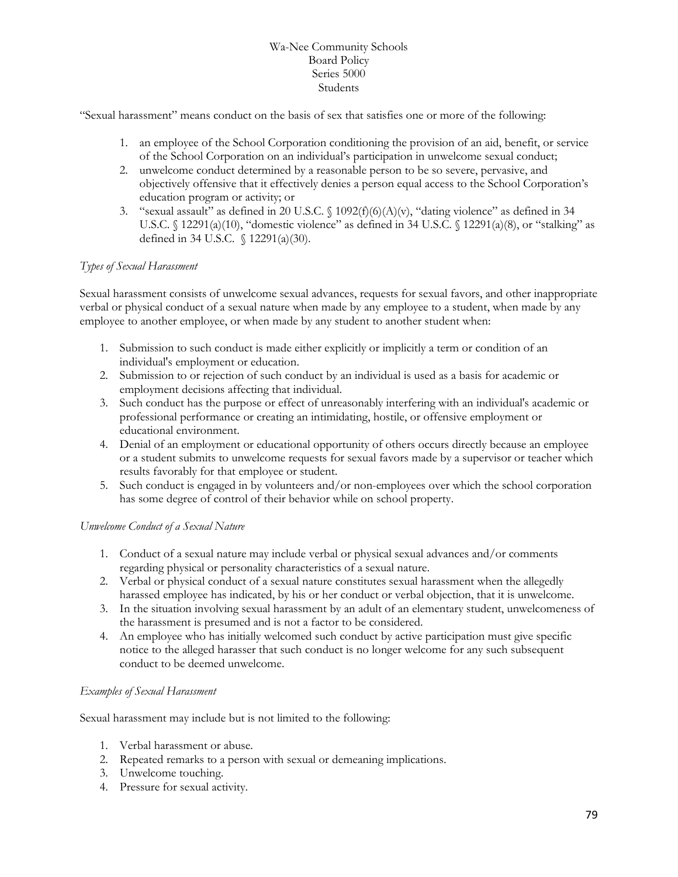"Sexual harassment" means conduct on the basis of sex that satisfies one or more of the following:

1. an employee of the School Corporation conditioning the provision of an aid, benefit, or service of the School Corporation on an individual's participation in unwelcome sexual conduct;
2. unwelcome conduct determined by a reasonable person to be so severe, pervasive, and objectively offensive that it effectively denies a person equal access to the School Corporation's education program or activity; or
3. "sexual assault" as defined in 20 U.S.C. § 1092(f)(6)(A)(v), "dating violence" as defined in 34 U.S.C. § 12291(a)(10), "domestic violence" as defined in 34 U.S.C. § 12291(a)(8), or "stalking" as defined in 34 U.S.C. § 12291(a)(30).

*Types of Sexual Harassment*

Sexual harassment consists of unwelcome sexual advances, requests for sexual favors, and other inappropriate verbal or physical conduct of a sexual nature when made by any employee to a student, when made by any employee to another employee, or when made by any student to another student when:

1. Submission to such conduct is made either explicitly or implicitly a term or condition of an individual's employment or education.
2. Submission to or rejection of such conduct by an individual is used as a basis for academic or employment decisions affecting that individual.
3. Such conduct has the purpose or effect of unreasonably interfering with an individual's academic or professional performance or creating an intimidating, hostile, or offensive employment or educational environment.
4. Denial of an employment or educational opportunity of others occurs directly because an employee or a student submits to unwelcome requests for sexual favors made by a supervisor or teacher which results favorably for that employee or student.
5. Such conduct is engaged in by volunteers and/or non-employees over which the school corporation has some degree of control of their behavior while on school property.

*Unwelcome Conduct of a Sexual Nature*

1. Conduct of a sexual nature may include verbal or physical sexual advances and/or comments regarding physical or personality characteristics of a sexual nature.
2. Verbal or physical conduct of a sexual nature constitutes sexual harassment when the allegedly harassed employee has indicated, by his or her conduct or verbal objection, that it is unwelcome.
3. In the situation involving sexual harassment by an adult of an elementary student, unwelcomeness of the harassment is presumed and is not a factor to be considered.
4. An employee who has initially welcomed such conduct by active participation must give specific notice to the alleged harasser that such conduct is no longer welcome for any such subsequent conduct to be deemed unwelcome.

*Examples of Sexual Harassment*

Sexual harassment may include but is not limited to the following:

1. Verbal harassment or abuse.
2. Repeated remarks to a person with sexual or demeaning implications.
3. Unwelcome touching.
4. Pressure for sexual activity.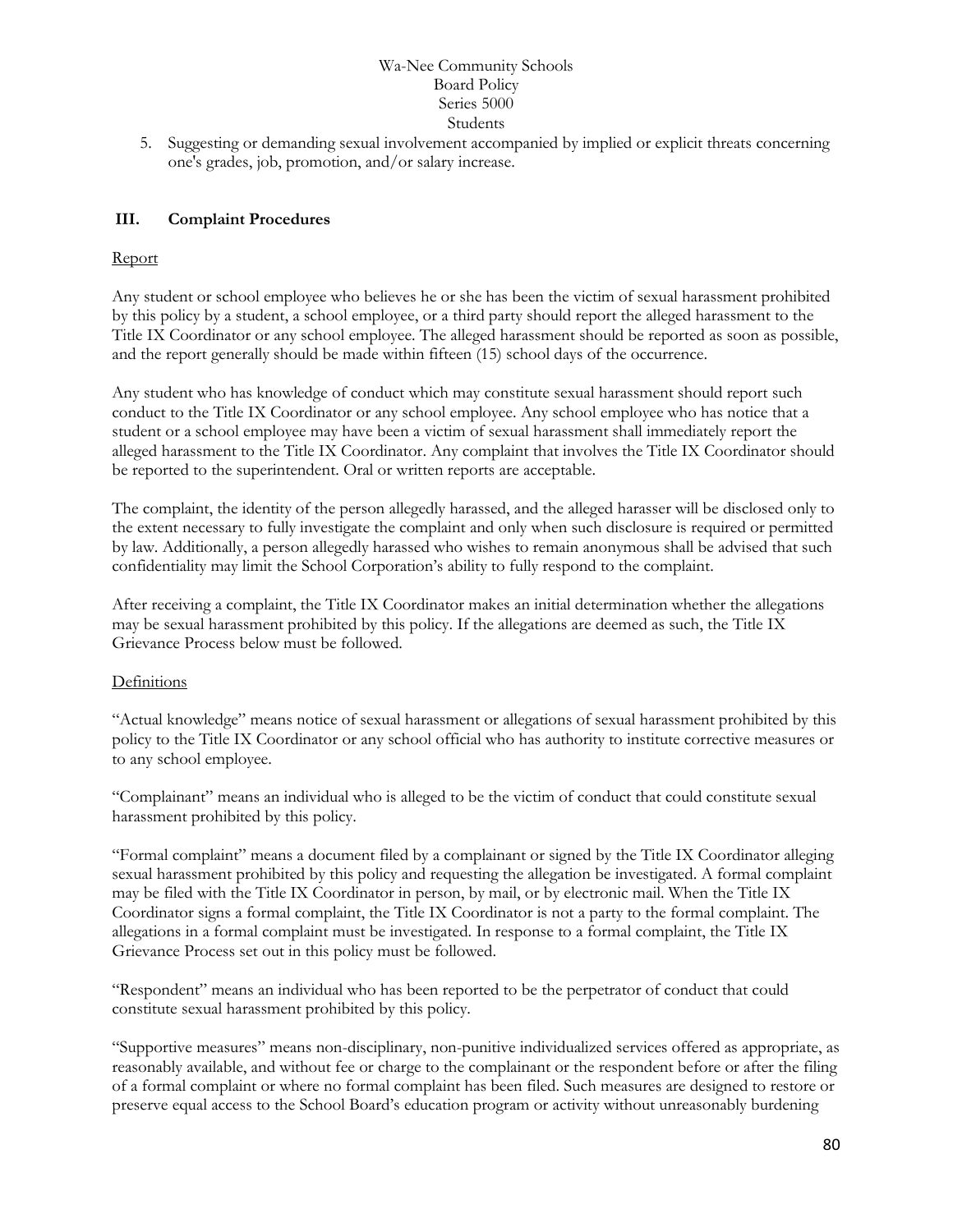5. Suggesting or demanding sexual involvement accompanied by implied or explicit threats concerning one's grades, job, promotion, and/or salary increase.

## III. Complaint Procedures

Report

Any student or school employee who believes he or she has been the victim of sexual harassment prohibited by this policy by a student, a school employee, or a third party should report the alleged harassment to the Title IX Coordinator or any school employee. The alleged harassment should be reported as soon as possible, and the report generally should be made within fifteen (15) school days of the occurrence.

Any student who has knowledge of conduct which may constitute sexual harassment should report such conduct to the Title IX Coordinator or any school employee. Any school employee who has notice that a student or a school employee may have been a victim of sexual harassment shall immediately report the alleged harassment to the Title IX Coordinator. Any complaint that involves the Title IX Coordinator should be reported to the superintendent. Oral or written reports are acceptable.

The complaint, the identity of the person allegedly harassed, and the alleged harasser will be disclosed only to the extent necessary to fully investigate the complaint and only when such disclosure is required or permitted by law. Additionally, a person allegedly harassed who wishes to remain anonymous shall be advised that such confidentiality may limit the School Corporation's ability to fully respond to the complaint.

After receiving a complaint, the Title IX Coordinator makes an initial determination whether the allegations may be sexual harassment prohibited by this policy. If the allegations are deemed as such, the Title IX Grievance Process below must be followed.

Definitions

"Actual knowledge" means notice of sexual harassment or allegations of sexual harassment prohibited by this policy to the Title IX Coordinator or any school official who has authority to institute corrective measures or to any school employee.

"Complainant" means an individual who is alleged to be the victim of conduct that could constitute sexual harassment prohibited by this policy.

"Formal complaint" means a document filed by a complainant or signed by the Title IX Coordinator alleging sexual harassment prohibited by this policy and requesting the allegation be investigated. A formal complaint may be filed with the Title IX Coordinator in person, by mail, or by electronic mail. When the Title IX Coordinator signs a formal complaint, the Title IX Coordinator is not a party to the formal complaint. The allegations in a formal complaint must be investigated. In response to a formal complaint, the Title IX Grievance Process set out in this policy must be followed.

"Respondent" means an individual who has been reported to be the perpetrator of conduct that could constitute sexual harassment prohibited by this policy.

"Supportive measures" means non-disciplinary, non-punitive individualized services offered as appropriate, as reasonably available, and without fee or charge to the complainant or the respondent before or after the filing of a formal complaint or where no formal complaint has been filed. Such measures are designed to restore or preserve equal access to the School Board's education program or activity without unreasonably burdening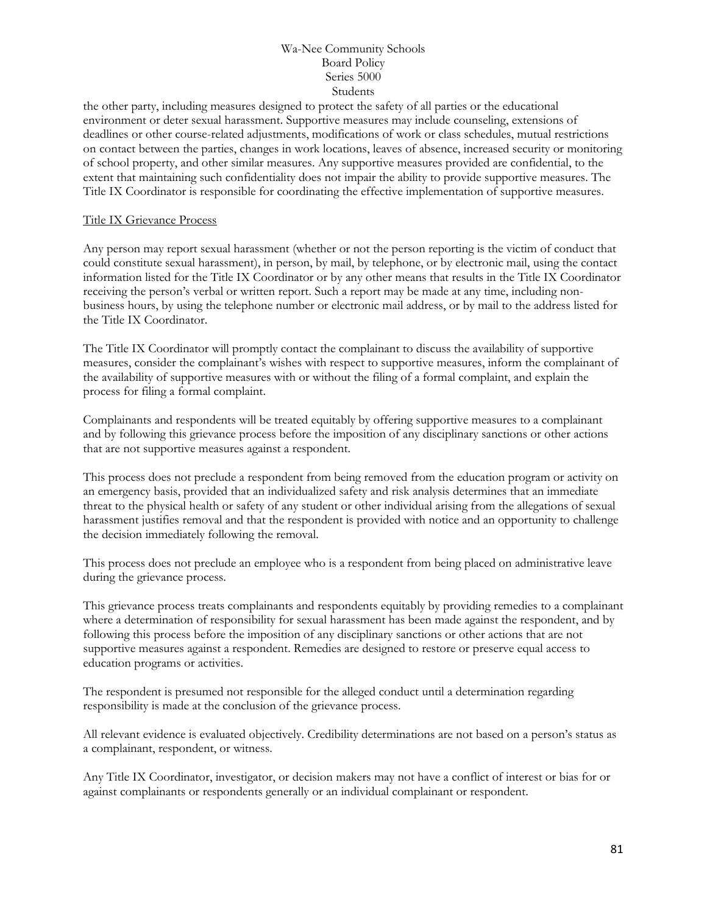the other party, including measures designed to protect the safety of all parties or the educational environment or deter sexual harassment. Supportive measures may include counseling, extensions of deadlines or other course-related adjustments, modifications of work or class schedules, mutual restrictions on contact between the parties, changes in work locations, leaves of absence, increased security or monitoring of school property, and other similar measures. Any supportive measures provided are confidential, to the extent that maintaining such confidentiality does not impair the ability to provide supportive measures. The Title IX Coordinator is responsible for coordinating the effective implementation of supportive measures.

<u>Title IX Grievance Process</u>

Any person may report sexual harassment (whether or not the person reporting is the victim of conduct that could constitute sexual harassment), in person, by mail, by telephone, or by electronic mail, using the contact information listed for the Title IX Coordinator or by any other means that results in the Title IX Coordinator receiving the person's verbal or written report. Such a report may be made at any time, including non-business hours, by using the telephone number or electronic mail address, or by mail to the address listed for the Title IX Coordinator.

The Title IX Coordinator will promptly contact the complainant to discuss the availability of supportive measures, consider the complainant's wishes with respect to supportive measures, inform the complainant of the availability of supportive measures with or without the filing of a formal complaint, and explain the process for filing a formal complaint.

Complainants and respondents will be treated equitably by offering supportive measures to a complainant and by following this grievance process before the imposition of any disciplinary sanctions or other actions that are not supportive measures against a respondent.

This process does not preclude a respondent from being removed from the education program or activity on an emergency basis, provided that an individualized safety and risk analysis determines that an immediate threat to the physical health or safety of any student or other individual arising from the allegations of sexual harassment justifies removal and that the respondent is provided with notice and an opportunity to challenge the decision immediately following the removal.

This process does not preclude an employee who is a respondent from being placed on administrative leave during the grievance process.

This grievance process treats complainants and respondents equitably by providing remedies to a complainant where a determination of responsibility for sexual harassment has been made against the respondent, and by following this process before the imposition of any disciplinary sanctions or other actions that are not supportive measures against a respondent. Remedies are designed to restore or preserve equal access to education programs or activities.

The respondent is presumed not responsible for the alleged conduct until a determination regarding responsibility is made at the conclusion of the grievance process.

All relevant evidence is evaluated objectively. Credibility determinations are not based on a person's status as a complainant, respondent, or witness.

Any Title IX Coordinator, investigator, or decision makers may not have a conflict of interest or bias for or against complainants or respondents generally or an individual complainant or respondent.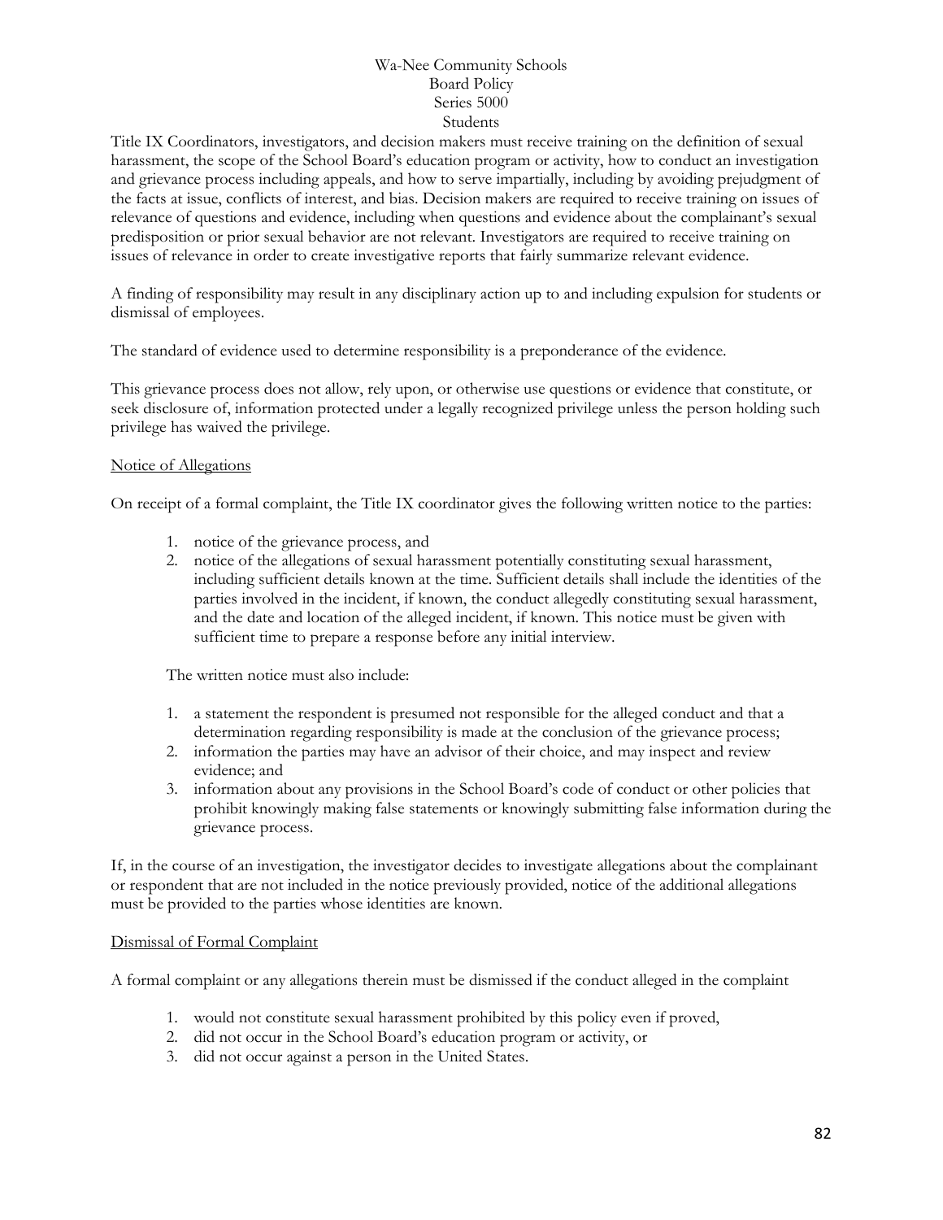Title IX Coordinators, investigators, and decision makers must receive training on the definition of sexual harassment, the scope of the School Board's education program or activity, how to conduct an investigation and grievance process including appeals, and how to serve impartially, including by avoiding prejudgment of the facts at issue, conflicts of interest, and bias. Decision makers are required to receive training on issues of relevance of questions and evidence, including when questions and evidence about the complainant's sexual predisposition or prior sexual behavior are not relevant. Investigators are required to receive training on issues of relevance in order to create investigative reports that fairly summarize relevant evidence.

A finding of responsibility may result in any disciplinary action up to and including expulsion for students or dismissal of employees.

The standard of evidence used to determine responsibility is a preponderance of the evidence.

This grievance process does not allow, rely upon, or otherwise use questions or evidence that constitute, or seek disclosure of, information protected under a legally recognized privilege unless the person holding such privilege has waived the privilege.

<u>Notice of Allegations</u>

On receipt of a formal complaint, the Title IX coordinator gives the following written notice to the parties:

1. notice of the grievance process, and
2. notice of the allegations of sexual harassment potentially constituting sexual harassment, including sufficient details known at the time. Sufficient details shall include the identities of the parties involved in the incident, if known, the conduct allegedly constituting sexual harassment, and the date and location of the alleged incident, if known. This notice must be given with sufficient time to prepare a response before any initial interview.

The written notice must also include:

1. a statement the respondent is presumed not responsible for the alleged conduct and that a determination regarding responsibility is made at the conclusion of the grievance process;
2. information the parties may have an advisor of their choice, and may inspect and review evidence; and
3. information about any provisions in the School Board's code of conduct or other policies that prohibit knowingly making false statements or knowingly submitting false information during the grievance process.

If, in the course of an investigation, the investigator decides to investigate allegations about the complainant or respondent that are not included in the notice previously provided, notice of the additional allegations must be provided to the parties whose identities are known.

<u>Dismissal of Formal Complaint</u>

A formal complaint or any allegations therein must be dismissed if the conduct alleged in the complaint

1. would not constitute sexual harassment prohibited by this policy even if proved,
2. did not occur in the School Board's education program or activity, or
3. did not occur against a person in the United States.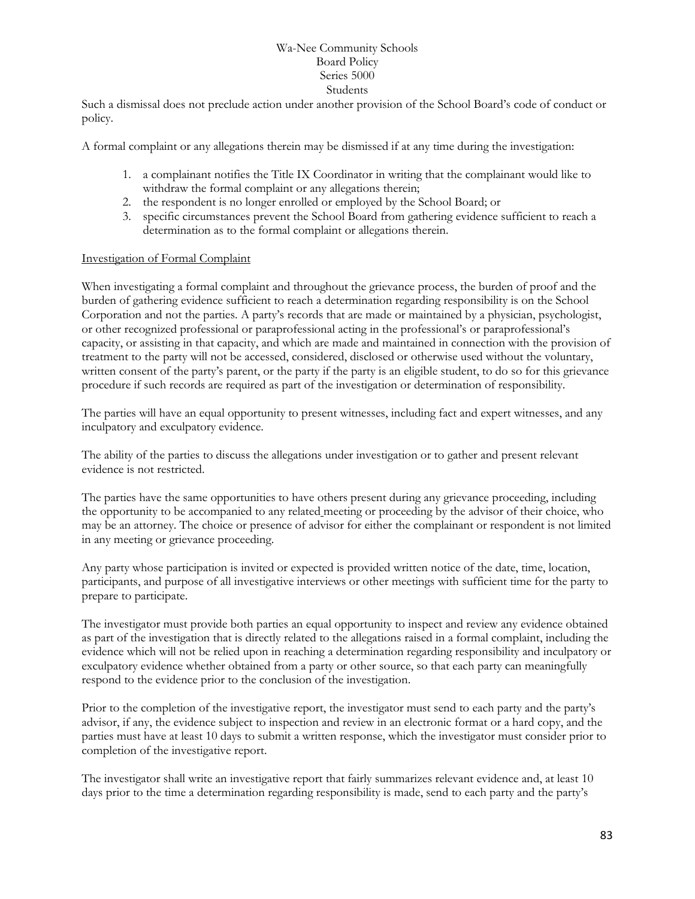Such a dismissal does not preclude action under another provision of the School Board's code of conduct or policy.

A formal complaint or any allegations therein may be dismissed if at any time during the investigation:

1. a complainant notifies the Title IX Coordinator in writing that the complainant would like to withdraw the formal complaint or any allegations therein;
2. the respondent is no longer enrolled or employed by the School Board; or
3. specific circumstances prevent the School Board from gathering evidence sufficient to reach a determination as to the formal complaint or allegations therein.

Investigation of Formal Complaint

When investigating a formal complaint and throughout the grievance process, the burden of proof and the burden of gathering evidence sufficient to reach a determination regarding responsibility is on the School Corporation and not the parties. A party's records that are made or maintained by a physician, psychologist, or other recognized professional or paraprofessional acting in the professional's or paraprofessional's capacity, or assisting in that capacity, and which are made and maintained in connection with the provision of treatment to the party will not be accessed, considered, disclosed or otherwise used without the voluntary, written consent of the party's parent, or the party if the party is an eligible student, to do so for this grievance procedure if such records are required as part of the investigation or determination of responsibility.

The parties will have an equal opportunity to present witnesses, including fact and expert witnesses, and any inculpatory and exculpatory evidence.

The ability of the parties to discuss the allegations under investigation or to gather and present relevant evidence is not restricted.

The parties have the same opportunities to have others present during any grievance proceeding, including the opportunity to be accompanied to any related meeting or proceeding by the advisor of their choice, who may be an attorney. The choice or presence of advisor for either the complainant or respondent is not limited in any meeting or grievance proceeding.

Any party whose participation is invited or expected is provided written notice of the date, time, location, participants, and purpose of all investigative interviews or other meetings with sufficient time for the party to prepare to participate.

The investigator must provide both parties an equal opportunity to inspect and review any evidence obtained as part of the investigation that is directly related to the allegations raised in a formal complaint, including the evidence which will not be relied upon in reaching a determination regarding responsibility and inculpatory or exculpatory evidence whether obtained from a party or other source, so that each party can meaningfully respond to the evidence prior to the conclusion of the investigation.

Prior to the completion of the investigative report, the investigator must send to each party and the party's advisor, if any, the evidence subject to inspection and review in an electronic format or a hard copy, and the parties must have at least 10 days to submit a written response, which the investigator must consider prior to completion of the investigative report.

The investigator shall write an investigative report that fairly summarizes relevant evidence and, at least 10 days prior to the time a determination regarding responsibility is made, send to each party and the party's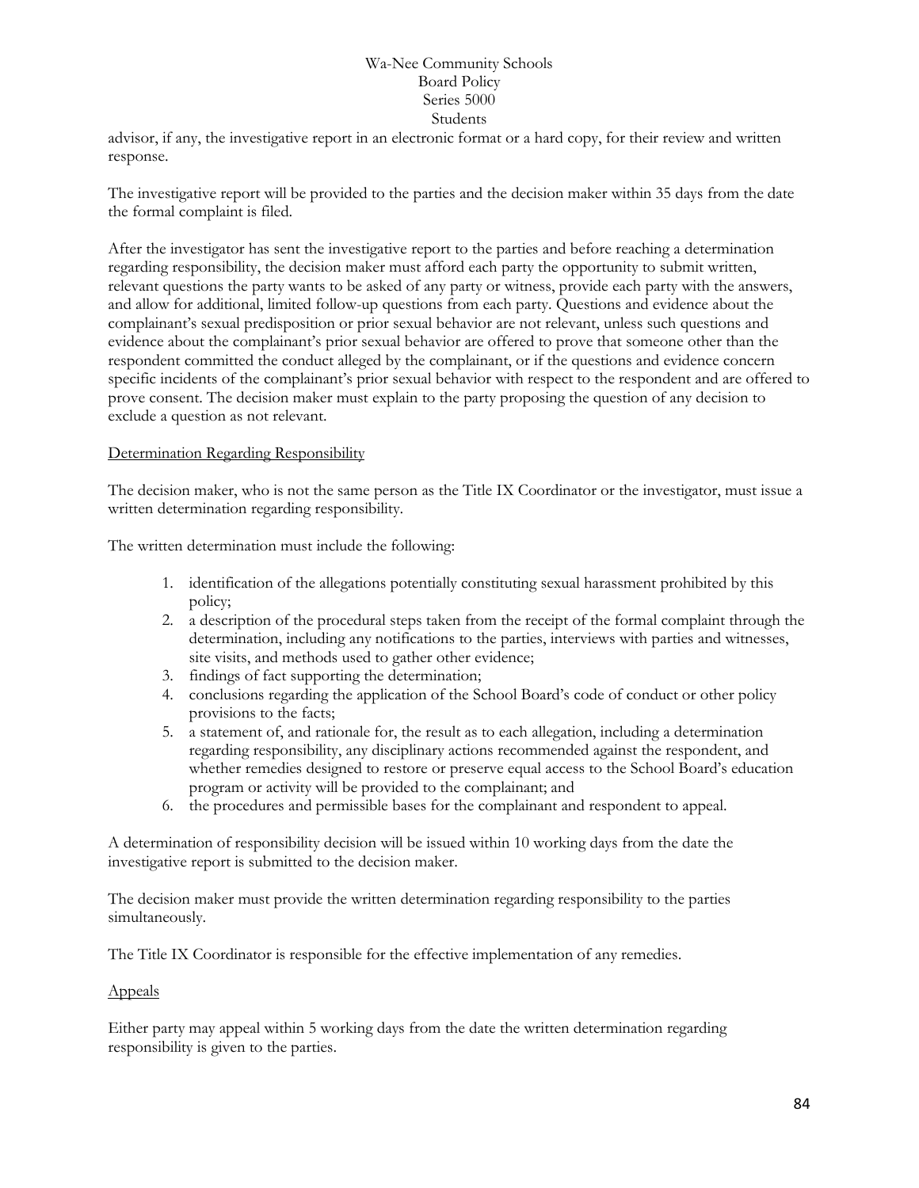advisor, if any, the investigative report in an electronic format or a hard copy, for their review and written response.

The investigative report will be provided to the parties and the decision maker within 35 days from the date the formal complaint is filed.

After the investigator has sent the investigative report to the parties and before reaching a determination regarding responsibility, the decision maker must afford each party the opportunity to submit written, relevant questions the party wants to be asked of any party or witness, provide each party with the answers, and allow for additional, limited follow-up questions from each party. Questions and evidence about the complainant's sexual predisposition or prior sexual behavior are not relevant, unless such questions and evidence about the complainant's prior sexual behavior are offered to prove that someone other than the respondent committed the conduct alleged by the complainant, or if the questions and evidence concern specific incidents of the complainant's prior sexual behavior with respect to the respondent and are offered to prove consent. The decision maker must explain to the party proposing the question of any decision to exclude a question as not relevant.

<u>Determination Regarding Responsibility</u>

The decision maker, who is not the same person as the Title IX Coordinator or the investigator, must issue a written determination regarding responsibility.

The written determination must include the following:

1. identification of the allegations potentially constituting sexual harassment prohibited by this policy;
2. a description of the procedural steps taken from the receipt of the formal complaint through the determination, including any notifications to the parties, interviews with parties and witnesses, site visits, and methods used to gather other evidence;
3. findings of fact supporting the determination;
4. conclusions regarding the application of the School Board's code of conduct or other policy provisions to the facts;
5. a statement of, and rationale for, the result as to each allegation, including a determination regarding responsibility, any disciplinary actions recommended against the respondent, and whether remedies designed to restore or preserve equal access to the School Board's education program or activity will be provided to the complainant; and
6. the procedures and permissible bases for the complainant and respondent to appeal.

A determination of responsibility decision will be issued within 10 working days from the date the investigative report is submitted to the decision maker.

The decision maker must provide the written determination regarding responsibility to the parties simultaneously.

The Title IX Coordinator is responsible for the effective implementation of any remedies.

<u>Appeals</u>

Either party may appeal within 5 working days from the date the written determination regarding responsibility is given to the parties.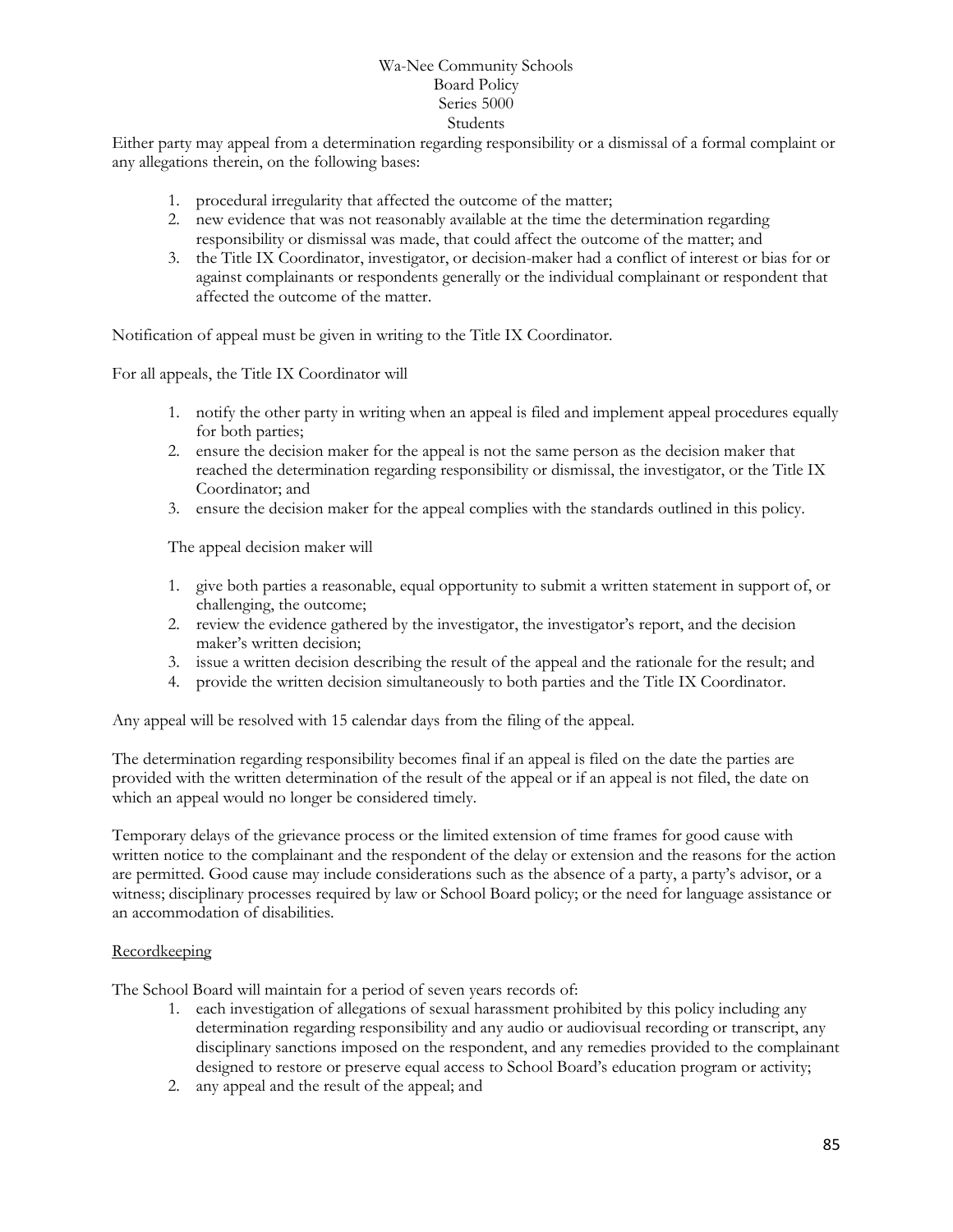Either party may appeal from a determination regarding responsibility or a dismissal of a formal complaint or any allegations therein, on the following bases:

1. procedural irregularity that affected the outcome of the matter;
2. new evidence that was not reasonably available at the time the determination regarding responsibility or dismissal was made, that could affect the outcome of the matter; and
3. the Title IX Coordinator, investigator, or decision-maker had a conflict of interest or bias for or against complainants or respondents generally or the individual complainant or respondent that affected the outcome of the matter.

Notification of appeal must be given in writing to the Title IX Coordinator.

For all appeals, the Title IX Coordinator will

1. notify the other party in writing when an appeal is filed and implement appeal procedures equally for both parties;
2. ensure the decision maker for the appeal is not the same person as the decision maker that reached the determination regarding responsibility or dismissal, the investigator, or the Title IX Coordinator; and
3. ensure the decision maker for the appeal complies with the standards outlined in this policy.

The appeal decision maker will

1. give both parties a reasonable, equal opportunity to submit a written statement in support of, or challenging, the outcome;
2. review the evidence gathered by the investigator, the investigator's report, and the decision maker's written decision;
3. issue a written decision describing the result of the appeal and the rationale for the result; and
4. provide the written decision simultaneously to both parties and the Title IX Coordinator.

Any appeal will be resolved with 15 calendar days from the filing of the appeal.

The determination regarding responsibility becomes final if an appeal is filed on the date the parties are provided with the written determination of the result of the appeal or if an appeal is not filed, the date on which an appeal would no longer be considered timely.

Temporary delays of the grievance process or the limited extension of time frames for good cause with written notice to the complainant and the respondent of the delay or extension and the reasons for the action are permitted. Good cause may include considerations such as the absence of a party, a party's advisor, or a witness; disciplinary processes required by law or School Board policy; or the need for language assistance or an accommodation of disabilities.

<u>Recordkeeping</u>

The School Board will maintain for a period of seven years records of:

1. each investigation of allegations of sexual harassment prohibited by this policy including any determination regarding responsibility and any audio or audiovisual recording or transcript, any disciplinary sanctions imposed on the respondent, and any remedies provided to the complainant designed to restore or preserve equal access to School Board's education program or activity;
2. any appeal and the result of the appeal; and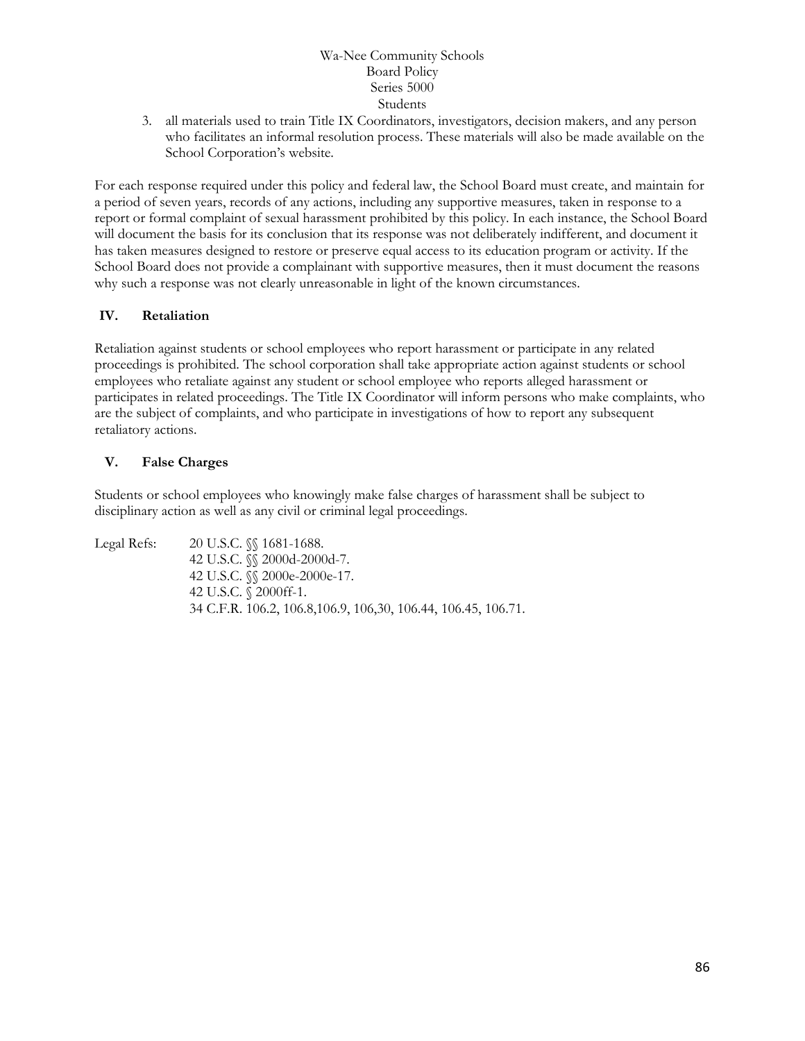3. all materials used to train Title IX Coordinators, investigators, decision makers, and any person who facilitates an informal resolution process. These materials will also be made available on the School Corporation's website.

For each response required under this policy and federal law, the School Board must create, and maintain for a period of seven years, records of any actions, including any supportive measures, taken in response to a report or formal complaint of sexual harassment prohibited by this policy. In each instance, the School Board will document the basis for its conclusion that its response was not deliberately indifferent, and document it has taken measures designed to restore or preserve equal access to its education program or activity. If the School Board does not provide a complainant with supportive measures, then it must document the reasons why such a response was not clearly unreasonable in light of the known circumstances.

## IV. Retaliation

Retaliation against students or school employees who report harassment or participate in any related proceedings is prohibited. The school corporation shall take appropriate action against students or school employees who retaliate against any student or school employee who reports alleged harassment or participates in related proceedings. The Title IX Coordinator will inform persons who make complaints, who are the subject of complaints, and who participate in investigations of how to report any subsequent retaliatory actions.

## V. False Charges

Students or school employees who knowingly make false charges of harassment shall be subject to disciplinary action as well as any civil or criminal legal proceedings.

Legal Refs: 20 U.S.C. §§ 1681-1688.
42 U.S.C. §§ 2000d-2000d-7.
42 U.S.C. §§ 2000e-2000e-17.
42 U.S.C. § 2000ff-1.
34 C.F.R. 106.2, 106.8,106.9, 106,30, 106.44, 106.45, 106.71.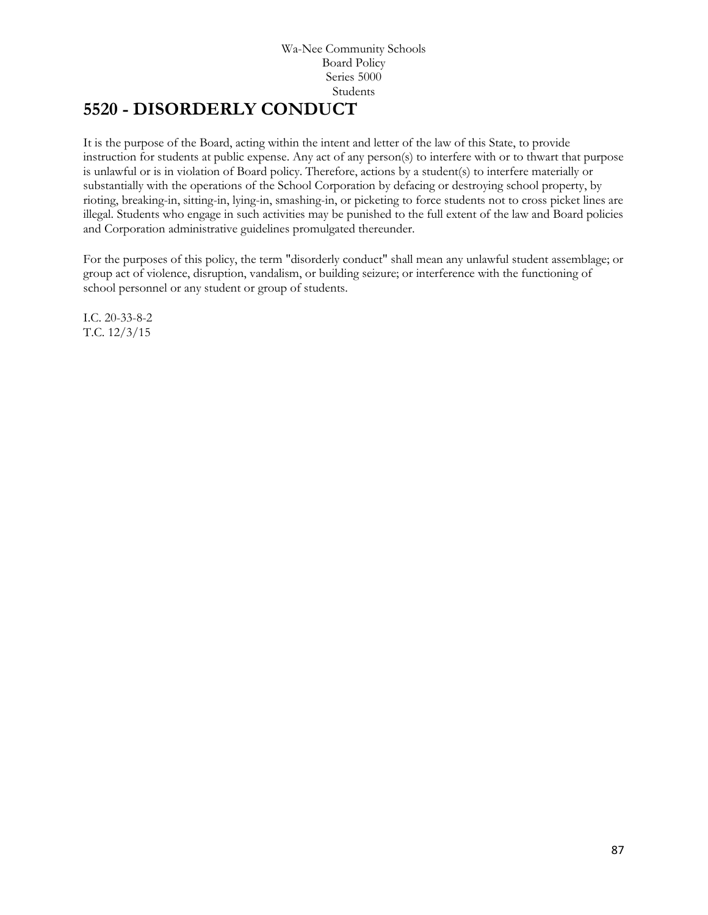Wa-Nee Community Schools
Board Policy
Series 5000
Students

# 5520 - DISORDERLY CONDUCT

It is the purpose of the Board, acting within the intent and letter of the law of this State, to provide instruction for students at public expense. Any act of any person(s) to interfere with or to thwart that purpose is unlawful or is in violation of Board policy. Therefore, actions by a student(s) to interfere materially or substantially with the operations of the School Corporation by defacing or destroying school property, by rioting, breaking-in, sitting-in, lying-in, smashing-in, or picketing to force students not to cross picket lines are illegal. Students who engage in such activities may be punished to the full extent of the law and Board policies and Corporation administrative guidelines promulgated thereunder.

For the purposes of this policy, the term "disorderly conduct" shall mean any unlawful student assemblage; or group act of violence, disruption, vandalism, or building seizure; or interference with the functioning of school personnel or any student or group of students.

I.C. 20-33-8-2
T.C. 12/3/15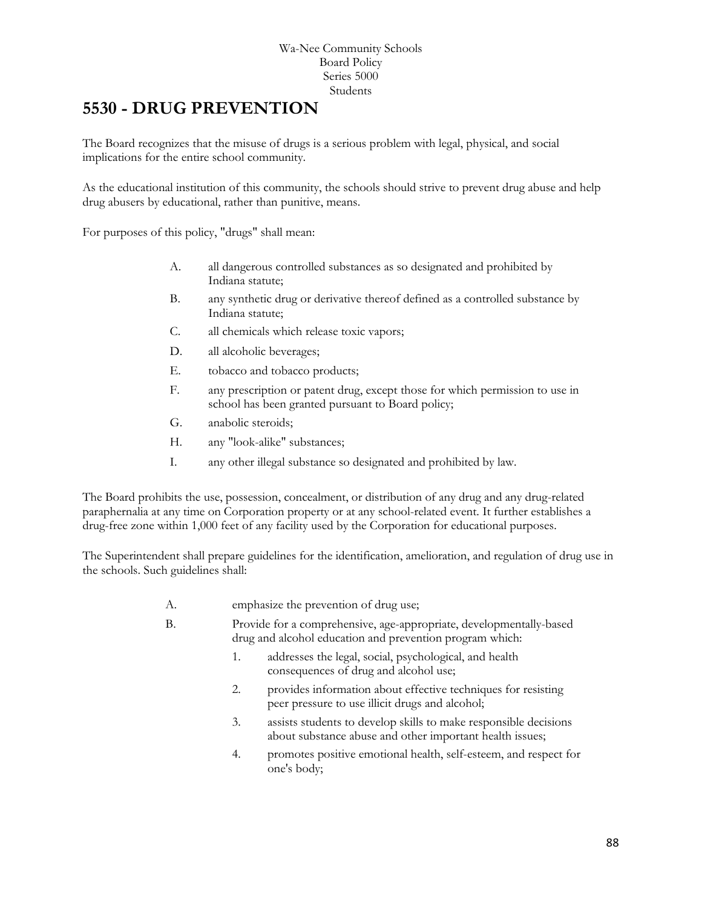Wa-Nee Community Schools
Board Policy
Series 5000
Students

# 5530 - DRUG PREVENTION

The Board recognizes that the misuse of drugs is a serious problem with legal, physical, and social implications for the entire school community.

As the educational institution of this community, the schools should strive to prevent drug abuse and help drug abusers by educational, rather than punitive, means.

For purposes of this policy, "drugs" shall mean:

A. all dangerous controlled substances as so designated and prohibited by Indiana statute;

B. any synthetic drug or derivative thereof defined as a controlled substance by Indiana statute;

C. all chemicals which release toxic vapors;

D. all alcoholic beverages;

E. tobacco and tobacco products;

F. any prescription or patent drug, except those for which permission to use in school has been granted pursuant to Board policy;

G. anabolic steroids;

H. any "look-alike" substances;

I. any other illegal substance so designated and prohibited by law.

The Board prohibits the use, possession, concealment, or distribution of any drug and any drug-related paraphernalia at any time on Corporation property or at any school-related event. It further establishes a drug-free zone within 1,000 feet of any facility used by the Corporation for educational purposes.

The Superintendent shall prepare guidelines for the identification, amelioration, and regulation of drug use in the schools. Such guidelines shall:

A. emphasize the prevention of drug use;

B. Provide for a comprehensive, age-appropriate, developmentally-based drug and alcohol education and prevention program which:

   1. addresses the legal, social, psychological, and health consequences of drug and alcohol use;

   2. provides information about effective techniques for resisting peer pressure to use illicit drugs and alcohol;

   3. assists students to develop skills to make responsible decisions about substance abuse and other important health issues;

   4. promotes positive emotional health, self-esteem, and respect for one's body;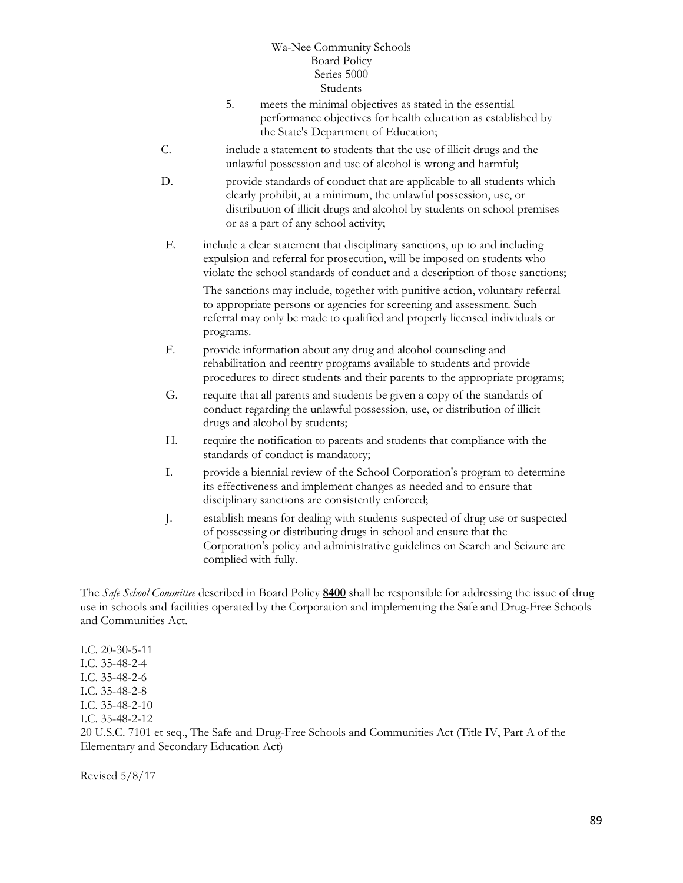5. meets the minimal objectives as stated in the essential performance objectives for health education as established by the State's Department of Education;

C. include a statement to students that the use of illicit drugs and the unlawful possession and use of alcohol is wrong and harmful;

D. provide standards of conduct that are applicable to all students which clearly prohibit, at a minimum, the unlawful possession, use, or distribution of illicit drugs and alcohol by students on school premises or as a part of any school activity;

E. include a clear statement that disciplinary sanctions, up to and including expulsion and referral for prosecution, will be imposed on students who violate the school standards of conduct and a description of those sanctions;

   The sanctions may include, together with punitive action, voluntary referral to appropriate persons or agencies for screening and assessment. Such referral may only be made to qualified and properly licensed individuals or programs.

F. provide information about any drug and alcohol counseling and rehabilitation and reentry programs available to students and provide procedures to direct students and their parents to the appropriate programs;

G. require that all parents and students be given a copy of the standards of conduct regarding the unlawful possession, use, or distribution of illicit drugs and alcohol by students;

H. require the notification to parents and students that compliance with the standards of conduct is mandatory;

I. provide a biennial review of the School Corporation's program to determine its effectiveness and implement changes as needed and to ensure that disciplinary sanctions are consistently enforced;

J. establish means for dealing with students suspected of drug use or suspected of possessing or distributing drugs in school and ensure that the Corporation's policy and administrative guidelines on Search and Seizure are complied with fully.

The *Safe School Committee* described in Board Policy **8400** shall be responsible for addressing the issue of drug use in schools and facilities operated by the Corporation and implementing the Safe and Drug-Free Schools and Communities Act.

I.C. 20-30-5-11
I.C. 35-48-2-4
I.C. 35-48-2-6
I.C. 35-48-2-8
I.C. 35-48-2-10
I.C. 35-48-2-12
20 U.S.C. 7101 et seq., The Safe and Drug-Free Schools and Communities Act (Title IV, Part A of the Elementary and Secondary Education Act)

Revised 5/8/17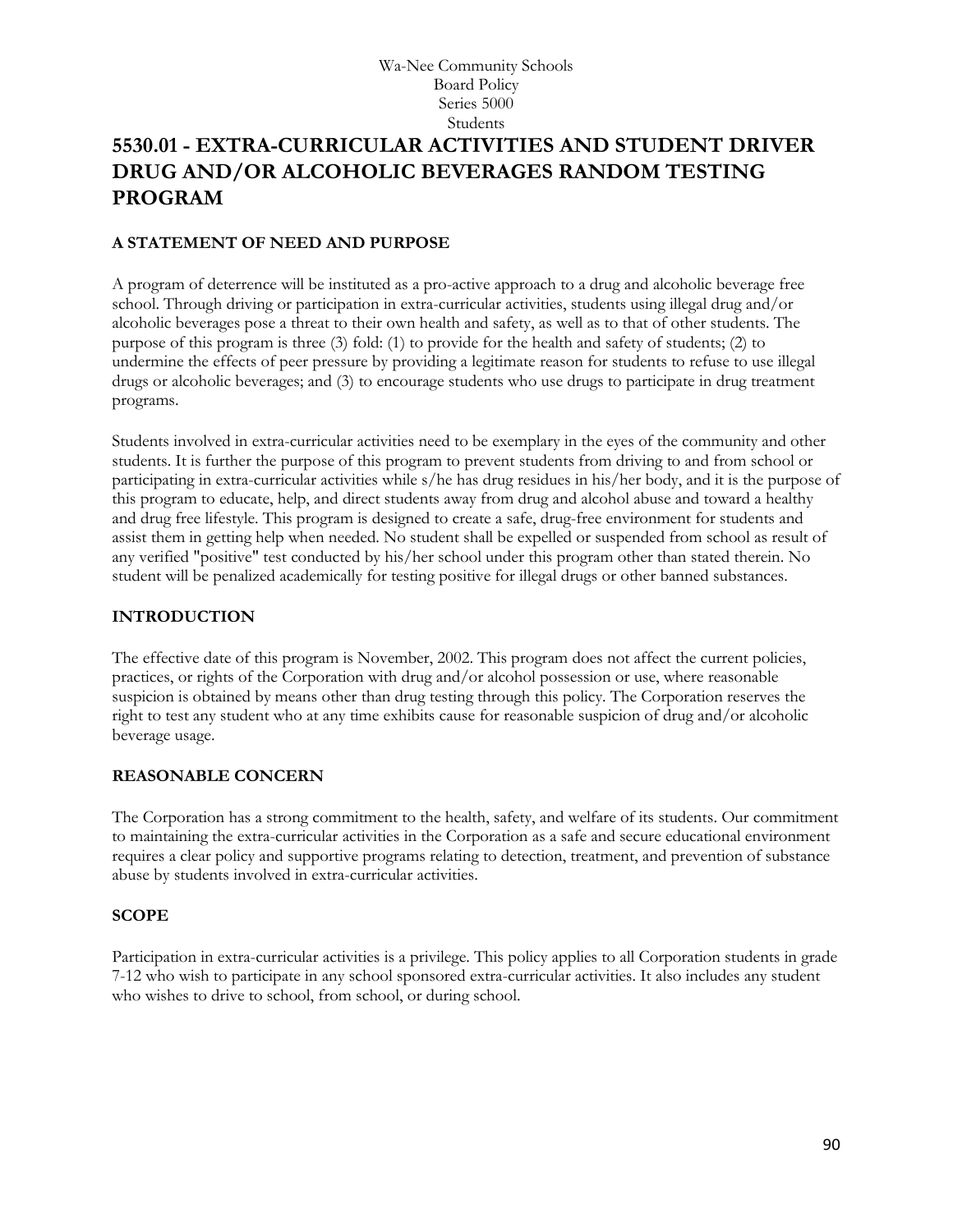Wa-Nee Community Schools
Board Policy
Series 5000
Students

# 5530.01 - EXTRA-CURRICULAR ACTIVITIES AND STUDENT DRIVER DRUG AND/OR ALCOHOLIC BEVERAGES RANDOM TESTING PROGRAM

## A STATEMENT OF NEED AND PURPOSE

A program of deterrence will be instituted as a pro-active approach to a drug and alcoholic beverage free school. Through driving or participation in extra-curricular activities, students using illegal drug and/or alcoholic beverages pose a threat to their own health and safety, as well as to that of other students. The purpose of this program is three (3) fold: (1) to provide for the health and safety of students; (2) to undermine the effects of peer pressure by providing a legitimate reason for students to refuse to use illegal drugs or alcoholic beverages; and (3) to encourage students who use drugs to participate in drug treatment programs.

Students involved in extra-curricular activities need to be exemplary in the eyes of the community and other students. It is further the purpose of this program to prevent students from driving to and from school or participating in extra-curricular activities while s/he has drug residues in his/her body, and it is the purpose of this program to educate, help, and direct students away from drug and alcohol abuse and toward a healthy and drug free lifestyle. This program is designed to create a safe, drug-free environment for students and assist them in getting help when needed. No student shall be expelled or suspended from school as result of any verified "positive" test conducted by his/her school under this program other than stated therein. No student will be penalized academically for testing positive for illegal drugs or other banned substances.

## INTRODUCTION

The effective date of this program is November, 2002. This program does not affect the current policies, practices, or rights of the Corporation with drug and/or alcohol possession or use, where reasonable suspicion is obtained by means other than drug testing through this policy. The Corporation reserves the right to test any student who at any time exhibits cause for reasonable suspicion of drug and/or alcoholic beverage usage.

## REASONABLE CONCERN

The Corporation has a strong commitment to the health, safety, and welfare of its students. Our commitment to maintaining the extra-curricular activities in the Corporation as a safe and secure educational environment requires a clear policy and supportive programs relating to detection, treatment, and prevention of substance abuse by students involved in extra-curricular activities.

## SCOPE

Participation in extra-curricular activities is a privilege. This policy applies to all Corporation students in grade 7-12 who wish to participate in any school sponsored extra-curricular activities. It also includes any student who wishes to drive to school, from school, or during school.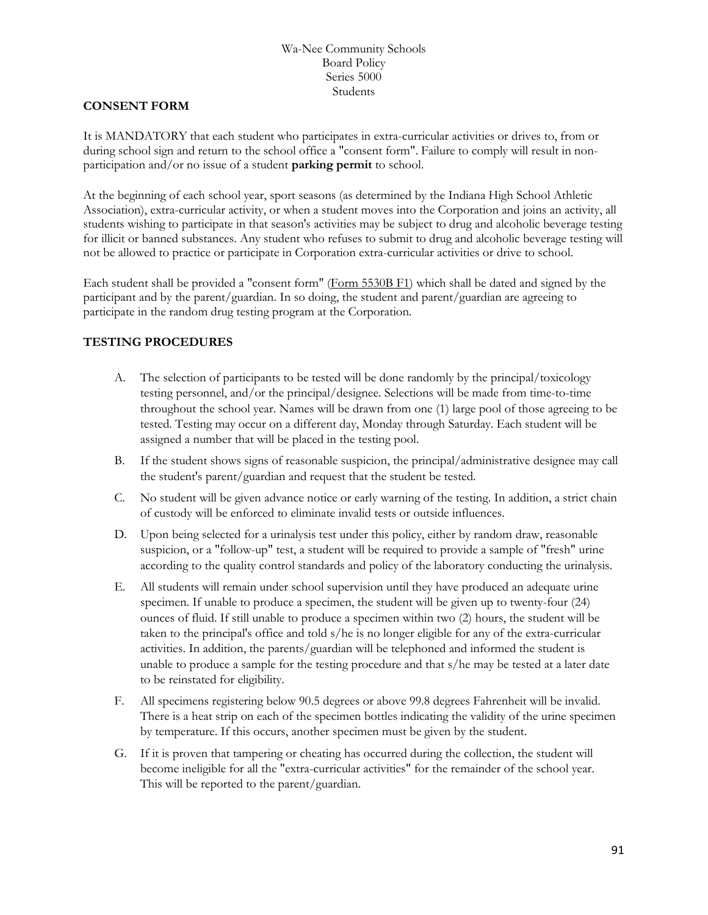**CONSENT FORM**

It is MANDATORY that each student who participates in extra-curricular activities or drives to, from or during school sign and return to the school office a "consent form". Failure to comply will result in non-participation and/or no issue of a student **parking permit** to school.

At the beginning of each school year, sport seasons (as determined by the Indiana High School Athletic Association), extra-curricular activity, or when a student moves into the Corporation and joins an activity, all students wishing to participate in that season's activities may be subject to drug and alcoholic beverage testing for illicit or banned substances. Any student who refuses to submit to drug and alcoholic beverage testing will not be allowed to practice or participate in Corporation extra-curricular activities or drive to school.

Each student shall be provided a "consent form" (Form 5530B F1) which shall be dated and signed by the participant and by the parent/guardian. In so doing, the student and parent/guardian are agreeing to participate in the random drug testing program at the Corporation.

**TESTING PROCEDURES**

A. The selection of participants to be tested will be done randomly by the principal/toxicology testing personnel, and/or the principal/designee. Selections will be made from time-to-time throughout the school year. Names will be drawn from one (1) large pool of those agreeing to be tested. Testing may occur on a different day, Monday through Saturday. Each student will be assigned a number that will be placed in the testing pool.

B. If the student shows signs of reasonable suspicion, the principal/administrative designee may call the student's parent/guardian and request that the student be tested.

C. No student will be given advance notice or early warning of the testing. In addition, a strict chain of custody will be enforced to eliminate invalid tests or outside influences.

D. Upon being selected for a urinalysis test under this policy, either by random draw, reasonable suspicion, or a "follow-up" test, a student will be required to provide a sample of "fresh" urine according to the quality control standards and policy of the laboratory conducting the urinalysis.

E. All students will remain under school supervision until they have produced an adequate urine specimen. If unable to produce a specimen, the student will be given up to twenty-four (24) ounces of fluid. If still unable to produce a specimen within two (2) hours, the student will be taken to the principal's office and told s/he is no longer eligible for any of the extra-curricular activities. In addition, the parents/guardian will be telephoned and informed the student is unable to produce a sample for the testing procedure and that s/he may be tested at a later date to be reinstated for eligibility.

F. All specimens registering below 90.5 degrees or above 99.8 degrees Fahrenheit will be invalid. There is a heat strip on each of the specimen bottles indicating the validity of the urine specimen by temperature. If this occurs, another specimen must be given by the student.

G. If it is proven that tampering or cheating has occurred during the collection, the student will become ineligible for all the "extra-curricular activities" for the remainder of the school year. This will be reported to the parent/guardian.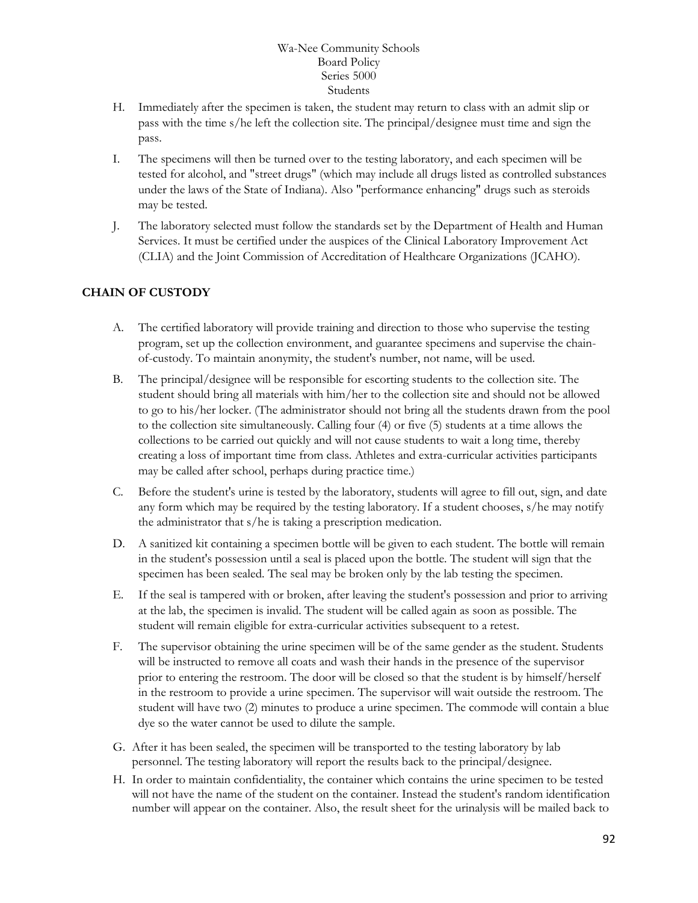H. Immediately after the specimen is taken, the student may return to class with an admit slip or pass with the time s/he left the collection site. The principal/designee must time and sign the pass.

I. The specimens will then be turned over to the testing laboratory, and each specimen will be tested for alcohol, and "street drugs" (which may include all drugs listed as controlled substances under the laws of the State of Indiana). Also "performance enhancing" drugs such as steroids may be tested.

J. The laboratory selected must follow the standards set by the Department of Health and Human Services. It must be certified under the auspices of the Clinical Laboratory Improvement Act (CLIA) and the Joint Commission of Accreditation of Healthcare Organizations (JCAHO).

**CHAIN OF CUSTODY**

A. The certified laboratory will provide training and direction to those who supervise the testing program, set up the collection environment, and guarantee specimens and supervise the chain-of-custody. To maintain anonymity, the student's number, not name, will be used.

B. The principal/designee will be responsible for escorting students to the collection site. The student should bring all materials with him/her to the collection site and should not be allowed to go to his/her locker. (The administrator should not bring all the students drawn from the pool to the collection site simultaneously. Calling four (4) or five (5) students at a time allows the collections to be carried out quickly and will not cause students to wait a long time, thereby creating a loss of important time from class. Athletes and extra-curricular activities participants may be called after school, perhaps during practice time.)

C. Before the student's urine is tested by the laboratory, students will agree to fill out, sign, and date any form which may be required by the testing laboratory. If a student chooses, s/he may notify the administrator that s/he is taking a prescription medication.

D. A sanitized kit containing a specimen bottle will be given to each student. The bottle will remain in the student's possession until a seal is placed upon the bottle. The student will sign that the specimen has been sealed. The seal may be broken only by the lab testing the specimen.

E. If the seal is tampered with or broken, after leaving the student's possession and prior to arriving at the lab, the specimen is invalid. The student will be called again as soon as possible. The student will remain eligible for extra-curricular activities subsequent to a retest.

F. The supervisor obtaining the urine specimen will be of the same gender as the student. Students will be instructed to remove all coats and wash their hands in the presence of the supervisor prior to entering the restroom. The door will be closed so that the student is by himself/herself in the restroom to provide a urine specimen. The supervisor will wait outside the restroom. The student will have two (2) minutes to produce a urine specimen. The commode will contain a blue dye so the water cannot be used to dilute the sample.

G. After it has been sealed, the specimen will be transported to the testing laboratory by lab personnel. The testing laboratory will report the results back to the principal/designee.

H. In order to maintain confidentiality, the container which contains the urine specimen to be tested will not have the name of the student on the container. Instead the student's random identification number will appear on the container. Also, the result sheet for the urinalysis will be mailed back to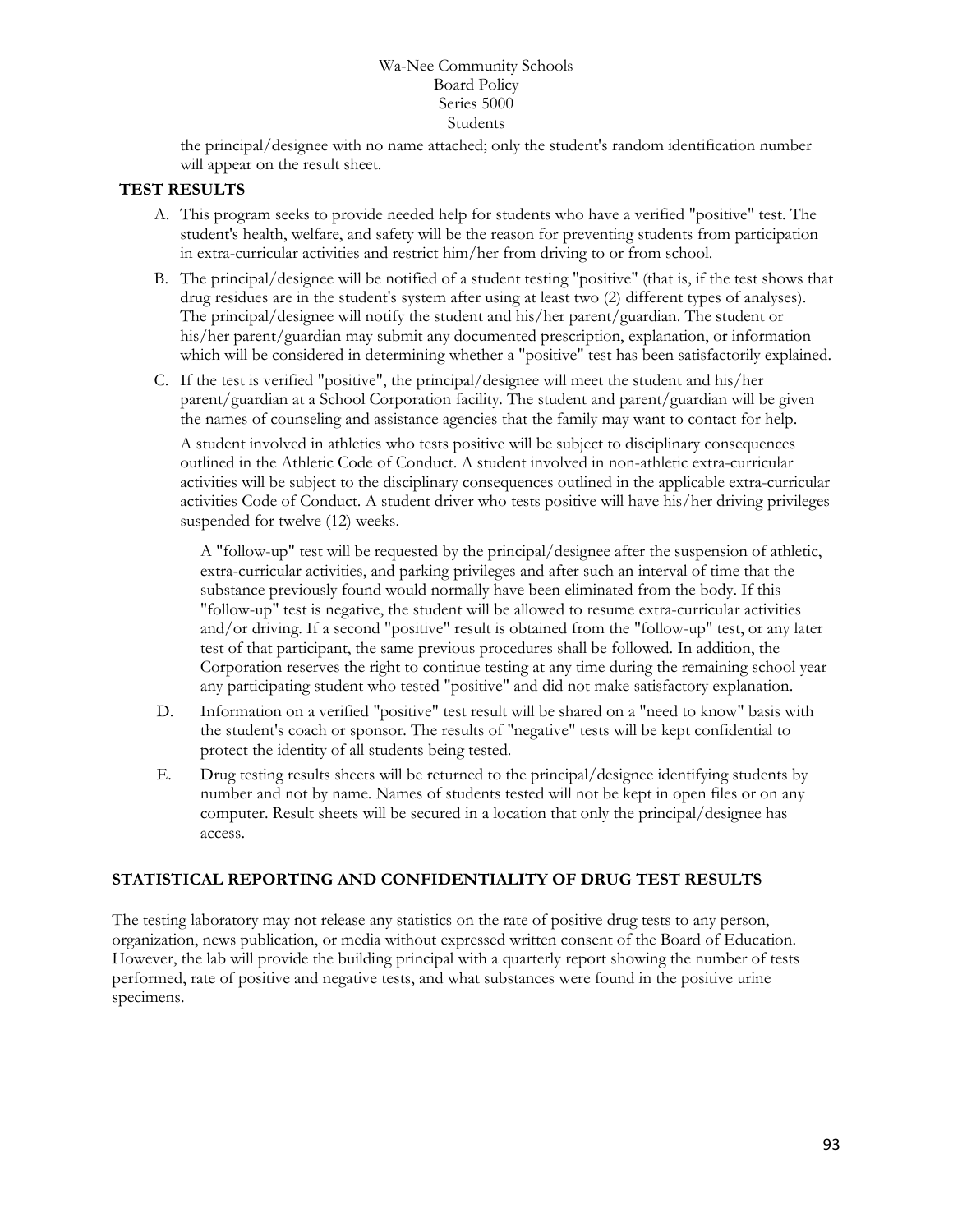the principal/designee with no name attached; only the student's random identification number will appear on the result sheet.

**TEST RESULTS**

A. This program seeks to provide needed help for students who have a verified "positive" test. The student's health, welfare, and safety will be the reason for preventing students from participation in extra-curricular activities and restrict him/her from driving to or from school.

B. The principal/designee will be notified of a student testing "positive" (that is, if the test shows that drug residues are in the student's system after using at least two (2) different types of analyses). The principal/designee will notify the student and his/her parent/guardian. The student or his/her parent/guardian may submit any documented prescription, explanation, or information which will be considered in determining whether a "positive" test has been satisfactorily explained.

C. If the test is verified "positive", the principal/designee will meet the student and his/her parent/guardian at a School Corporation facility. The student and parent/guardian will be given the names of counseling and assistance agencies that the family may want to contact for help.

   A student involved in athletics who tests positive will be subject to disciplinary consequences outlined in the Athletic Code of Conduct. A student involved in non-athletic extra-curricular activities will be subject to the disciplinary consequences outlined in the applicable extra-curricular activities Code of Conduct. A student driver who tests positive will have his/her driving privileges suspended for twelve (12) weeks.

   A "follow-up" test will be requested by the principal/designee after the suspension of athletic, extra-curricular activities, and parking privileges and after such an interval of time that the substance previously found would normally have been eliminated from the body. If this "follow-up" test is negative, the student will be allowed to resume extra-curricular activities and/or driving. If a second "positive" result is obtained from the "follow-up" test, or any later test of that participant, the same previous procedures shall be followed. In addition, the Corporation reserves the right to continue testing at any time during the remaining school year any participating student who tested "positive" and did not make satisfactory explanation.

D. Information on a verified "positive" test result will be shared on a "need to know" basis with the student's coach or sponsor. The results of "negative" tests will be kept confidential to protect the identity of all students being tested.

E. Drug testing results sheets will be returned to the principal/designee identifying students by number and not by name. Names of students tested will not be kept in open files or on any computer. Result sheets will be secured in a location that only the principal/designee has access.

**STATISTICAL REPORTING AND CONFIDENTIALITY OF DRUG TEST RESULTS**

The testing laboratory may not release any statistics on the rate of positive drug tests to any person, organization, news publication, or media without expressed written consent of the Board of Education. However, the lab will provide the building principal with a quarterly report showing the number of tests performed, rate of positive and negative tests, and what substances were found in the positive urine specimens.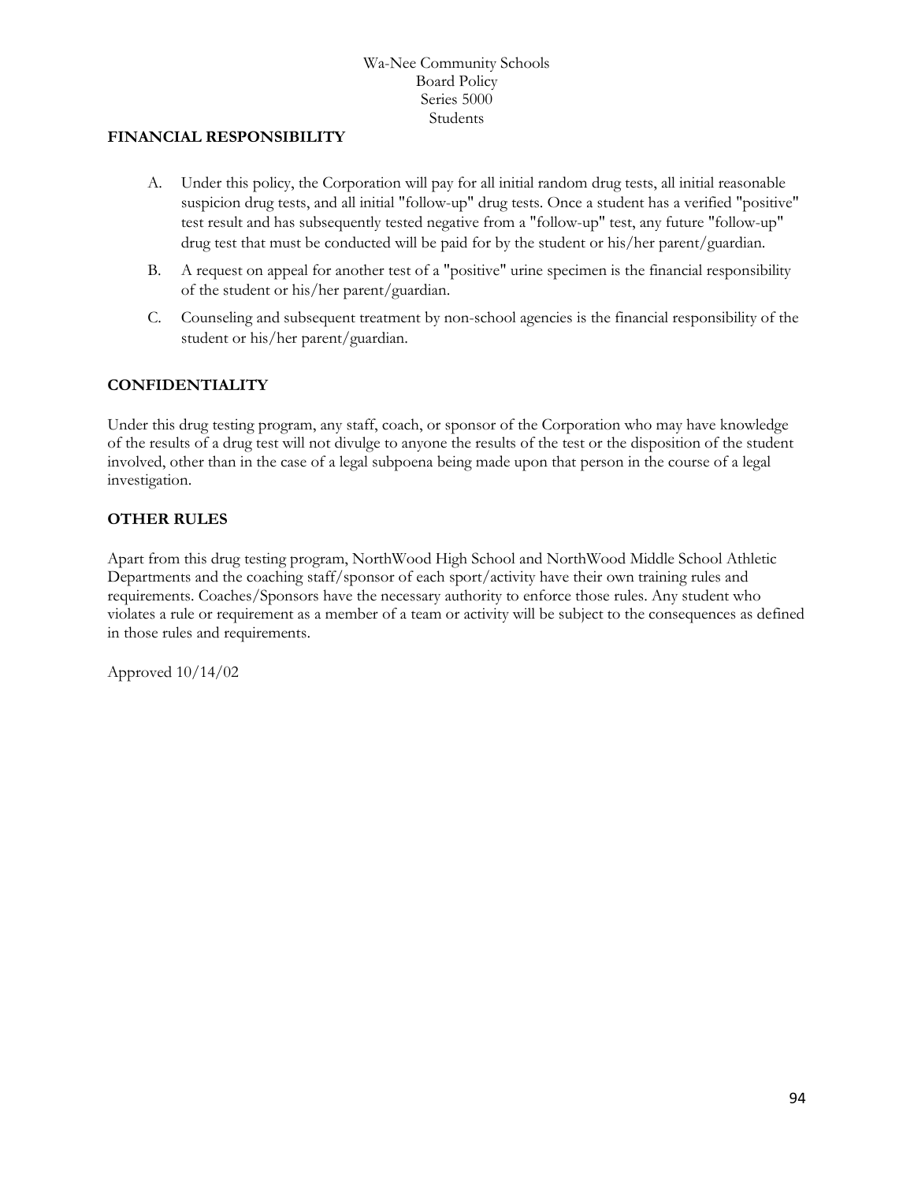## FINANCIAL RESPONSIBILITY

A. Under this policy, the Corporation will pay for all initial random drug tests, all initial reasonable suspicion drug tests, and all initial "follow-up" drug tests. Once a student has a verified "positive" test result and has subsequently tested negative from a "follow-up" test, any future "follow-up" drug test that must be conducted will be paid for by the student or his/her parent/guardian.

B. A request on appeal for another test of a "positive" urine specimen is the financial responsibility of the student or his/her parent/guardian.

C. Counseling and subsequent treatment by non-school agencies is the financial responsibility of the student or his/her parent/guardian.

## CONFIDENTIALITY

Under this drug testing program, any staff, coach, or sponsor of the Corporation who may have knowledge of the results of a drug test will not divulge to anyone the results of the test or the disposition of the student involved, other than in the case of a legal subpoena being made upon that person in the course of a legal investigation.

## OTHER RULES

Apart from this drug testing program, NorthWood High School and NorthWood Middle School Athletic Departments and the coaching staff/sponsor of each sport/activity have their own training rules and requirements. Coaches/Sponsors have the necessary authority to enforce those rules. Any student who violates a rule or requirement as a member of a team or activity will be subject to the consequences as defined in those rules and requirements.

Approved 10/14/02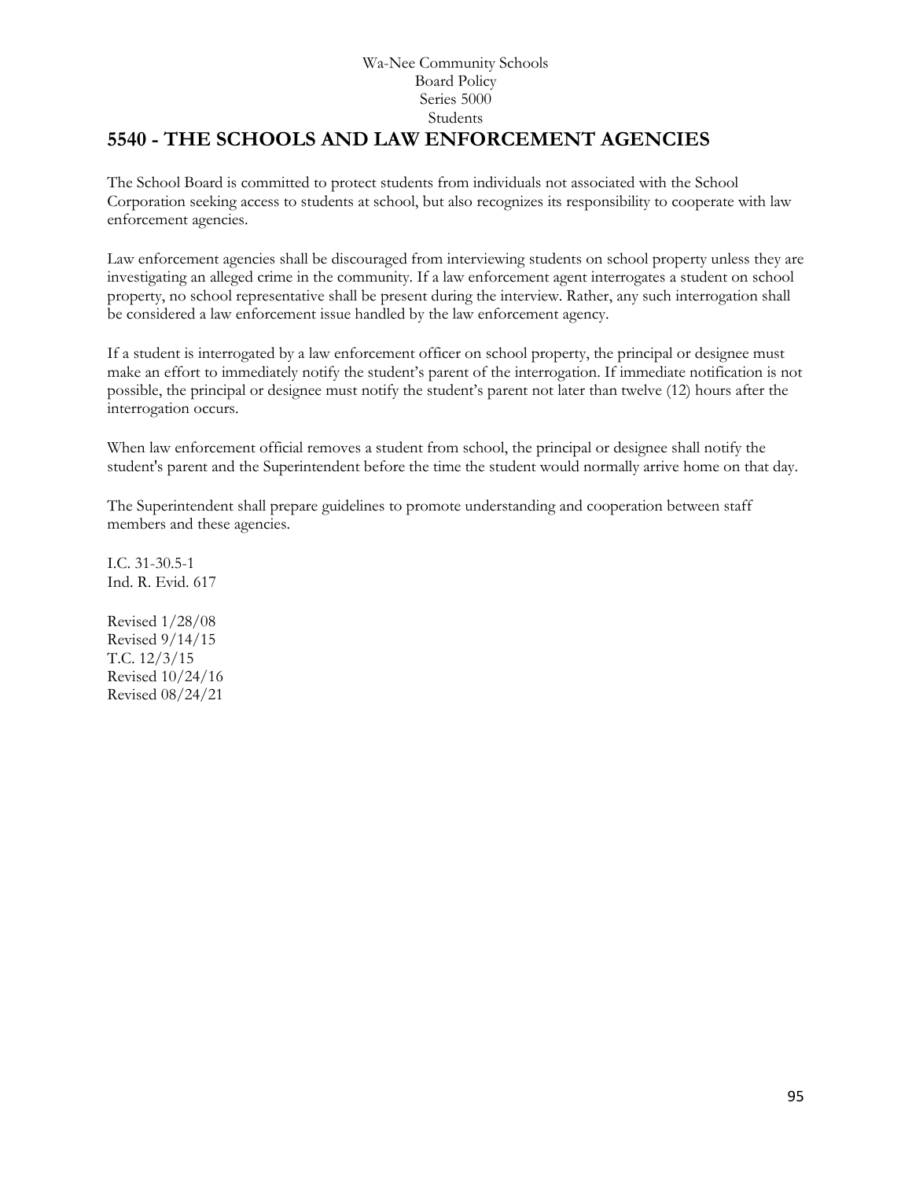Wa-Nee Community Schools
Board Policy
Series 5000
Students

# 5540 - THE SCHOOLS AND LAW ENFORCEMENT AGENCIES

The School Board is committed to protect students from individuals not associated with the School Corporation seeking access to students at school, but also recognizes its responsibility to cooperate with law enforcement agencies.

Law enforcement agencies shall be discouraged from interviewing students on school property unless they are investigating an alleged crime in the community. If a law enforcement agent interrogates a student on school property, no school representative shall be present during the interview. Rather, any such interrogation shall be considered a law enforcement issue handled by the law enforcement agency.

If a student is interrogated by a law enforcement officer on school property, the principal or designee must make an effort to immediately notify the student's parent of the interrogation. If immediate notification is not possible, the principal or designee must notify the student's parent not later than twelve (12) hours after the interrogation occurs.

When law enforcement official removes a student from school, the principal or designee shall notify the student's parent and the Superintendent before the time the student would normally arrive home on that day.

The Superintendent shall prepare guidelines to promote understanding and cooperation between staff members and these agencies.

I.C. 31-30.5-1
Ind. R. Evid. 617

Revised 1/28/08
Revised 9/14/15
T.C. 12/3/15
Revised 10/24/16
Revised 08/24/21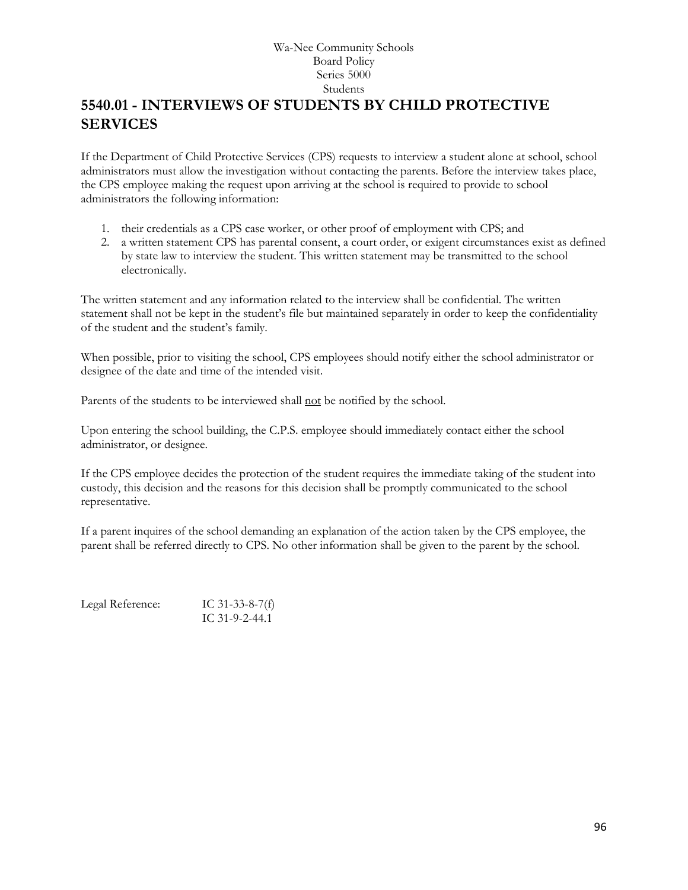Wa-Nee Community Schools
Board Policy
Series 5000
Students

# 5540.01 - INTERVIEWS OF STUDENTS BY CHILD PROTECTIVE SERVICES

If the Department of Child Protective Services (CPS) requests to interview a student alone at school, school administrators must allow the investigation without contacting the parents. Before the interview takes place, the CPS employee making the request upon arriving at the school is required to provide to school administrators the following information:

1. their credentials as a CPS case worker, or other proof of employment with CPS; and
2. a written statement CPS has parental consent, a court order, or exigent circumstances exist as defined by state law to interview the student. This written statement may be transmitted to the school electronically.

The written statement and any information related to the interview shall be confidential. The written statement shall not be kept in the student's file but maintained separately in order to keep the confidentiality of the student and the student's family.

When possible, prior to visiting the school, CPS employees should notify either the school administrator or designee of the date and time of the intended visit.

Parents of the students to be interviewed shall <u>not</u> be notified by the school.

Upon entering the school building, the C.P.S. employee should immediately contact either the school administrator, or designee.

If the CPS employee decides the protection of the student requires the immediate taking of the student into custody, this decision and the reasons for this decision shall be promptly communicated to the school representative.

If a parent inquires of the school demanding an explanation of the action taken by the CPS employee, the parent shall be referred directly to CPS. No other information shall be given to the parent by the school.

Legal Reference: IC 31-33-8-7(f)
IC 31-9-2-44.1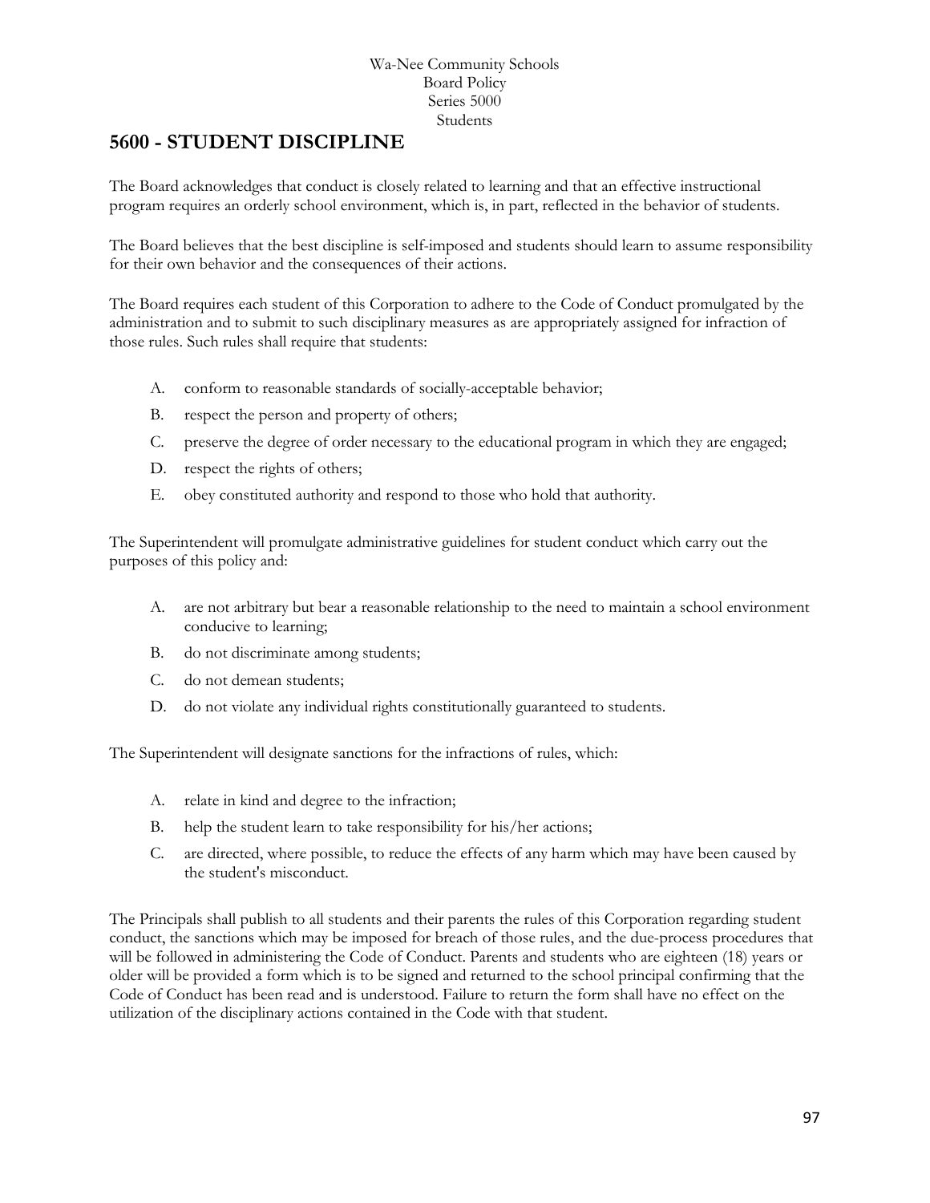# 5600 - STUDENT DISCIPLINE

The Board acknowledges that conduct is closely related to learning and that an effective instructional program requires an orderly school environment, which is, in part, reflected in the behavior of students.

The Board believes that the best discipline is self-imposed and students should learn to assume responsibility for their own behavior and the consequences of their actions.

The Board requires each student of this Corporation to adhere to the Code of Conduct promulgated by the administration and to submit to such disciplinary measures as are appropriately assigned for infraction of those rules. Such rules shall require that students:

A. conform to reasonable standards of socially-acceptable behavior;

B. respect the person and property of others;

C. preserve the degree of order necessary to the educational program in which they are engaged;

D. respect the rights of others;

E. obey constituted authority and respond to those who hold that authority.

The Superintendent will promulgate administrative guidelines for student conduct which carry out the purposes of this policy and:

A. are not arbitrary but bear a reasonable relationship to the need to maintain a school environment conducive to learning;

B. do not discriminate among students;

C. do not demean students;

D. do not violate any individual rights constitutionally guaranteed to students.

The Superintendent will designate sanctions for the infractions of rules, which:

A. relate in kind and degree to the infraction;

B. help the student learn to take responsibility for his/her actions;

C. are directed, where possible, to reduce the effects of any harm which may have been caused by the student's misconduct.

The Principals shall publish to all students and their parents the rules of this Corporation regarding student conduct, the sanctions which may be imposed for breach of those rules, and the due-process procedures that will be followed in administering the Code of Conduct. Parents and students who are eighteen (18) years or older will be provided a form which is to be signed and returned to the school principal confirming that the Code of Conduct has been read and is understood. Failure to return the form shall have no effect on the utilization of the disciplinary actions contained in the Code with that student.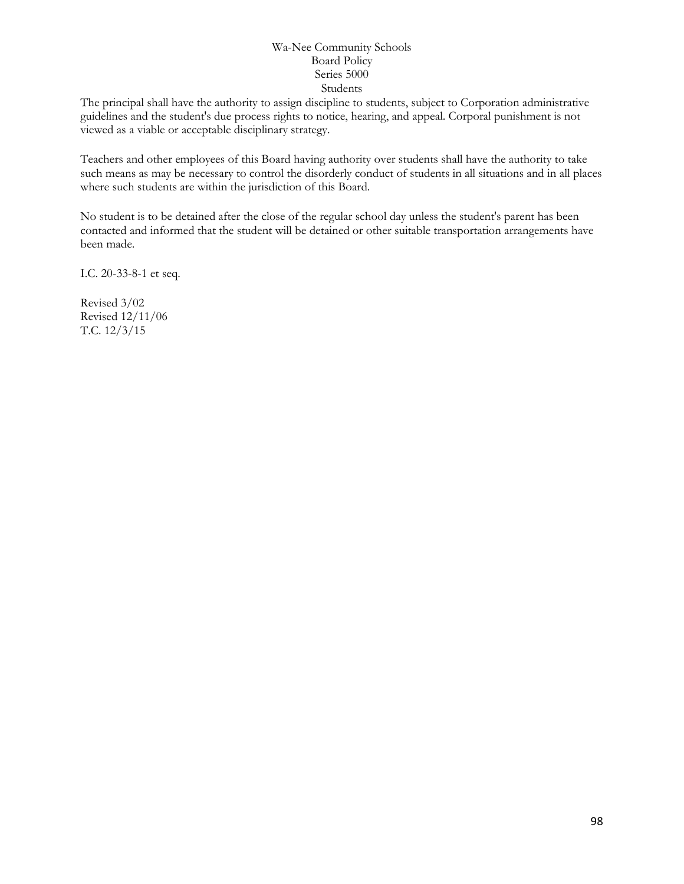The principal shall have the authority to assign discipline to students, subject to Corporation administrative guidelines and the student's due process rights to notice, hearing, and appeal. Corporal punishment is not viewed as a viable or acceptable disciplinary strategy.

Teachers and other employees of this Board having authority over students shall have the authority to take such means as may be necessary to control the disorderly conduct of students in all situations and in all places where such students are within the jurisdiction of this Board.

No student is to be detained after the close of the regular school day unless the student's parent has been contacted and informed that the student will be detained or other suitable transportation arrangements have been made.

I.C. 20-33-8-1 et seq.

Revised 3/02
Revised 12/11/06
T.C. 12/3/15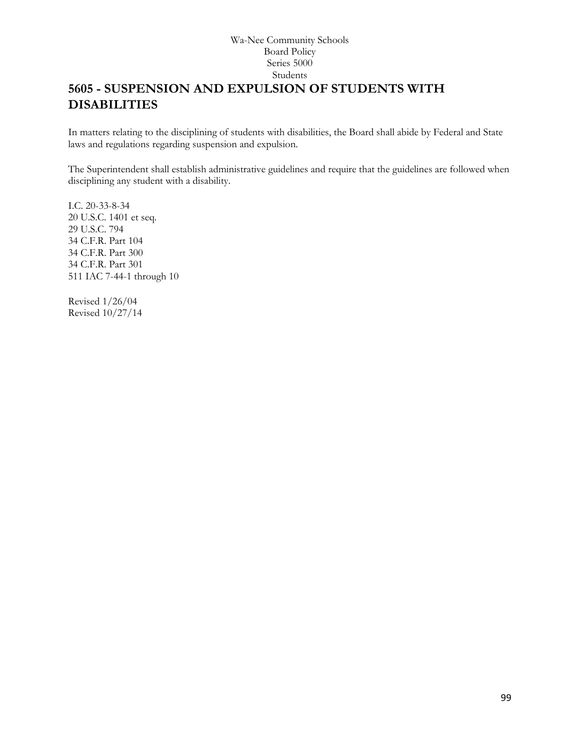Wa-Nee Community Schools
Board Policy
Series 5000
Students

# 5605 - SUSPENSION AND EXPULSION OF STUDENTS WITH DISABILITIES

In matters relating to the disciplining of students with disabilities, the Board shall abide by Federal and State laws and regulations regarding suspension and expulsion.

The Superintendent shall establish administrative guidelines and require that the guidelines are followed when disciplining any student with a disability.

I.C. 20-33-8-34
20 U.S.C. 1401 et seq.
29 U.S.C. 794
34 C.F.R. Part 104
34 C.F.R. Part 300
34 C.F.R. Part 301
511 IAC 7-44-1 through 10

Revised 1/26/04
Revised 10/27/14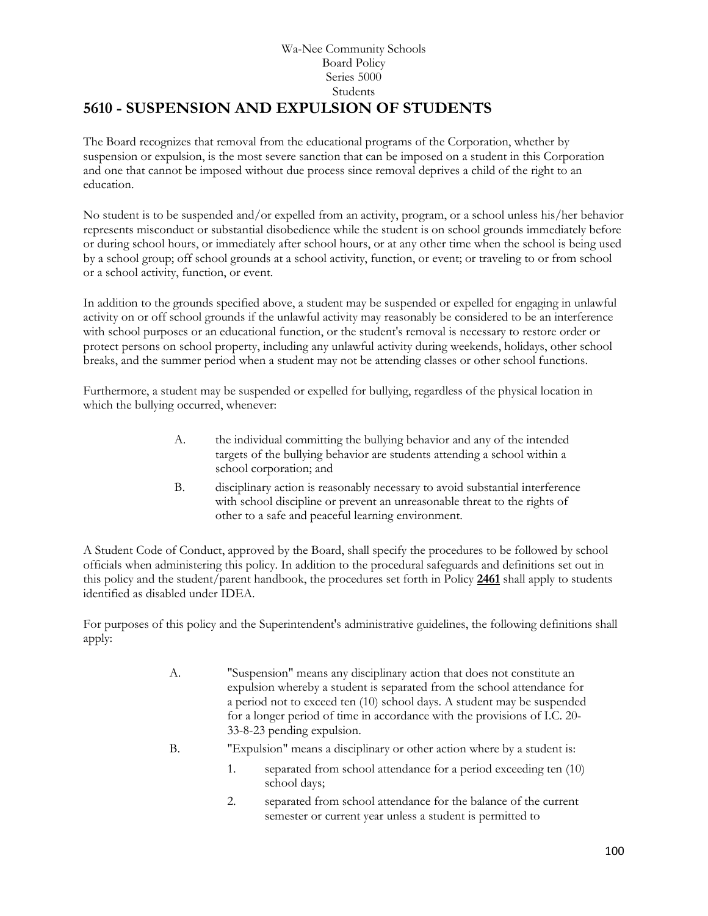Wa-Nee Community Schools
Board Policy
Series 5000
Students

# 5610 - SUSPENSION AND EXPULSION OF STUDENTS

The Board recognizes that removal from the educational programs of the Corporation, whether by suspension or expulsion, is the most severe sanction that can be imposed on a student in this Corporation and one that cannot be imposed without due process since removal deprives a child of the right to an education.

No student is to be suspended and/or expelled from an activity, program, or a school unless his/her behavior represents misconduct or substantial disobedience while the student is on school grounds immediately before or during school hours, or immediately after school hours, or at any other time when the school is being used by a school group; off school grounds at a school activity, function, or event; or traveling to or from school or a school activity, function, or event.

In addition to the grounds specified above, a student may be suspended or expelled for engaging in unlawful activity on or off school grounds if the unlawful activity may reasonably be considered to be an interference with school purposes or an educational function, or the student's removal is necessary to restore order or protect persons on school property, including any unlawful activity during weekends, holidays, other school breaks, and the summer period when a student may not be attending classes or other school functions.

Furthermore, a student may be suspended or expelled for bullying, regardless of the physical location in which the bullying occurred, whenever:

A. the individual committing the bullying behavior and any of the intended targets of the bullying behavior are students attending a school within a school corporation; and

B. disciplinary action is reasonably necessary to avoid substantial interference with school discipline or prevent an unreasonable threat to the rights of other to a safe and peaceful learning environment.

A Student Code of Conduct, approved by the Board, shall specify the procedures to be followed by school officials when administering this policy. In addition to the procedural safeguards and definitions set out in this policy and the student/parent handbook, the procedures set forth in Policy **2461** shall apply to students identified as disabled under IDEA.

For purposes of this policy and the Superintendent's administrative guidelines, the following definitions shall apply:

A. "Suspension" means any disciplinary action that does not constitute an expulsion whereby a student is separated from the school attendance for a period not to exceed ten (10) school days. A student may be suspended for a longer period of time in accordance with the provisions of I.C. 20-33-8-23 pending expulsion.

B. "Expulsion" means a disciplinary or other action where by a student is:

   1. separated from school attendance for a period exceeding ten (10) school days;

   2. separated from school attendance for the balance of the current semester or current year unless a student is permitted to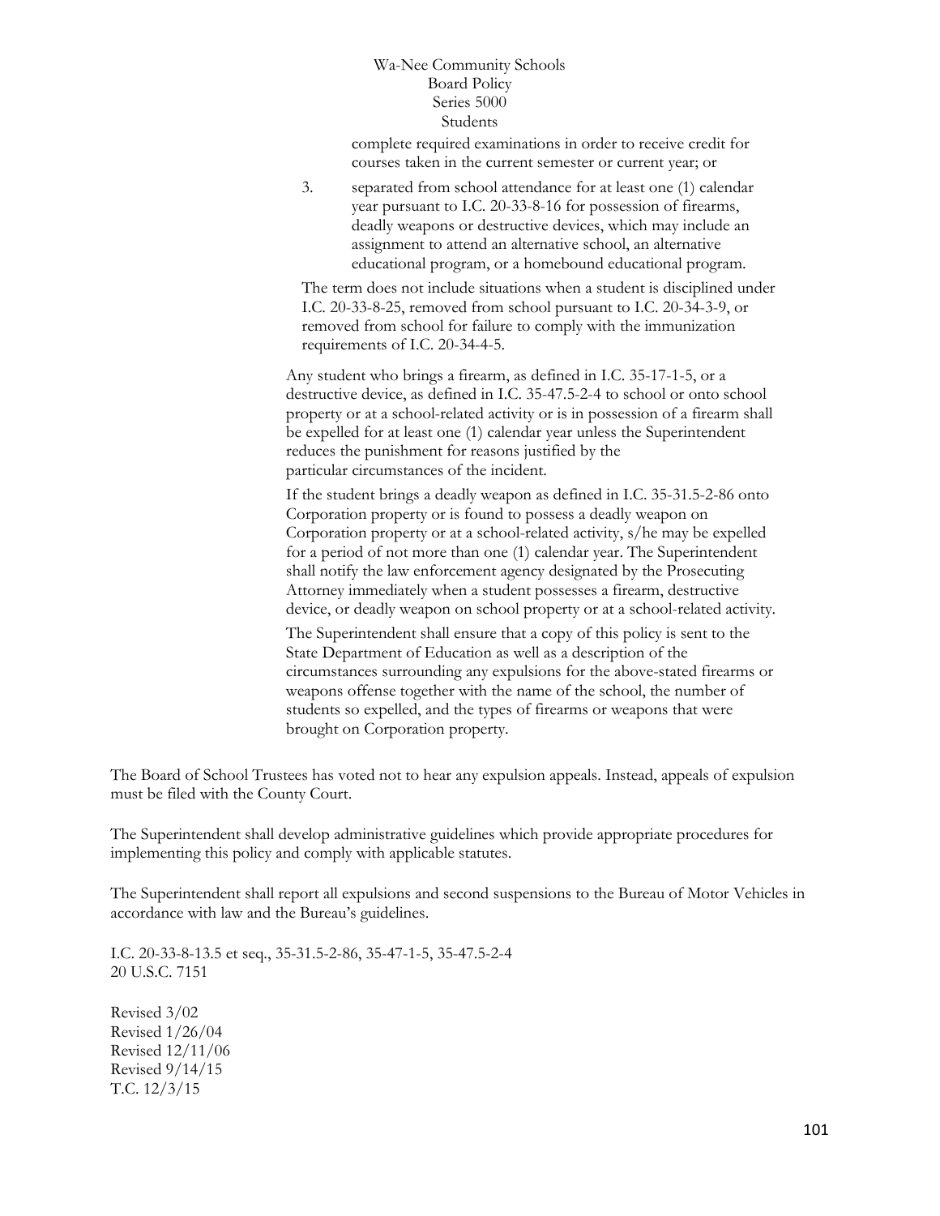complete required examinations in order to receive credit for courses taken in the current semester or current year; or

3. separated from school attendance for at least one (1) calendar year pursuant to I.C. 20-33-8-16 for possession of firearms, deadly weapons or destructive devices, which may include an assignment to attend an alternative school, an alternative educational program, or a homebound educational program.

The term does not include situations when a student is disciplined under I.C. 20-33-8-25, removed from school pursuant to I.C. 20-34-3-9, or removed from school for failure to comply with the immunization requirements of I.C. 20-34-4-5.

Any student who brings a firearm, as defined in I.C. 35-17-1-5, or a destructive device, as defined in I.C. 35-47.5-2-4 to school or onto school property or at a school-related activity or is in possession of a firearm shall be expelled for at least one (1) calendar year unless the Superintendent reduces the punishment for reasons justified by the particular circumstances of the incident.

If the student brings a deadly weapon as defined in I.C. 35-31.5-2-86 onto Corporation property or is found to possess a deadly weapon on Corporation property or at a school-related activity, s/he may be expelled for a period of not more than one (1) calendar year. The Superintendent shall notify the law enforcement agency designated by the Prosecuting Attorney immediately when a student possesses a firearm, destructive device, or deadly weapon on school property or at a school-related activity.

The Superintendent shall ensure that a copy of this policy is sent to the State Department of Education as well as a description of the circumstances surrounding any expulsions for the above-stated firearms or weapons offense together with the name of the school, the number of students so expelled, and the types of firearms or weapons that were brought on Corporation property.

The Board of School Trustees has voted not to hear any expulsion appeals. Instead, appeals of expulsion must be filed with the County Court.

The Superintendent shall develop administrative guidelines which provide appropriate procedures for implementing this policy and comply with applicable statutes.

The Superintendent shall report all expulsions and second suspensions to the Bureau of Motor Vehicles in accordance with law and the Bureau's guidelines.

I.C. 20-33-8-13.5 et seq., 35-31.5-2-86, 35-47-1-5, 35-47.5-2-4
20 U.S.C. 7151

Revised 3/02
Revised 1/26/04
Revised 12/11/06
Revised 9/14/15
T.C. 12/3/15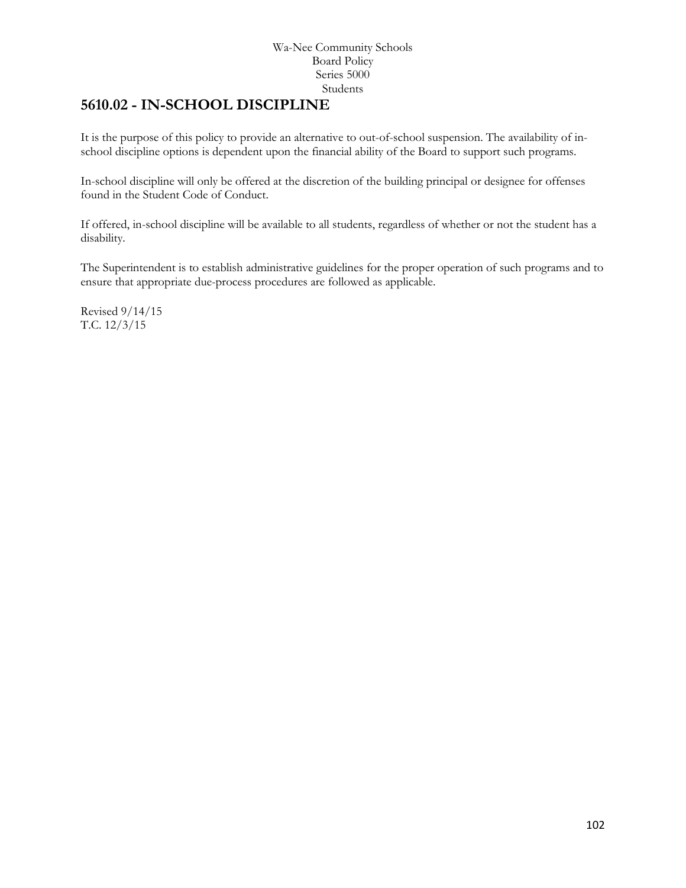Wa-Nee Community Schools
Board Policy
Series 5000
Students

## 5610.02 - IN-SCHOOL DISCIPLINE

It is the purpose of this policy to provide an alternative to out-of-school suspension. The availability of in-school discipline options is dependent upon the financial ability of the Board to support such programs.

In-school discipline will only be offered at the discretion of the building principal or designee for offenses found in the Student Code of Conduct.

If offered, in-school discipline will be available to all students, regardless of whether or not the student has a disability.

The Superintendent is to establish administrative guidelines for the proper operation of such programs and to ensure that appropriate due-process procedures are followed as applicable.

Revised 9/14/15
T.C. 12/3/15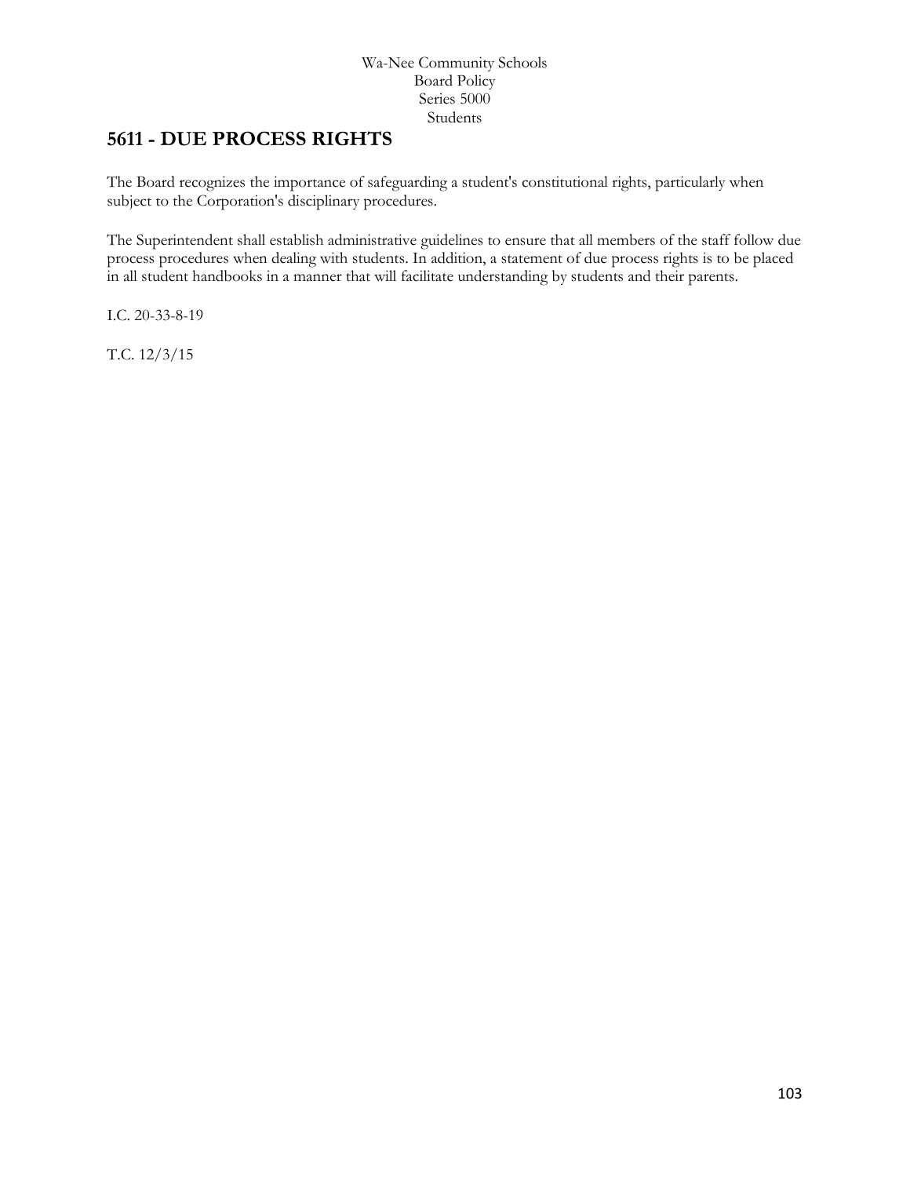Wa-Nee Community Schools
Board Policy
Series 5000
Students

# 5611 - DUE PROCESS RIGHTS

The Board recognizes the importance of safeguarding a student's constitutional rights, particularly when subject to the Corporation's disciplinary procedures.

The Superintendent shall establish administrative guidelines to ensure that all members of the staff follow due process procedures when dealing with students. In addition, a statement of due process rights is to be placed in all student handbooks in a manner that will facilitate understanding by students and their parents.

I.C. 20-33-8-19

T.C. 12/3/15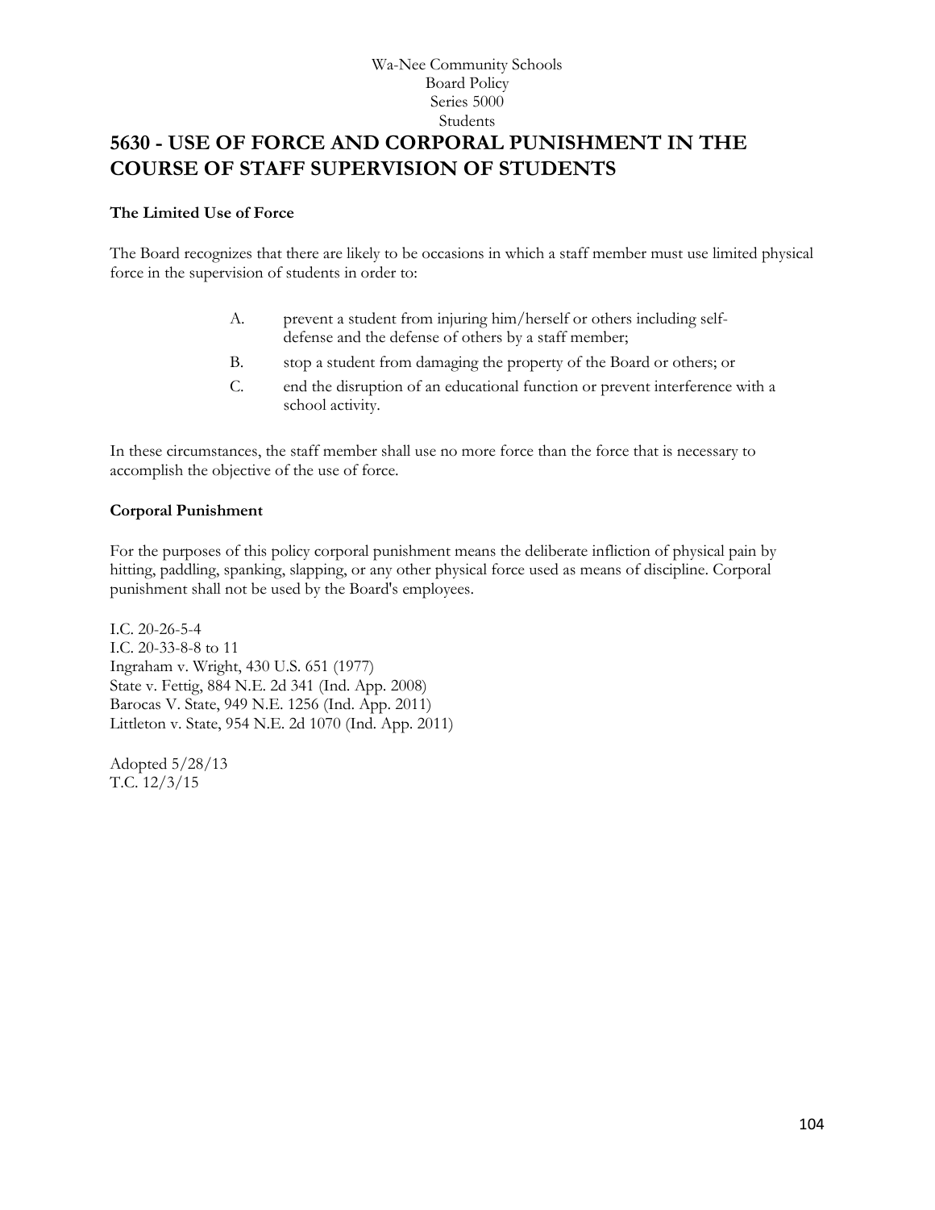Wa-Nee Community Schools
Board Policy
Series 5000
Students

# 5630 - USE OF FORCE AND CORPORAL PUNISHMENT IN THE COURSE OF STAFF SUPERVISION OF STUDENTS

**The Limited Use of Force**

The Board recognizes that there are likely to be occasions in which a staff member must use limited physical force in the supervision of students in order to:

A. prevent a student from injuring him/herself or others including self-defense and the defense of others by a staff member;

B. stop a student from damaging the property of the Board or others; or

C. end the disruption of an educational function or prevent interference with a school activity.

In these circumstances, the staff member shall use no more force than the force that is necessary to accomplish the objective of the use of force.

**Corporal Punishment**

For the purposes of this policy corporal punishment means the deliberate infliction of physical pain by hitting, paddling, spanking, slapping, or any other physical force used as means of discipline. Corporal punishment shall not be used by the Board's employees.

I.C. 20-26-5-4
I.C. 20-33-8-8 to 11
Ingraham v. Wright, 430 U.S. 651 (1977)
State v. Fettig, 884 N.E. 2d 341 (Ind. App. 2008)
Barocas V. State, 949 N.E. 1256 (Ind. App. 2011)
Littleton v. State, 954 N.E. 2d 1070 (Ind. App. 2011)

Adopted 5/28/13
T.C. 12/3/15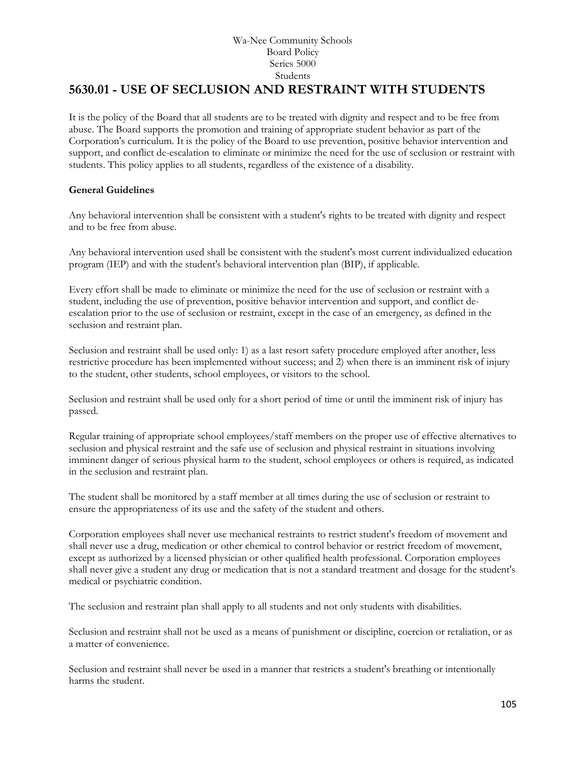Wa-Nee Community Schools
Board Policy
Series 5000
Students

# 5630.01 - USE OF SECLUSION AND RESTRAINT WITH STUDENTS

It is the policy of the Board that all students are to be treated with dignity and respect and to be free from abuse. The Board supports the promotion and training of appropriate student behavior as part of the Corporation's curriculum. It is the policy of the Board to use prevention, positive behavior intervention and support, and conflict de-escalation to eliminate or minimize the need for the use of seclusion or restraint with students. This policy applies to all students, regardless of the existence of a disability.

**General Guidelines**

Any behavioral intervention shall be consistent with a student's rights to be treated with dignity and respect and to be free from abuse.

Any behavioral intervention used shall be consistent with the student's most current individualized education program (IEP) and with the student's behavioral intervention plan (BIP), if applicable.

Every effort shall be made to eliminate or minimize the need for the use of seclusion or restraint with a student, including the use of prevention, positive behavior intervention and support, and conflict de-escalation prior to the use of seclusion or restraint, except in the case of an emergency, as defined in the seclusion and restraint plan.

Seclusion and restraint shall be used only: 1) as a last resort safety procedure employed after another, less restrictive procedure has been implemented without success; and 2) when there is an imminent risk of injury to the student, other students, school employees, or visitors to the school.

Seclusion and restraint shall be used only for a short period of time or until the imminent risk of injury has passed.

Regular training of appropriate school employees/staff members on the proper use of effective alternatives to seclusion and physical restraint and the safe use of seclusion and physical restraint in situations involving imminent danger of serious physical harm to the student, school employees or others is required, as indicated in the seclusion and restraint plan.

The student shall be monitored by a staff member at all times during the use of seclusion or restraint to ensure the appropriateness of its use and the safety of the student and others.

Corporation employees shall never use mechanical restraints to restrict student's freedom of movement and shall never use a drug, medication or other chemical to control behavior or restrict freedom of movement, except as authorized by a licensed physician or other qualified health professional. Corporation employees shall never give a student any drug or medication that is not a standard treatment and dosage for the student's medical or psychiatric condition.

The seclusion and restraint plan shall apply to all students and not only students with disabilities.

Seclusion and restraint shall not be used as a means of punishment or discipline, coercion or retaliation, or as a matter of convenience.

Seclusion and restraint shall never be used in a manner that restricts a student's breathing or intentionally harms the student.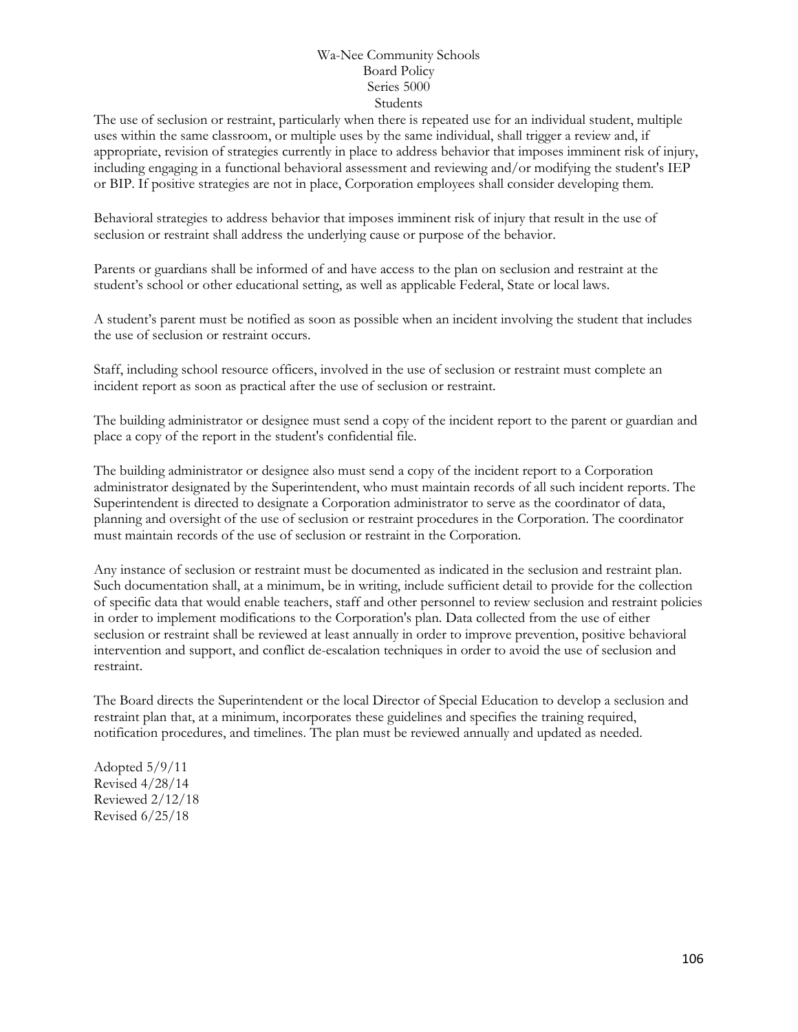The use of seclusion or restraint, particularly when there is repeated use for an individual student, multiple uses within the same classroom, or multiple uses by the same individual, shall trigger a review and, if appropriate, revision of strategies currently in place to address behavior that imposes imminent risk of injury, including engaging in a functional behavioral assessment and reviewing and/or modifying the student's IEP or BIP. If positive strategies are not in place, Corporation employees shall consider developing them.

Behavioral strategies to address behavior that imposes imminent risk of injury that result in the use of seclusion or restraint shall address the underlying cause or purpose of the behavior.

Parents or guardians shall be informed of and have access to the plan on seclusion and restraint at the student's school or other educational setting, as well as applicable Federal, State or local laws.

A student's parent must be notified as soon as possible when an incident involving the student that includes the use of seclusion or restraint occurs.

Staff, including school resource officers, involved in the use of seclusion or restraint must complete an incident report as soon as practical after the use of seclusion or restraint.

The building administrator or designee must send a copy of the incident report to the parent or guardian and place a copy of the report in the student's confidential file.

The building administrator or designee also must send a copy of the incident report to a Corporation administrator designated by the Superintendent, who must maintain records of all such incident reports. The Superintendent is directed to designate a Corporation administrator to serve as the coordinator of data, planning and oversight of the use of seclusion or restraint procedures in the Corporation. The coordinator must maintain records of the use of seclusion or restraint in the Corporation.

Any instance of seclusion or restraint must be documented as indicated in the seclusion and restraint plan. Such documentation shall, at a minimum, be in writing, include sufficient detail to provide for the collection of specific data that would enable teachers, staff and other personnel to review seclusion and restraint policies in order to implement modifications to the Corporation's plan. Data collected from the use of either seclusion or restraint shall be reviewed at least annually in order to improve prevention, positive behavioral intervention and support, and conflict de-escalation techniques in order to avoid the use of seclusion and restraint.

The Board directs the Superintendent or the local Director of Special Education to develop a seclusion and restraint plan that, at a minimum, incorporates these guidelines and specifies the training required, notification procedures, and timelines. The plan must be reviewed annually and updated as needed.

Adopted 5/9/11
Revised 4/28/14
Reviewed 2/12/18
Revised 6/25/18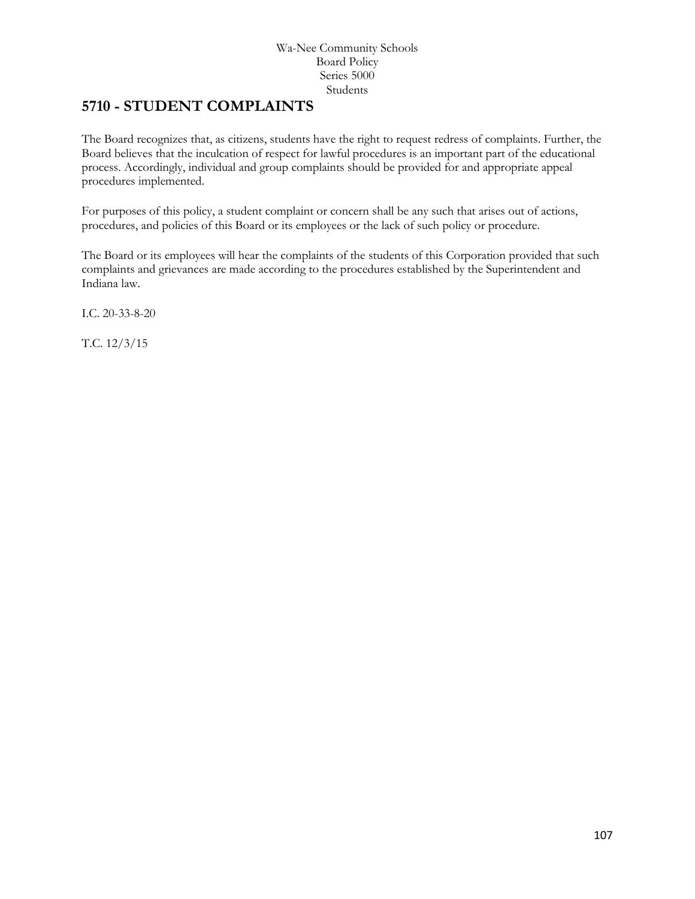# 5710 - STUDENT COMPLAINTS

The Board recognizes that, as citizens, students have the right to request redress of complaints. Further, the Board believes that the inculcation of respect for lawful procedures is an important part of the educational process. Accordingly, individual and group complaints should be provided for and appropriate appeal procedures implemented.

For purposes of this policy, a student complaint or concern shall be any such that arises out of actions, procedures, and policies of this Board or its employees or the lack of such policy or procedure.

The Board or its employees will hear the complaints of the students of this Corporation provided that such complaints and grievances are made according to the procedures established by the Superintendent and Indiana law.

I.C. 20-33-8-20

T.C. 12/3/15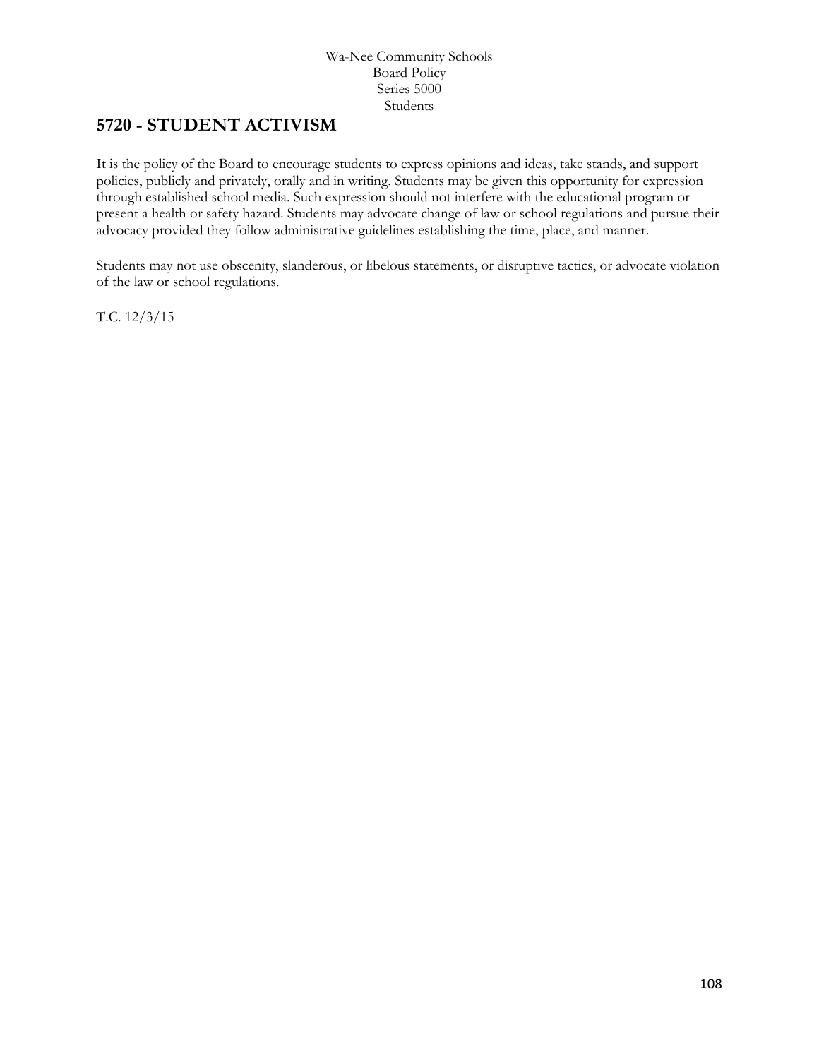Wa-Nee Community Schools
Board Policy
Series 5000
Students

## 5720 - STUDENT ACTIVISM

It is the policy of the Board to encourage students to express opinions and ideas, take stands, and support policies, publicly and privately, orally and in writing. Students may be given this opportunity for expression through established school media. Such expression should not interfere with the educational program or present a health or safety hazard. Students may advocate change of law or school regulations and pursue their advocacy provided they follow administrative guidelines establishing the time, place, and manner.

Students may not use obscenity, slanderous, or libelous statements, or disruptive tactics, or advocate violation of the law or school regulations.

T.C. 12/3/15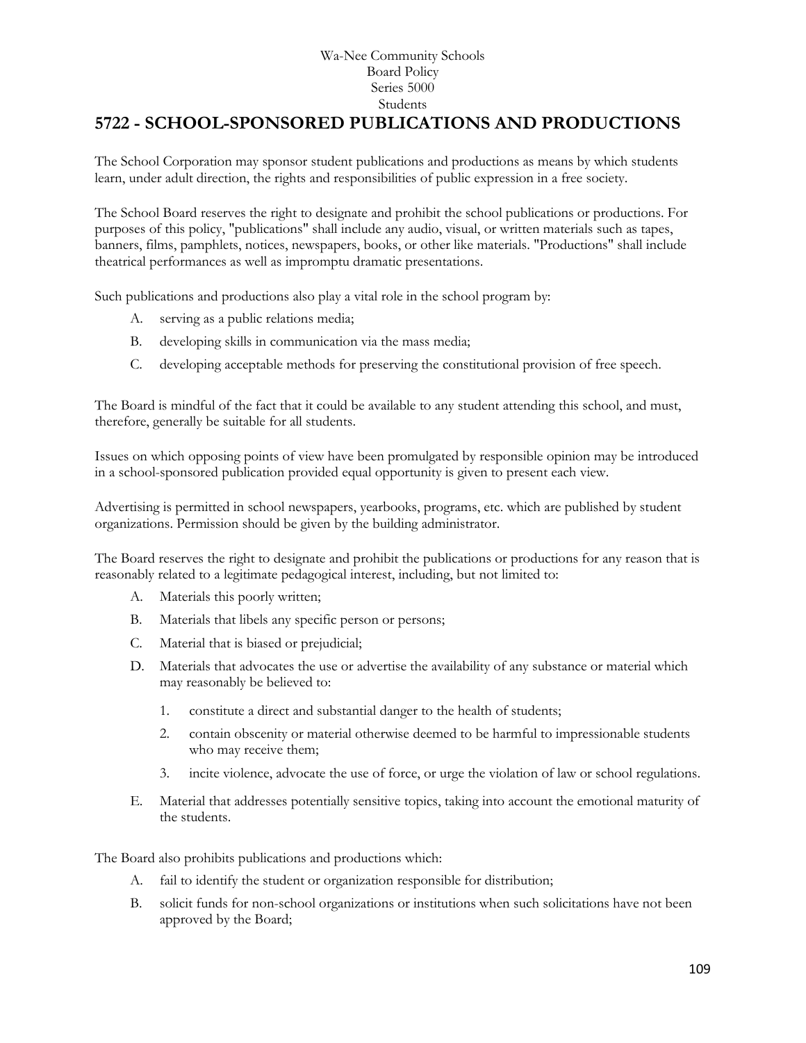Wa-Nee Community Schools
Board Policy
Series 5000
Students

# 5722 - SCHOOL-SPONSORED PUBLICATIONS AND PRODUCTIONS

The School Corporation may sponsor student publications and productions as means by which students learn, under adult direction, the rights and responsibilities of public expression in a free society.

The School Board reserves the right to designate and prohibit the school publications or productions. For purposes of this policy, "publications" shall include any audio, visual, or written materials such as tapes, banners, films, pamphlets, notices, newspapers, books, or other like materials. "Productions" shall include theatrical performances as well as impromptu dramatic presentations.

Such publications and productions also play a vital role in the school program by:

A. serving as a public relations media;
B. developing skills in communication via the mass media;
C. developing acceptable methods for preserving the constitutional provision of free speech.

The Board is mindful of the fact that it could be available to any student attending this school, and must, therefore, generally be suitable for all students.

Issues on which opposing points of view have been promulgated by responsible opinion may be introduced in a school-sponsored publication provided equal opportunity is given to present each view.

Advertising is permitted in school newspapers, yearbooks, programs, etc. which are published by student organizations. Permission should be given by the building administrator.

The Board reserves the right to designate and prohibit the publications or productions for any reason that is reasonably related to a legitimate pedagogical interest, including, but not limited to:

A. Materials this poorly written;
B. Materials that libels any specific person or persons;
C. Material that is biased or prejudicial;
D. Materials that advocates the use or advertise the availability of any substance or material which may reasonably be believed to:
   1. constitute a direct and substantial danger to the health of students;
   2. contain obscenity or material otherwise deemed to be harmful to impressionable students who may receive them;
   3. incite violence, advocate the use of force, or urge the violation of law or school regulations.
E. Material that addresses potentially sensitive topics, taking into account the emotional maturity of the students.

The Board also prohibits publications and productions which:

A. fail to identify the student or organization responsible for distribution;
B. solicit funds for non-school organizations or institutions when such solicitations have not been approved by the Board;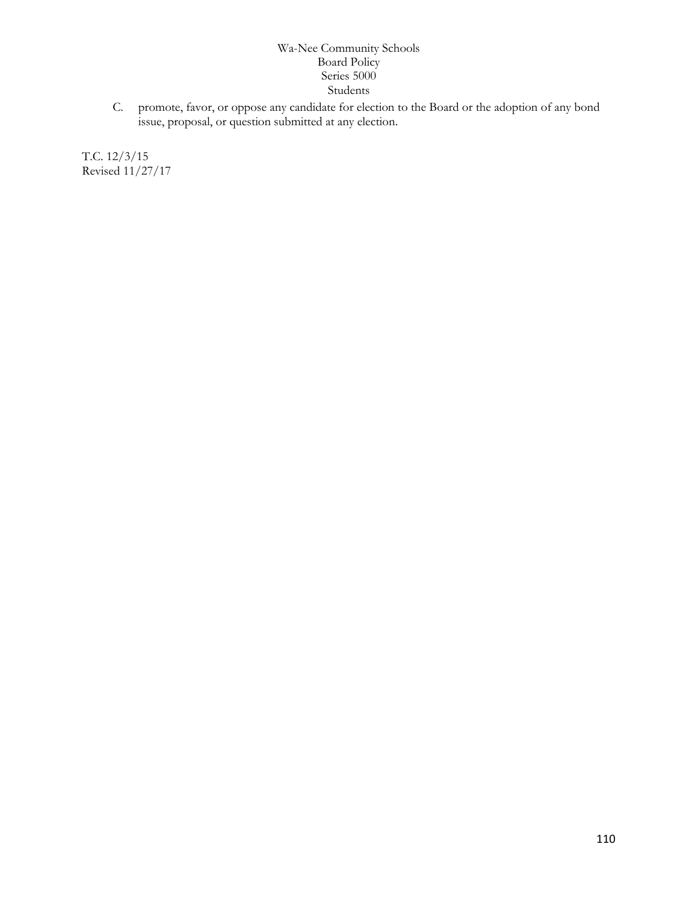C. promote, favor, or oppose any candidate for election to the Board or the adoption of any bond issue, proposal, or question submitted at any election.

T.C. 12/3/15
Revised 11/27/17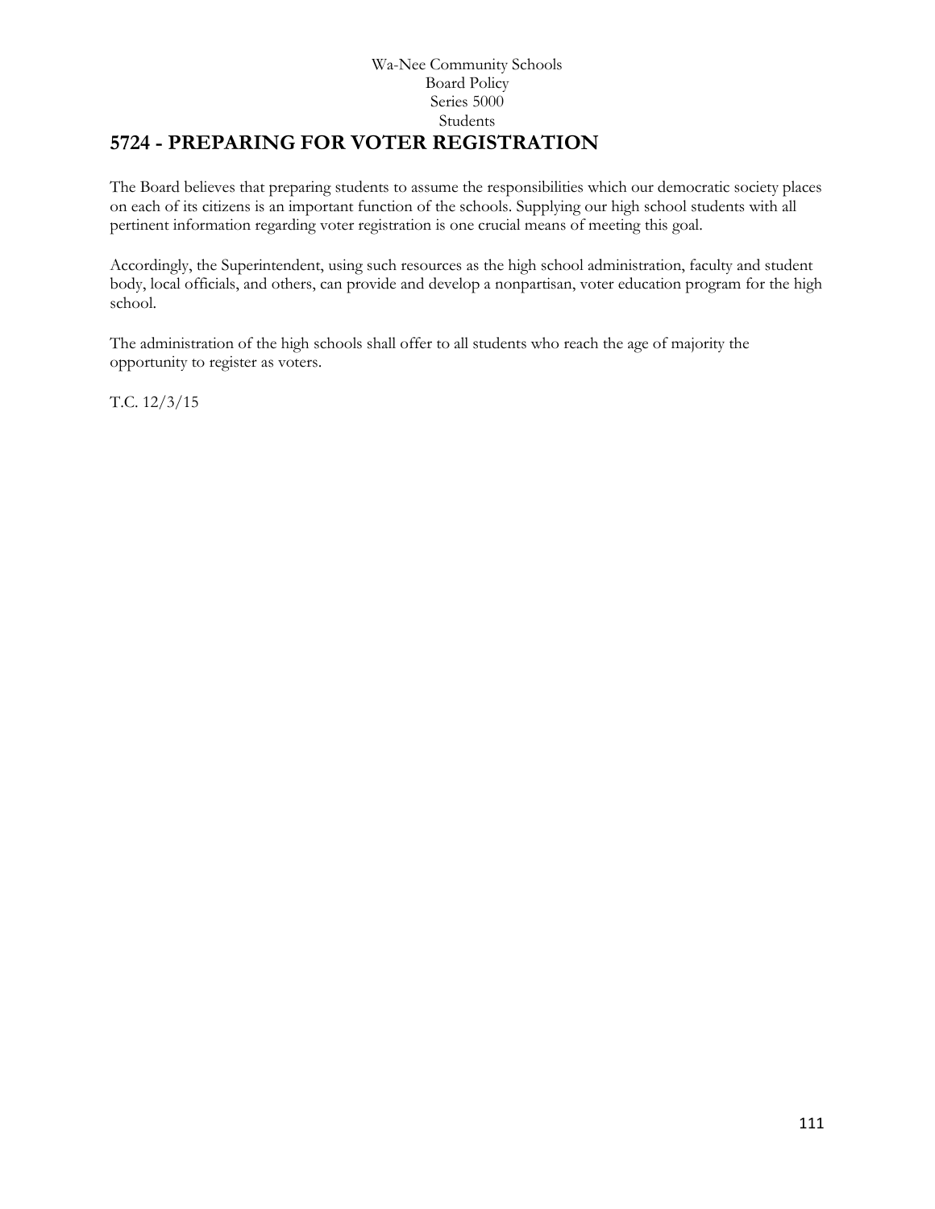Wa-Nee Community Schools
Board Policy
Series 5000
Students

# 5724 - PREPARING FOR VOTER REGISTRATION

The Board believes that preparing students to assume the responsibilities which our democratic society places on each of its citizens is an important function of the schools. Supplying our high school students with all pertinent information regarding voter registration is one crucial means of meeting this goal.

Accordingly, the Superintendent, using such resources as the high school administration, faculty and student body, local officials, and others, can provide and develop a nonpartisan, voter education program for the high school.

The administration of the high schools shall offer to all students who reach the age of majority the opportunity to register as voters.

T.C. 12/3/15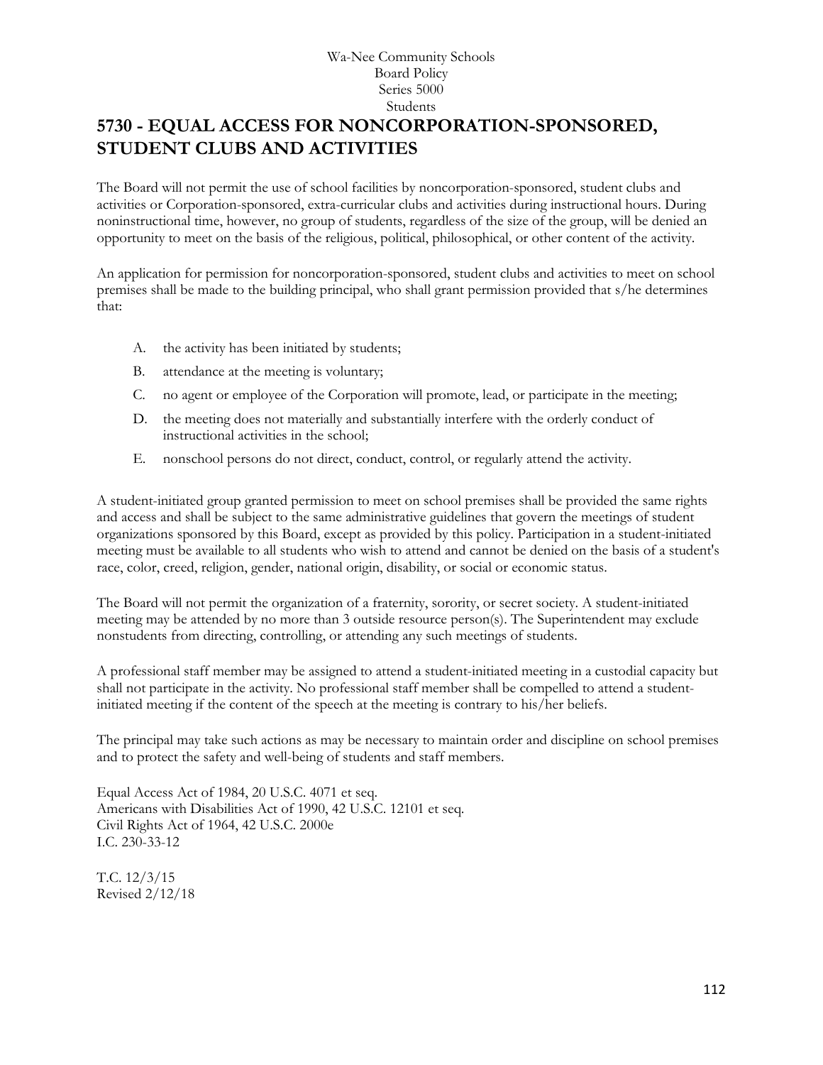Wa-Nee Community Schools
Board Policy
Series 5000
Students

# 5730 - EQUAL ACCESS FOR NONCORPORATION-SPONSORED, STUDENT CLUBS AND ACTIVITIES

The Board will not permit the use of school facilities by noncorporation-sponsored, student clubs and activities or Corporation-sponsored, extra-curricular clubs and activities during instructional hours. During noninstructional time, however, no group of students, regardless of the size of the group, will be denied an opportunity to meet on the basis of the religious, political, philosophical, or other content of the activity.

An application for permission for noncorporation-sponsored, student clubs and activities to meet on school premises shall be made to the building principal, who shall grant permission provided that s/he determines that:

A. the activity has been initiated by students;

B. attendance at the meeting is voluntary;

C. no agent or employee of the Corporation will promote, lead, or participate in the meeting;

D. the meeting does not materially and substantially interfere with the orderly conduct of instructional activities in the school;

E. nonschool persons do not direct, conduct, control, or regularly attend the activity.

A student-initiated group granted permission to meet on school premises shall be provided the same rights and access and shall be subject to the same administrative guidelines that govern the meetings of student organizations sponsored by this Board, except as provided by this policy. Participation in a student-initiated meeting must be available to all students who wish to attend and cannot be denied on the basis of a student's race, color, creed, religion, gender, national origin, disability, or social or economic status.

The Board will not permit the organization of a fraternity, sorority, or secret society. A student-initiated meeting may be attended by no more than 3 outside resource person(s). The Superintendent may exclude nonstudents from directing, controlling, or attending any such meetings of students.

A professional staff member may be assigned to attend a student-initiated meeting in a custodial capacity but shall not participate in the activity. No professional staff member shall be compelled to attend a student-initiated meeting if the content of the speech at the meeting is contrary to his/her beliefs.

The principal may take such actions as may be necessary to maintain order and discipline on school premises and to protect the safety and well-being of students and staff members.

Equal Access Act of 1984, 20 U.S.C. 4071 et seq.
Americans with Disabilities Act of 1990, 42 U.S.C. 12101 et seq.
Civil Rights Act of 1964, 42 U.S.C. 2000e
I.C. 230-33-12

T.C. 12/3/15
Revised 2/12/18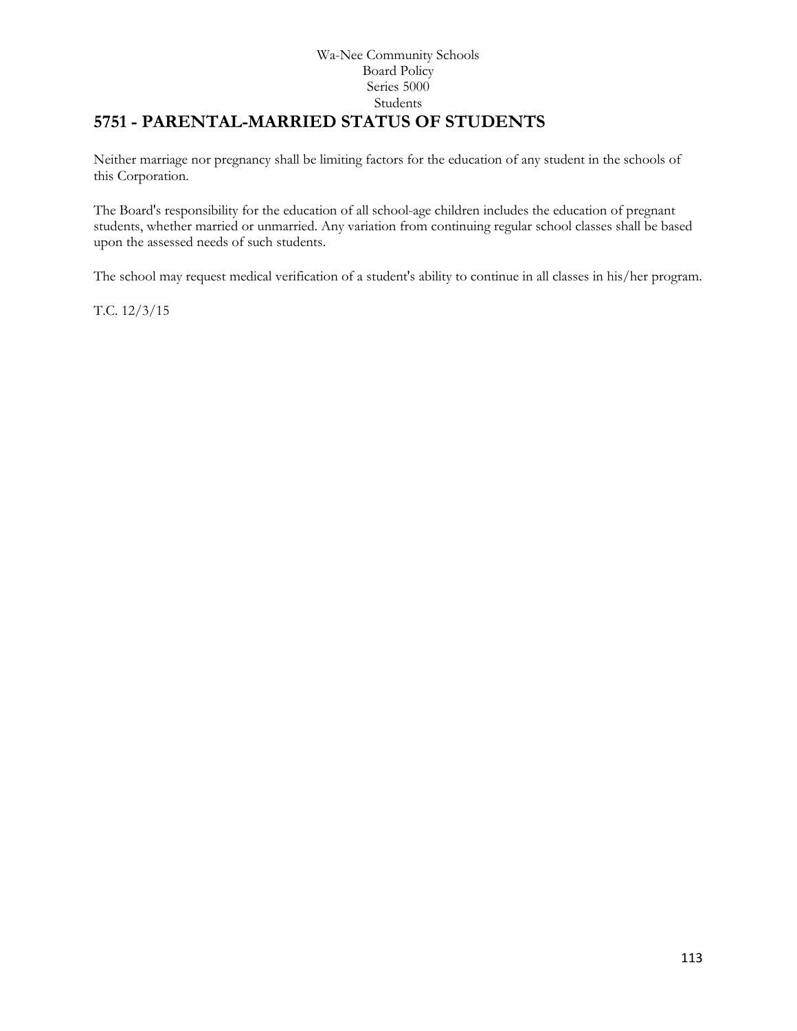Wa-Nee Community Schools
Board Policy
Series 5000
Students

# 5751 - PARENTAL-MARRIED STATUS OF STUDENTS

Neither marriage nor pregnancy shall be limiting factors for the education of any student in the schools of this Corporation.

The Board's responsibility for the education of all school-age children includes the education of pregnant students, whether married or unmarried. Any variation from continuing regular school classes shall be based upon the assessed needs of such students.

The school may request medical verification of a student's ability to continue in all classes in his/her program.

T.C. 12/3/15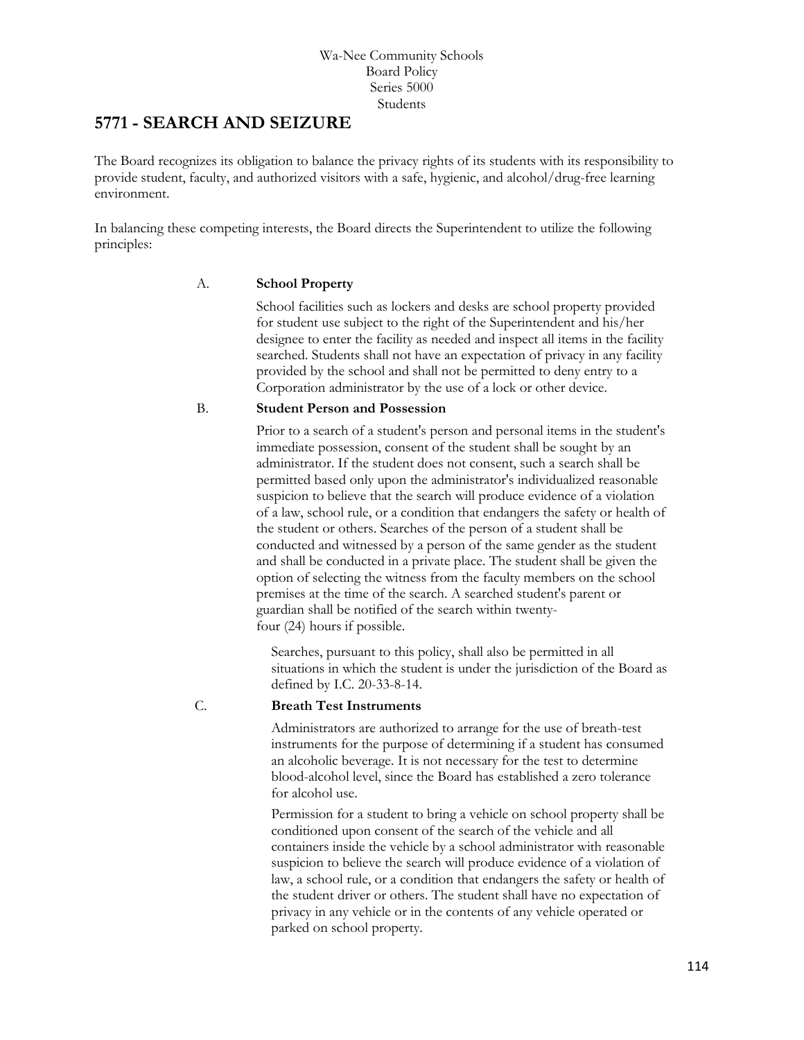Wa-Nee Community Schools
Board Policy
Series 5000
Students

# 5771 - SEARCH AND SEIZURE

The Board recognizes its obligation to balance the privacy rights of its students with its responsibility to provide student, faculty, and authorized visitors with a safe, hygienic, and alcohol/drug-free learning environment.

In balancing these competing interests, the Board directs the Superintendent to utilize the following principles:

A. **School Property**

School facilities such as lockers and desks are school property provided for student use subject to the right of the Superintendent and his/her designee to enter the facility as needed and inspect all items in the facility searched. Students shall not have an expectation of privacy in any facility provided by the school and shall not be permitted to deny entry to a Corporation administrator by the use of a lock or other device.

B. **Student Person and Possession**

Prior to a search of a student's person and personal items in the student's immediate possession, consent of the student shall be sought by an administrator. If the student does not consent, such a search shall be permitted based only upon the administrator's individualized reasonable suspicion to believe that the search will produce evidence of a violation of a law, school rule, or a condition that endangers the safety or health of the student or others. Searches of the person of a student shall be conducted and witnessed by a person of the same gender as the student and shall be conducted in a private place. The student shall be given the option of selecting the witness from the faculty members on the school premises at the time of the search. A searched student's parent or guardian shall be notified of the search within twenty-four (24) hours if possible.

Searches, pursuant to this policy, shall also be permitted in all situations in which the student is under the jurisdiction of the Board as defined by I.C. 20-33-8-14.

C. **Breath Test Instruments**

Administrators are authorized to arrange for the use of breath-test instruments for the purpose of determining if a student has consumed an alcoholic beverage. It is not necessary for the test to determine blood-alcohol level, since the Board has established a zero tolerance for alcohol use.

Permission for a student to bring a vehicle on school property shall be conditioned upon consent of the search of the vehicle and all containers inside the vehicle by a school administrator with reasonable suspicion to believe the search will produce evidence of a violation of law, a school rule, or a condition that endangers the safety or health of the student driver or others. The student shall have no expectation of privacy in any vehicle or in the contents of any vehicle operated or parked on school property.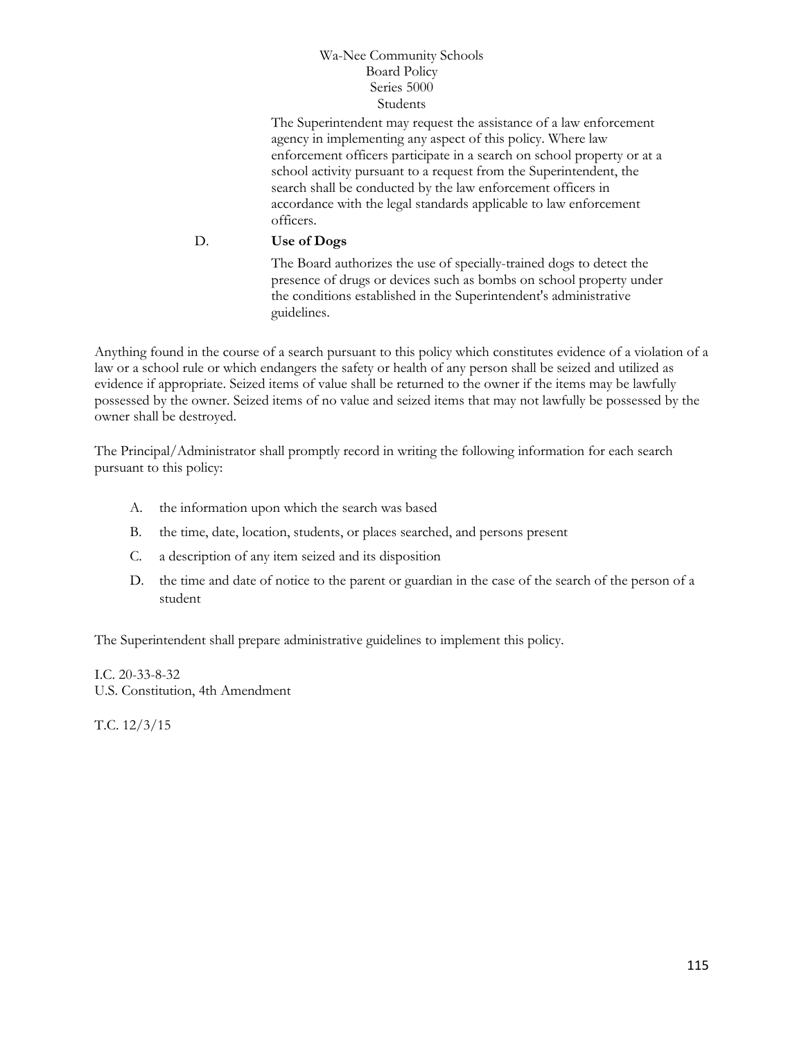The Superintendent may request the assistance of a law enforcement agency in implementing any aspect of this policy. Where law enforcement officers participate in a search on school property or at a school activity pursuant to a request from the Superintendent, the search shall be conducted by the law enforcement officers in accordance with the legal standards applicable to law enforcement officers.

D. **Use of Dogs**

The Board authorizes the use of specially-trained dogs to detect the presence of drugs or devices such as bombs on school property under the conditions established in the Superintendent's administrative guidelines.

Anything found in the course of a search pursuant to this policy which constitutes evidence of a violation of a law or a school rule or which endangers the safety or health of any person shall be seized and utilized as evidence if appropriate. Seized items of value shall be returned to the owner if the items may be lawfully possessed by the owner. Seized items of no value and seized items that may not lawfully be possessed by the owner shall be destroyed.

The Principal/Administrator shall promptly record in writing the following information for each search pursuant to this policy:

A. the information upon which the search was based

B. the time, date, location, students, or places searched, and persons present

C. a description of any item seized and its disposition

D. the time and date of notice to the parent or guardian in the case of the search of the person of a student

The Superintendent shall prepare administrative guidelines to implement this policy.

I.C. 20-33-8-32
U.S. Constitution, 4th Amendment

T.C. 12/3/15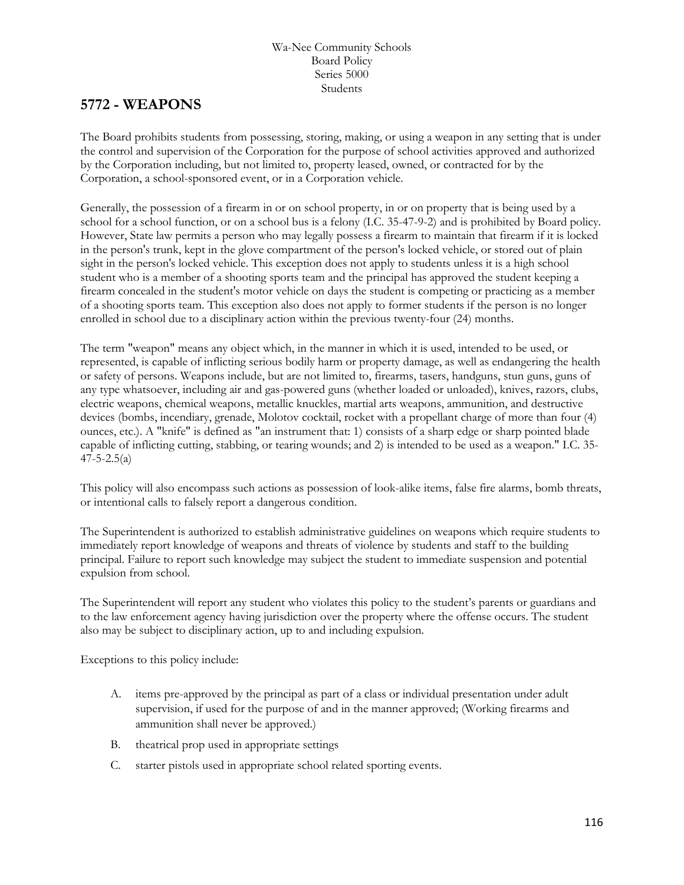Wa-Nee Community Schools
Board Policy
Series 5000
Students

## 5772 - WEAPONS

The Board prohibits students from possessing, storing, making, or using a weapon in any setting that is under the control and supervision of the Corporation for the purpose of school activities approved and authorized by the Corporation including, but not limited to, property leased, owned, or contracted for by the Corporation, a school-sponsored event, or in a Corporation vehicle.

Generally, the possession of a firearm in or on school property, in or on property that is being used by a school for a school function, or on a school bus is a felony (I.C. 35-47-9-2) and is prohibited by Board policy. However, State law permits a person who may legally possess a firearm to maintain that firearm if it is locked in the person's trunk, kept in the glove compartment of the person's locked vehicle, or stored out of plain sight in the person's locked vehicle. This exception does not apply to students unless it is a high school student who is a member of a shooting sports team and the principal has approved the student keeping a firearm concealed in the student's motor vehicle on days the student is competing or practicing as a member of a shooting sports team. This exception also does not apply to former students if the person is no longer enrolled in school due to a disciplinary action within the previous twenty-four (24) months.

The term "weapon" means any object which, in the manner in which it is used, intended to be used, or represented, is capable of inflicting serious bodily harm or property damage, as well as endangering the health or safety of persons. Weapons include, but are not limited to, firearms, tasers, handguns, stun guns, guns of any type whatsoever, including air and gas-powered guns (whether loaded or unloaded), knives, razors, clubs, electric weapons, chemical weapons, metallic knuckles, martial arts weapons, ammunition, and destructive devices (bombs, incendiary, grenade, Molotov cocktail, rocket with a propellant charge of more than four (4) ounces, etc.). A "knife" is defined as "an instrument that: 1) consists of a sharp edge or sharp pointed blade capable of inflicting cutting, stabbing, or tearing wounds; and 2) is intended to be used as a weapon." I.C. 35-47-5-2.5(a)

This policy will also encompass such actions as possession of look-alike items, false fire alarms, bomb threats, or intentional calls to falsely report a dangerous condition.

The Superintendent is authorized to establish administrative guidelines on weapons which require students to immediately report knowledge of weapons and threats of violence by students and staff to the building principal. Failure to report such knowledge may subject the student to immediate suspension and potential expulsion from school.

The Superintendent will report any student who violates this policy to the student's parents or guardians and to the law enforcement agency having jurisdiction over the property where the offense occurs. The student also may be subject to disciplinary action, up to and including expulsion.

Exceptions to this policy include:

A. items pre-approved by the principal as part of a class or individual presentation under adult supervision, if used for the purpose of and in the manner approved; (Working firearms and ammunition shall never be approved.)

B. theatrical prop used in appropriate settings

C. starter pistols used in appropriate school related sporting events.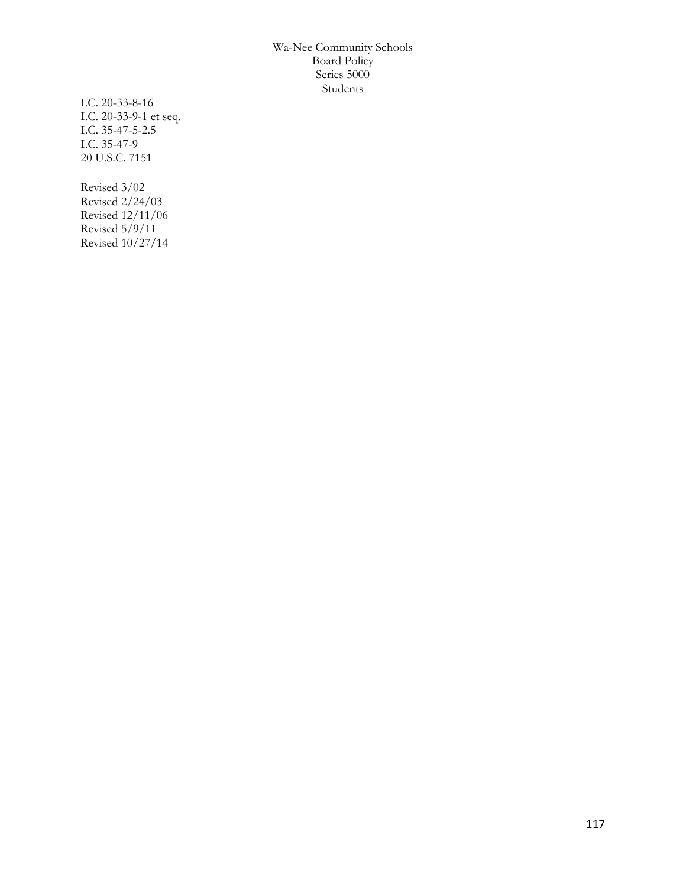I.C. 20-33-8-16
I.C. 20-33-9-1 et seq.
I.C. 35-47-5-2.5
I.C. 35-47-9
20 U.S.C. 7151

Revised 3/02
Revised 2/24/03
Revised 12/11/06
Revised 5/9/11
Revised 10/27/14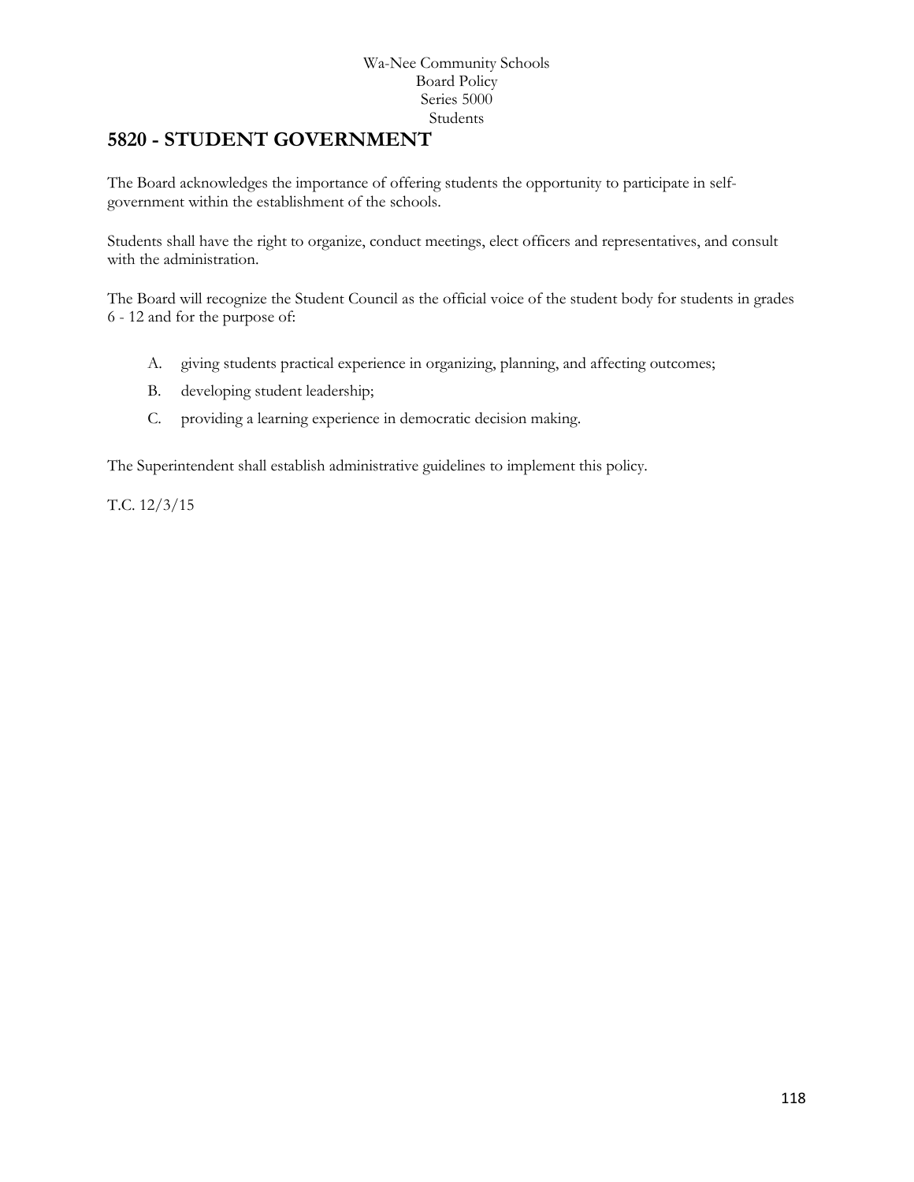Wa-Nee Community Schools
Board Policy
Series 5000
Students

# 5820 - STUDENT GOVERNMENT

The Board acknowledges the importance of offering students the opportunity to participate in self-government within the establishment of the schools.

Students shall have the right to organize, conduct meetings, elect officers and representatives, and consult with the administration.

The Board will recognize the Student Council as the official voice of the student body for students in grades 6 - 12 and for the purpose of:

A. giving students practical experience in organizing, planning, and affecting outcomes;

B. developing student leadership;

C. providing a learning experience in democratic decision making.

The Superintendent shall establish administrative guidelines to implement this policy.

T.C. 12/3/15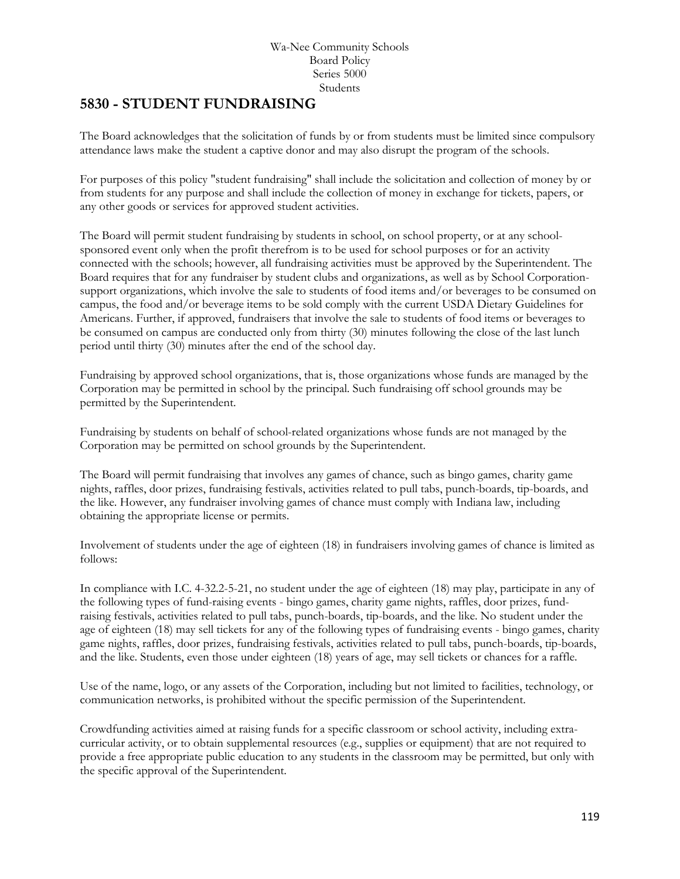Wa-Nee Community Schools
Board Policy
Series 5000
Students

# 5830 - STUDENT FUNDRAISING

The Board acknowledges that the solicitation of funds by or from students must be limited since compulsory attendance laws make the student a captive donor and may also disrupt the program of the schools.

For purposes of this policy "student fundraising" shall include the solicitation and collection of money by or from students for any purpose and shall include the collection of money in exchange for tickets, papers, or any other goods or services for approved student activities.

The Board will permit student fundraising by students in school, on school property, or at any school-sponsored event only when the profit therefrom is to be used for school purposes or for an activity connected with the schools; however, all fundraising activities must be approved by the Superintendent. The Board requires that for any fundraiser by student clubs and organizations, as well as by School Corporation-support organizations, which involve the sale to students of food items and/or beverages to be consumed on campus, the food and/or beverage items to be sold comply with the current USDA Dietary Guidelines for Americans. Further, if approved, fundraisers that involve the sale to students of food items or beverages to be consumed on campus are conducted only from thirty (30) minutes following the close of the last lunch period until thirty (30) minutes after the end of the school day.

Fundraising by approved school organizations, that is, those organizations whose funds are managed by the Corporation may be permitted in school by the principal. Such fundraising off school grounds may be permitted by the Superintendent.

Fundraising by students on behalf of school-related organizations whose funds are not managed by the Corporation may be permitted on school grounds by the Superintendent.

The Board will permit fundraising that involves any games of chance, such as bingo games, charity game nights, raffles, door prizes, fundraising festivals, activities related to pull tabs, punch-boards, tip-boards, and the like. However, any fundraiser involving games of chance must comply with Indiana law, including obtaining the appropriate license or permits.

Involvement of students under the age of eighteen (18) in fundraisers involving games of chance is limited as follows:

In compliance with I.C. 4-32.2-5-21, no student under the age of eighteen (18) may play, participate in any of the following types of fund-raising events - bingo games, charity game nights, raffles, door prizes, fund-raising festivals, activities related to pull tabs, punch-boards, tip-boards, and the like. No student under the age of eighteen (18) may sell tickets for any of the following types of fundraising events - bingo games, charity game nights, raffles, door prizes, fundraising festivals, activities related to pull tabs, punch-boards, tip-boards, and the like. Students, even those under eighteen (18) years of age, may sell tickets or chances for a raffle.

Use of the name, logo, or any assets of the Corporation, including but not limited to facilities, technology, or communication networks, is prohibited without the specific permission of the Superintendent.

Crowdfunding activities aimed at raising funds for a specific classroom or school activity, including extra-curricular activity, or to obtain supplemental resources (e.g., supplies or equipment) that are not required to provide a free appropriate public education to any students in the classroom may be permitted, but only with the specific approval of the Superintendent.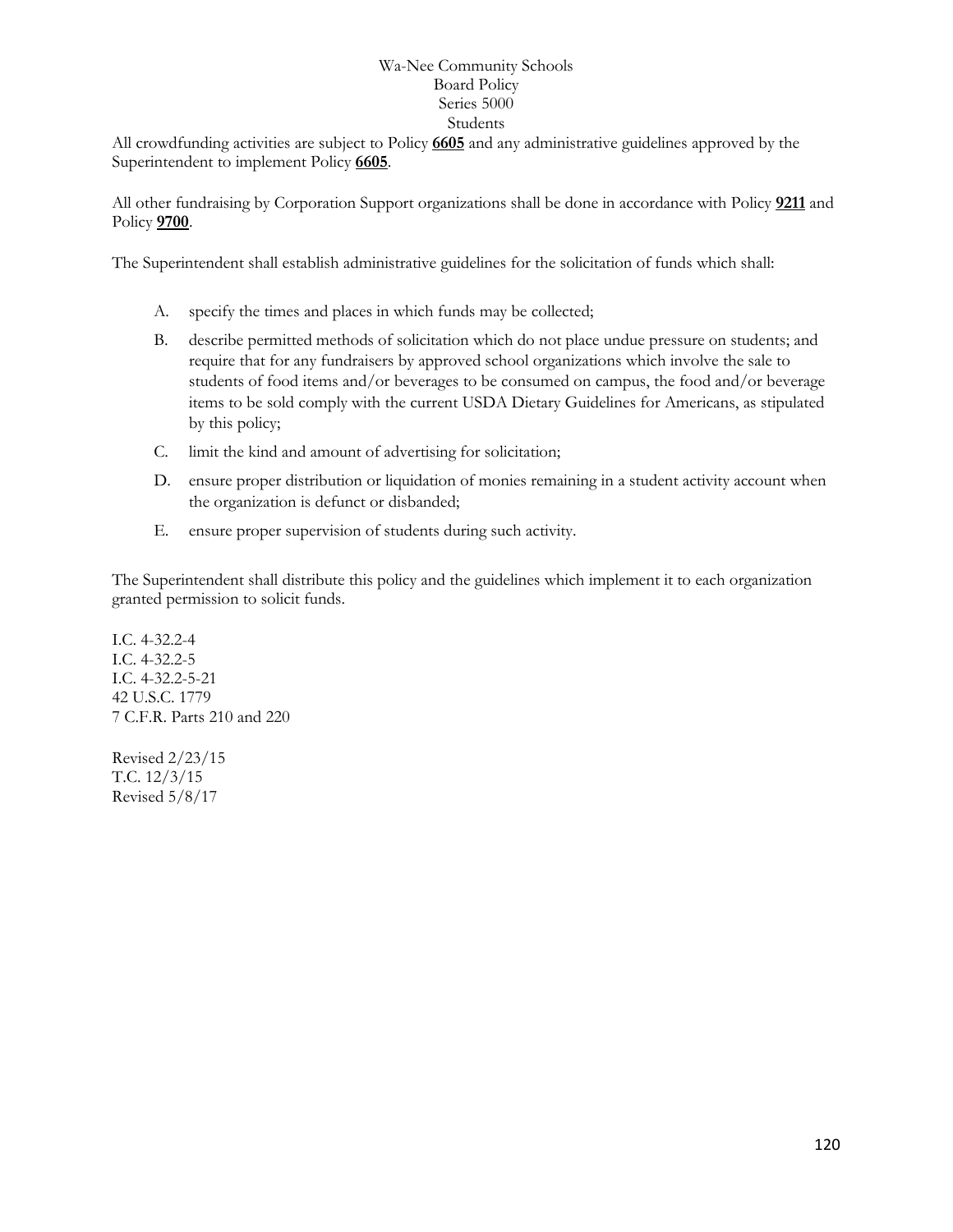All crowdfunding activities are subject to Policy **6605** and any administrative guidelines approved by the Superintendent to implement Policy **6605**.

All other fundraising by Corporation Support organizations shall be done in accordance with Policy **9211** and Policy **9700**.

The Superintendent shall establish administrative guidelines for the solicitation of funds which shall:

A. specify the times and places in which funds may be collected;

B. describe permitted methods of solicitation which do not place undue pressure on students; and require that for any fundraisers by approved school organizations which involve the sale to students of food items and/or beverages to be consumed on campus, the food and/or beverage items to be sold comply with the current USDA Dietary Guidelines for Americans, as stipulated by this policy;

C. limit the kind and amount of advertising for solicitation;

D. ensure proper distribution or liquidation of monies remaining in a student activity account when the organization is defunct or disbanded;

E. ensure proper supervision of students during such activity.

The Superintendent shall distribute this policy and the guidelines which implement it to each organization granted permission to solicit funds.

I.C. 4-32.2-4
I.C. 4-32.2-5
I.C. 4-32.2-5-21
42 U.S.C. 1779
7 C.F.R. Parts 210 and 220

Revised 2/23/15
T.C. 12/3/15
Revised 5/8/17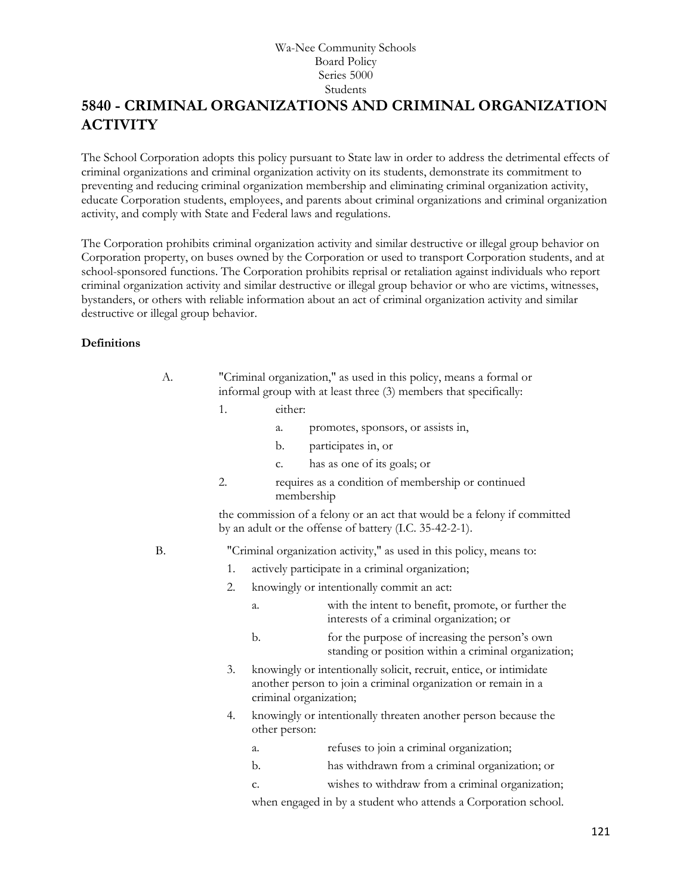Wa-Nee Community Schools
Board Policy
Series 5000
Students

# 5840 - CRIMINAL ORGANIZATIONS AND CRIMINAL ORGANIZATION ACTIVITY

The School Corporation adopts this policy pursuant to State law in order to address the detrimental effects of criminal organizations and criminal organization activity on its students, demonstrate its commitment to preventing and reducing criminal organization membership and eliminating criminal organization activity, educate Corporation students, employees, and parents about criminal organizations and criminal organization activity, and comply with State and Federal laws and regulations.

The Corporation prohibits criminal organization activity and similar destructive or illegal group behavior on Corporation property, on buses owned by the Corporation or used to transport Corporation students, and at school-sponsored functions. The Corporation prohibits reprisal or retaliation against individuals who report criminal organization activity and similar destructive or illegal group behavior or who are victims, witnesses, bystanders, or others with reliable information about an act of criminal organization activity and similar destructive or illegal group behavior.

**Definitions**

A. "Criminal organization," as used in this policy, means a formal or informal group with at least three (3) members that specifically:

   1. either:
      a. promotes, sponsors, or assists in,
      b. participates in, or
      c. has as one of its goals; or
   2. requires as a condition of membership or continued membership

   the commission of a felony or an act that would be a felony if committed by an adult or the offense of battery (I.C. 35-42-2-1).

B. "Criminal organization activity," as used in this policy, means to:

   1. actively participate in a criminal organization;
   2. knowingly or intentionally commit an act:
      a. with the intent to benefit, promote, or further the interests of a criminal organization; or
      b. for the purpose of increasing the person's own standing or position within a criminal organization;
   3. knowingly or intentionally solicit, recruit, entice, or intimidate another person to join a criminal organization or remain in a criminal organization;
   4. knowingly or intentionally threaten another person because the other person:
      a. refuses to join a criminal organization;
      b. has withdrawn from a criminal organization; or
      c. wishes to withdraw from a criminal organization;

   when engaged in by a student who attends a Corporation school.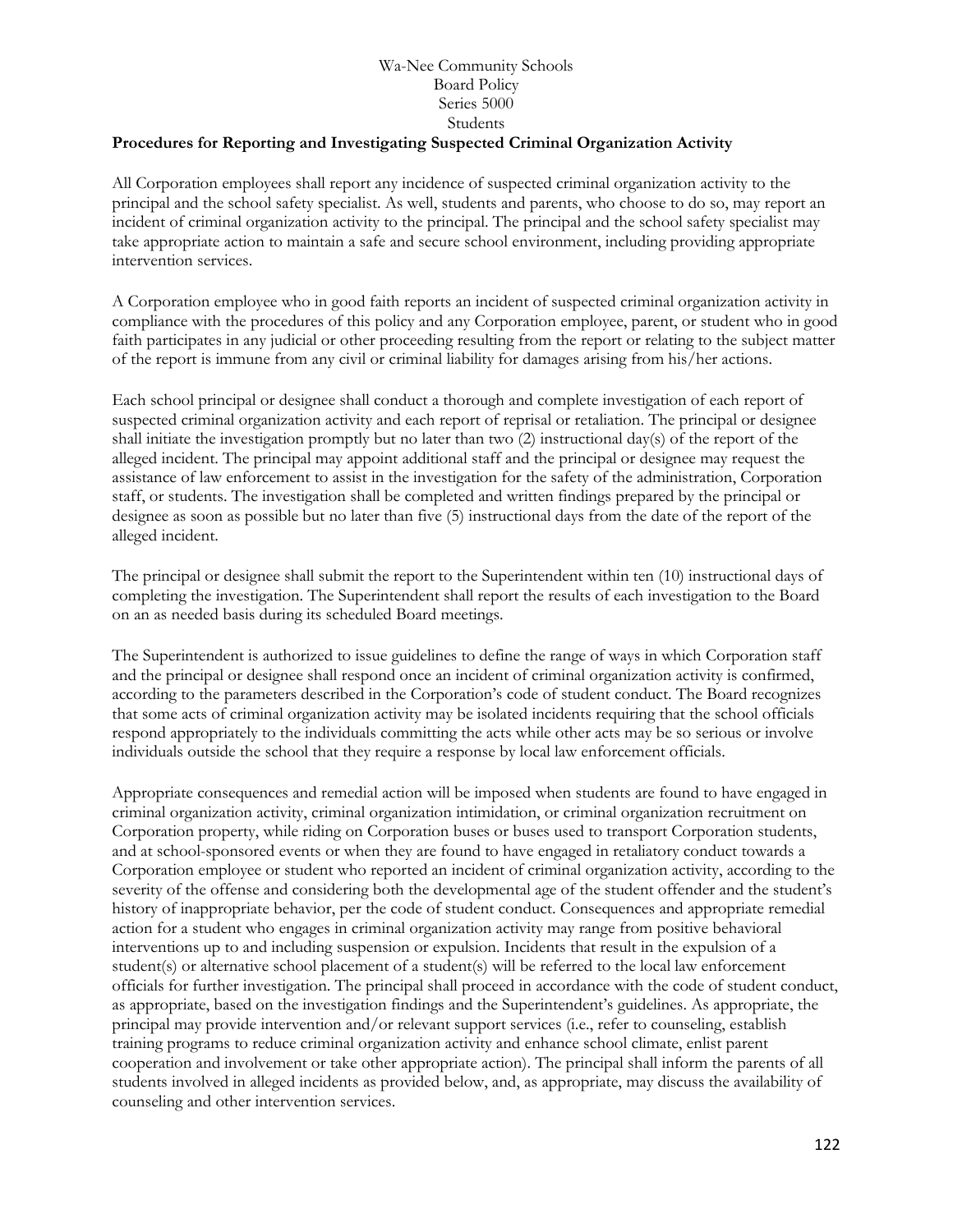Wa-Nee Community Schools
Board Policy
Series 5000
Students

**Procedures for Reporting and Investigating Suspected Criminal Organization Activity**

All Corporation employees shall report any incidence of suspected criminal organization activity to the principal and the school safety specialist. As well, students and parents, who choose to do so, may report an incident of criminal organization activity to the principal. The principal and the school safety specialist may take appropriate action to maintain a safe and secure school environment, including providing appropriate intervention services.

A Corporation employee who in good faith reports an incident of suspected criminal organization activity in compliance with the procedures of this policy and any Corporation employee, parent, or student who in good faith participates in any judicial or other proceeding resulting from the report or relating to the subject matter of the report is immune from any civil or criminal liability for damages arising from his/her actions.

Each school principal or designee shall conduct a thorough and complete investigation of each report of suspected criminal organization activity and each report of reprisal or retaliation. The principal or designee shall initiate the investigation promptly but no later than two (2) instructional day(s) of the report of the alleged incident. The principal may appoint additional staff and the principal or designee may request the assistance of law enforcement to assist in the investigation for the safety of the administration, Corporation staff, or students. The investigation shall be completed and written findings prepared by the principal or designee as soon as possible but no later than five (5) instructional days from the date of the report of the alleged incident.

The principal or designee shall submit the report to the Superintendent within ten (10) instructional days of completing the investigation. The Superintendent shall report the results of each investigation to the Board on an as needed basis during its scheduled Board meetings.

The Superintendent is authorized to issue guidelines to define the range of ways in which Corporation staff and the principal or designee shall respond once an incident of criminal organization activity is confirmed, according to the parameters described in the Corporation's code of student conduct. The Board recognizes that some acts of criminal organization activity may be isolated incidents requiring that the school officials respond appropriately to the individuals committing the acts while other acts may be so serious or involve individuals outside the school that they require a response by local law enforcement officials.

Appropriate consequences and remedial action will be imposed when students are found to have engaged in criminal organization activity, criminal organization intimidation, or criminal organization recruitment on Corporation property, while riding on Corporation buses or buses used to transport Corporation students, and at school-sponsored events or when they are found to have engaged in retaliatory conduct towards a Corporation employee or student who reported an incident of criminal organization activity, according to the severity of the offense and considering both the developmental age of the student offender and the student's history of inappropriate behavior, per the code of student conduct. Consequences and appropriate remedial action for a student who engages in criminal organization activity may range from positive behavioral interventions up to and including suspension or expulsion. Incidents that result in the expulsion of a student(s) or alternative school placement of a student(s) will be referred to the local law enforcement officials for further investigation. The principal shall proceed in accordance with the code of student conduct, as appropriate, based on the investigation findings and the Superintendent's guidelines. As appropriate, the principal may provide intervention and/or relevant support services (i.e., refer to counseling, establish training programs to reduce criminal organization activity and enhance school climate, enlist parent cooperation and involvement or take other appropriate action). The principal shall inform the parents of all students involved in alleged incidents as provided below, and, as appropriate, may discuss the availability of counseling and other intervention services.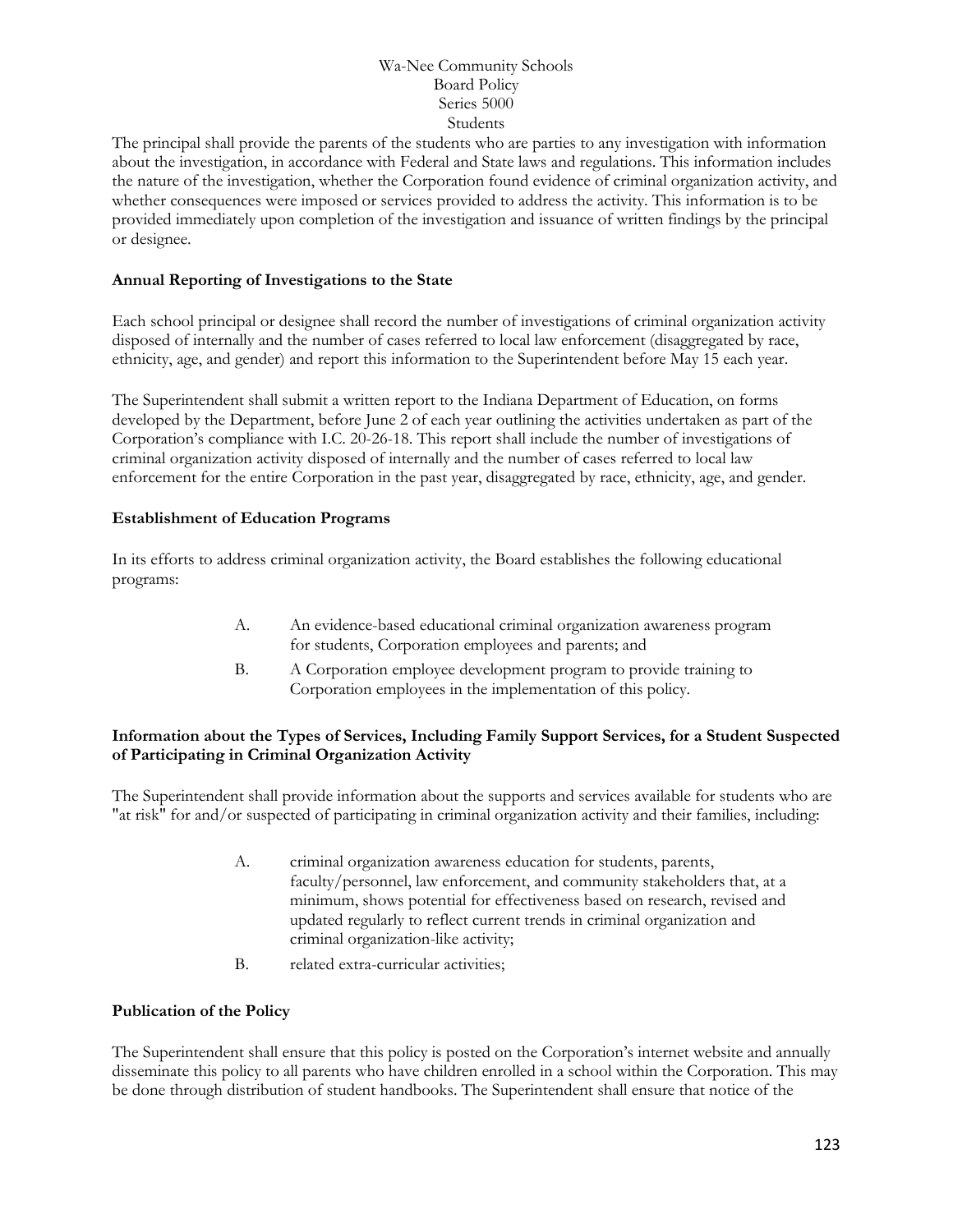The principal shall provide the parents of the students who are parties to any investigation with information about the investigation, in accordance with Federal and State laws and regulations. This information includes the nature of the investigation, whether the Corporation found evidence of criminal organization activity, and whether consequences were imposed or services provided to address the activity. This information is to be provided immediately upon completion of the investigation and issuance of written findings by the principal or designee.

**Annual Reporting of Investigations to the State**

Each school principal or designee shall record the number of investigations of criminal organization activity disposed of internally and the number of cases referred to local law enforcement (disaggregated by race, ethnicity, age, and gender) and report this information to the Superintendent before May 15 each year.

The Superintendent shall submit a written report to the Indiana Department of Education, on forms developed by the Department, before June 2 of each year outlining the activities undertaken as part of the Corporation's compliance with I.C. 20-26-18. This report shall include the number of investigations of criminal organization activity disposed of internally and the number of cases referred to local law enforcement for the entire Corporation in the past year, disaggregated by race, ethnicity, age, and gender.

**Establishment of Education Programs**

In its efforts to address criminal organization activity, the Board establishes the following educational programs:

A. An evidence-based educational criminal organization awareness program for students, Corporation employees and parents; and

B. A Corporation employee development program to provide training to Corporation employees in the implementation of this policy.

**Information about the Types of Services, Including Family Support Services, for a Student Suspected of Participating in Criminal Organization Activity**

The Superintendent shall provide information about the supports and services available for students who are "at risk" for and/or suspected of participating in criminal organization activity and their families, including:

A. criminal organization awareness education for students, parents, faculty/personnel, law enforcement, and community stakeholders that, at a minimum, shows potential for effectiveness based on research, revised and updated regularly to reflect current trends in criminal organization and criminal organization-like activity;

B. related extra-curricular activities;

**Publication of the Policy**

The Superintendent shall ensure that this policy is posted on the Corporation's internet website and annually disseminate this policy to all parents who have children enrolled in a school within the Corporation. This may be done through distribution of student handbooks. The Superintendent shall ensure that notice of the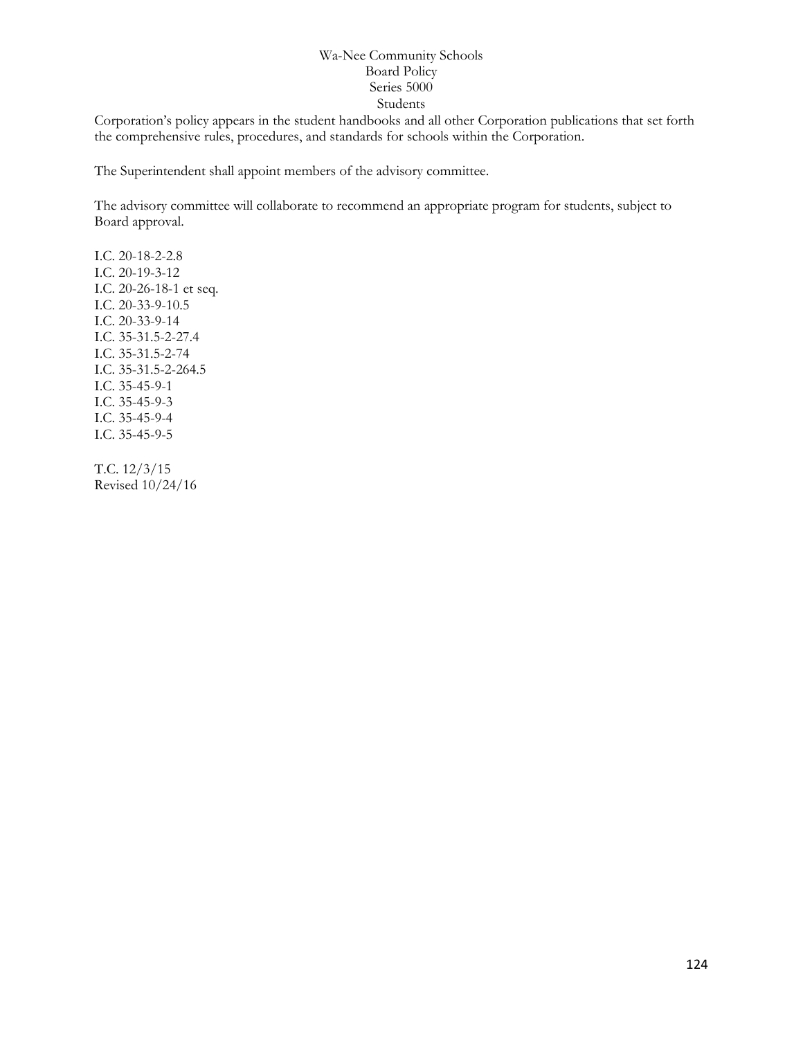Corporation's policy appears in the student handbooks and all other Corporation publications that set forth the comprehensive rules, procedures, and standards for schools within the Corporation.

The Superintendent shall appoint members of the advisory committee.

The advisory committee will collaborate to recommend an appropriate program for students, subject to Board approval.

I.C. 20-18-2-2.8
I.C. 20-19-3-12
I.C. 20-26-18-1 et seq.
I.C. 20-33-9-10.5
I.C. 20-33-9-14
I.C. 35-31.5-2-27.4
I.C. 35-31.5-2-74
I.C. 35-31.5-2-264.5
I.C. 35-45-9-1
I.C. 35-45-9-3
I.C. 35-45-9-4
I.C. 35-45-9-5

T.C. 12/3/15
Revised 10/24/16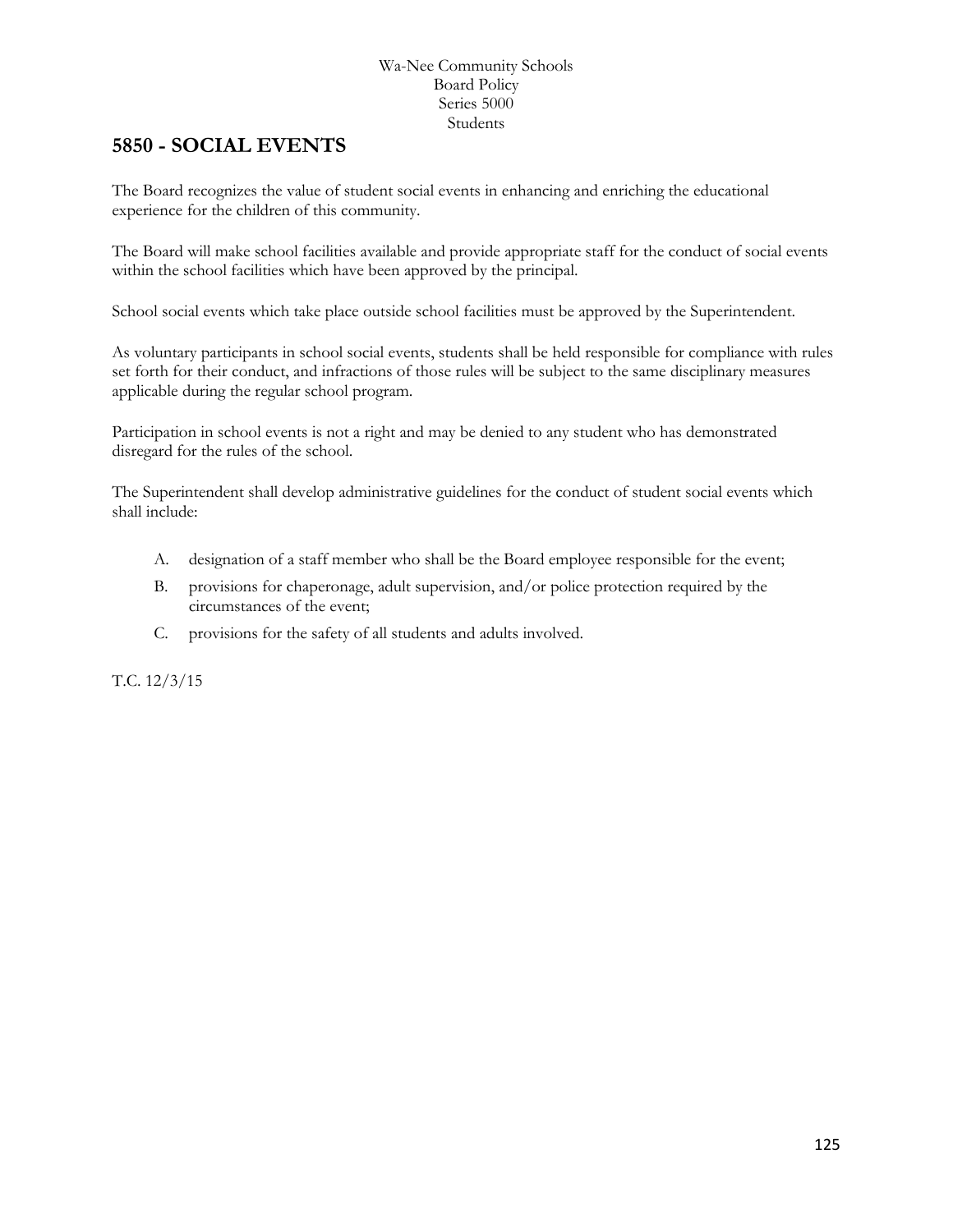Wa-Nee Community Schools
Board Policy
Series 5000
Students

# 5850 - SOCIAL EVENTS

The Board recognizes the value of student social events in enhancing and enriching the educational experience for the children of this community.

The Board will make school facilities available and provide appropriate staff for the conduct of social events within the school facilities which have been approved by the principal.

School social events which take place outside school facilities must be approved by the Superintendent.

As voluntary participants in school social events, students shall be held responsible for compliance with rules set forth for their conduct, and infractions of those rules will be subject to the same disciplinary measures applicable during the regular school program.

Participation in school events is not a right and may be denied to any student who has demonstrated disregard for the rules of the school.

The Superintendent shall develop administrative guidelines for the conduct of student social events which shall include:

A. designation of a staff member who shall be the Board employee responsible for the event;

B. provisions for chaperonage, adult supervision, and/or police protection required by the circumstances of the event;

C. provisions for the safety of all students and adults involved.

T.C. 12/3/15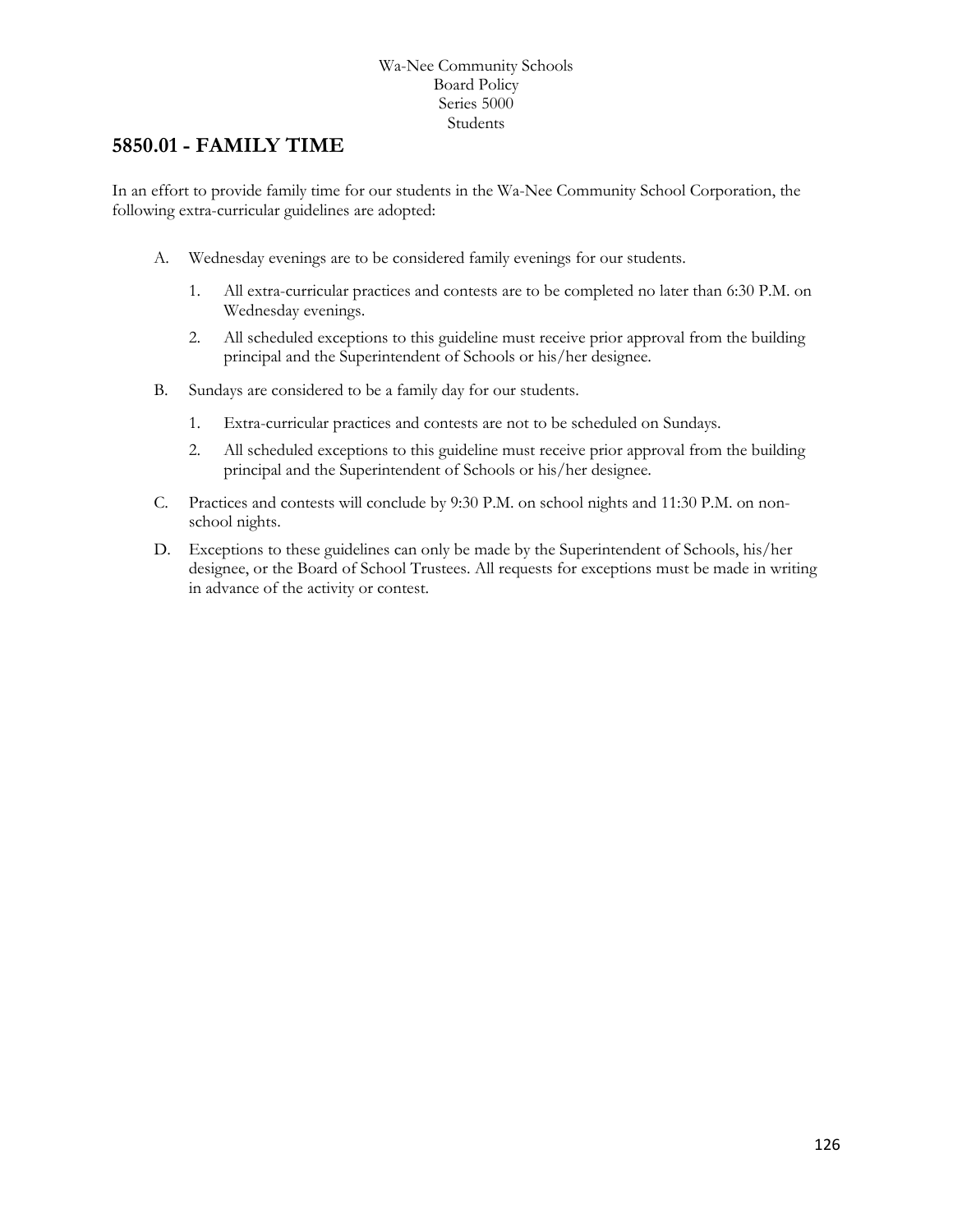Wa-Nee Community Schools
Board Policy
Series 5000
Students

## 5850.01 - FAMILY TIME

In an effort to provide family time for our students in the Wa-Nee Community School Corporation, the following extra-curricular guidelines are adopted:

A. Wednesday evenings are to be considered family evenings for our students.

   1. All extra-curricular practices and contests are to be completed no later than 6:30 P.M. on Wednesday evenings.
   2. All scheduled exceptions to this guideline must receive prior approval from the building principal and the Superintendent of Schools or his/her designee.

B. Sundays are considered to be a family day for our students.

   1. Extra-curricular practices and contests are not to be scheduled on Sundays.
   2. All scheduled exceptions to this guideline must receive prior approval from the building principal and the Superintendent of Schools or his/her designee.

C. Practices and contests will conclude by 9:30 P.M. on school nights and 11:30 P.M. on non-school nights.

D. Exceptions to these guidelines can only be made by the Superintendent of Schools, his/her designee, or the Board of School Trustees. All requests for exceptions must be made in writing in advance of the activity or contest.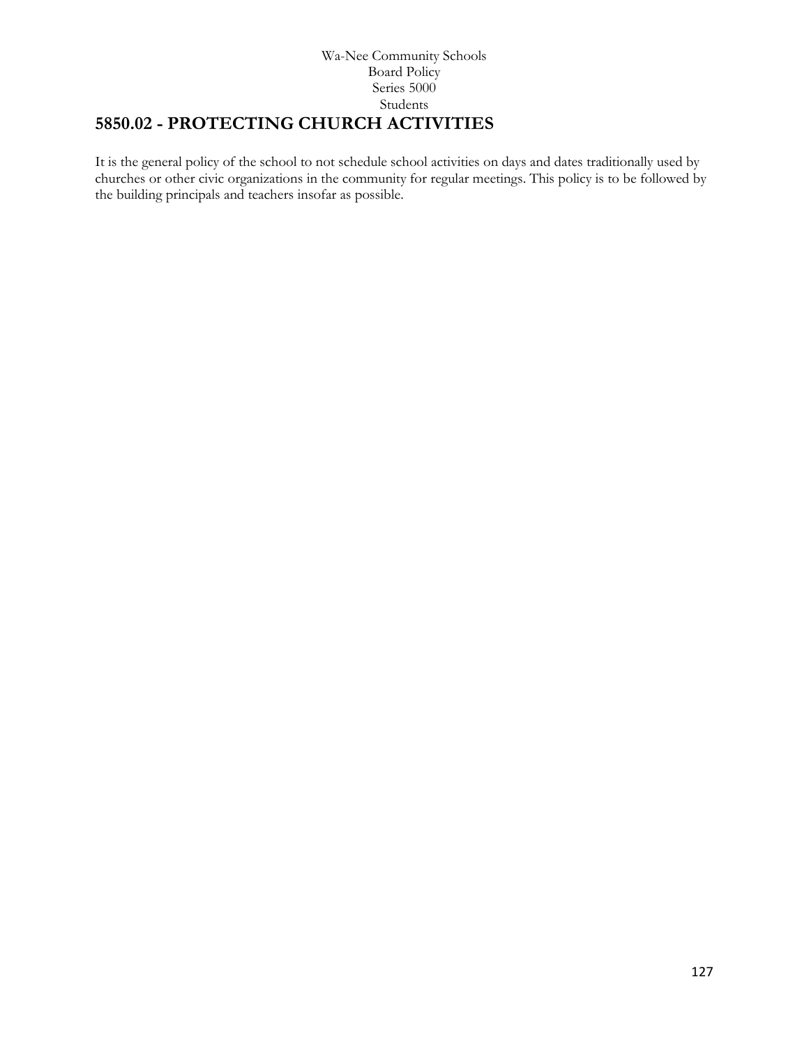# 5850.02 - PROTECTING CHURCH ACTIVITIES

It is the general policy of the school to not schedule school activities on days and dates traditionally used by churches or other civic organizations in the community for regular meetings. This policy is to be followed by the building principals and teachers insofar as possible.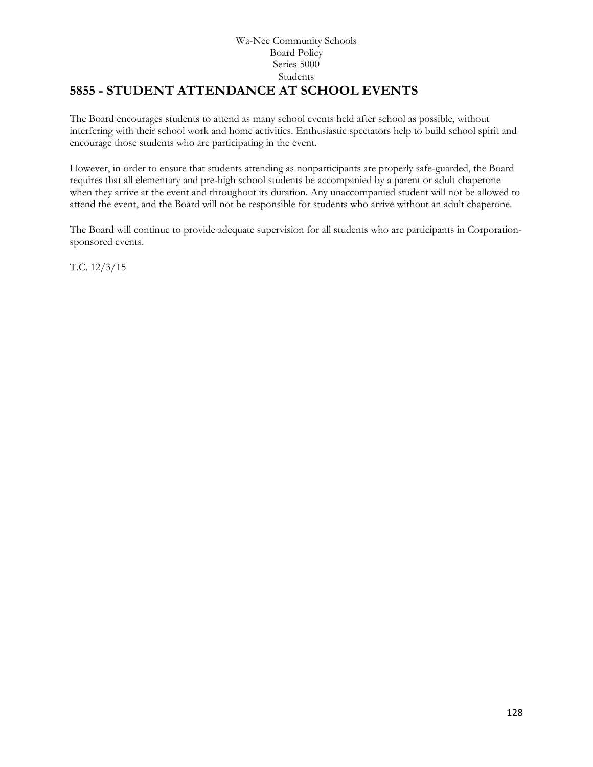Wa-Nee Community Schools
Board Policy
Series 5000
Students

# 5855 - STUDENT ATTENDANCE AT SCHOOL EVENTS

The Board encourages students to attend as many school events held after school as possible, without interfering with their school work and home activities. Enthusiastic spectators help to build school spirit and encourage those students who are participating in the event.

However, in order to ensure that students attending as nonparticipants are properly safe-guarded, the Board requires that all elementary and pre-high school students be accompanied by a parent or adult chaperone when they arrive at the event and throughout its duration. Any unaccompanied student will not be allowed to attend the event, and the Board will not be responsible for students who arrive without an adult chaperone.

The Board will continue to provide adequate supervision for all students who are participants in Corporation-sponsored events.

T.C. 12/3/15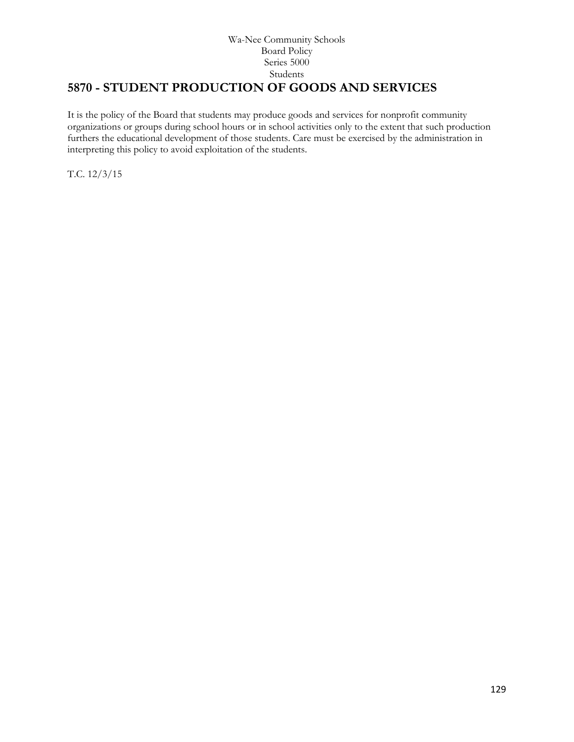Wa-Nee Community Schools
Board Policy
Series 5000
Students

# 5870 - STUDENT PRODUCTION OF GOODS AND SERVICES

It is the policy of the Board that students may produce goods and services for nonprofit community organizations or groups during school hours or in school activities only to the extent that such production furthers the educational development of those students. Care must be exercised by the administration in interpreting this policy to avoid exploitation of the students.

T.C. 12/3/15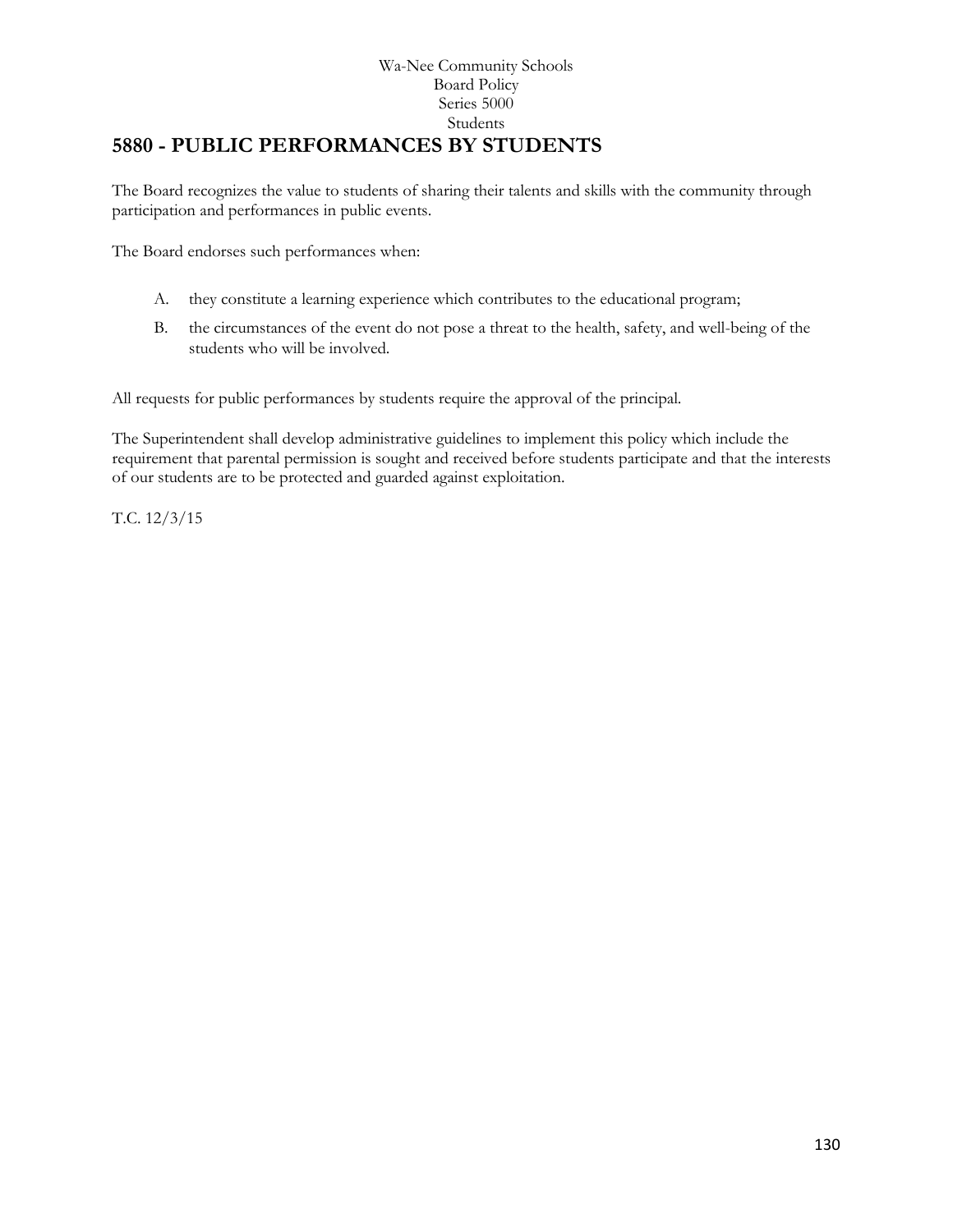Wa-Nee Community Schools
Board Policy
Series 5000
Students

# 5880 - PUBLIC PERFORMANCES BY STUDENTS

The Board recognizes the value to students of sharing their talents and skills with the community through participation and performances in public events.

The Board endorses such performances when:

A. they constitute a learning experience which contributes to the educational program;

B. the circumstances of the event do not pose a threat to the health, safety, and well-being of the students who will be involved.

All requests for public performances by students require the approval of the principal.

The Superintendent shall develop administrative guidelines to implement this policy which include the requirement that parental permission is sought and received before students participate and that the interests of our students are to be protected and guarded against exploitation.

T.C. 12/3/15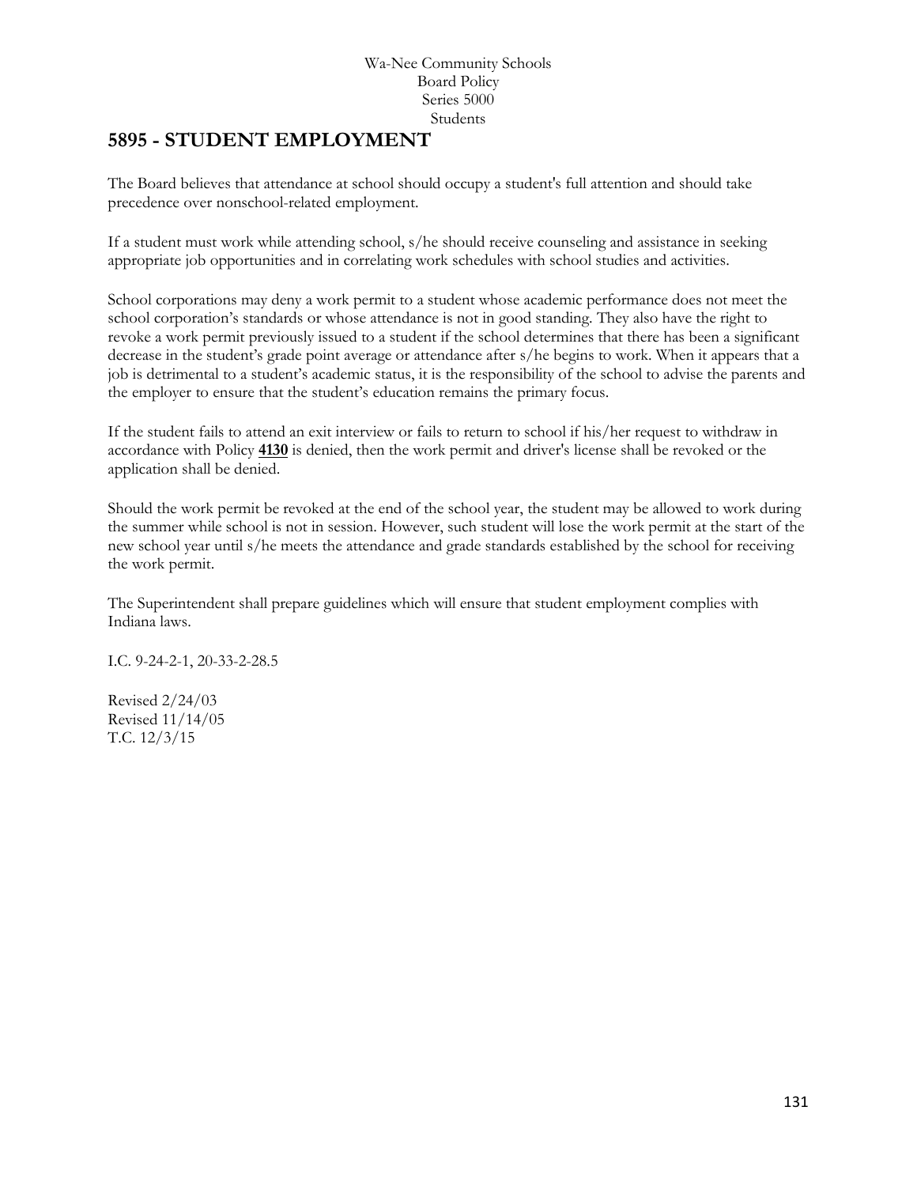Wa-Nee Community Schools
Board Policy
Series 5000
Students

# 5895 - STUDENT EMPLOYMENT

The Board believes that attendance at school should occupy a student's full attention and should take precedence over nonschool-related employment.

If a student must work while attending school, s/he should receive counseling and assistance in seeking appropriate job opportunities and in correlating work schedules with school studies and activities.

School corporations may deny a work permit to a student whose academic performance does not meet the school corporation's standards or whose attendance is not in good standing. They also have the right to revoke a work permit previously issued to a student if the school determines that there has been a significant decrease in the student's grade point average or attendance after s/he begins to work. When it appears that a job is detrimental to a student's academic status, it is the responsibility of the school to advise the parents and the employer to ensure that the student's education remains the primary focus.

If the student fails to attend an exit interview or fails to return to school if his/her request to withdraw in accordance with Policy **4130** is denied, then the work permit and driver's license shall be revoked or the application shall be denied.

Should the work permit be revoked at the end of the school year, the student may be allowed to work during the summer while school is not in session. However, such student will lose the work permit at the start of the new school year until s/he meets the attendance and grade standards established by the school for receiving the work permit.

The Superintendent shall prepare guidelines which will ensure that student employment complies with Indiana laws.

I.C. 9-24-2-1, 20-33-2-28.5

Revised 2/24/03
Revised 11/14/05
T.C. 12/3/15